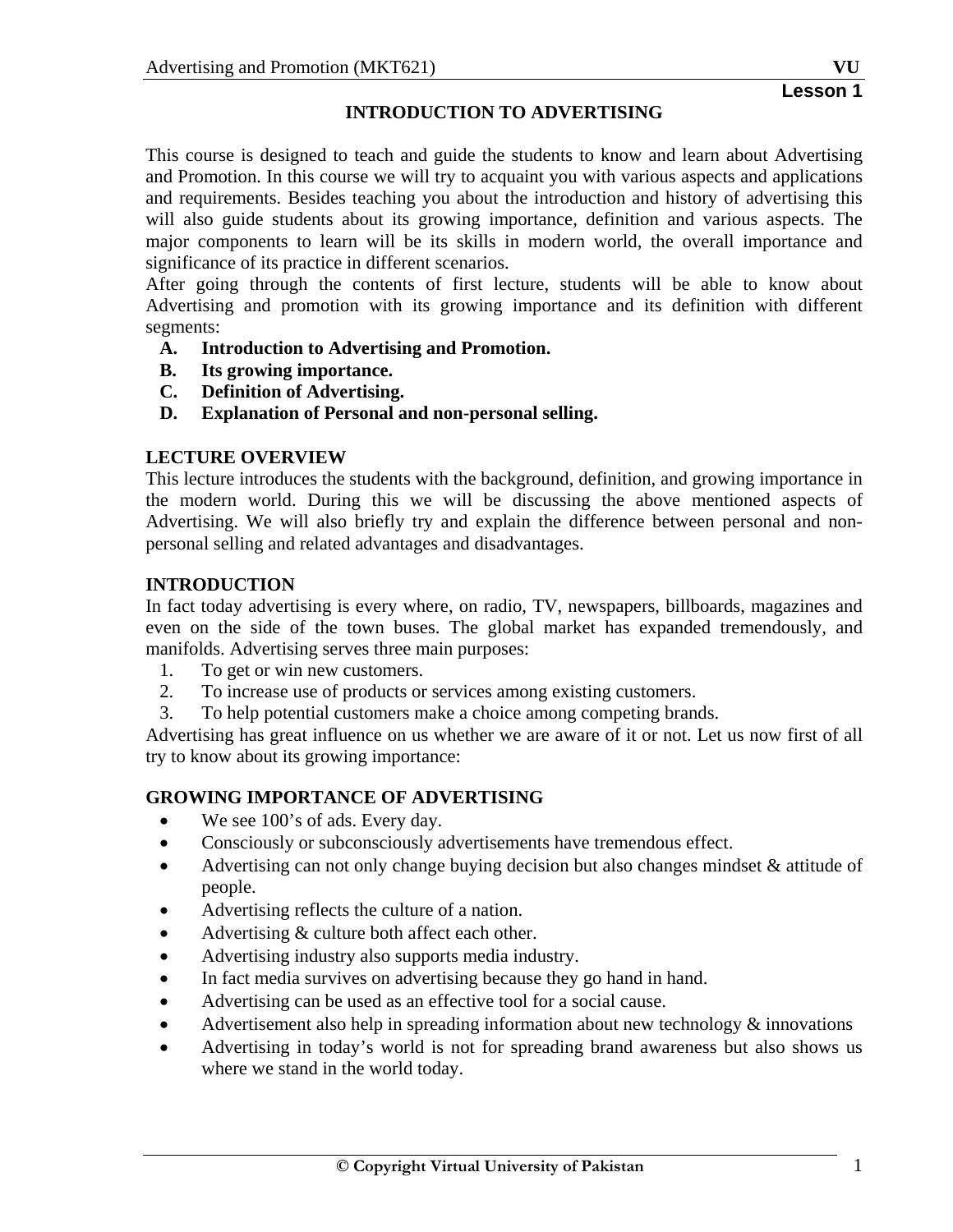Lesson 1

# INTRODUCTION TO ADVERTISING

This course is designed to teach and guide the students to know and learn about Advertising and Promotion. In this course we will try to acquaint you with various aspects and applications and requirements. Besides teaching you about the introduction and history of advertising this will also guide students about its growing importance, definition and various aspects. The major components to learn will be its skills in modern world, the overall importance and significance of its practice in different scenarios.

After going through the contents of first lecture, students will be able to know about Advertising and promotion with its growing importance and its definition with different segments:

- **A. Introduction to Advertising and Promotion.**
- **B. Its growing importance.**
- **C. Definition of Advertising.**
- **D. Explanation of Personal and non-personal selling.**

## LECTURE OVERVIEW

This lecture introduces the students with the background, definition, and growing importance in the modern world. During this we will be discussing the above mentioned aspects of Advertising. We will also briefly try and explain the difference between personal and non-personal selling and related advantages and disadvantages.

## INTRODUCTION

In fact today advertising is every where, on radio, TV, newspapers, billboards, magazines and even on the side of the town buses. The global market has expanded tremendously, and manifolds. Advertising serves three main purposes:

1. To get or win new customers.
2. To increase use of products or services among existing customers.
3. To help potential customers make a choice among competing brands.

Advertising has great influence on us whether we are aware of it or not. Let us now first of all try to know about its growing importance:

## GROWING IMPORTANCE OF ADVERTISING

- We see 100's of ads. Every day.
- Consciously or subconsciously advertisements have tremendous effect.
- Advertising can not only change buying decision but also changes mindset & attitude of people.
- Advertising reflects the culture of a nation.
- Advertising & culture both affect each other.
- Advertising industry also supports media industry.
- In fact media survives on advertising because they go hand in hand.
- Advertising can be used as an effective tool for a social cause.
- Advertisement also help in spreading information about new technology & innovations
- Advertising in today's world is not for spreading brand awareness but also shows us where we stand in the world today.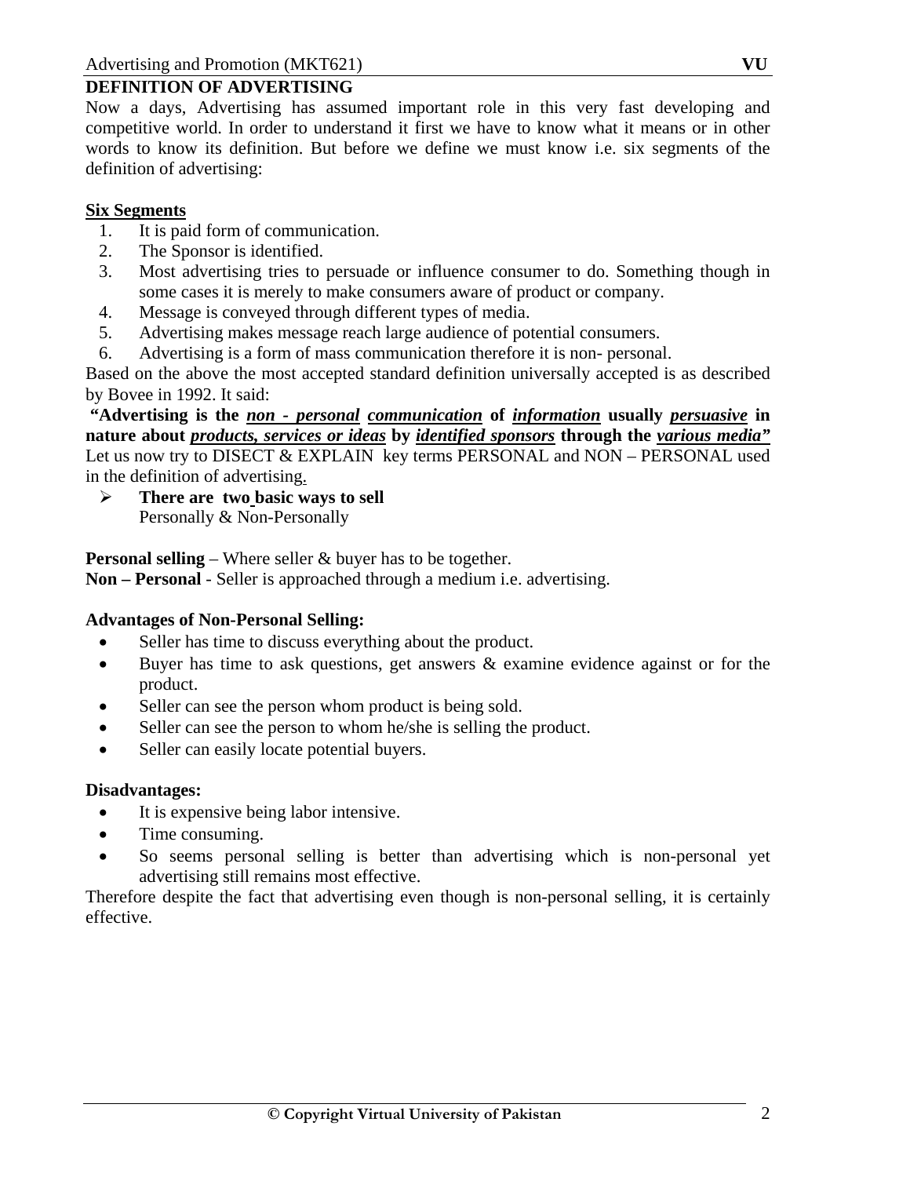## DEFINITION OF ADVERTISING

Now a days, Advertising has assumed important role in this very fast developing and competitive world. In order to understand it first we have to know what it means or in other words to know its definition. But before we define we must know i.e. six segments of the definition of advertising:

**Six Segments**

1. It is paid form of communication.
2. The Sponsor is identified.
3. Most advertising tries to persuade or influence consumer to do. Something though in some cases it is merely to make consumers aware of product or company.
4. Message is conveyed through different types of media.
5. Advertising makes message reach large audience of potential consumers.
6. Advertising is a form of mass communication therefore it is non- personal.

Based on the above the most accepted standard definition universally accepted is as described by Bovee in 1992. It said:

**"Advertising is the *non - personal* *communication* of *information* usually *persuasive* in nature about *products, services or ideas* by *identified sponsors* through the *various media*"**

Let us now try to DISECT & EXPLAIN key terms PERSONAL and NON – PERSONAL used in the definition of advertising.

- **There are two basic ways to sell**
  Personally & Non-Personally

**Personal selling** – Where seller & buyer has to be together.
**Non – Personal** - Seller is approached through a medium i.e. advertising.

**Advantages of Non-Personal Selling:**

- Seller has time to discuss everything about the product.
- Buyer has time to ask questions, get answers & examine evidence against or for the product.
- Seller can see the person whom product is being sold.
- Seller can see the person to whom he/she is selling the product.
- Seller can easily locate potential buyers.

**Disadvantages:**

- It is expensive being labor intensive.
- Time consuming.
- So seems personal selling is better than advertising which is non-personal yet advertising still remains most effective.

Therefore despite the fact that advertising even though is non-personal selling, it is certainly effective.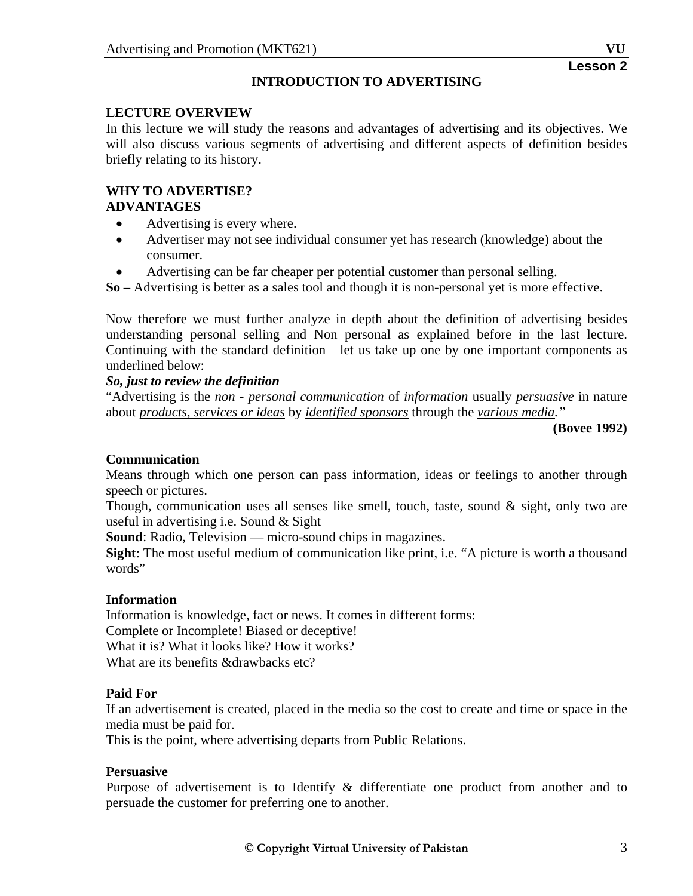Lesson 2

# INTRODUCTION TO ADVERTISING

## LECTURE OVERVIEW

In this lecture we will study the reasons and advantages of advertising and its objectives. We will also discuss various segments of advertising and different aspects of definition besides briefly relating to its history.

## WHY TO ADVERTISE?

### ADVANTAGES

- Advertising is every where.
- Advertiser may not see individual consumer yet has research (knowledge) about the consumer.
- Advertising can be far cheaper per potential customer than personal selling.

**So –** Advertising is better as a sales tool and though it is non-personal yet is more effective.

Now therefore we must further analyze in depth about the definition of advertising besides understanding personal selling and Non personal as explained before in the last lecture. Continuing with the standard definition let us take up one by one important components as underlined below:

***So, just to review the definition***

"Advertising is the <u>*non - personal*</u> <u>*communication*</u> of <u>*information*</u> usually <u>*persuasive*</u> in nature about <u>*products, services or ideas*</u> by <u>*identified sponsors*</u> through the <u>*various media.*</u>*"*

**(Bovee 1992)**

### Communication

Means through which one person can pass information, ideas or feelings to another through speech or pictures.

Though, communication uses all senses like smell, touch, taste, sound & sight, only two are useful in advertising i.e. Sound & Sight

**Sound**: Radio, Television — micro-sound chips in magazines.

**Sight**: The most useful medium of communication like print, i.e. "A picture is worth a thousand words"

### Information

Information is knowledge, fact or news. It comes in different forms:
Complete or Incomplete! Biased or deceptive!
What it is? What it looks like? How it works?
What are its benefits &drawbacks etc?

### Paid For

If an advertisement is created, placed in the media so the cost to create and time or space in the media must be paid for.

This is the point, where advertising departs from Public Relations.

### Persuasive

Purpose of advertisement is to Identify & differentiate one product from another and to persuade the customer for preferring one to another.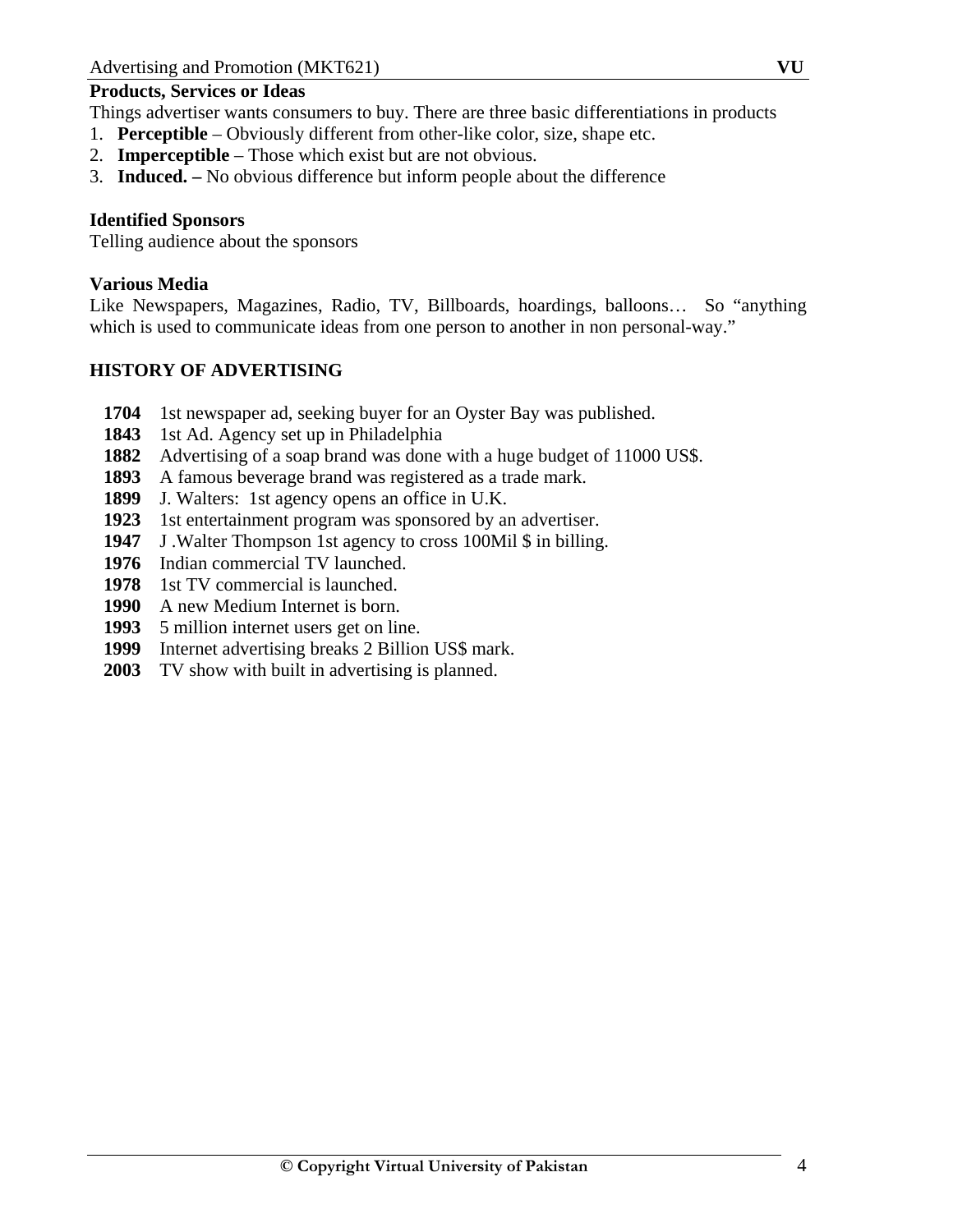**Products, Services or Ideas**

Things advertiser wants consumers to buy. There are three basic differentiations in products

1. **Perceptible** – Obviously different from other-like color, size, shape etc.
2. **Imperceptible** – Those which exist but are not obvious.
3. **Induced. –** No obvious difference but inform people about the difference

**Identified Sponsors**

Telling audience about the sponsors

**Various Media**

Like Newspapers, Magazines, Radio, TV, Billboards, hoardings, balloons… So "anything which is used to communicate ideas from one person to another in non personal-way."

**HISTORY OF ADVERTISING**

| | |
|---|---|
| **1704** | 1st newspaper ad, seeking buyer for an Oyster Bay was published. |
| **1843** | 1st Ad. Agency set up in Philadelphia |
| **1882** | Advertising of a soap brand was done with a huge budget of 11000 US$. |
| **1893** | A famous beverage brand was registered as a trade mark. |
| **1899** | J. Walters: 1st agency opens an office in U.K. |
| **1923** | 1st entertainment program was sponsored by an advertiser. |
| **1947** | J .Walter Thompson 1st agency to cross 100Mil $ in billing. |
| **1976** | Indian commercial TV launched. |
| **1978** | 1st TV commercial is launched. |
| **1990** | A new Medium Internet is born. |
| **1993** | 5 million internet users get on line. |
| **1999** | Internet advertising breaks 2 Billion US$ mark. |
| **2003** | TV show with built in advertising is planned. |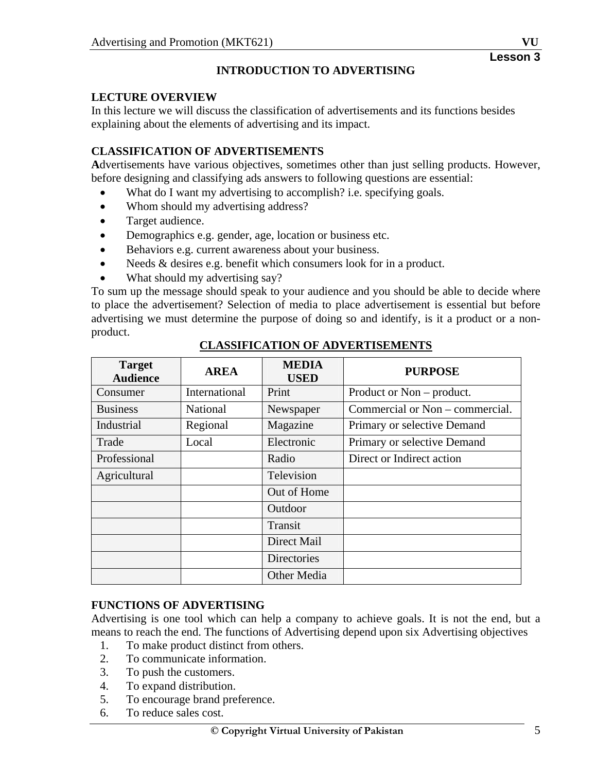**Lesson 3**

# INTRODUCTION TO ADVERTISING

## LECTURE OVERVIEW

In this lecture we will discuss the classification of advertisements and its functions besides explaining about the elements of advertising and its impact.

## CLASSIFICATION OF ADVERTISEMENTS

**A**dvertisements have various objectives, sometimes other than just selling products. However, before designing and classifying ads answers to following questions are essential:

- What do I want my advertising to accomplish? i.e. specifying goals.
- Whom should my advertising address?
- Target audience.
- Demographics e.g. gender, age, location or business etc.
- Behaviors e.g. current awareness about your business.
- Needs & desires e.g. benefit which consumers look for in a product.
- What should my advertising say?

To sum up the message should speak to your audience and you should be able to decide where to place the advertisement? Selection of media to place advertisement is essential but before advertising we must determine the purpose of doing so and identify, is it a product or a non-product.

**CLASSIFICATION OF ADVERTISEMENTS**

| Target Audience | AREA | MEDIA USED | PURPOSE |
|---|---|---|---|
| Consumer | International | Print | Product or Non – product. |
| Business | National | Newspaper | Commercial or Non – commercial. |
| Industrial | Regional | Magazine | Primary or selective Demand |
| Trade | Local | Electronic | Primary or selective Demand |
| Professional | | Radio | Direct or Indirect action |
| Agricultural | | Television | |
| | | Out of Home | |
| | | Outdoor | |
| | | Transit | |
| | | Direct Mail | |
| | | Directories | |
| | | Other Media | |

## FUNCTIONS OF ADVERTISING

Advertising is one tool which can help a company to achieve goals. It is not the end, but a means to reach the end. The functions of Advertising depend upon six Advertising objectives

1. To make product distinct from others.
2. To communicate information.
3. To push the customers.
4. To expand distribution.
5. To encourage brand preference.
6. To reduce sales cost.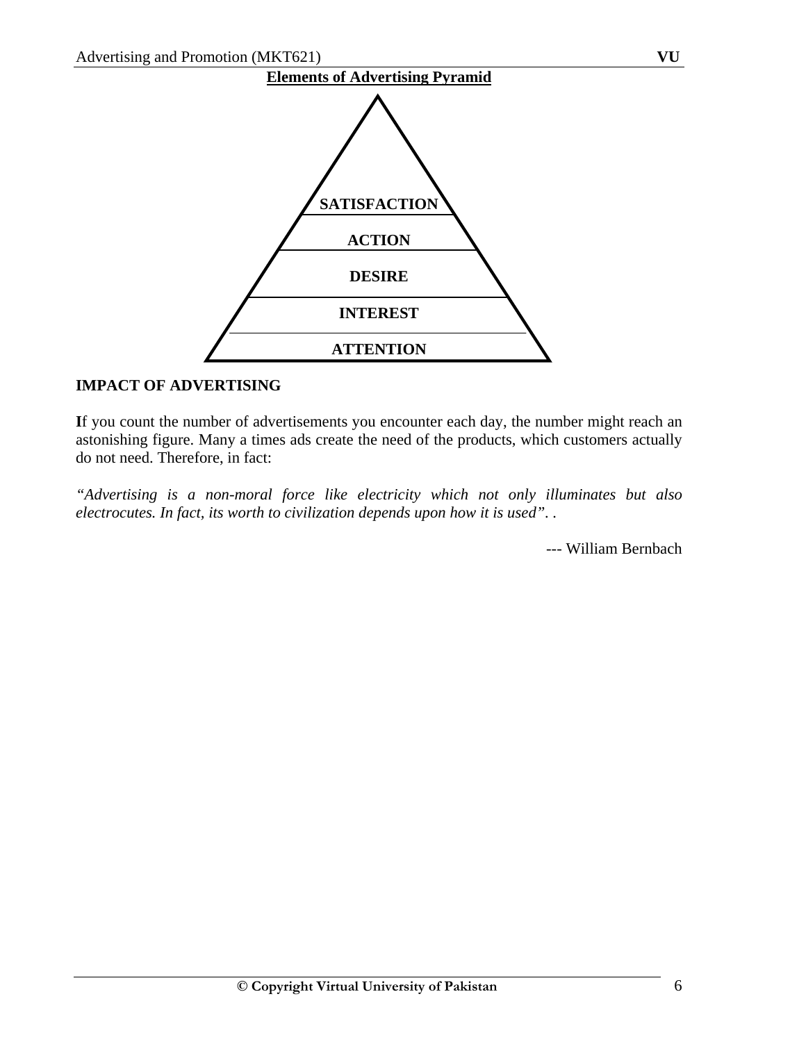**Elements of Advertising Pyramid**

SATISFACTION

ACTION

DESIRE

INTEREST

ATTENTION

**IMPACT OF ADVERTISING**

**I**f you count the number of advertisements you encounter each day, the number might reach an astonishing figure. Many a times ads create the need of the products, which customers actually do not need. Therefore, in fact:

*"Advertising is a non-moral force like electricity which not only illuminates but also electrocutes. In fact, its worth to civilization depends upon how it is used".* .

--- William Bernbach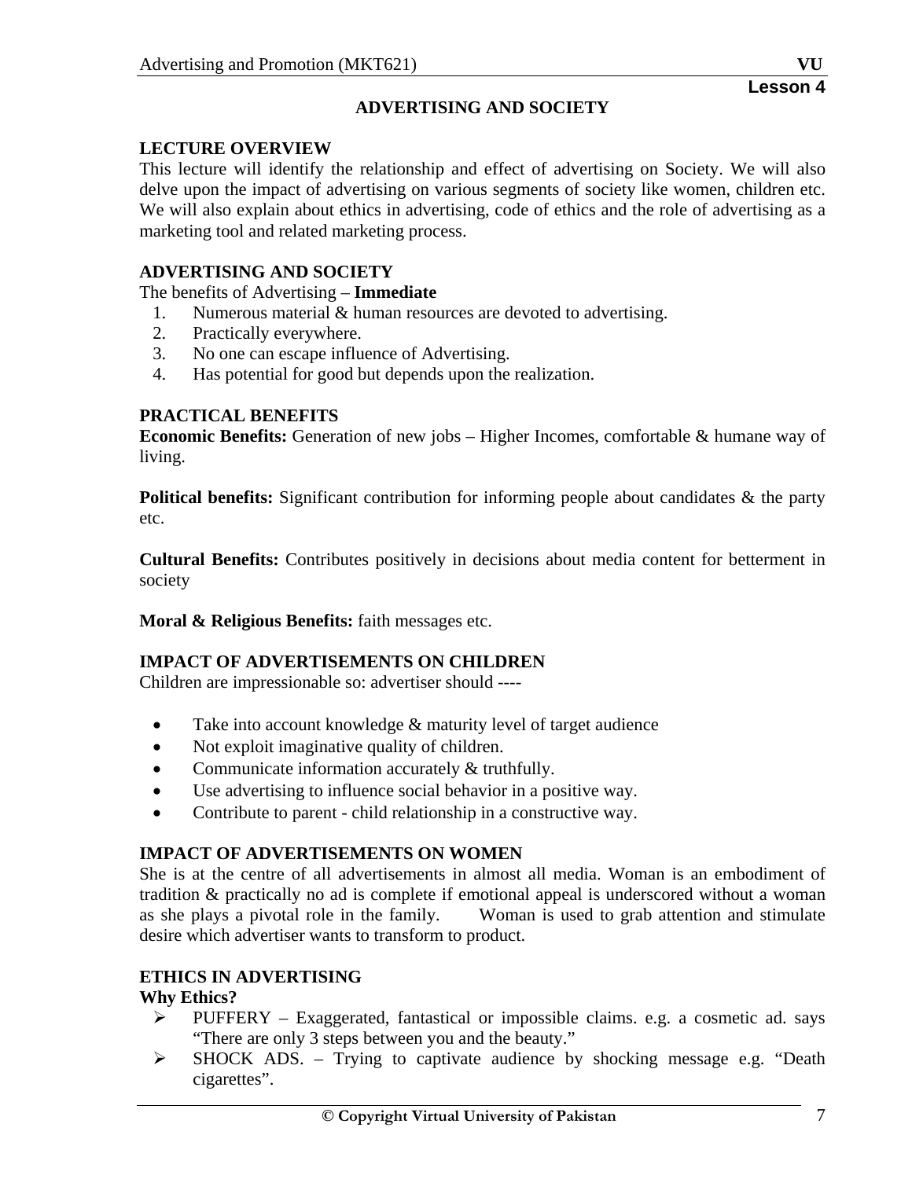**Lesson 4**

# ADVERTISING AND SOCIETY

## LECTURE OVERVIEW

This lecture will identify the relationship and effect of advertising on Society. We will also delve upon the impact of advertising on various segments of society like women, children etc. We will also explain about ethics in advertising, code of ethics and the role of advertising as a marketing tool and related marketing process.

## ADVERTISING AND SOCIETY

The benefits of Advertising – **Immediate**

1. Numerous material & human resources are devoted to advertising.
2. Practically everywhere.
3. No one can escape influence of Advertising.
4. Has potential for good but depends upon the realization.

## PRACTICAL BENEFITS

**Economic Benefits:** Generation of new jobs – Higher Incomes, comfortable & humane way of living.

**Political benefits:** Significant contribution for informing people about candidates & the party etc.

**Cultural Benefits:** Contributes positively in decisions about media content for betterment in society

**Moral & Religious Benefits:** faith messages etc.

## IMPACT OF ADVERTISEMENTS ON CHILDREN

Children are impressionable so: advertiser should ----

- Take into account knowledge & maturity level of target audience
- Not exploit imaginative quality of children.
- Communicate information accurately & truthfully.
- Use advertising to influence social behavior in a positive way.
- Contribute to parent - child relationship in a constructive way.

## IMPACT OF ADVERTISEMENTS ON WOMEN

She is at the centre of all advertisements in almost all media. Woman is an embodiment of tradition & practically no ad is complete if emotional appeal is underscored without a woman as she plays a pivotal role in the family. Woman is used to grab attention and stimulate desire which advertiser wants to transform to product.

## ETHICS IN ADVERTISING

**Why Ethics?**

- PUFFERY – Exaggerated, fantastical or impossible claims. e.g. a cosmetic ad. says "There are only 3 steps between you and the beauty."
- SHOCK ADS. – Trying to captivate audience by shocking message e.g. "Death cigarettes".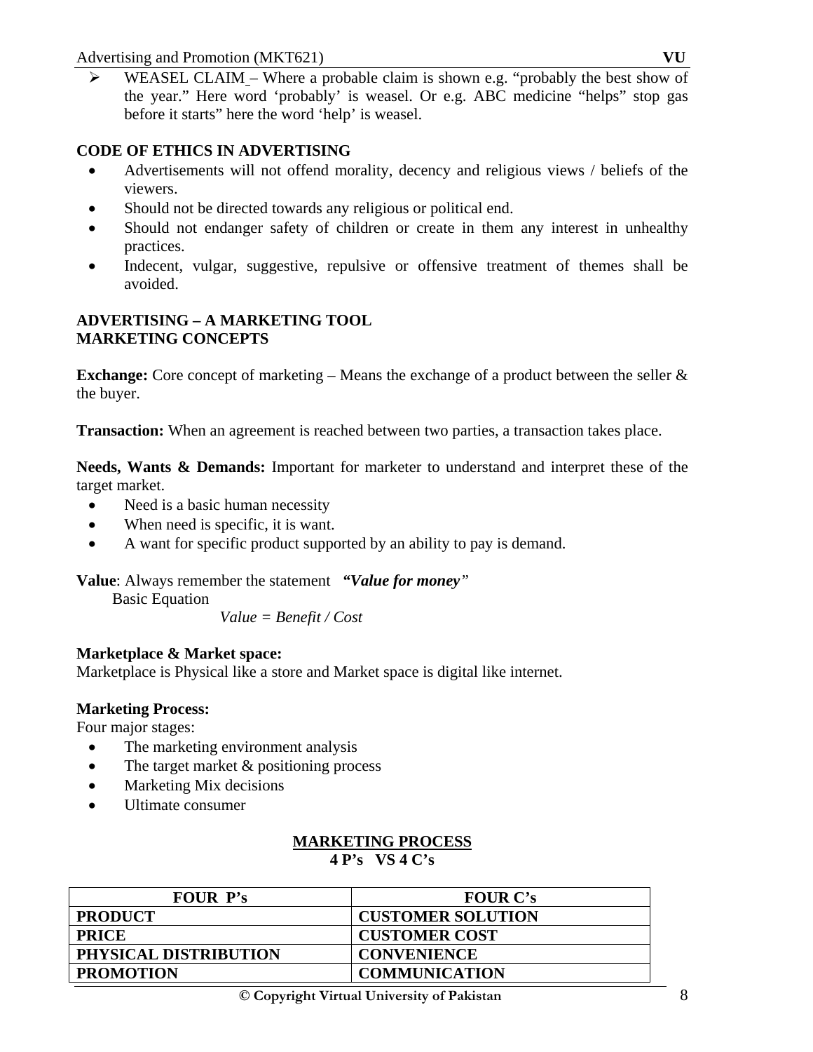- WEASEL CLAIM – Where a probable claim is shown e.g. "probably the best show of the year." Here word 'probably' is weasel. Or e.g. ABC medicine "helps" stop gas before it starts" here the word 'help' is weasel.

## CODE OF ETHICS IN ADVERTISING

- Advertisements will not offend morality, decency and religious views / beliefs of the viewers.
- Should not be directed towards any religious or political end.
- Should not endanger safety of children or create in them any interest in unhealthy practices.
- Indecent, vulgar, suggestive, repulsive or offensive treatment of themes shall be avoided.

## ADVERTISING – A MARKETING TOOL
## MARKETING CONCEPTS

**Exchange:** Core concept of marketing – Means the exchange of a product between the seller & the buyer.

**Transaction:** When an agreement is reached between two parties, a transaction takes place.

**Needs, Wants & Demands:** Important for marketer to understand and interpret these of the target market.

- Need is a basic human necessity
- When need is specific, it is want.
- A want for specific product supported by an ability to pay is demand.

**Value**: Always remember the statement ***"Value for money"***

Basic Equation

*Value = Benefit / Cost*

**Marketplace & Market space:**
Marketplace is Physical like a store and Market space is digital like internet.

**Marketing Process:**
Four major stages:

- The marketing environment analysis
- The target market & positioning process
- Marketing Mix decisions
- Ultimate consumer

**MARKETING PROCESS**
**4 P's VS 4 C's**

| FOUR P's | FOUR C's |
|---|---|
| PRODUCT | CUSTOMER SOLUTION |
| PRICE | CUSTOMER COST |
| PHYSICAL DISTRIBUTION | CONVENIENCE |
| PROMOTION | COMMUNICATION |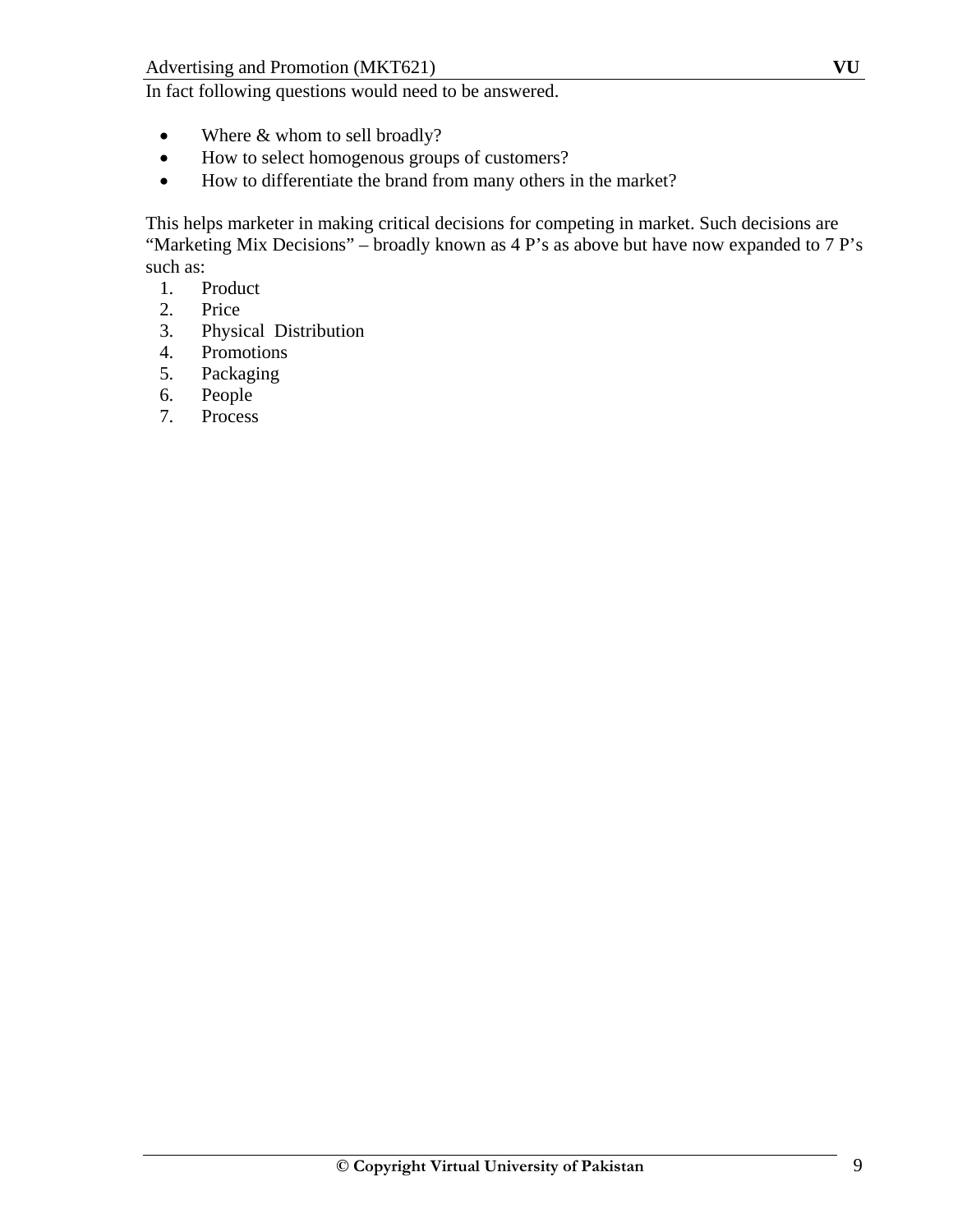In fact following questions would need to be answered.

- Where & whom to sell broadly?
- How to select homogenous groups of customers?
- How to differentiate the brand from many others in the market?

This helps marketer in making critical decisions for competing in market. Such decisions are "Marketing Mix Decisions" – broadly known as 4 P's as above but have now expanded to 7 P's such as:

1. Product
2. Price
3. Physical Distribution
4. Promotions
5. Packaging
6. People
7. Process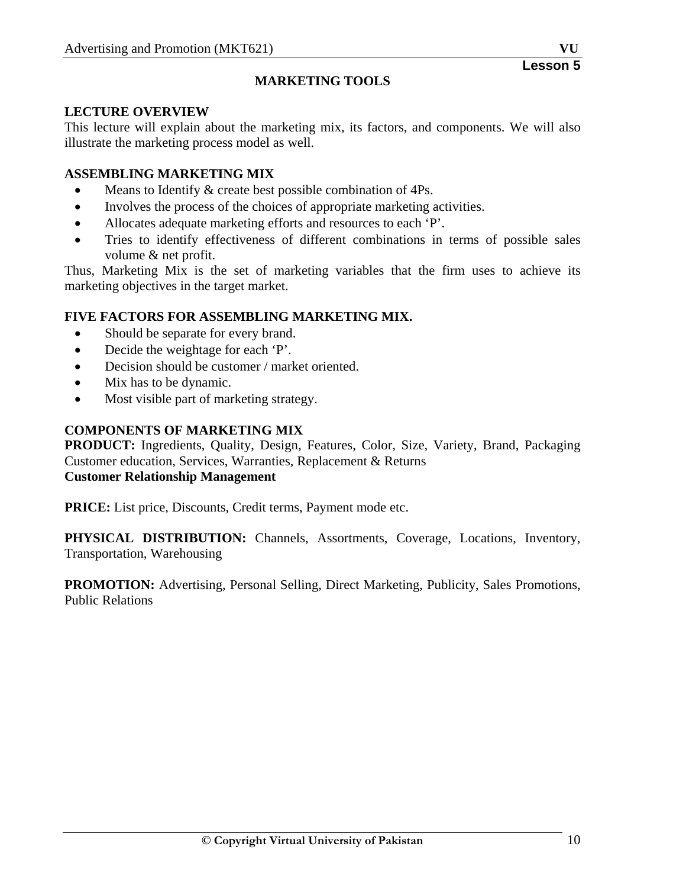**Lesson 5**

# MARKETING TOOLS

## LECTURE OVERVIEW

This lecture will explain about the marketing mix, its factors, and components. We will also illustrate the marketing process model as well.

## ASSEMBLING MARKETING MIX

- Means to Identify & create best possible combination of 4Ps.
- Involves the process of the choices of appropriate marketing activities.
- Allocates adequate marketing efforts and resources to each 'P'.
- Tries to identify effectiveness of different combinations in terms of possible sales volume & net profit.

Thus, Marketing Mix is the set of marketing variables that the firm uses to achieve its marketing objectives in the target market.

## FIVE FACTORS FOR ASSEMBLING MARKETING MIX.

- Should be separate for every brand.
- Decide the weightage for each 'P'.
- Decision should be customer / market oriented.
- Mix has to be dynamic.
- Most visible part of marketing strategy.

## COMPONENTS OF MARKETING MIX

**PRODUCT:** Ingredients, Quality, Design, Features, Color, Size, Variety, Brand, Packaging Customer education, Services, Warranties, Replacement & Returns
**Customer Relationship Management**

**PRICE:** List price, Discounts, Credit terms, Payment mode etc.

**PHYSICAL DISTRIBUTION:** Channels, Assortments, Coverage, Locations, Inventory, Transportation, Warehousing

**PROMOTION:** Advertising, Personal Selling, Direct Marketing, Publicity, Sales Promotions, Public Relations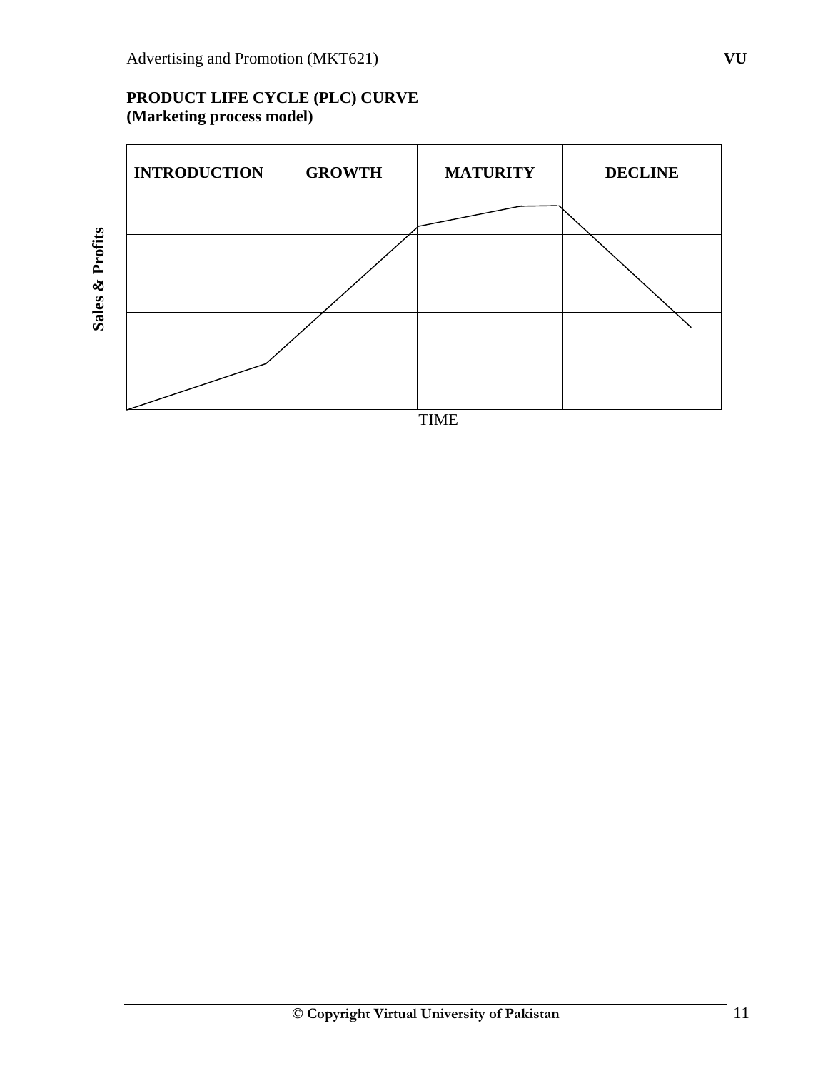**PRODUCT LIFE CYCLE (PLC) CURVE**
**(Marketing process model)**

INTRODUCTION
GROWTH
MATURITY
DECLINE

Sales & Profits

TIME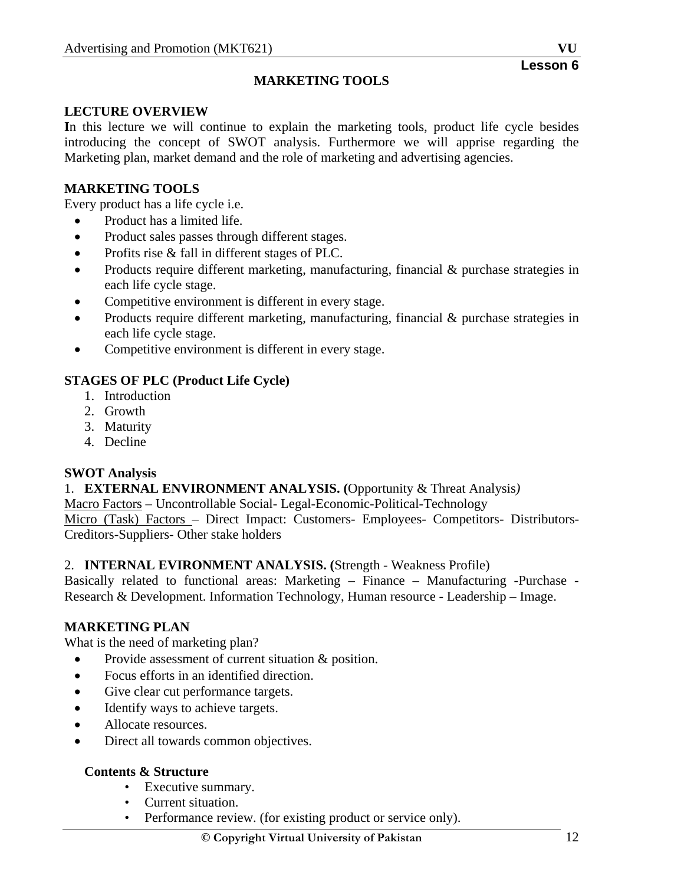# Lesson 6

## MARKETING TOOLS

### LECTURE OVERVIEW

**I**n this lecture we will continue to explain the marketing tools, product life cycle besides introducing the concept of SWOT analysis. Furthermore we will apprise regarding the Marketing plan, market demand and the role of marketing and advertising agencies.

### MARKETING TOOLS

Every product has a life cycle i.e.

- Product has a limited life.
- Product sales passes through different stages.
- Profits rise & fall in different stages of PLC.
- Products require different marketing, manufacturing, financial & purchase strategies in each life cycle stage.
- Competitive environment is different in every stage.
- Products require different marketing, manufacturing, financial & purchase strategies in each life cycle stage.
- Competitive environment is different in every stage.

### STAGES OF PLC (Product Life Cycle)

1. Introduction
2. Growth
3. Maturity
4. Decline

### SWOT Analysis

1. **EXTERNAL ENVIRONMENT ANALYSIS. (**Opportunity & Threat Analysis*)*

<u>Macro Factors</u> – Uncontrollable Social- Legal-Economic-Political-Technology

<u>Micro (Task) Factors</u> – Direct Impact: Customers- Employees- Competitors- Distributors-Creditors-Suppliers- Other stake holders

2. **INTERNAL EVIRONMENT ANALYSIS. (**Strength - Weakness Profile)

Basically related to functional areas: Marketing – Finance – Manufacturing -Purchase - Research & Development. Information Technology, Human resource - Leadership – Image.

### MARKETING PLAN

What is the need of marketing plan?

- Provide assessment of current situation & position.
- Focus efforts in an identified direction.
- Give clear cut performance targets.
- Identify ways to achieve targets.
- Allocate resources.
- Direct all towards common objectives.

#### Contents & Structure

- Executive summary.
- Current situation.
- Performance review. (for existing product or service only).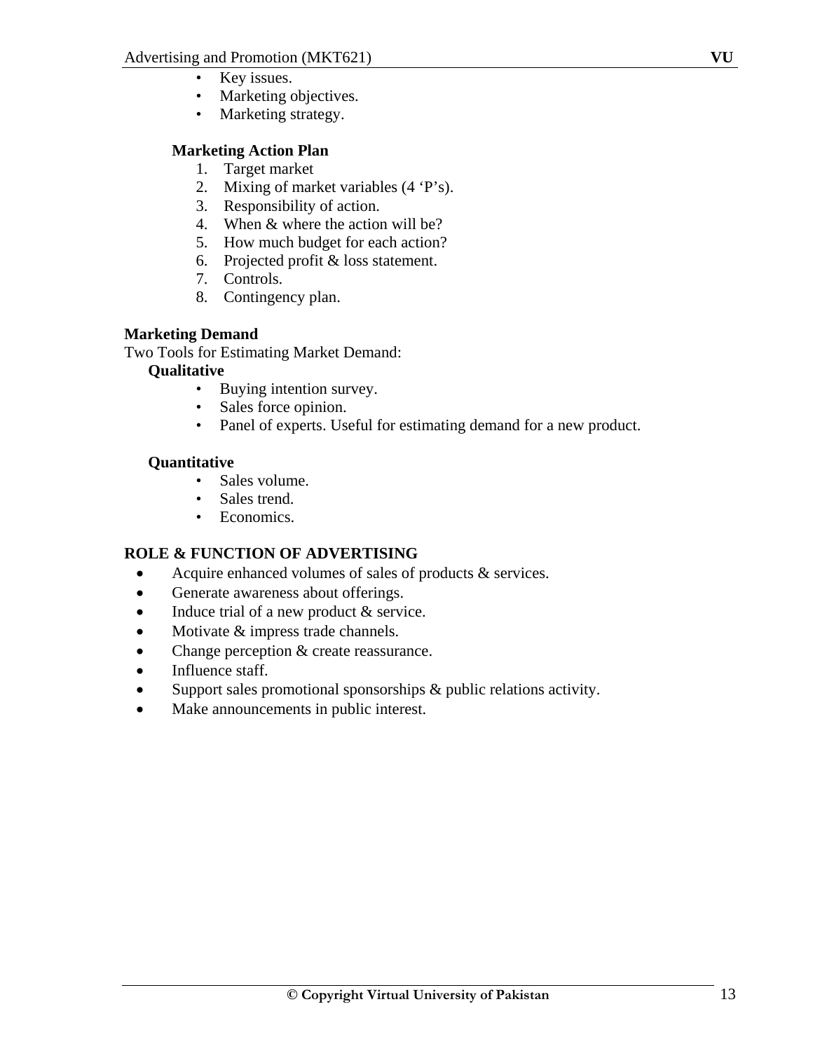- Key issues.
- Marketing objectives.
- Marketing strategy.

**Marketing Action Plan**

1. Target market
2. Mixing of market variables (4 'P's).
3. Responsibility of action.
4. When & where the action will be?
5. How much budget for each action?
6. Projected profit & loss statement.
7. Controls.
8. Contingency plan.

**Marketing Demand**

Two Tools for Estimating Market Demand:

**Qualitative**

- Buying intention survey.
- Sales force opinion.
- Panel of experts. Useful for estimating demand for a new product.

**Quantitative**

- Sales volume.
- Sales trend.
- Economics.

**ROLE & FUNCTION OF ADVERTISING**

- Acquire enhanced volumes of sales of products & services.
- Generate awareness about offerings.
- Induce trial of a new product & service.
- Motivate & impress trade channels.
- Change perception & create reassurance.
- Influence staff.
- Support sales promotional sponsorships & public relations activity.
- Make announcements in public interest.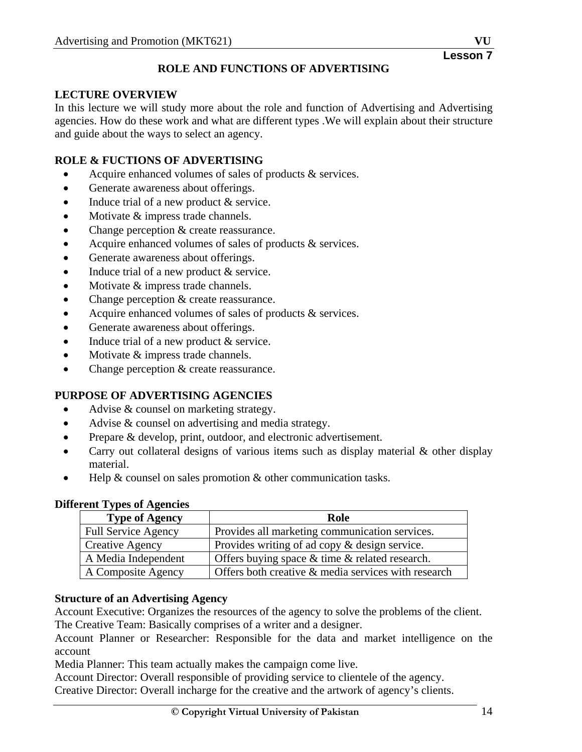**Lesson 7**

# ROLE AND FUNCTIONS OF ADVERTISING

## LECTURE OVERVIEW

In this lecture we will study more about the role and function of Advertising and Advertising agencies. How do these work and what are different types .We will explain about their structure and guide about the ways to select an agency.

## ROLE & FUCTIONS OF ADVERTISING

- Acquire enhanced volumes of sales of products & services.
- Generate awareness about offerings.
- Induce trial of a new product & service.
- Motivate & impress trade channels.
- Change perception & create reassurance.
- Acquire enhanced volumes of sales of products & services.
- Generate awareness about offerings.
- Induce trial of a new product & service.
- Motivate & impress trade channels.
- Change perception & create reassurance.
- Acquire enhanced volumes of sales of products & services.
- Generate awareness about offerings.
- Induce trial of a new product & service.
- Motivate & impress trade channels.
- Change perception & create reassurance.

## PURPOSE OF ADVERTISING AGENCIES

- Advise & counsel on marketing strategy.
- Advise & counsel on advertising and media strategy.
- Prepare & develop, print, outdoor, and electronic advertisement.
- Carry out collateral designs of various items such as display material & other display material.
- Help & counsel on sales promotion & other communication tasks.

### Different Types of Agencies

| Type of Agency | Role |
|---|---|
| Full Service Agency | Provides all marketing communication services. |
| Creative Agency | Provides writing of ad copy & design service. |
| A Media Independent | Offers buying space & time & related research. |
| A Composite Agency | Offers both creative & media services with research |

### Structure of an Advertising Agency

Account Executive: Organizes the resources of the agency to solve the problems of the client.
The Creative Team: Basically comprises of a writer and a designer.
Account Planner or Researcher: Responsible for the data and market intelligence on the account
Media Planner: This team actually makes the campaign come live.
Account Director: Overall responsible of providing service to clientele of the agency.
Creative Director: Overall incharge for the creative and the artwork of agency's clients.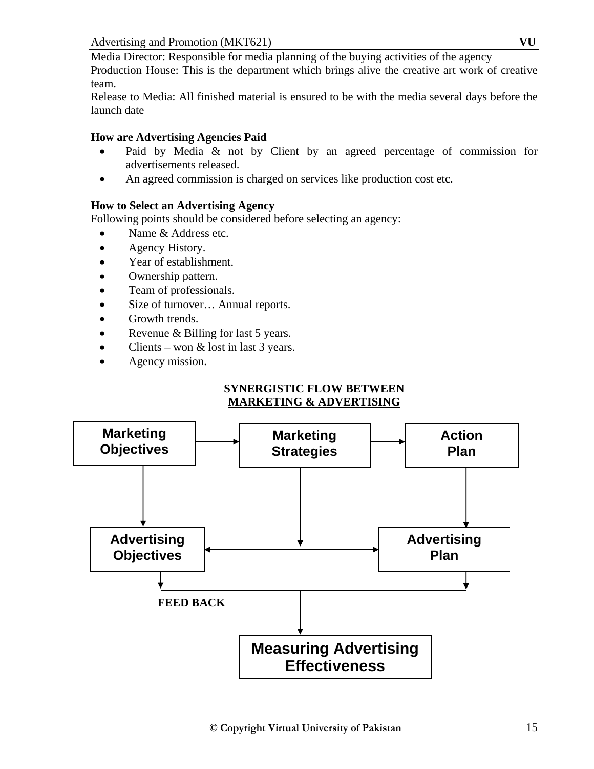Media Director: Responsible for media planning of the buying activities of the agency

Production House: This is the department which brings alive the creative art work of creative team.

Release to Media: All finished material is ensured to be with the media several days before the launch date

**How are Advertising Agencies Paid**

- Paid by Media & not by Client by an agreed percentage of commission for advertisements released.
- An agreed commission is charged on services like production cost etc.

**How to Select an Advertising Agency**

Following points should be considered before selecting an agency:

- Name & Address etc.
- Agency History.
- Year of establishment.
- Ownership pattern.
- Team of professionals.
- Size of turnover… Annual reports.
- Growth trends.
- Revenue & Billing for last 5 years.
- Clients – won & lost in last 3 years.
- Agency mission.

**SYNERGISTIC FLOW BETWEEN MARKETING & ADVERTISING**

Marketing Objectives

Marketing Strategies

Action Plan

Advertising Objectives

Advertising Plan

FEED BACK

Measuring Advertising Effectiveness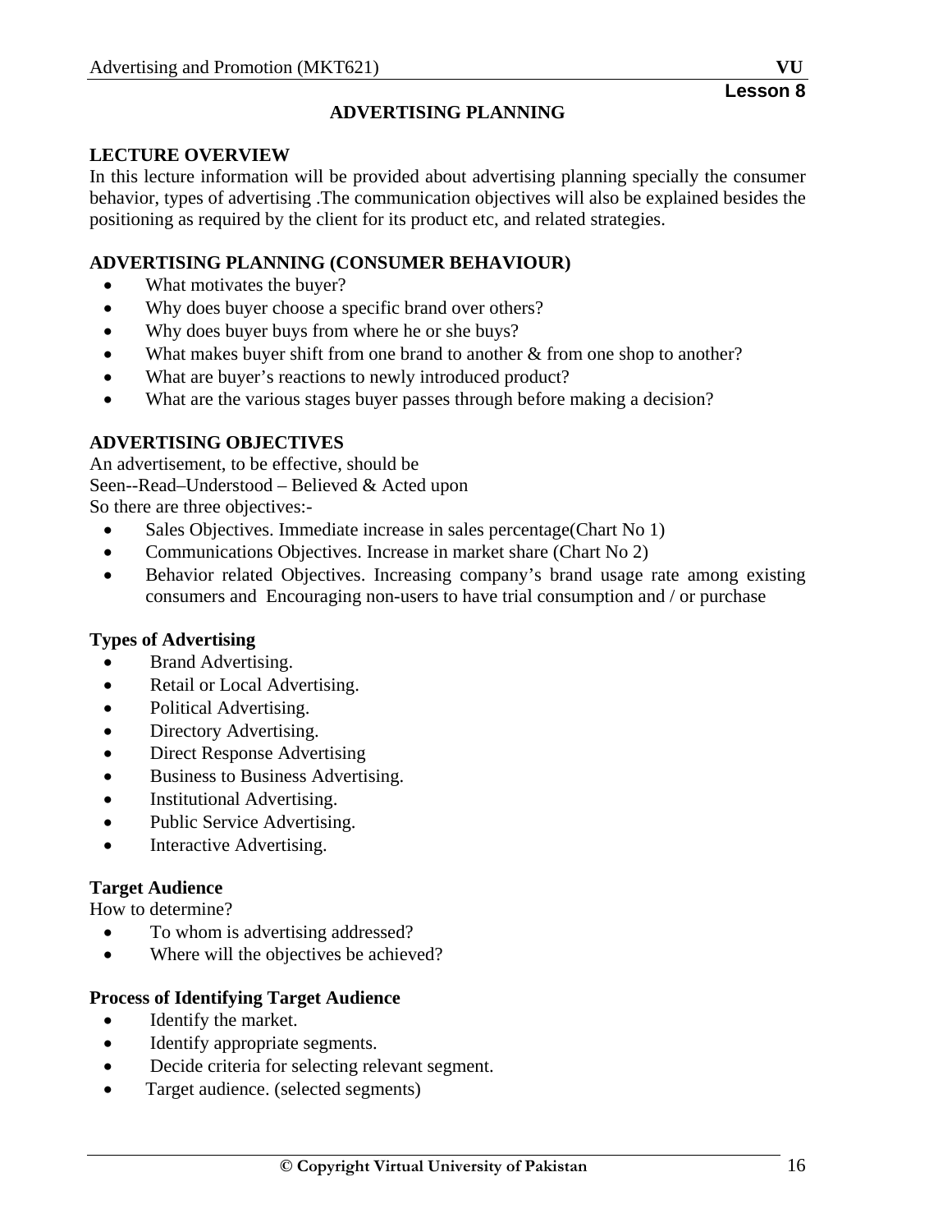**Lesson 8**

# ADVERTISING PLANNING

## LECTURE OVERVIEW

In this lecture information will be provided about advertising planning specially the consumer behavior, types of advertising .The communication objectives will also be explained besides the positioning as required by the client for its product etc, and related strategies.

## ADVERTISING PLANNING (CONSUMER BEHAVIOUR)

- What motivates the buyer?
- Why does buyer choose a specific brand over others?
- Why does buyer buys from where he or she buys?
- What makes buyer shift from one brand to another & from one shop to another?
- What are buyer's reactions to newly introduced product?
- What are the various stages buyer passes through before making a decision?

## ADVERTISING OBJECTIVES

An advertisement, to be effective, should be
Seen--Read–Understood – Believed & Acted upon
So there are three objectives:-

- Sales Objectives. Immediate increase in sales percentage(Chart No 1)
- Communications Objectives. Increase in market share (Chart No 2)
- Behavior related Objectives. Increasing company's brand usage rate among existing consumers and Encouraging non-users to have trial consumption and / or purchase

### Types of Advertising

- Brand Advertising.
- Retail or Local Advertising.
- Political Advertising.
- Directory Advertising.
- Direct Response Advertising
- Business to Business Advertising.
- Institutional Advertising.
- Public Service Advertising.
- Interactive Advertising.

### Target Audience

How to determine?

- To whom is advertising addressed?
- Where will the objectives be achieved?

### Process of Identifying Target Audience

- Identify the market.
- Identify appropriate segments.
- Decide criteria for selecting relevant segment.
- Target audience. (selected segments)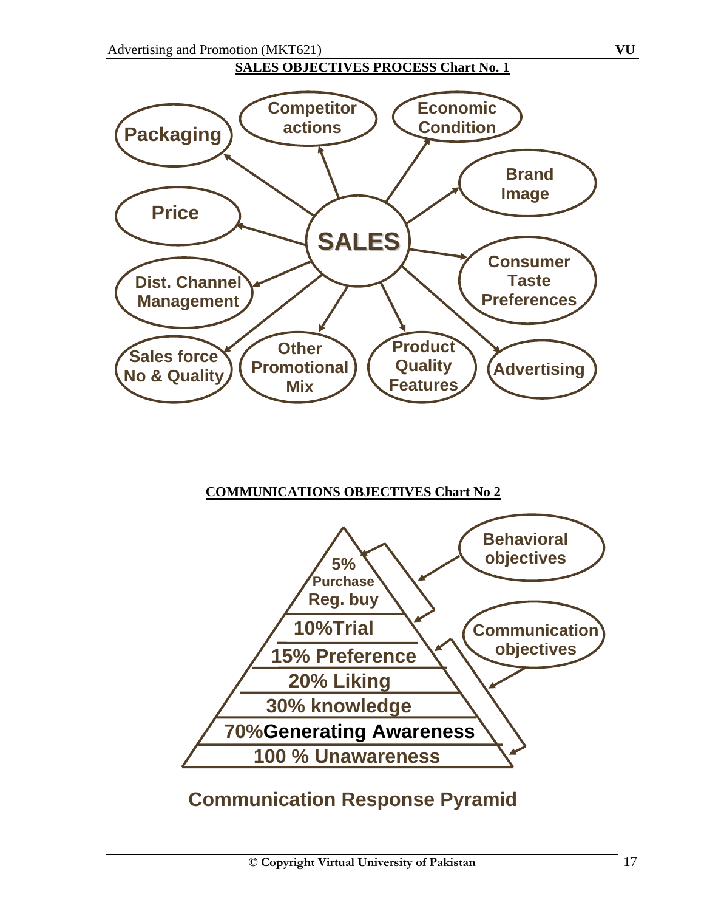**SALES OBJECTIVES PROCESS Chart No. 1**

SALES

Packaging

Competitor actions

Economic Condition

Brand Image

Price

Consumer Taste Preferences

Dist. Channel Management

Sales force No & Quality

Other Promotional Mix

Product Quality Features

Advertising

**COMMUNICATIONS OBJECTIVES Chart No 2**

5% Purchase Reg. buy

10%Trial

15% Preference

20% Liking

30% knowledge

70%Generating Awareness

100 % Unawareness

Behavioral objectives

Communication objectives

Communication Response Pyramid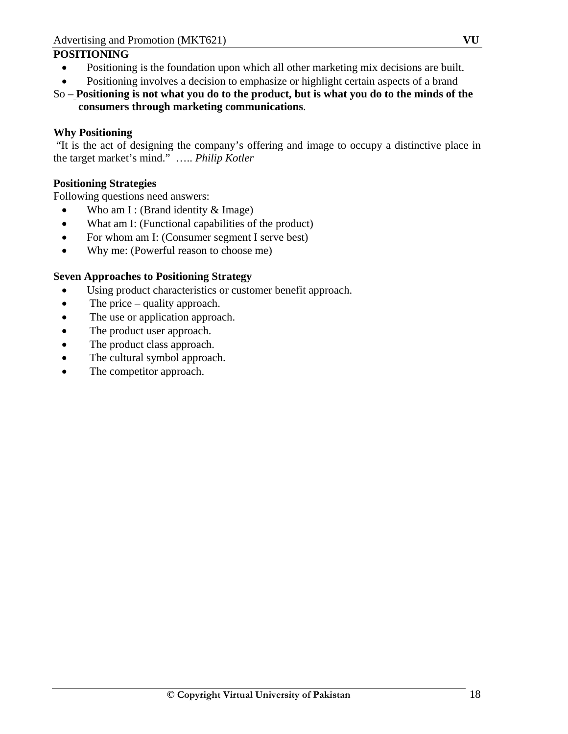## POSITIONING

- Positioning is the foundation upon which all other marketing mix decisions are built.
- Positioning involves a decision to emphasize or highlight certain aspects of a brand

So – **Positioning is not what you do to the product, but is what you do to the minds of the consumers through marketing communications**.

### Why Positioning

"It is the act of designing the company's offering and image to occupy a distinctive place in the target market's mind." ….. *Philip Kotler*

### Positioning Strategies

Following questions need answers:

- Who am I : (Brand identity & Image)
- What am I: (Functional capabilities of the product)
- For whom am I: (Consumer segment I serve best)
- Why me: (Powerful reason to choose me)

### Seven Approaches to Positioning Strategy

- Using product characteristics or customer benefit approach.
- The price – quality approach.
- The use or application approach.
- The product user approach.
- The product class approach.
- The cultural symbol approach.
- The competitor approach.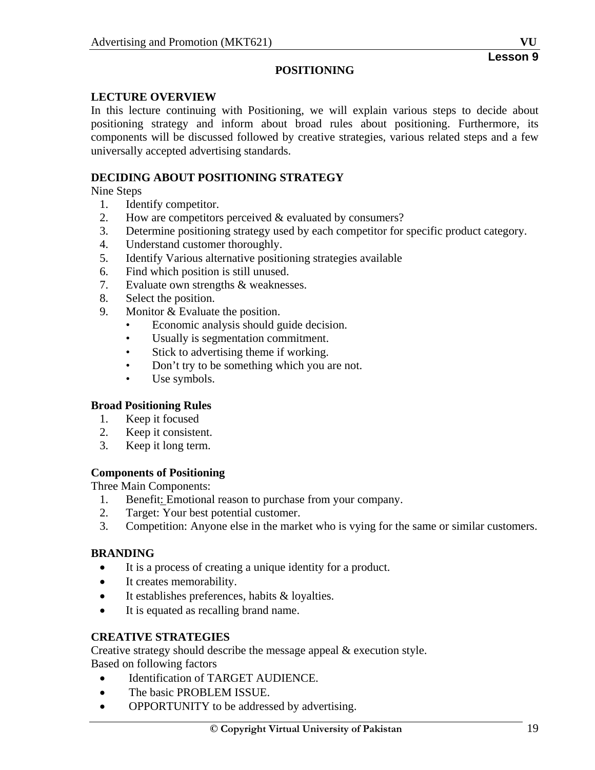**Lesson 9**

# POSITIONING

## LECTURE OVERVIEW

In this lecture continuing with Positioning, we will explain various steps to decide about positioning strategy and inform about broad rules about positioning. Furthermore, its components will be discussed followed by creative strategies, various related steps and a few universally accepted advertising standards.

## DECIDING ABOUT POSITIONING STRATEGY

Nine Steps

1. Identify competitor.
2. How are competitors perceived & evaluated by consumers?
3. Determine positioning strategy used by each competitor for specific product category.
4. Understand customer thoroughly.
5. Identify Various alternative positioning strategies available
6. Find which position is still unused.
7. Evaluate own strengths & weaknesses.
8. Select the position.
9. Monitor & Evaluate the position.
   - Economic analysis should guide decision.
   - Usually is segmentation commitment.
   - Stick to advertising theme if working.
   - Don't try to be something which you are not.
   - Use symbols.

### Broad Positioning Rules

1. Keep it focused
2. Keep it consistent.
3. Keep it long term.

### Components of Positioning

Three Main Components:

1. Benefit: Emotional reason to purchase from your company.
2. Target: Your best potential customer.
3. Competition: Anyone else in the market who is vying for the same or similar customers.

## BRANDING

- It is a process of creating a unique identity for a product.
- It creates memorability.
- It establishes preferences, habits & loyalties.
- It is equated as recalling brand name.

## CREATIVE STRATEGIES

Creative strategy should describe the message appeal & execution style.
Based on following factors

- Identification of TARGET AUDIENCE.
- The basic PROBLEM ISSUE.
- OPPORTUNITY to be addressed by advertising.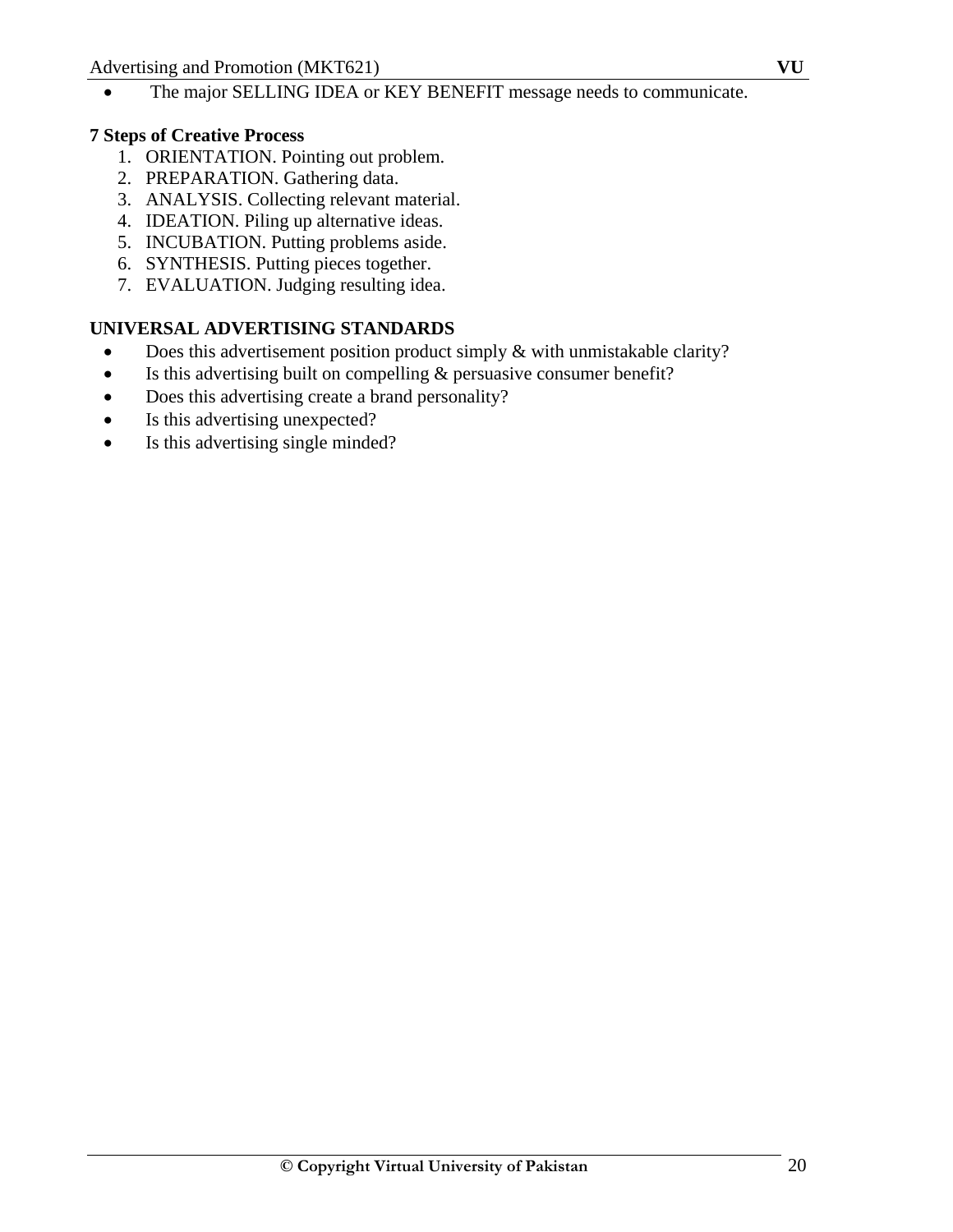- The major SELLING IDEA or KEY BENEFIT message needs to communicate.

**7 Steps of Creative Process**

1. ORIENTATION. Pointing out problem.
2. PREPARATION. Gathering data.
3. ANALYSIS. Collecting relevant material.
4. IDEATION. Piling up alternative ideas.
5. INCUBATION. Putting problems aside.
6. SYNTHESIS. Putting pieces together.
7. EVALUATION. Judging resulting idea.

**UNIVERSAL ADVERTISING STANDARDS**

- Does this advertisement position product simply & with unmistakable clarity?
- Is this advertising built on compelling & persuasive consumer benefit?
- Does this advertising create a brand personality?
- Is this advertising unexpected?
- Is this advertising single minded?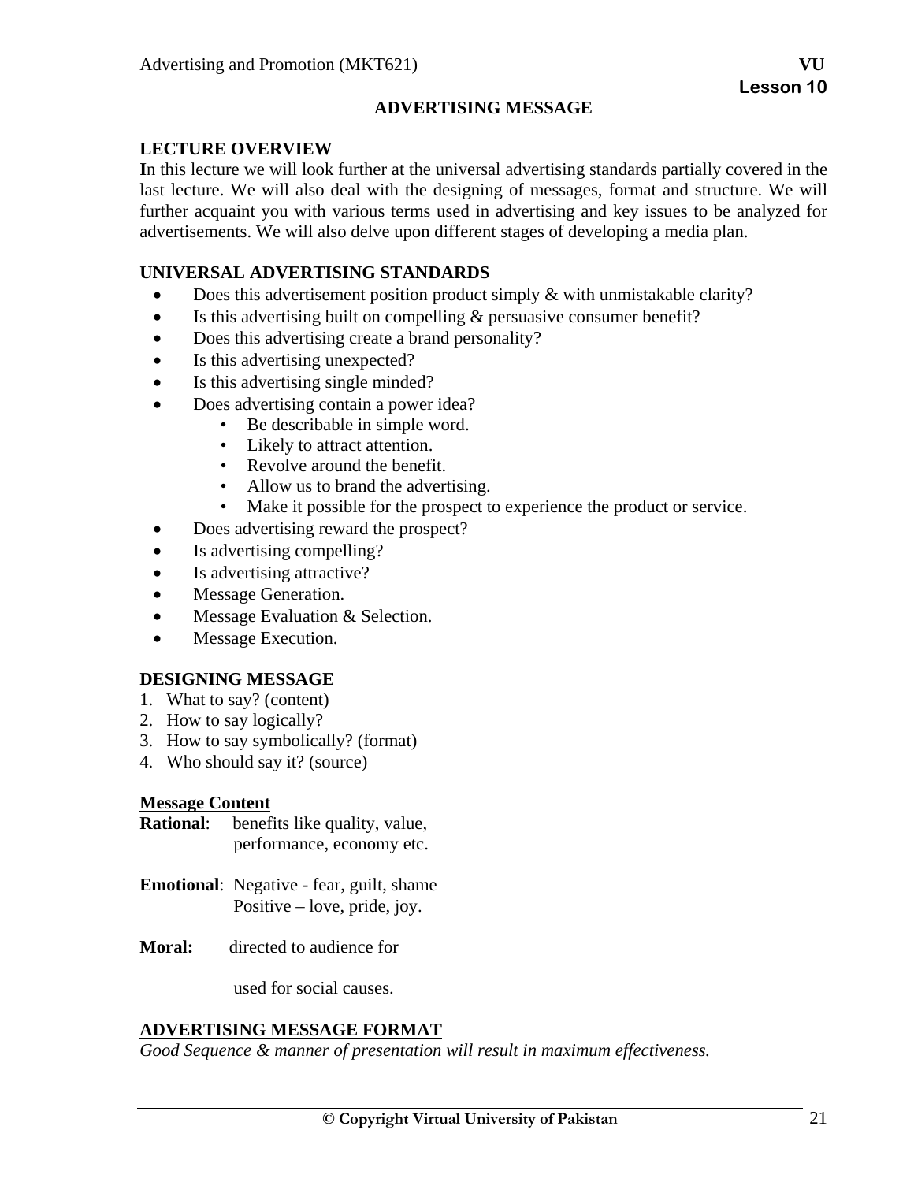Lesson 10

# ADVERTISING MESSAGE

## LECTURE OVERVIEW

In this lecture we will look further at the universal advertising standards partially covered in the last lecture. We will also deal with the designing of messages, format and structure. We will further acquaint you with various terms used in advertising and key issues to be analyzed for advertisements. We will also delve upon different stages of developing a media plan.

## UNIVERSAL ADVERTISING STANDARDS

- Does this advertisement position product simply & with unmistakable clarity?
- Is this advertising built on compelling & persuasive consumer benefit?
- Does this advertising create a brand personality?
- Is this advertising unexpected?
- Is this advertising single minded?
- Does advertising contain a power idea?
    - Be describable in simple word.
    - Likely to attract attention.
    - Revolve around the benefit.
    - Allow us to brand the advertising.
    - Make it possible for the prospect to experience the product or service.
- Does advertising reward the prospect?
- Is advertising compelling?
- Is advertising attractive?
- Message Generation.
- Message Evaluation & Selection.
- Message Execution.

## DESIGNING MESSAGE

1. What to say? (content)
2. How to say logically?
3. How to say symbolically? (format)
4. Who should say it? (source)

### Message Content

**Rational**: benefits like quality, value, performance, economy etc.

**Emotional**: Negative - fear, guilt, shame
Positive – love, pride, joy.

**Moral:** directed to audience for

used for social causes.

## ADVERTISING MESSAGE FORMAT

*Good Sequence & manner of presentation will result in maximum effectiveness.*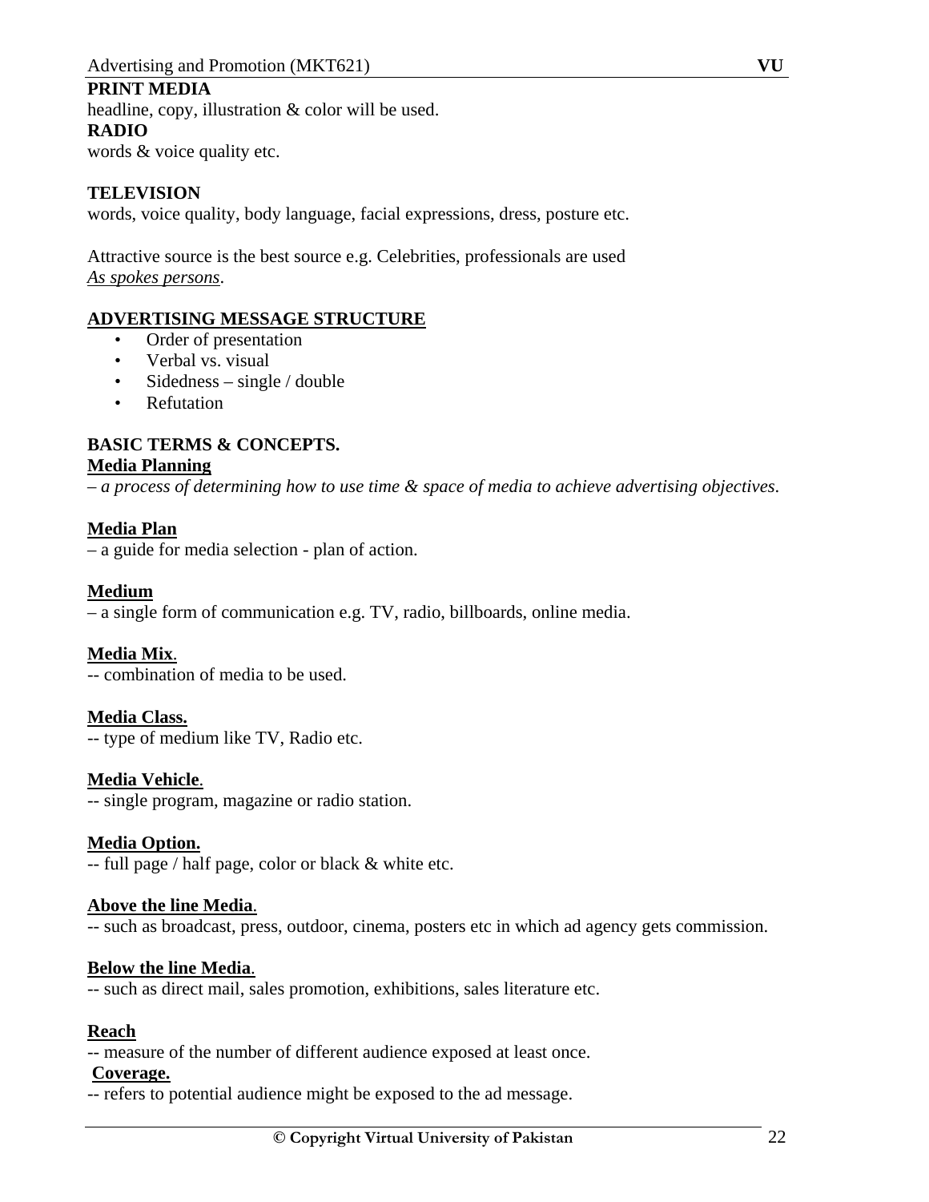**PRINT MEDIA**
headline, copy, illustration & color will be used.
**RADIO**
words & voice quality etc.

**TELEVISION**
words, voice quality, body language, facial expressions, dress, posture etc.

Attractive source is the best source e.g. Celebrities, professionals are used
*As spokes persons*.

**ADVERTISING MESSAGE STRUCTURE**

- Order of presentation
- Verbal vs. visual
- Sidedness – single / double
- Refutation

**BASIC TERMS & CONCEPTS.**

**Media Planning**
– *a process of determining how to use time & space of media to achieve advertising objectives.*

**Media Plan**
– a guide for media selection - plan of action.

**Medium**
– a single form of communication e.g. TV, radio, billboards, online media.

**Media Mix**.
-- combination of media to be used.

**Media Class.**
-- type of medium like TV, Radio etc.

**Media Vehicle**.
-- single program, magazine or radio station.

**Media Option.**
-- full page / half page, color or black & white etc.

**Above the line Media**.
-- such as broadcast, press, outdoor, cinema, posters etc in which ad agency gets commission.

**Below the line Media**.
-- such as direct mail, sales promotion, exhibitions, sales literature etc.

**Reach**
-- measure of the number of different audience exposed at least once.

**Coverage.**
-- refers to potential audience might be exposed to the ad message.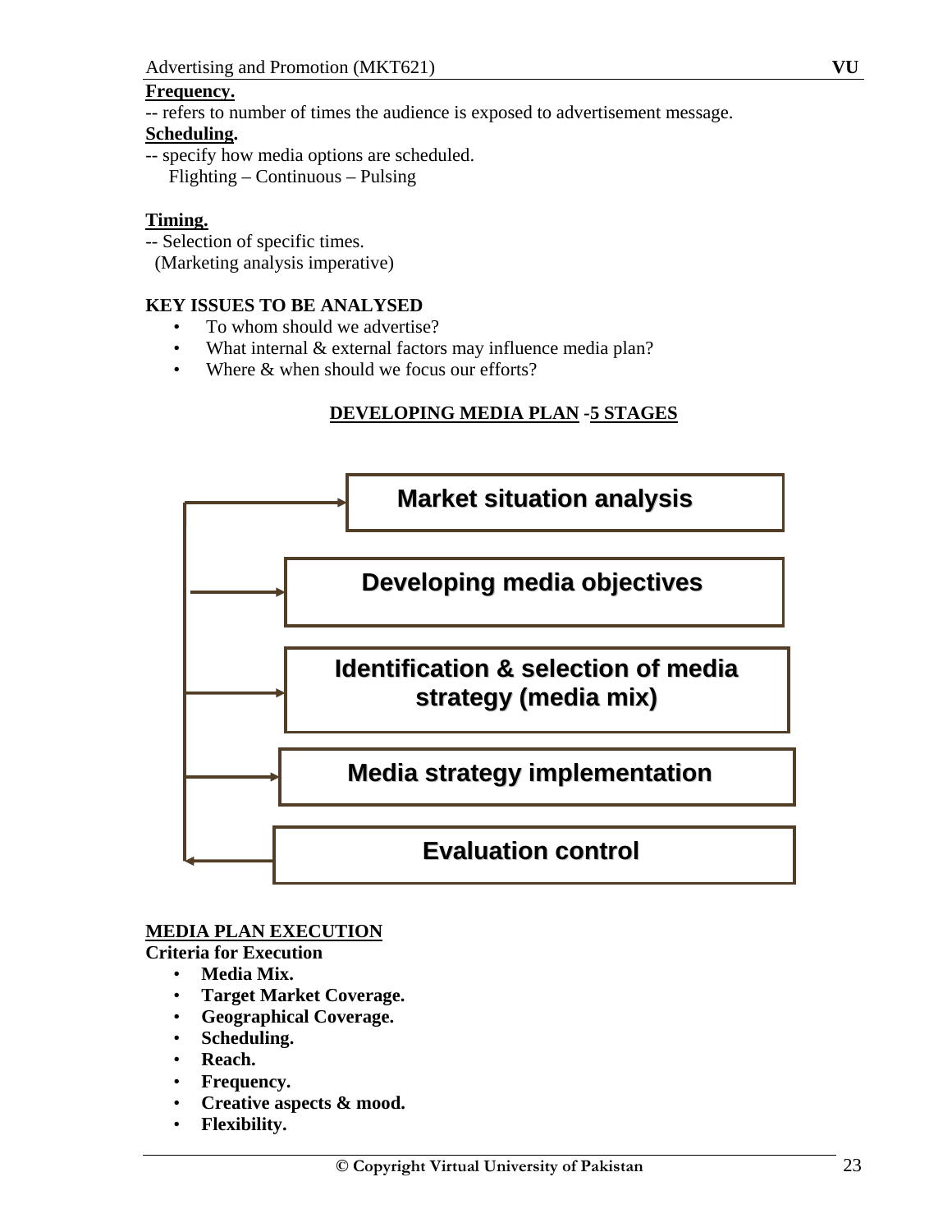**Frequency.**

-- refers to number of times the audience is exposed to advertisement message.

**Scheduling.**

-- specify how media options are scheduled.

Flighting – Continuous – Pulsing

**Timing.**

-- Selection of specific times.

(Marketing analysis imperative)

**KEY ISSUES TO BE ANALYSED**

- To whom should we advertise?
- What internal & external factors may influence media plan?
- Where & when should we focus our efforts?

**DEVELOPING MEDIA PLAN -5 STAGES**

- Market situation analysis
- Developing media objectives
- Identification & selection of media strategy (media mix)
- Media strategy implementation
- Evaluation control

**MEDIA PLAN EXECUTION**

**Criteria for Execution**

- **Media Mix.**
- **Target Market Coverage.**
- **Geographical Coverage.**
- **Scheduling.**
- **Reach.**
- **Frequency.**
- **Creative aspects & mood.**
- **Flexibility.**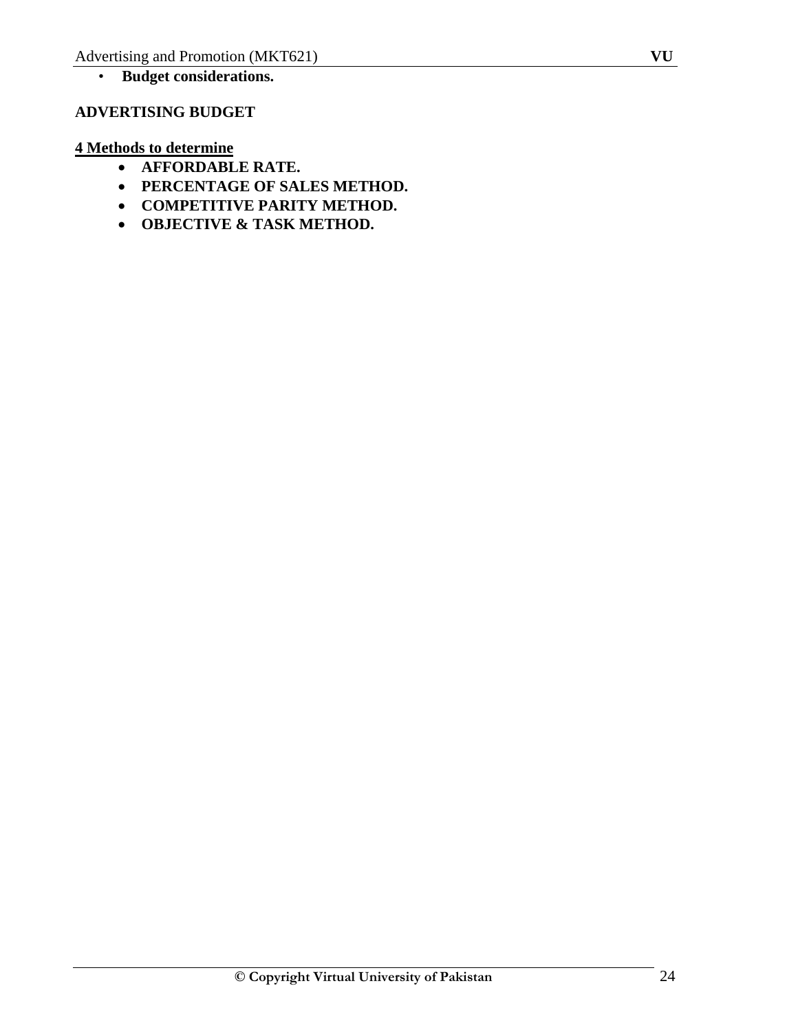- **Budget considerations.**

**ADVERTISING BUDGET**

**4 Methods to determine**

- **AFFORDABLE RATE.**
- **PERCENTAGE OF SALES METHOD.**
- **COMPETITIVE PARITY METHOD.**
- **OBJECTIVE & TASK METHOD.**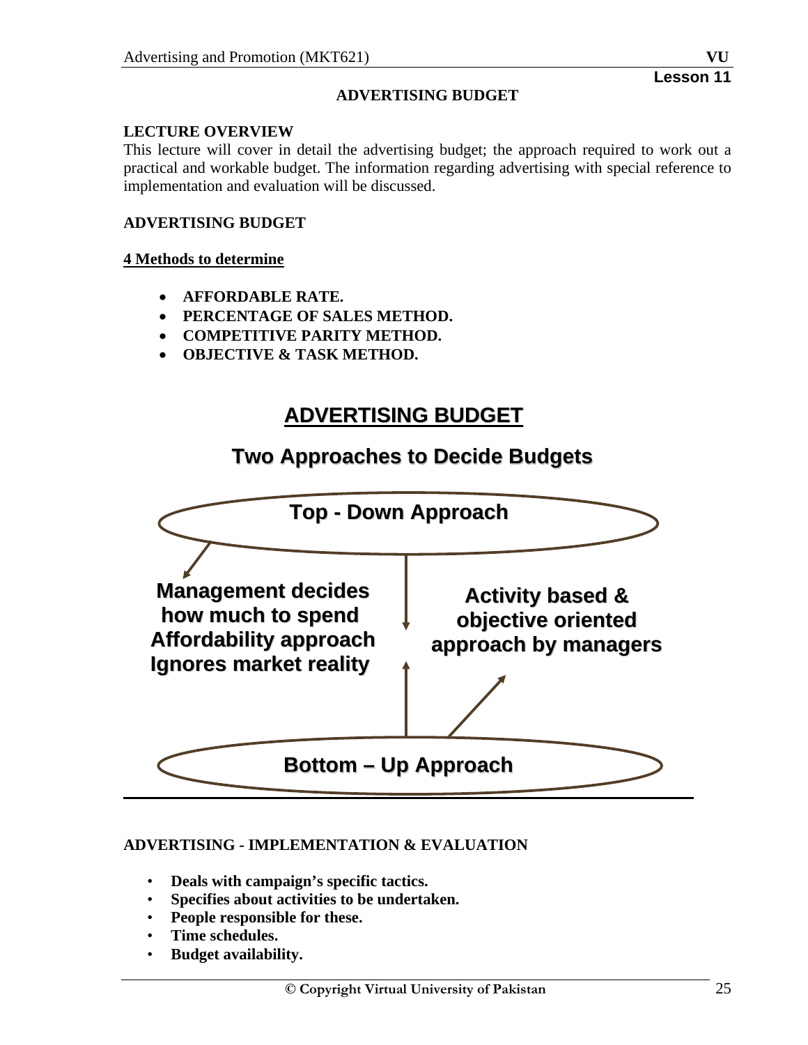## Lesson 11

# ADVERTISING BUDGET

### LECTURE OVERVIEW

This lecture will cover in detail the advertising budget; the approach required to work out a practical and workable budget. The information regarding advertising with special reference to implementation and evaluation will be discussed.

### ADVERTISING BUDGET

**4 Methods to determine**

- **AFFORDABLE RATE.**
- **PERCENTAGE OF SALES METHOD.**
- **COMPETITIVE PARITY METHOD.**
- **OBJECTIVE & TASK METHOD.**

**ADVERTISING BUDGET**

**Two Approaches to Decide Budgets**

Top - Down Approach

Management decides how much to spend
Affordability approach
Ignores market reality

Activity based & objective oriented approach by managers

Bottom – Up Approach

### ADVERTISING - IMPLEMENTATION & EVALUATION

- **Deals with campaign's specific tactics.**
- **Specifies about activities to be undertaken.**
- **People responsible for these.**
- **Time schedules.**
- **Budget availability.**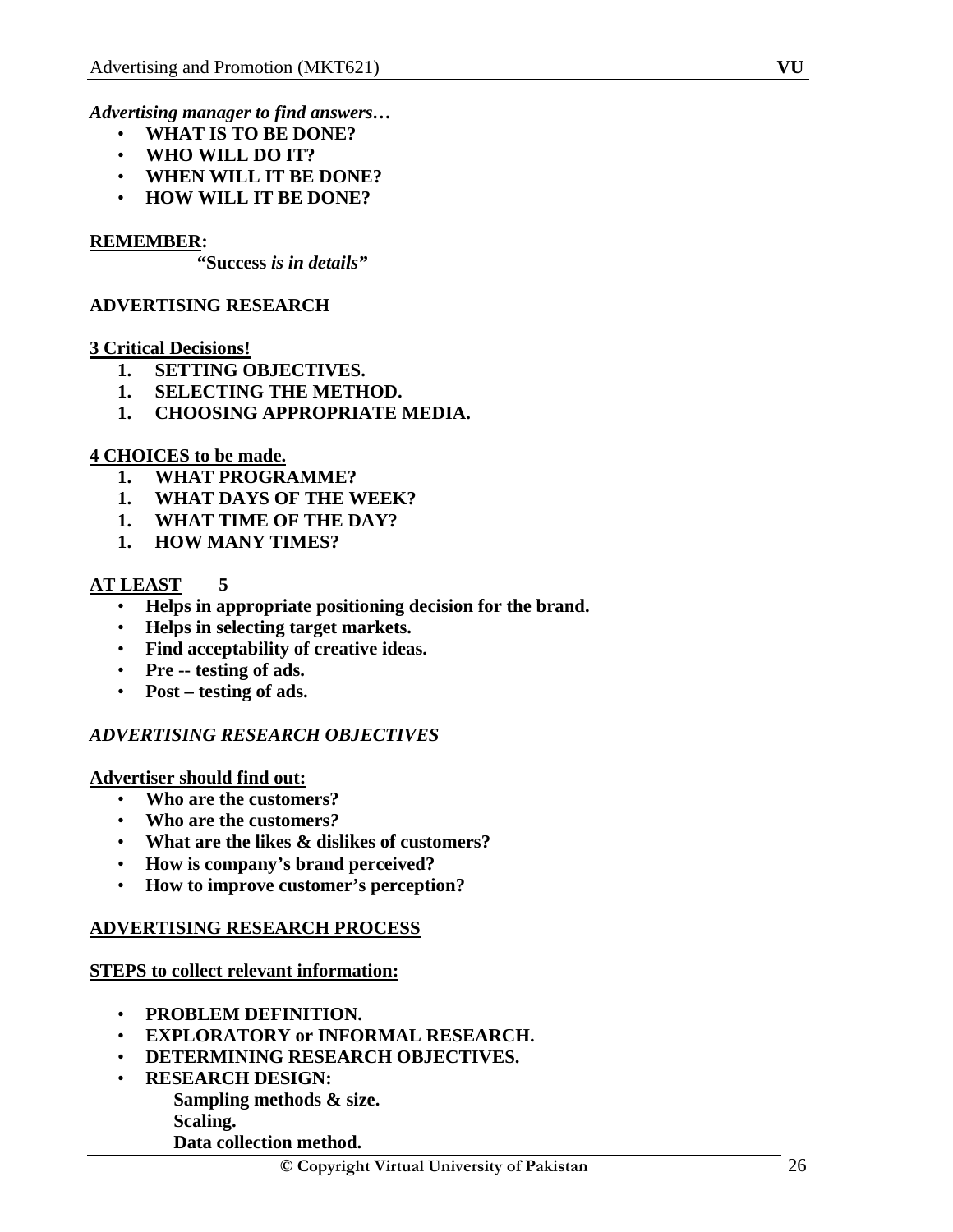***Advertising manager to find answers…***

- **WHAT IS TO BE DONE?**
- **WHO WILL DO IT?**
- **WHEN WILL IT BE DONE?**
- **HOW WILL IT BE DONE?**

**<u>REMEMBER</u>:**

**"Success *is in details"***

**ADVERTISING RESEARCH**

**<u>3 Critical Decisions!</u>**

1. **SETTING OBJECTIVES.**
1. **SELECTING THE METHOD.**
1. **CHOOSING APPROPRIATE MEDIA.**

**<u>4 CHOICES to be made.</u>**

1. **WHAT PROGRAMME?**
1. **WHAT DAYS OF THE WEEK?**
1. **WHAT TIME OF THE DAY?**
1. **HOW MANY TIMES?**

**<u>AT LEAST</u> 5**

- **Helps in appropriate positioning decision for the brand.**
- **Helps in selecting target markets.**
- **Find acceptability of creative ideas.**
- **Pre -- testing of ads.**
- **Post – testing of ads.**

***ADVERTISING RESEARCH OBJECTIVES***

**<u>Advertiser should find out:</u>**

- **Who are the customers?**
- **Who are the customers*?***
- **What are the likes & dislikes of customers?**
- **How is company's brand perceived?**
- **How to improve customer's perception?**

**<u>ADVERTISING RESEARCH PROCESS</u>**

**<u>STEPS to collect relevant information:</u>**

- **PROBLEM DEFINITION.**
- **EXPLORATORY or INFORMAL RESEARCH.**
- **DETERMINING RESEARCH OBJECTIVES.**
- **RESEARCH DESIGN:**
  - **Sampling methods & size.**
  - **Scaling.**
  - **Data collection method.**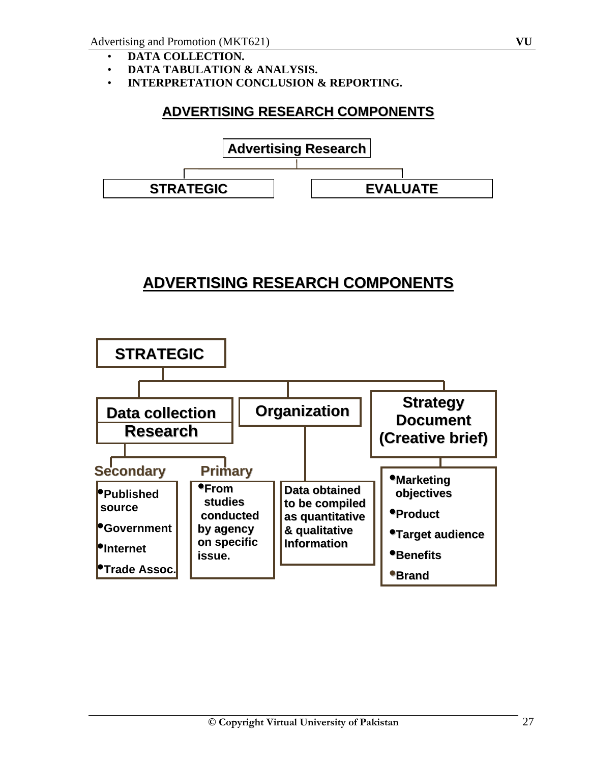- **DATA COLLECTION.**
- **DATA TABULATION & ANALYSIS.**
- **INTERPRETATION CONCLUSION & REPORTING.**

## ADVERTISING RESEARCH COMPONENTS

Advertising Research

STRATEGIC

EVALUATE

## ADVERTISING RESEARCH COMPONENTS

STRATEGIC

Data collection Research

Secondary

- Published source
- Government
- Internet
- Trade Assoc.

Primary

- From studies conducted by agency on specific issue.

Organization

Data obtained to be compiled as quantitative & qualitative Information

Strategy Document (Creative brief)

- Marketing objectives
- Product
- Target audience
- Benefits
- Brand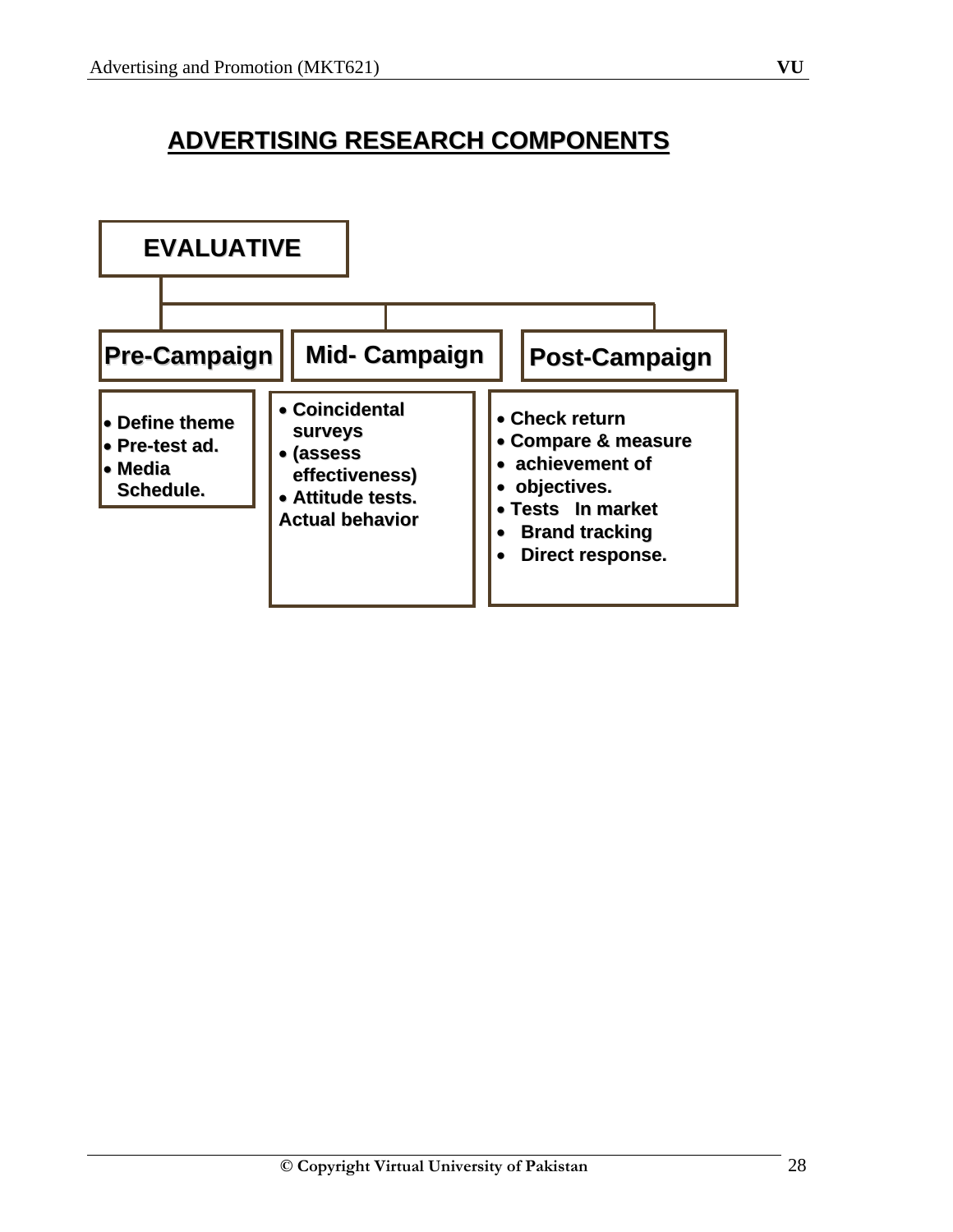## ADVERTISING RESEARCH COMPONENTS

**EVALUATIVE**

**Pre-Campaign**

- Define theme
- Pre-test ad.
- Media Schedule.

**Mid- Campaign**

- Coincidental surveys
- (assess effectiveness)
- Attitude tests.

Actual behavior

**Post-Campaign**

- Check return
- Compare & measure
- achievement of
- objectives.
- Tests In market
- Brand tracking
- Direct response.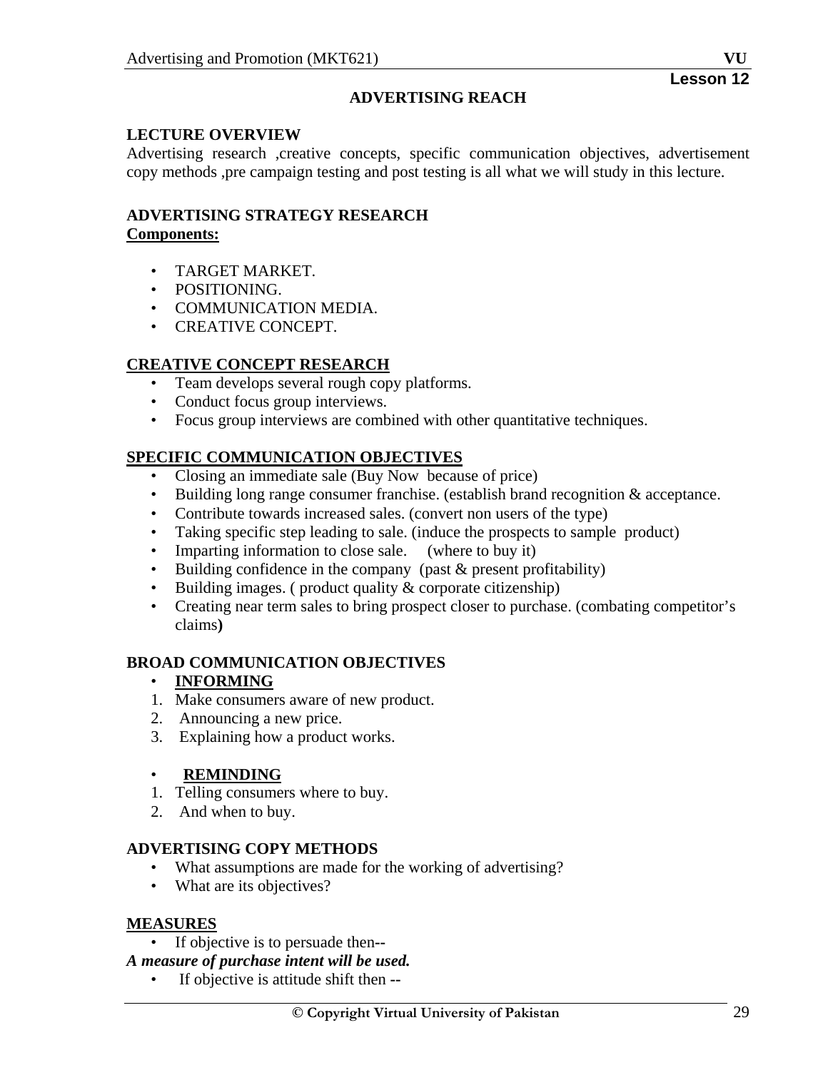**Lesson 12**

# ADVERTISING REACH

**LECTURE OVERVIEW**

Advertising research ,creative concepts, specific communication objectives, advertisement copy methods ,pre campaign testing and post testing is all what we will study in this lecture.

## ADVERTISING STRATEGY RESEARCH

**Components:**

- TARGET MARKET.
- POSITIONING.
- COMMUNICATION MEDIA.
- CREATIVE CONCEPT.

**CREATIVE CONCEPT RESEARCH**

- Team develops several rough copy platforms.
- Conduct focus group interviews.
- Focus group interviews are combined with other quantitative techniques.

**SPECIFIC COMMUNICATION OBJECTIVES**

- Closing an immediate sale (Buy Now because of price)
- Building long range consumer franchise. (establish brand recognition & acceptance.
- Contribute towards increased sales. (convert non users of the type)
- Taking specific step leading to sale. (induce the prospects to sample product)
- Imparting information to close sale. (where to buy it)
- Building confidence in the company (past & present profitability)
- Building images. ( product quality & corporate citizenship)
- Creating near term sales to bring prospect closer to purchase. (combating competitor's claims**)**

**BROAD COMMUNICATION OBJECTIVES**

- **INFORMING**

1. Make consumers aware of new product.
2. Announcing a new price.
3. Explaining how a product works.

- **REMINDING**

1. Telling consumers where to buy.
2. And when to buy.

**ADVERTISING COPY METHODS**

- What assumptions are made for the working of advertising?
- What are its objectives?

**MEASURES**

- If objective is to persuade then**--**

***A measure of purchase intent will be used.***

- If objective is attitude shift then --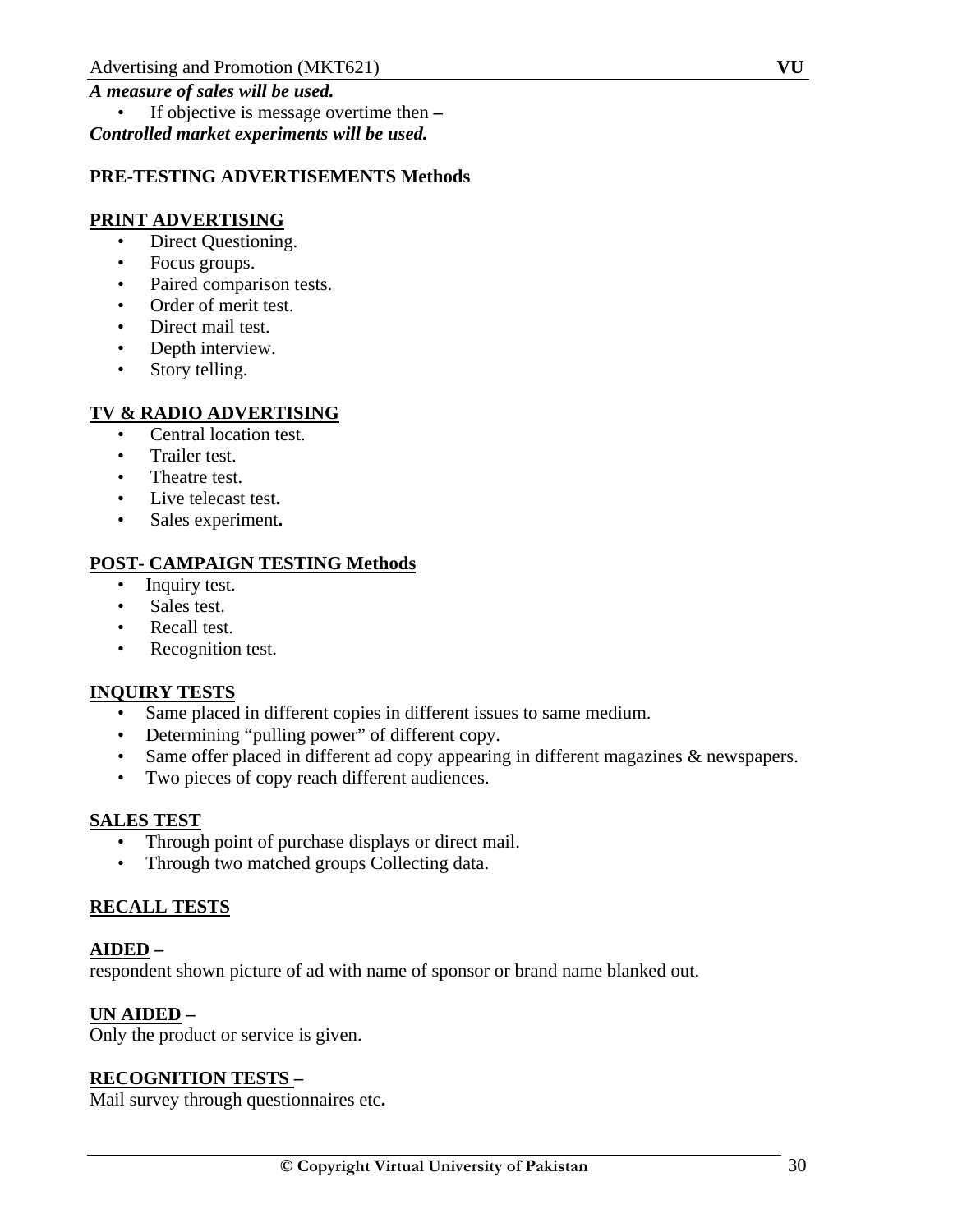***A measure of sales will be used.***

- If objective is message overtime then **–**

***Controlled market experiments will be used.***

**PRE-TESTING ADVERTISEMENTS Methods**

**PRINT ADVERTISING**

- Direct Questioning.
- Focus groups.
- Paired comparison tests.
- Order of merit test.
- Direct mail test.
- Depth interview.
- Story telling.

**TV & RADIO ADVERTISING**

- Central location test.
- Trailer test.
- Theatre test.
- Live telecast test**.**
- Sales experiment**.**

**POST- CAMPAIGN TESTING Methods**

- Inquiry test.
- Sales test.
- Recall test.
- Recognition test.

**INQUIRY TESTS**

- Same placed in different copies in different issues to same medium.
- Determining "pulling power" of different copy.
- Same offer placed in different ad copy appearing in different magazines & newspapers.
- Two pieces of copy reach different audiences.

**SALES TEST**

- Through point of purchase displays or direct mail.
- Through two matched groups Collecting data.

**RECALL TESTS**

**AIDED –**

respondent shown picture of ad with name of sponsor or brand name blanked out.

**UN AIDED –**

Only the product or service is given.

**RECOGNITION TESTS –**

Mail survey through questionnaires etc**.**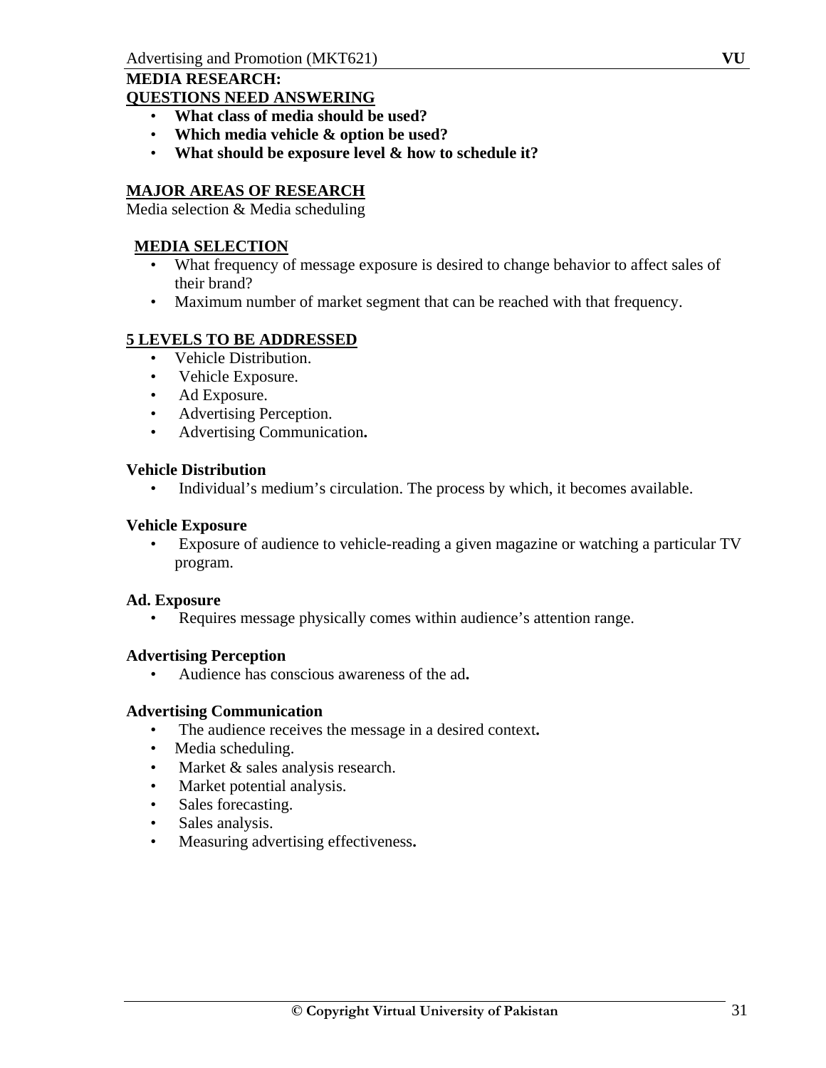**MEDIA RESEARCH:**

**QUESTIONS NEED ANSWERING**

- **What class of media should be used?**
- **Which media vehicle & option be used?**
- **What should be exposure level & how to schedule it?**

**MAJOR AREAS OF RESEARCH**

Media selection & Media scheduling

**MEDIA SELECTION**

- What frequency of message exposure is desired to change behavior to affect sales of their brand?
- Maximum number of market segment that can be reached with that frequency.

**5 LEVELS TO BE ADDRESSED**

- Vehicle Distribution.
- Vehicle Exposure.
- Ad Exposure.
- Advertising Perception.
- Advertising Communication**.**

**Vehicle Distribution**

- Individual's medium's circulation. The process by which, it becomes available.

**Vehicle Exposure**

- Exposure of audience to vehicle-reading a given magazine or watching a particular TV program.

**Ad. Exposure**

- Requires message physically comes within audience's attention range.

**Advertising Perception**

- Audience has conscious awareness of the ad**.**

**Advertising Communication**

- The audience receives the message in a desired context**.**
- Media scheduling.
- Market & sales analysis research.
- Market potential analysis.
- Sales forecasting.
- Sales analysis.
- Measuring advertising effectiveness**.**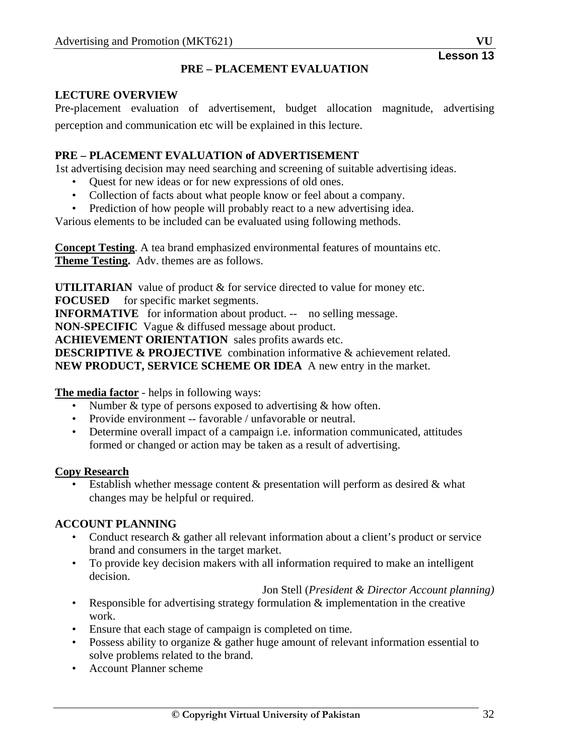Lesson 13

# PRE – PLACEMENT EVALUATION

## LECTURE OVERVIEW

Pre-placement evaluation of advertisement, budget allocation magnitude, advertising perception and communication etc will be explained in this lecture.

## PRE – PLACEMENT EVALUATION of ADVERTISEMENT

1st advertising decision may need searching and screening of suitable advertising ideas.

- Quest for new ideas or for new expressions of old ones.
- Collection of facts about what people know or feel about a company.
- Prediction of how people will probably react to a new advertising idea.

Various elements to be included can be evaluated using following methods.

**Concept Testing**. A tea brand emphasized environmental features of mountains etc.
**Theme Testing.** Adv. themes are as follows.

**UTILITARIAN** value of product & for service directed to value for money etc.
**FOCUSED** for specific market segments.
**INFORMATIVE** for information about product. -- no selling message.
**NON-SPECIFIC** Vague & diffused message about product.
**ACHIEVEMENT ORIENTATION** sales profits awards etc.
**DESCRIPTIVE & PROJECTIVE** combination informative & achievement related.
**NEW PRODUCT, SERVICE SCHEME OR IDEA** A new entry in the market.

**The media factor** - helps in following ways:

- Number & type of persons exposed to advertising & how often.
- Provide environment -- favorable / unfavorable or neutral.
- Determine overall impact of a campaign i.e. information communicated, attitudes formed or changed or action may be taken as a result of advertising.

**Copy Research**

- Establish whether message content & presentation will perform as desired & what changes may be helpful or required.

## ACCOUNT PLANNING

- Conduct research & gather all relevant information about a client's product or service brand and consumers in the target market.
- To provide key decision makers with all information required to make an intelligent decision.

Jon Stell (*President & Director Account planning)*

- Responsible for advertising strategy formulation & implementation in the creative work.
- Ensure that each stage of campaign is completed on time.
- Possess ability to organize & gather huge amount of relevant information essential to solve problems related to the brand.
- Account Planner scheme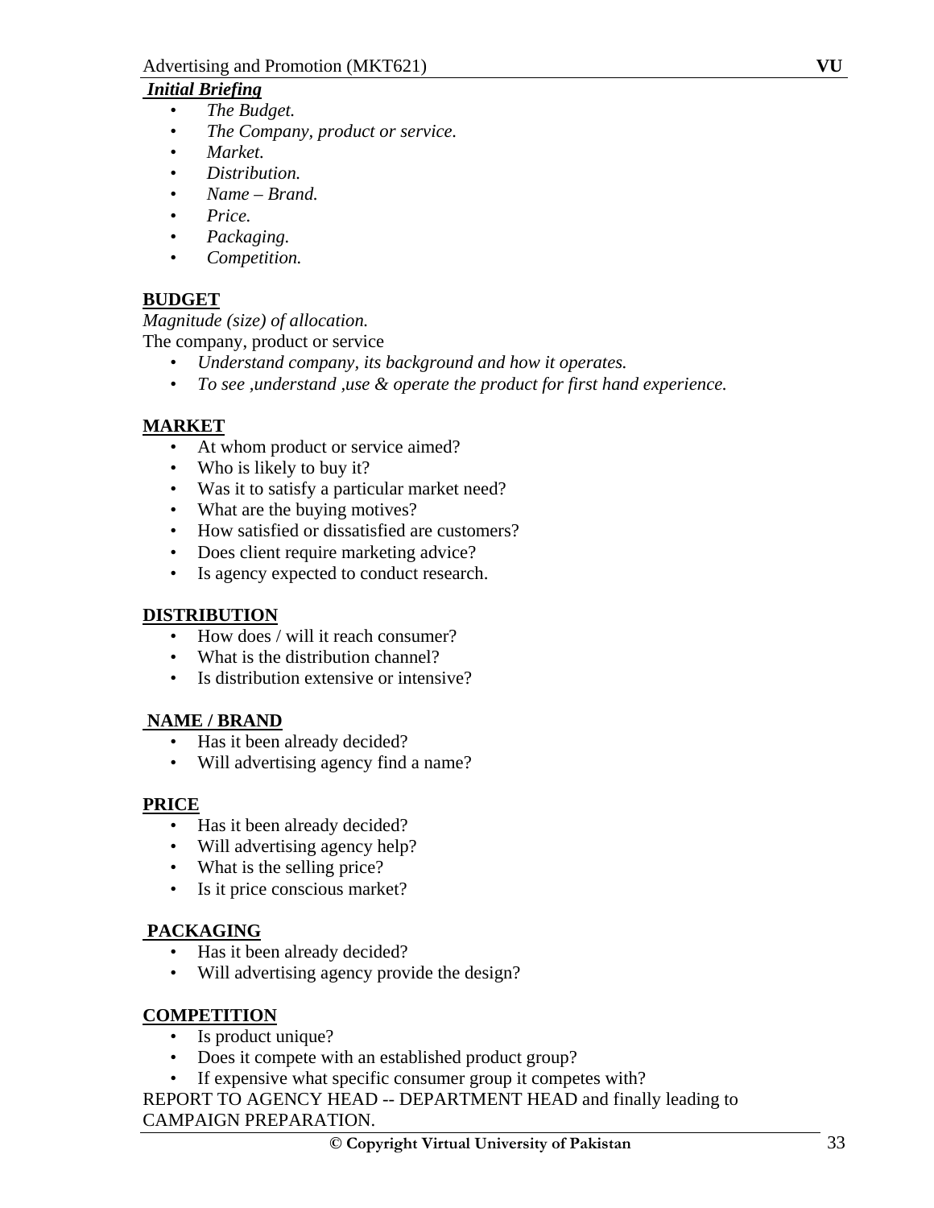***Initial Briefing***

- *The Budget.*
- *The Company, product or service.*
- *Market.*
- *Distribution.*
- *Name – Brand.*
- *Price.*
- *Packaging.*
- *Competition.*

**BUDGET**

*Magnitude (size) of allocation.*

The company, product or service

- *Understand company, its background and how it operates.*
- *To see ,understand ,use & operate the product for first hand experience.*

**MARKET**

- At whom product or service aimed?
- Who is likely to buy it?
- Was it to satisfy a particular market need?
- What are the buying motives?
- How satisfied or dissatisfied are customers?
- Does client require marketing advice?
- Is agency expected to conduct research.

**DISTRIBUTION**

- How does / will it reach consumer?
- What is the distribution channel?
- Is distribution extensive or intensive?

**NAME / BRAND**

- Has it been already decided?
- Will advertising agency find a name?

**PRICE**

- Has it been already decided?
- Will advertising agency help?
- What is the selling price?
- Is it price conscious market?

**PACKAGING**

- Has it been already decided?
- Will advertising agency provide the design?

**COMPETITION**

- Is product unique?
- Does it compete with an established product group?
- If expensive what specific consumer group it competes with?

REPORT TO AGENCY HEAD -- DEPARTMENT HEAD and finally leading to CAMPAIGN PREPARATION.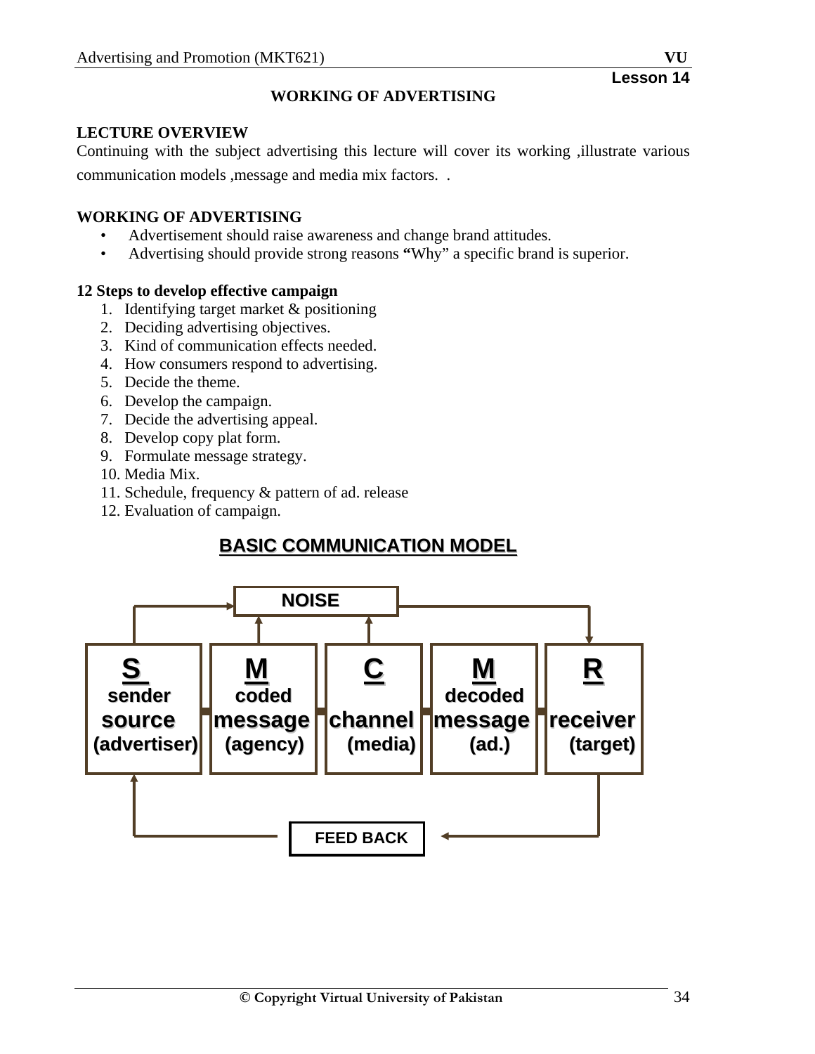**Lesson 14**

# WORKING OF ADVERTISING

## LECTURE OVERVIEW

Continuing with the subject advertising this lecture will cover its working ,illustrate various communication models ,message and media mix factors.  .

## WORKING OF ADVERTISING

- Advertisement should raise awareness and change brand attitudes.
- Advertising should provide strong reasons **"**Why" a specific brand is superior.

## 12 Steps to develop effective campaign

1. Identifying target market & positioning
2. Deciding advertising objectives.
3. Kind of communication effects needed.
4. How consumers respond to advertising.
5. Decide the theme.
6. Develop the campaign.
7. Decide the advertising appeal.
8. Develop copy plat form.
9. Formulate message strategy.
10. Media Mix.
11. Schedule, frequency & pattern of ad. release
12. Evaluation of campaign.

## BASIC COMMUNICATION MODEL

NOISE

S
sender
source
(advertiser)

M
coded
message
(agency)

C
channel
(media)

M
decoded
message
(ad.)

R
receiver
(target)

FEED BACK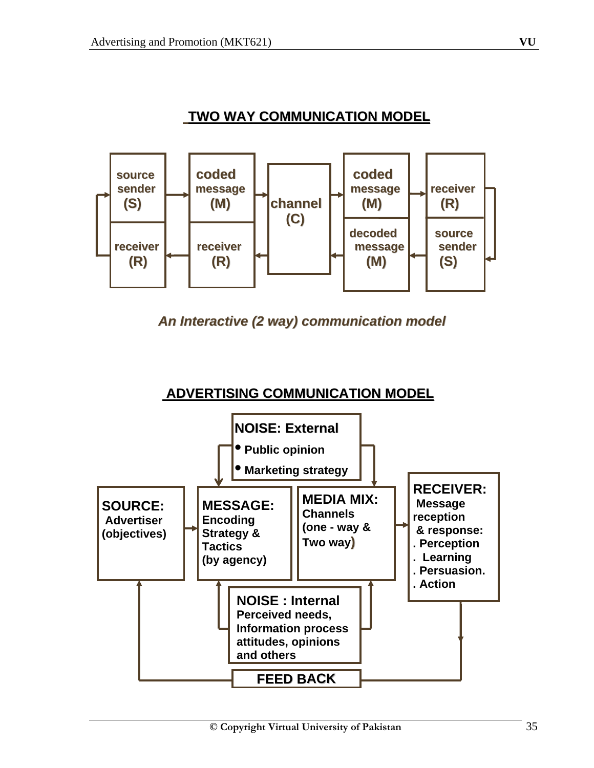## TWO WAY COMMUNICATION MODEL

source sender (S)

receiver (R)

coded message (M)

receiver (R)

channel (C)

coded message (M)

decoded message (M)

receiver (R)

source sender (S)

*An Interactive (2 way) communication model*

## ADVERTISING COMMUNICATION MODEL

**NOISE: External**
- Public opinion
- Marketing strategy

**SOURCE:** Advertiser (objectives)

**MESSAGE:** Encoding Strategy & Tactics (by agency)

**MEDIA MIX:** Channels (one - way & Two way)

**RECEIVER:** Message reception & response:
. Perception
. Learning
. Persuasion.
. Action

**NOISE : Internal**
Perceived needs, Information process attitudes, opinions and others

**FEED BACK**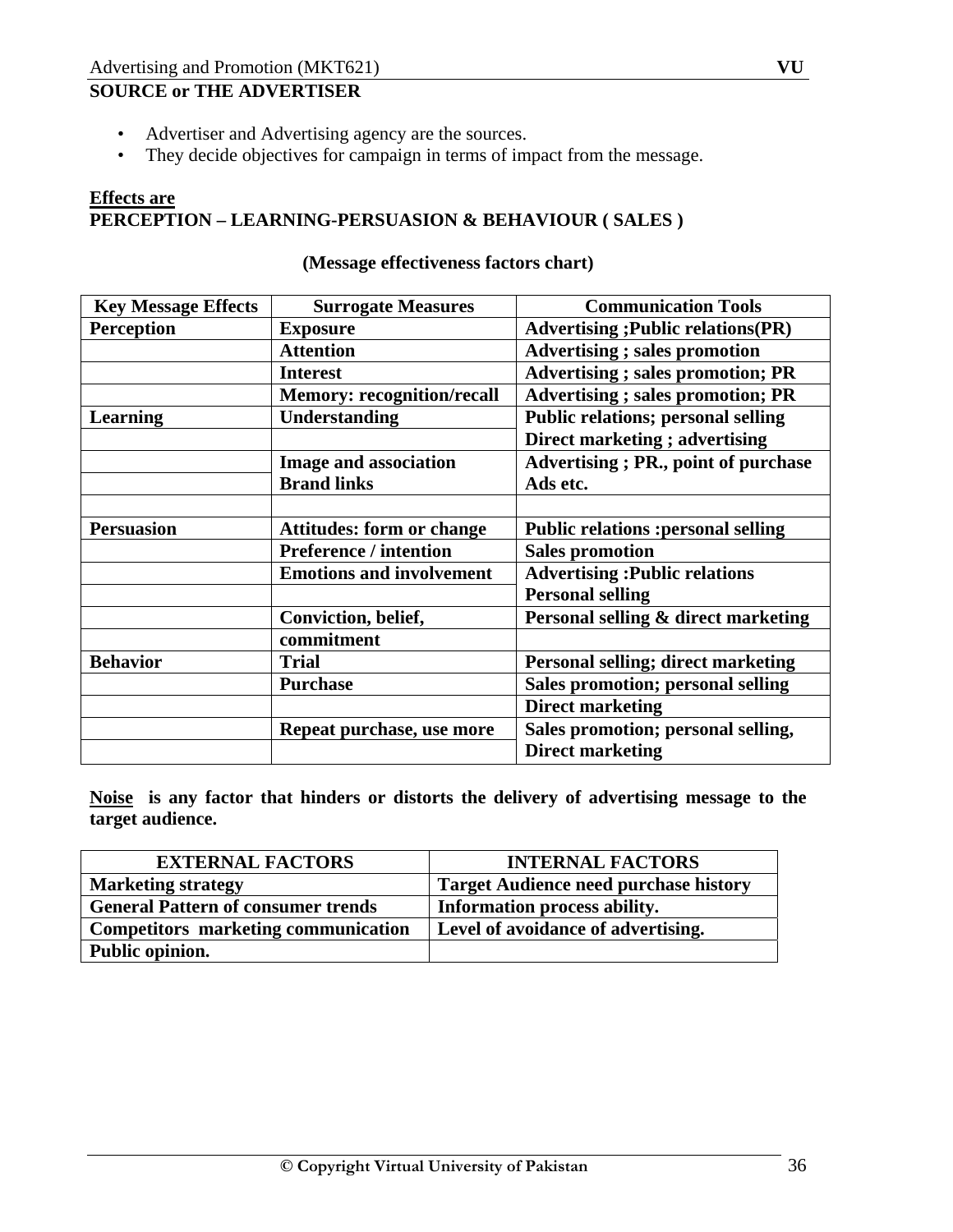## SOURCE or THE ADVERTISER

- Advertiser and Advertising agency are the sources.
- They decide objectives for campaign in terms of impact from the message.

**<u>Effects are</u>**
**PERCEPTION – LEARNING-PERSUASION & BEHAVIOUR ( SALES )**

**(Message effectiveness factors chart)**

| Key Message Effects | Surrogate Measures | Communication Tools |
|---|---|---|
| **Perception** | **Exposure** | **Advertising ;Public relations(PR)** |
| | **Attention** | **Advertising ; sales promotion** |
| | **Interest** | **Advertising ; sales promotion; PR** |
| | **Memory: recognition/recall** | **Advertising ; sales promotion; PR** |
| **Learning** | **Understanding** | **Public relations; personal selling Direct marketing ; advertising** |
| | **Image and association Brand links** | **Advertising ; PR., point of purchase Ads etc.** |
| | | |
| **Persuasion** | **Attitudes: form or change** | **Public relations :personal selling** |
| | **Preference / intention** | **Sales promotion** |
| | **Emotions and involvement** | **Advertising :Public relations Personal selling** |
| | **Conviction, belief, commitment** | **Personal selling & direct marketing** |
| **Behavior** | **Trial** | **Personal selling; direct marketing** |
| | **Purchase** | **Sales promotion; personal selling Direct marketing** |
| | **Repeat purchase, use more** | **Sales promotion; personal selling, Direct marketing** |

**<u>Noise</u> is any factor that hinders or distorts the delivery of advertising message to the target audience.**

| EXTERNAL FACTORS | INTERNAL FACTORS |
|---|---|
| **Marketing strategy** | **Target Audience need purchase history** |
| **General Pattern of consumer trends** | **Information process ability.** |
| **Competitors marketing communication** | **Level of avoidance of advertising.** |
| **Public opinion.** | |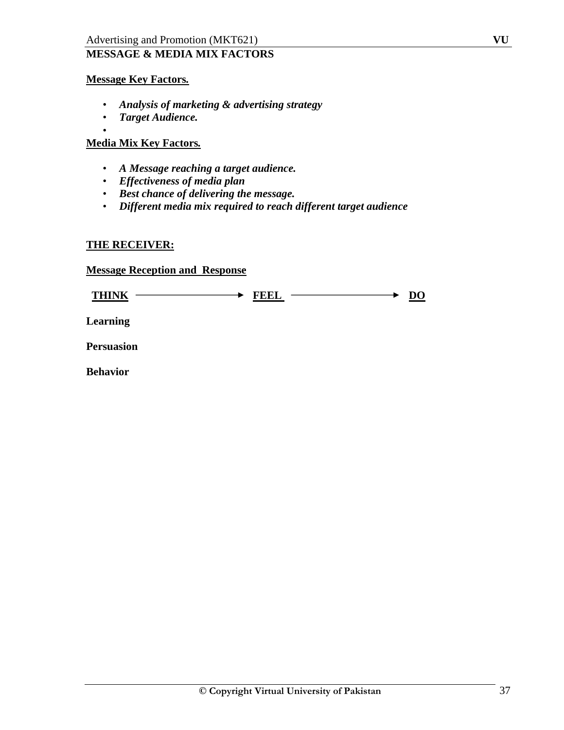## MESSAGE & MEDIA MIX FACTORS

**Message Key Factors.**

- ***Analysis of marketing & advertising strategy***
- ***Target Audience.***

**Media Mix Key Factors.**

- ***A Message reaching a target audience.***
- ***Effectiveness of media plan***
- ***Best chance of delivering the message.***
- ***Different media mix required to reach different target audience***

**THE RECEIVER:**

**Message Reception and Response**

**THINK** → **FEEL** → **DO**

**Learning**

**Persuasion**

**Behavior**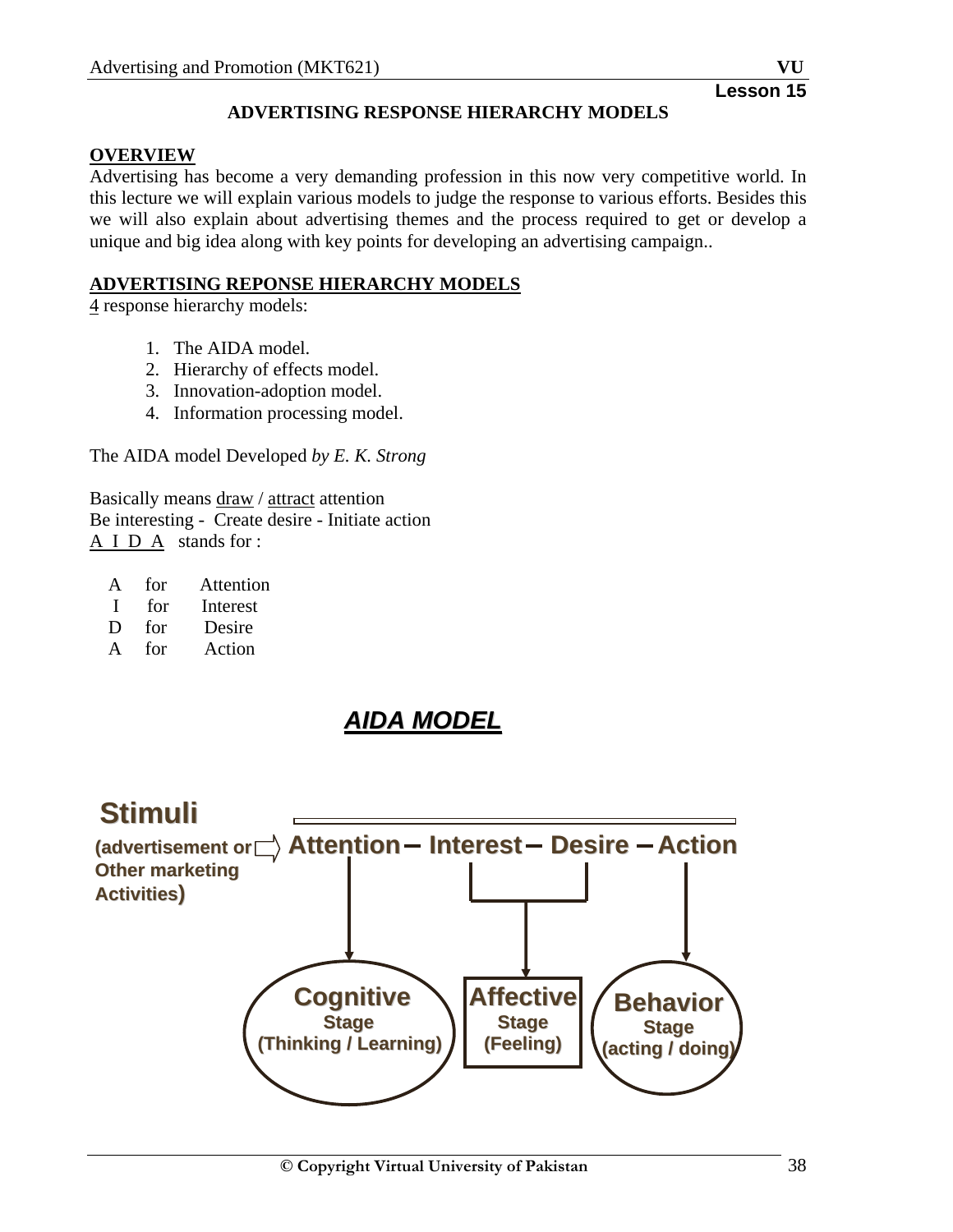## Lesson 15

### ADVERTISING RESPONSE HIERARCHY MODELS

**OVERVIEW**

Advertising has become a very demanding profession in this now very competitive world. In this lecture we will explain various models to judge the response to various efforts. Besides this we will also explain about advertising themes and the process required to get or develop a unique and big idea along with key points for developing an advertising campaign..

**ADVERTISING REPONSE HIERARCHY MODELS**

4 response hierarchy models:

1. The AIDA model.
2. Hierarchy of effects model.
3. Innovation-adoption model.
4. Information processing model.

The AIDA model Developed *by E. K. Strong*

Basically means draw / attract attention
Be interesting - Create desire - Initiate action
A I D A stands for :

A for Attention
I for Interest
D for Desire
A for Action

***AIDA MODEL***

**Stimuli**

**(advertisement or Other marketing Activities)**

**Attention – Interest – Desire – Action**

**Cognitive Stage (Thinking / Learning)**

**Affective Stage (Feeling)**

**Behavior Stage (acting / doing)**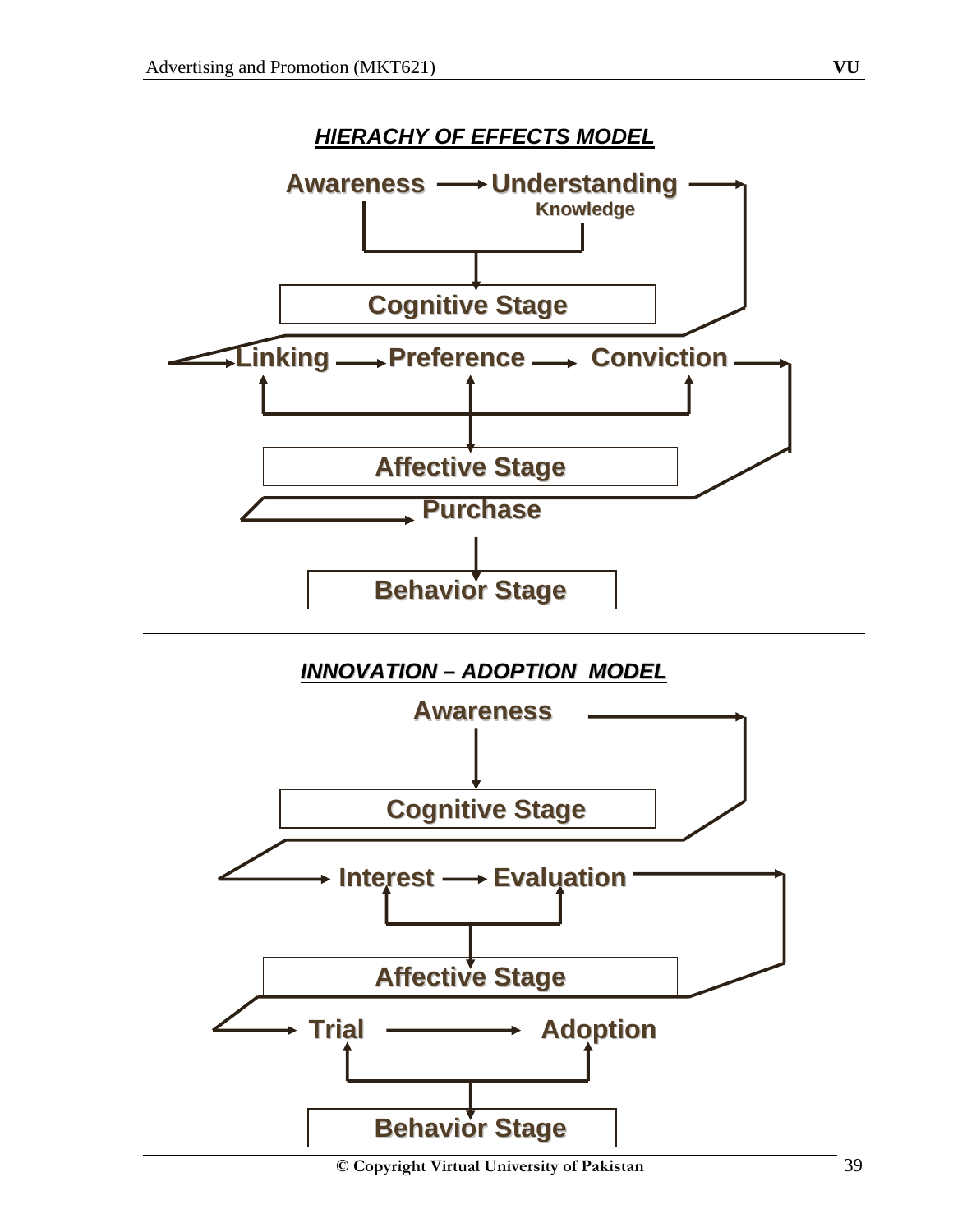## *HIERACHY OF EFFECTS MODEL*

Awareness → Understanding
Knowledge

Cognitive Stage

Linking → Preference → Conviction

Affective Stage

Purchase

Behavior Stage

## *INNOVATION – ADOPTION MODEL*

Awareness

Cognitive Stage

Interest → Evaluation

Affective Stage

Trial → Adoption

Behavior Stage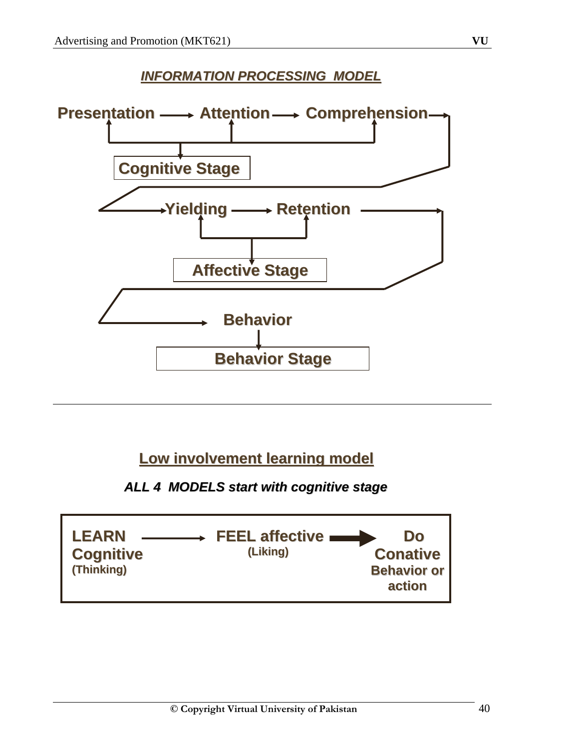## *INFORMATION PROCESSING MODEL*

Presentation → Attention → Comprehension

Cognitive Stage

Yielding → Retention

Affective Stage

Behavior

Behavior Stage

---

## Low involvement learning model

***ALL 4 MODELS start with cognitive stage***

LEARN Cognitive (Thinking) → FEEL affective (Liking) → Do Conative Behavior or action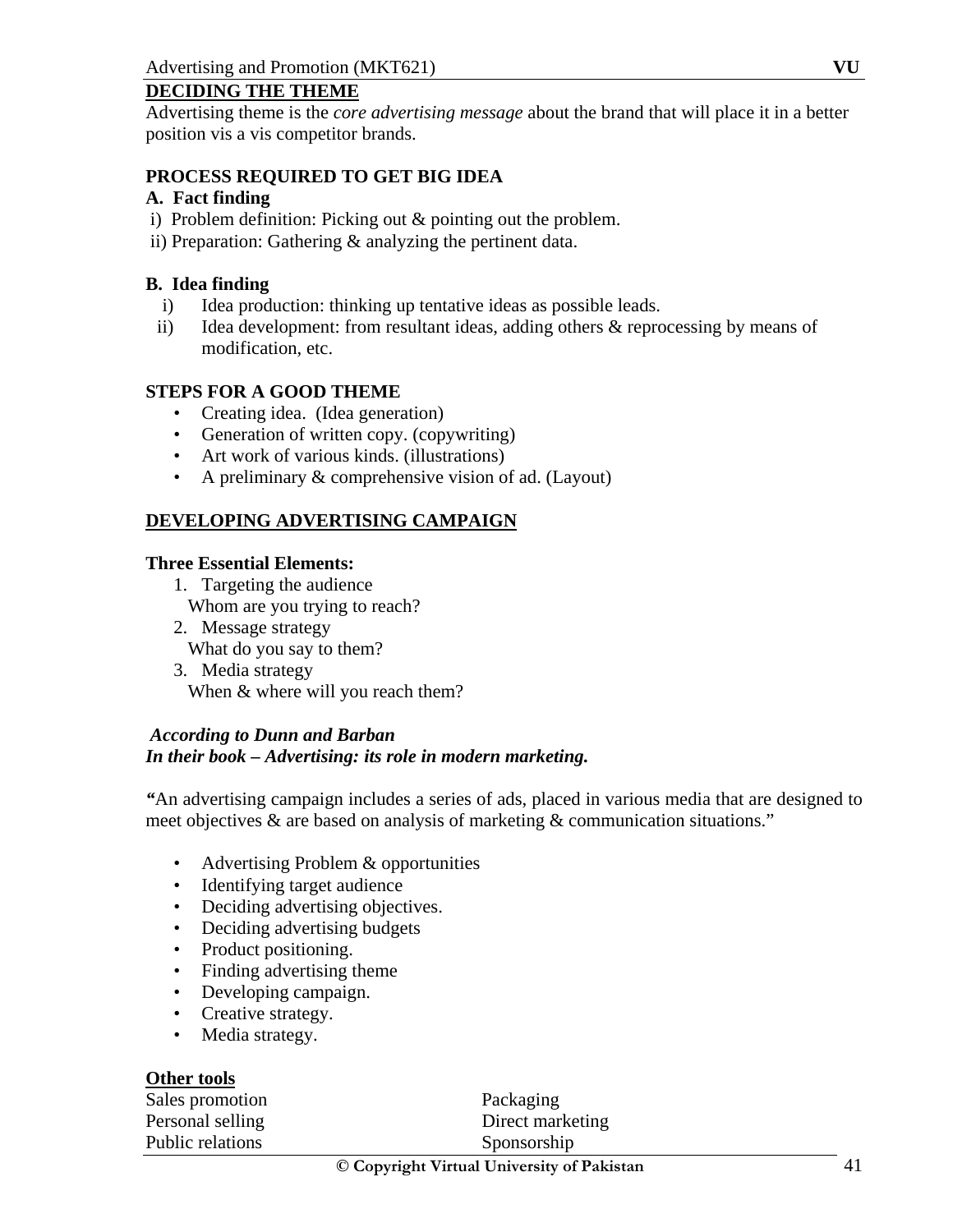## DECIDING THE THEME

Advertising theme is the *core advertising message* about the brand that will place it in a better position vis a vis competitor brands.

### PROCESS REQUIRED TO GET BIG IDEA

**A. Fact finding**

i) Problem definition: Picking out & pointing out the problem.
ii) Preparation: Gathering & analyzing the pertinent data.

**B. Idea finding**

i) Idea production: thinking up tentative ideas as possible leads.
ii) Idea development: from resultant ideas, adding others & reprocessing by means of modification, etc.

### STEPS FOR A GOOD THEME

- Creating idea. (Idea generation)
- Generation of written copy. (copywriting)
- Art work of various kinds. (illustrations)
- A preliminary & comprehensive vision of ad. (Layout)

## DEVELOPING ADVERTISING CAMPAIGN

**Three Essential Elements:**

1. Targeting the audience
   Whom are you trying to reach?
2. Message strategy
   What do you say to them?
3. Media strategy
   When & where will you reach them?

***According to Dunn and Barban***
***In their book – Advertising: its role in modern marketing.***

**"**An advertising campaign includes a series of ads, placed in various media that are designed to meet objectives & are based on analysis of marketing & communication situations."

- Advertising Problem & opportunities
- Identifying target audience
- Deciding advertising objectives.
- Deciding advertising budgets
- Product positioning.
- Finding advertising theme
- Developing campaign.
- Creative strategy.
- Media strategy.

**Other tools**

| | |
|---|---|
| Sales promotion | Packaging |
| Personal selling | Direct marketing |
| Public relations | Sponsorship |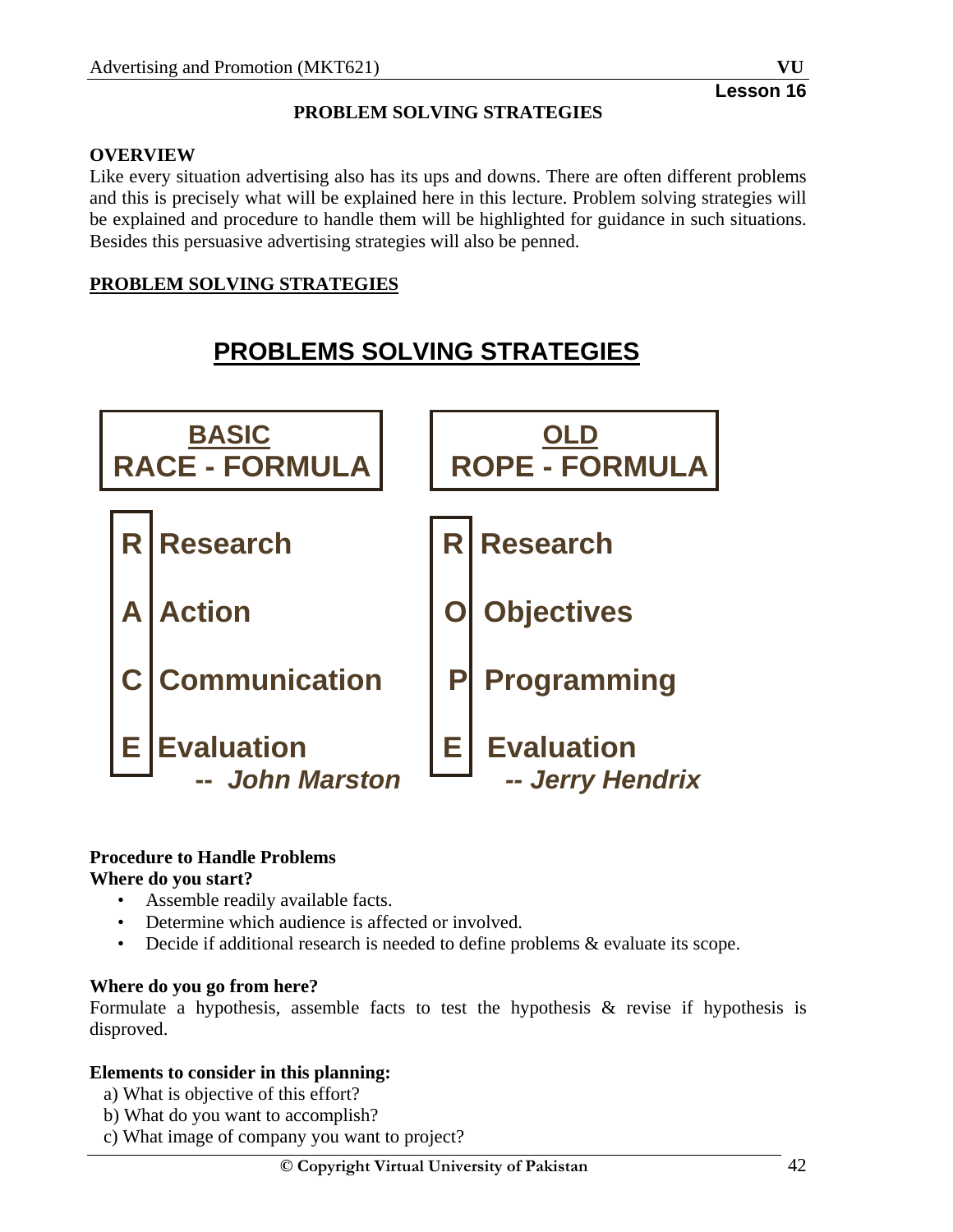**Lesson 16**

## PROBLEM SOLVING STRATEGIES

### OVERVIEW

Like every situation advertising also has its ups and downs. There are often different problems and this is precisely what will be explained here in this lecture. Problem solving strategies will be explained and procedure to handle them will be highlighted for guidance in such situations. Besides this persuasive advertising strategies will also be penned.

### PROBLEM SOLVING STRATEGIES

## PROBLEMS SOLVING STRATEGIES

| BASIC RACE - FORMULA | | OLD ROPE - FORMULA | |
|---|---|---|---|
| R | Research | R | Research |
| A | Action | O | Objectives |
| C | Communication | P | Programming |
| E | Evaluation | E | Evaluation |
| | *-- John Marston* | | *-- Jerry Hendrix* |

**Procedure to Handle Problems**

**Where do you start?**

- Assemble readily available facts.
- Determine which audience is affected or involved.
- Decide if additional research is needed to define problems & evaluate its scope.

**Where do you go from here?**

Formulate a hypothesis, assemble facts to test the hypothesis & revise if hypothesis is disproved.

**Elements to consider in this planning:**

a) What is objective of this effort?
b) What do you want to accomplish?
c) What image of company you want to project?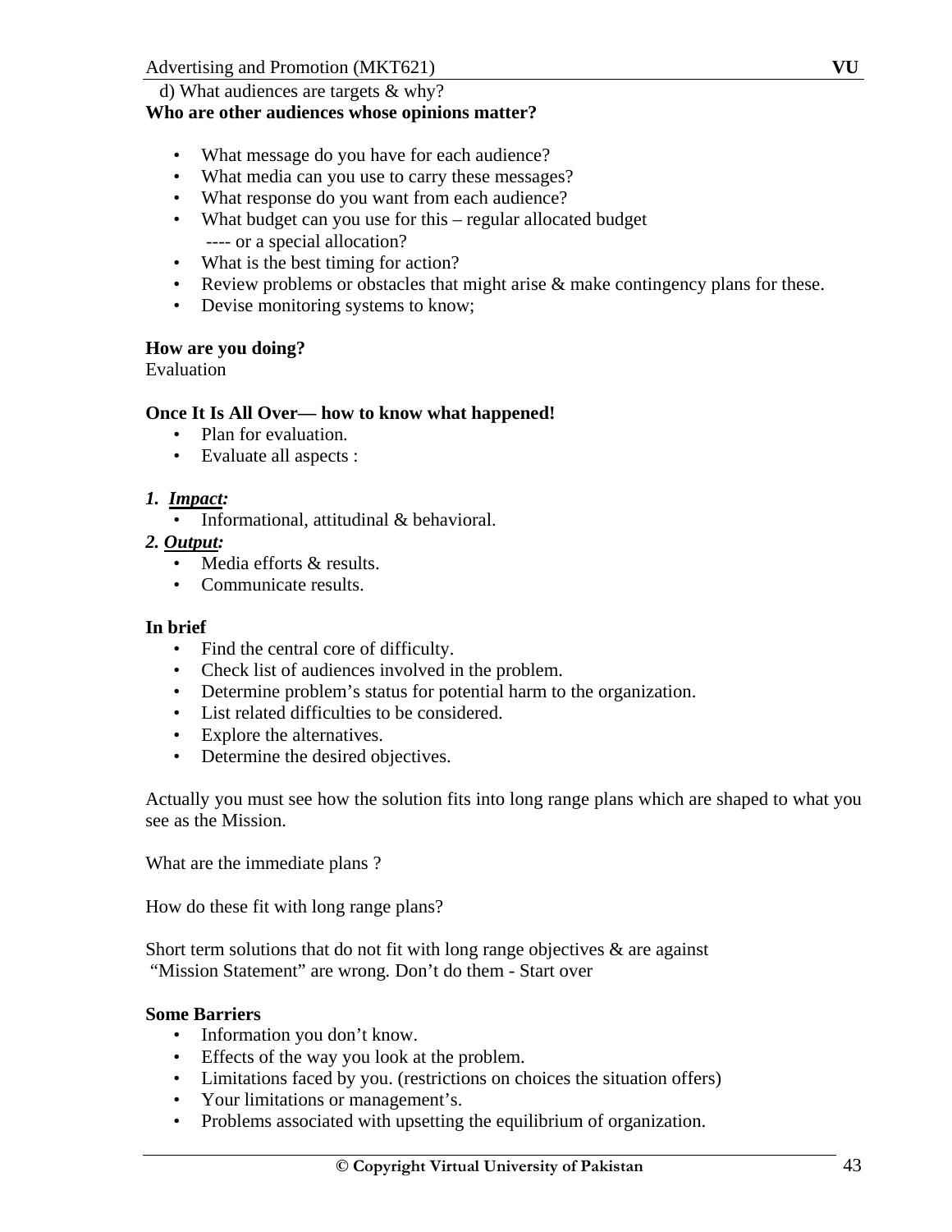d) What audiences are targets & why?

**Who are other audiences whose opinions matter?**

- What message do you have for each audience?
- What media can you use to carry these messages?
- What response do you want from each audience?
- What budget can you use for this – regular allocated budget ---- or a special allocation?
- What is the best timing for action?
- Review problems or obstacles that might arise & make contingency plans for these.
- Devise monitoring systems to know;

**How are you doing?**

Evaluation

**Once It Is All Over— how to know what happened!**

- Plan for evaluation.
- Evaluate all aspects :

***1. Impact:***

- Informational, attitudinal & behavioral.

***2. Output:***

- Media efforts & results.
- Communicate results.

**In brief**

- Find the central core of difficulty.
- Check list of audiences involved in the problem.
- Determine problem's status for potential harm to the organization.
- List related difficulties to be considered.
- Explore the alternatives.
- Determine the desired objectives.

Actually you must see how the solution fits into long range plans which are shaped to what you see as the Mission.

What are the immediate plans ?

How do these fit with long range plans?

Short term solutions that do not fit with long range objectives & are against "Mission Statement" are wrong. Don't do them - Start over

**Some Barriers**

- Information you don't know.
- Effects of the way you look at the problem.
- Limitations faced by you. (restrictions on choices the situation offers)
- Your limitations or management's.
- Problems associated with upsetting the equilibrium of organization.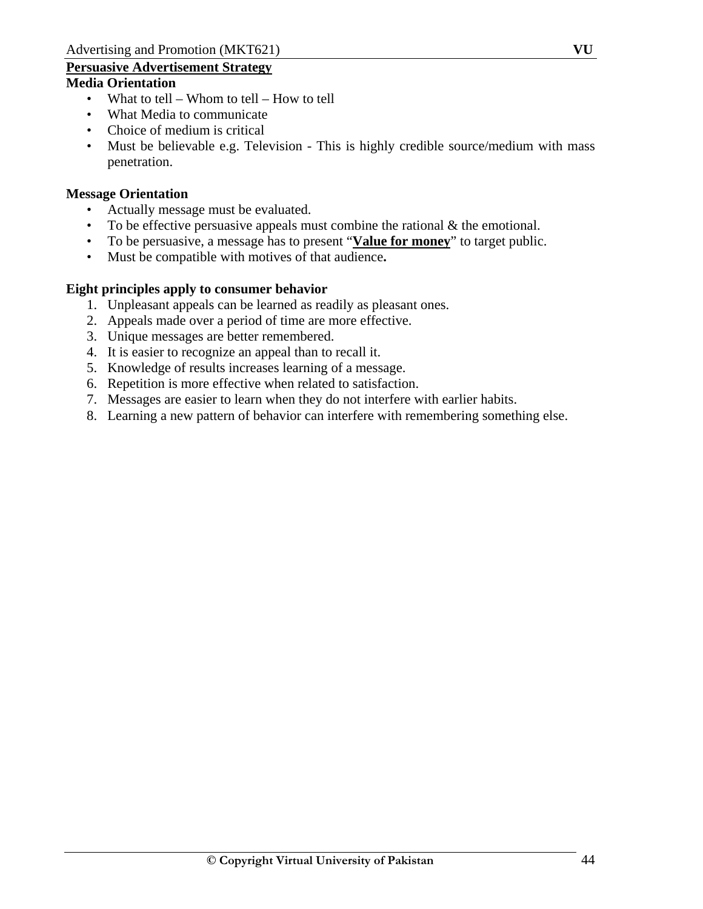## Persuasive Advertisement Strategy

**Media Orientation**

- What to tell – Whom to tell – How to tell
- What Media to communicate
- Choice of medium is critical
- Must be believable e.g. Television - This is highly credible source/medium with mass penetration.

**Message Orientation**

- Actually message must be evaluated.
- To be effective persuasive appeals must combine the rational & the emotional.
- To be persuasive, a message has to present "**Value for money**" to target public.
- Must be compatible with motives of that audience**.**

**Eight principles apply to consumer behavior**

1. Unpleasant appeals can be learned as readily as pleasant ones.
2. Appeals made over a period of time are more effective.
3. Unique messages are better remembered.
4. It is easier to recognize an appeal than to recall it.
5. Knowledge of results increases learning of a message.
6. Repetition is more effective when related to satisfaction.
7. Messages are easier to learn when they do not interfere with earlier habits.
8. Learning a new pattern of behavior can interfere with remembering something else.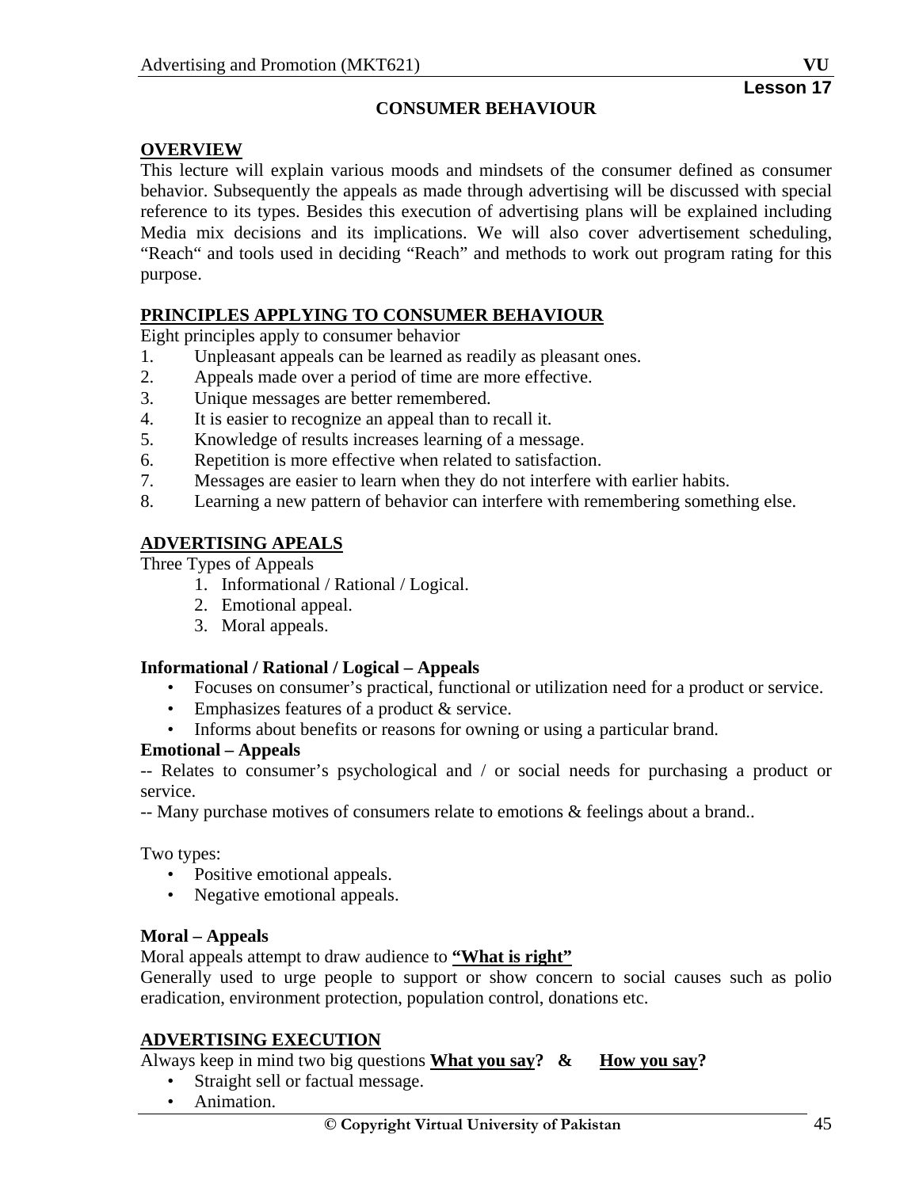**Lesson 17**

# CONSUMER BEHAVIOUR

## OVERVIEW

This lecture will explain various moods and mindsets of the consumer defined as consumer behavior. Subsequently the appeals as made through advertising will be discussed with special reference to its types. Besides this execution of advertising plans will be explained including Media mix decisions and its implications. We will also cover advertisement scheduling, "Reach" and tools used in deciding "Reach" and methods to work out program rating for this purpose.

## PRINCIPLES APPLYING TO CONSUMER BEHAVIOUR

Eight principles apply to consumer behavior

1. Unpleasant appeals can be learned as readily as pleasant ones.
2. Appeals made over a period of time are more effective.
3. Unique messages are better remembered.
4. It is easier to recognize an appeal than to recall it.
5. Knowledge of results increases learning of a message.
6. Repetition is more effective when related to satisfaction.
7. Messages are easier to learn when they do not interfere with earlier habits.
8. Learning a new pattern of behavior can interfere with remembering something else.

## ADVERTISING APEALS

Three Types of Appeals

1. Informational / Rational / Logical.
2. Emotional appeal.
3. Moral appeals.

### Informational / Rational / Logical – Appeals

- Focuses on consumer's practical, functional or utilization need for a product or service.
- Emphasizes features of a product & service.
- Informs about benefits or reasons for owning or using a particular brand.

### Emotional – Appeals

-- Relates to consumer's psychological and / or social needs for purchasing a product or service.

-- Many purchase motives of consumers relate to emotions & feelings about a brand..

Two types:

- Positive emotional appeals.
- Negative emotional appeals.

### Moral – Appeals

Moral appeals attempt to draw audience to **"What is right"**

Generally used to urge people to support or show concern to social causes such as polio eradication, environment protection, population control, donations etc.

## ADVERTISING EXECUTION

Always keep in mind two big questions **What you say? & How you say?**

- Straight sell or factual message.
- Animation.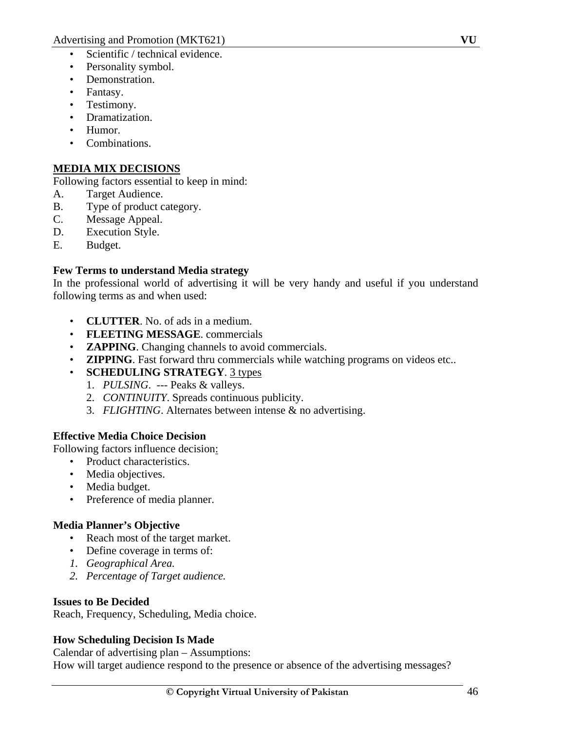- Scientific / technical evidence.
- Personality symbol.
- Demonstration.
- Fantasy.
- Testimony.
- Dramatization.
- Humor.
- Combinations.

## MEDIA MIX DECISIONS

Following factors essential to keep in mind:

A. Target Audience.
B. Type of product category.
C. Message Appeal.
D. Execution Style.
E. Budget.

### Few Terms to understand Media strategy

In the professional world of advertising it will be very handy and useful if you understand following terms as and when used:

- **CLUTTER**. No. of ads in a medium.
- **FLEETING MESSAGE**. commercials
- **ZAPPING**. Changing channels to avoid commercials.
- **ZIPPING**. Fast forward thru commercials while watching programs on videos etc..
- **SCHEDULING STRATEGY**. 3 types
  1. *PULSING*. --- Peaks & valleys.
  2. *CONTINUITY*. Spreads continuous publicity.
  3. *FLIGHTING*. Alternates between intense & no advertising.

### Effective Media Choice Decision

Following factors influence decision:

- Product characteristics.
- Media objectives.
- Media budget.
- Preference of media planner.

### Media Planner's Objective

- Reach most of the target market.
- Define coverage in terms of:
  1. *Geographical Area.*
  2. *Percentage of Target audience.*

### Issues to Be Decided

Reach, Frequency, Scheduling, Media choice.

### How Scheduling Decision Is Made

Calendar of advertising plan – Assumptions:
How will target audience respond to the presence or absence of the advertising messages?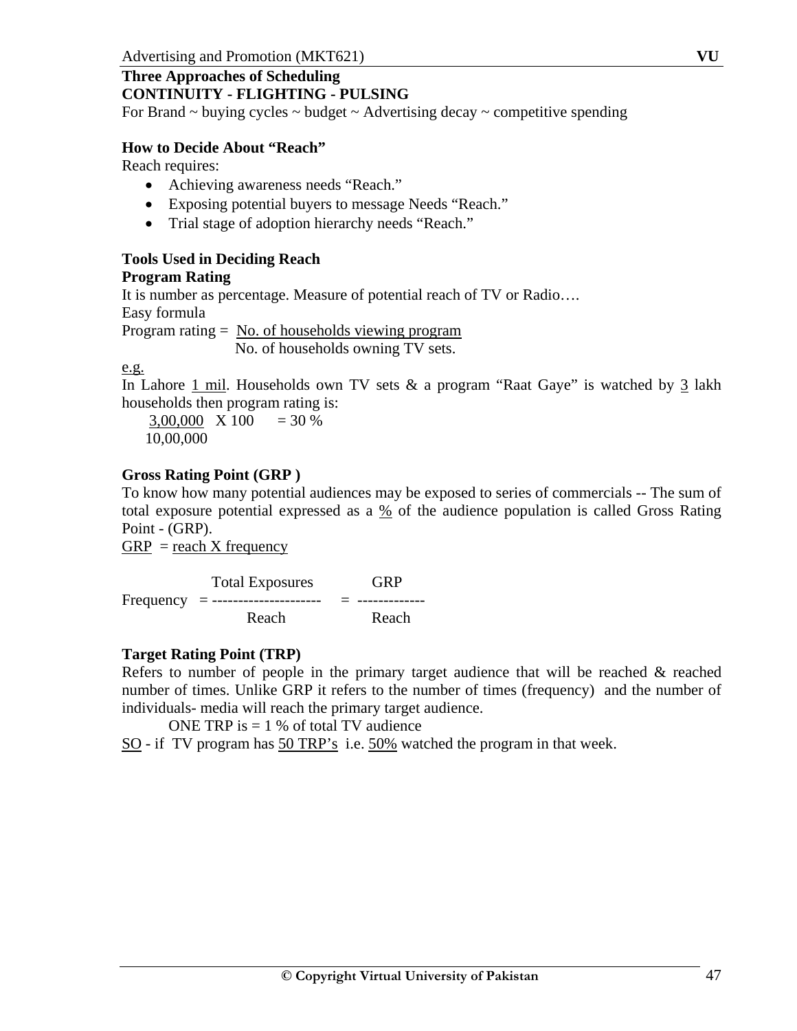**Three Approaches of Scheduling**

**CONTINUITY - FLIGHTING - PULSING**

For Brand ~ buying cycles ~ budget ~ Advertising decay ~ competitive spending

**How to Decide About "Reach"**

Reach requires:

- Achieving awareness needs "Reach."
- Exposing potential buyers to message Needs "Reach."
- Trial stage of adoption hierarchy needs "Reach."

**Tools Used in Deciding Reach**

**Program Rating**

It is number as percentage. Measure of potential reach of TV or Radio….

Easy formula

$$\text{Program rating} = \frac{\text{No. of households viewing program}}{\text{No. of households owning TV sets.}}$$

e.g.

In Lahore 1 mil. Households own TV sets & a program "Raat Gaye" is watched by 3 lakh households then program rating is:

$$\frac{3,00,000}{10,00,000} \times 100 = 30\ \%$$

**Gross Rating Point (GRP )**

To know how many potential audiences may be exposed to series of commercials -- The sum of total exposure potential expressed as a % of the audience population is called Gross Rating Point - (GRP).

GRP = reach X frequency

$$\text{Frequency} = \frac{\text{Total Exposures}}{\text{Reach}} = \frac{\text{GRP}}{\text{Reach}}$$

**Target Rating Point (TRP)**

Refers to number of people in the primary target audience that will be reached & reached number of times. Unlike GRP it refers to the number of times (frequency) and the number of individuals- media will reach the primary target audience.

ONE TRP is = 1 % of total TV audience

SO - if TV program has 50 TRP's i.e. 50% watched the program in that week.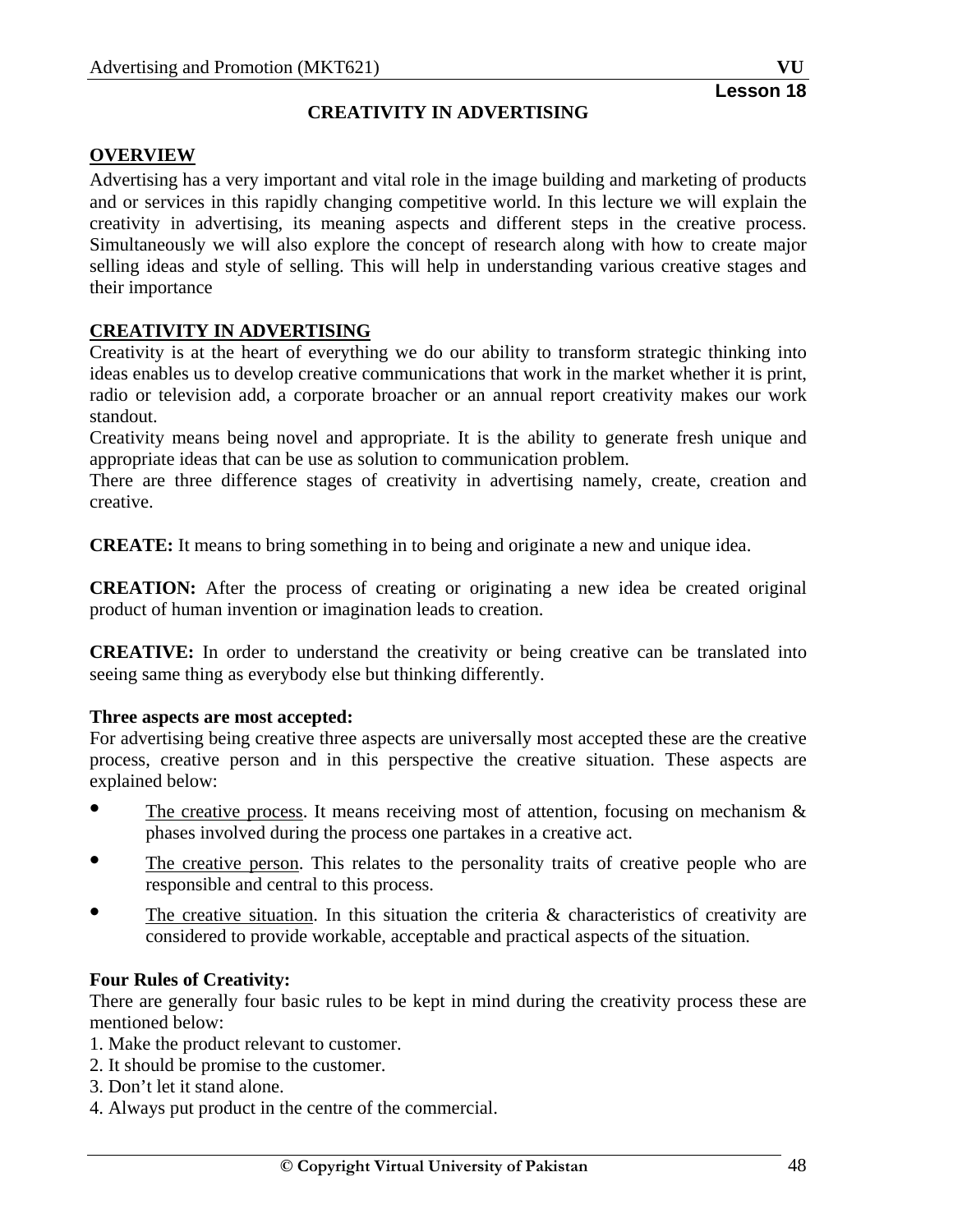Lesson 18

# CREATIVITY IN ADVERTISING

## OVERVIEW

Advertising has a very important and vital role in the image building and marketing of products and or services in this rapidly changing competitive world. In this lecture we will explain the creativity in advertising, its meaning aspects and different steps in the creative process. Simultaneously we will also explore the concept of research along with how to create major selling ideas and style of selling. This will help in understanding various creative stages and their importance

## CREATIVITY IN ADVERTISING

Creativity is at the heart of everything we do our ability to transform strategic thinking into ideas enables us to develop creative communications that work in the market whether it is print, radio or television add, a corporate broacher or an annual report creativity makes our work standout.

Creativity means being novel and appropriate. It is the ability to generate fresh unique and appropriate ideas that can be use as solution to communication problem.

There are three difference stages of creativity in advertising namely, create, creation and creative.

**CREATE:** It means to bring something in to being and originate a new and unique idea.

**CREATION:** After the process of creating or originating a new idea be created original product of human invention or imagination leads to creation.

**CREATIVE:** In order to understand the creativity or being creative can be translated into seeing same thing as everybody else but thinking differently.

**Three aspects are most accepted:**

For advertising being creative three aspects are universally most accepted these are the creative process, creative person and in this perspective the creative situation. These aspects are explained below:

- The creative process. It means receiving most of attention, focusing on mechanism & phases involved during the process one partakes in a creative act.
- The creative person. This relates to the personality traits of creative people who are responsible and central to this process.
- The creative situation. In this situation the criteria & characteristics of creativity are considered to provide workable, acceptable and practical aspects of the situation.

**Four Rules of Creativity:**

There are generally four basic rules to be kept in mind during the creativity process these are mentioned below:

1. Make the product relevant to customer.
2. It should be promise to the customer.
3. Don't let it stand alone.
4. Always put product in the centre of the commercial.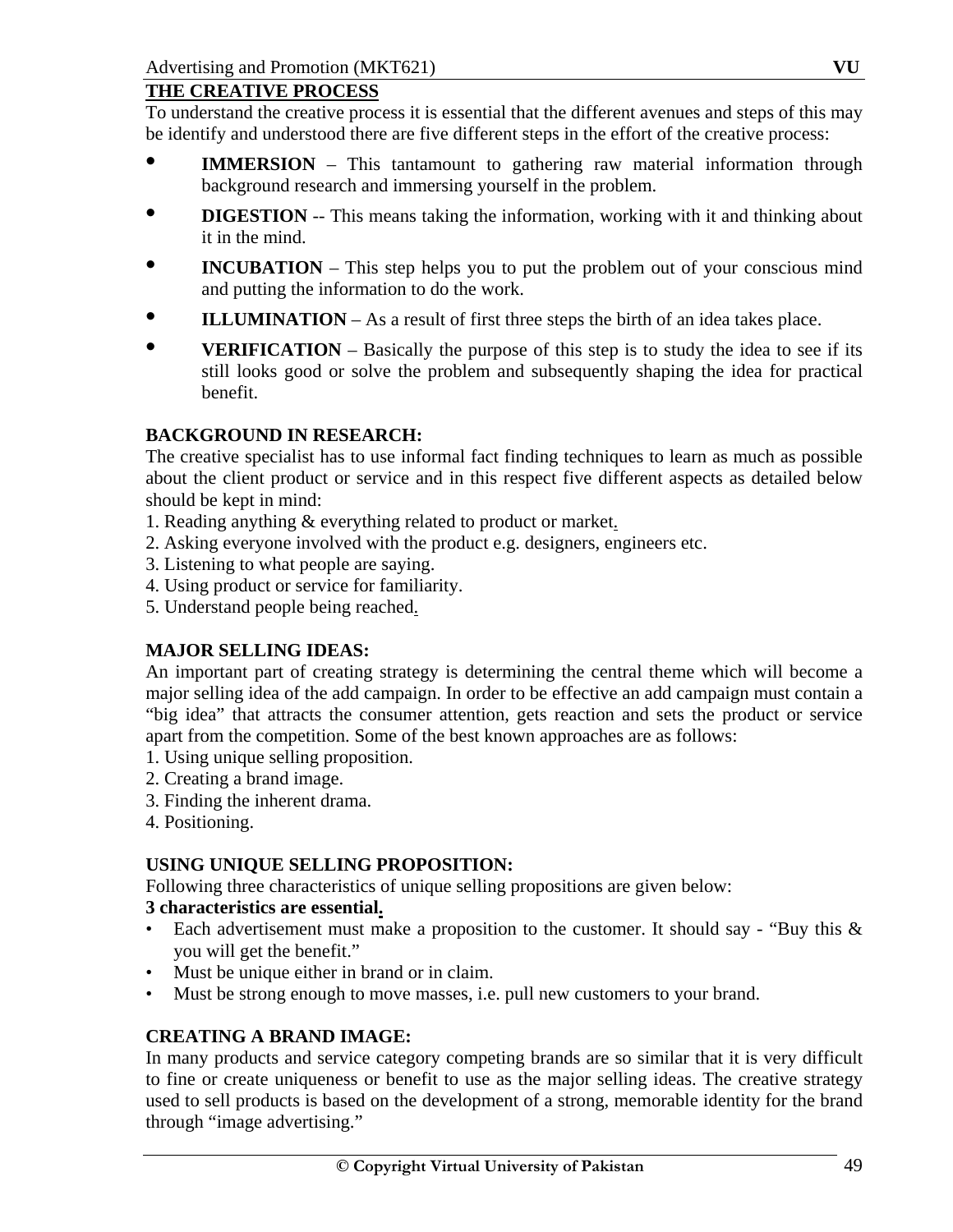## THE CREATIVE PROCESS

To understand the creative process it is essential that the different avenues and steps of this may be identify and understood there are five different steps in the effort of the creative process:

- **IMMERSION** – This tantamount to gathering raw material information through background research and immersing yourself in the problem.
- **DIGESTION** -- This means taking the information, working with it and thinking about it in the mind.
- **INCUBATION** – This step helps you to put the problem out of your conscious mind and putting the information to do the work.
- **ILLUMINATION** – As a result of first three steps the birth of an idea takes place.
- **VERIFICATION** – Basically the purpose of this step is to study the idea to see if its still looks good or solve the problem and subsequently shaping the idea for practical benefit.

### BACKGROUND IN RESEARCH:

The creative specialist has to use informal fact finding techniques to learn as much as possible about the client product or service and in this respect five different aspects as detailed below should be kept in mind:

1. Reading anything & everything related to product or market.
2. Asking everyone involved with the product e.g. designers, engineers etc.
3. Listening to what people are saying.
4. Using product or service for familiarity.
5. Understand people being reached.

### MAJOR SELLING IDEAS:

An important part of creating strategy is determining the central theme which will become a major selling idea of the add campaign. In order to be effective an add campaign must contain a "big idea" that attracts the consumer attention, gets reaction and sets the product or service apart from the competition. Some of the best known approaches are as follows:

1. Using unique selling proposition.
2. Creating a brand image.
3. Finding the inherent drama.
4. Positioning.

### USING UNIQUE SELLING PROPOSITION:

Following three characteristics of unique selling propositions are given below:

**3 characteristics are essential.**

- Each advertisement must make a proposition to the customer. It should say - "Buy this & you will get the benefit."
- Must be unique either in brand or in claim.
- Must be strong enough to move masses, i.e. pull new customers to your brand.

### CREATING A BRAND IMAGE:

In many products and service category competing brands are so similar that it is very difficult to fine or create uniqueness or benefit to use as the major selling ideas. The creative strategy used to sell products is based on the development of a strong, memorable identity for the brand through "image advertising."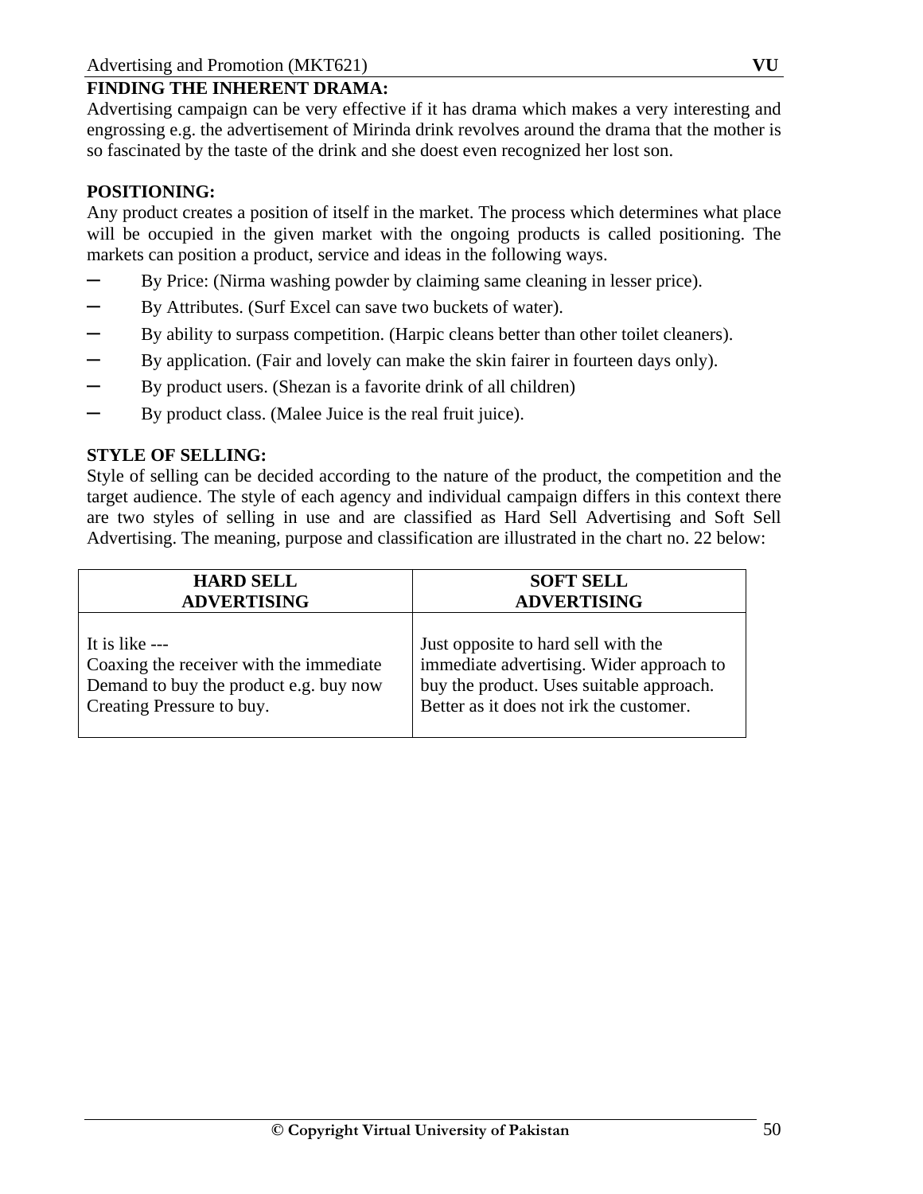**FINDING THE INHERENT DRAMA:**

Advertising campaign can be very effective if it has drama which makes a very interesting and engrossing e.g. the advertisement of Mirinda drink revolves around the drama that the mother is so fascinated by the taste of the drink and she doest even recognized her lost son.

**POSITIONING:**

Any product creates a position of itself in the market. The process which determines what place will be occupied in the given market with the ongoing products is called positioning. The markets can position a product, service and ideas in the following ways.

- By Price: (Nirma washing powder by claiming same cleaning in lesser price).
- By Attributes. (Surf Excel can save two buckets of water).
- By ability to surpass competition. (Harpic cleans better than other toilet cleaners).
- By application. (Fair and lovely can make the skin fairer in fourteen days only).
- By product users. (Shezan is a favorite drink of all children)
- By product class. (Malee Juice is the real fruit juice).

**STYLE OF SELLING:**

Style of selling can be decided according to the nature of the product, the competition and the target audience. The style of each agency and individual campaign differs in this context there are two styles of selling in use and are classified as Hard Sell Advertising and Soft Sell Advertising. The meaning, purpose and classification are illustrated in the chart no. 22 below:

| HARD SELL ADVERTISING | SOFT SELL ADVERTISING |
|---|---|
| It is like ---<br>Coaxing the receiver with the immediate Demand to buy the product e.g. buy now Creating Pressure to buy. | Just opposite to hard sell with the immediate advertising. Wider approach to buy the product. Uses suitable approach. Better as it does not irk the customer. |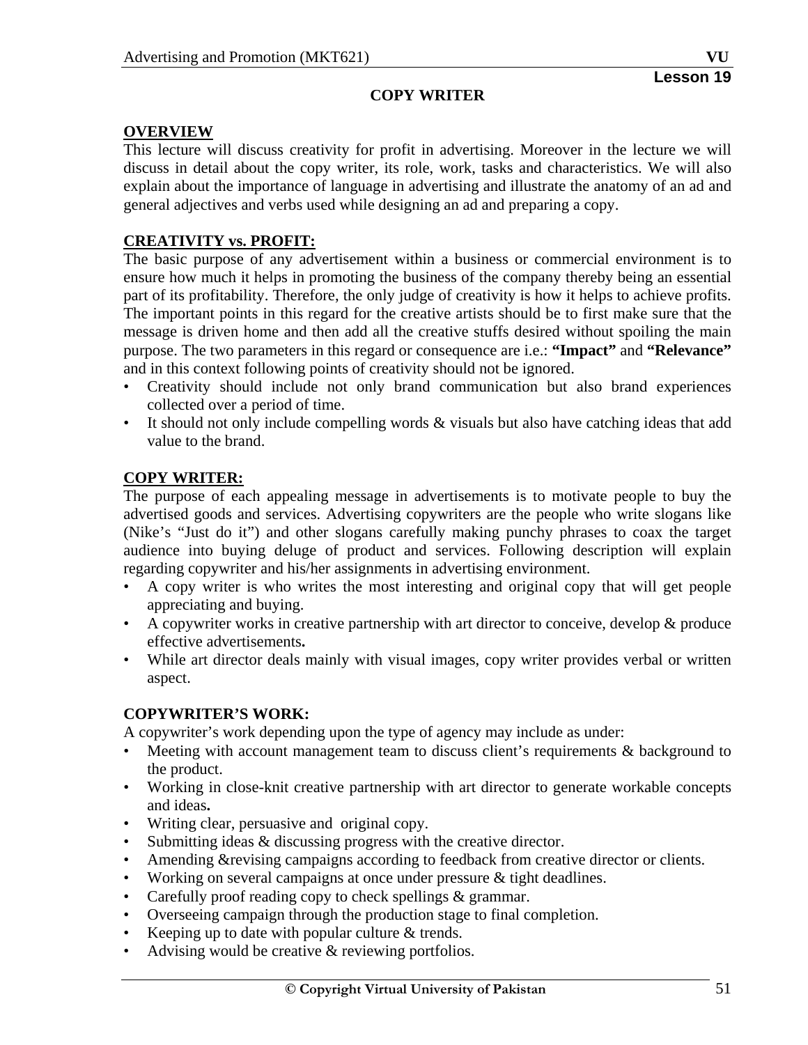Lesson 19

# COPY WRITER

## OVERVIEW

This lecture will discuss creativity for profit in advertising. Moreover in the lecture we will discuss in detail about the copy writer, its role, work, tasks and characteristics. We will also explain about the importance of language in advertising and illustrate the anatomy of an ad and general adjectives and verbs used while designing an ad and preparing a copy.

## CREATIVITY vs. PROFIT:

The basic purpose of any advertisement within a business or commercial environment is to ensure how much it helps in promoting the business of the company thereby being an essential part of its profitability. Therefore, the only judge of creativity is how it helps to achieve profits. The important points in this regard for the creative artists should be to first make sure that the message is driven home and then add all the creative stuffs desired without spoiling the main purpose. The two parameters in this regard or consequence are i.e.: **"Impact"** and **"Relevance"** and in this context following points of creativity should not be ignored.

- Creativity should include not only brand communication but also brand experiences collected over a period of time.
- It should not only include compelling words & visuals but also have catching ideas that add value to the brand.

## COPY WRITER:

The purpose of each appealing message in advertisements is to motivate people to buy the advertised goods and services. Advertising copywriters are the people who write slogans like (Nike's "Just do it") and other slogans carefully making punchy phrases to coax the target audience into buying deluge of product and services. Following description will explain regarding copywriter and his/her assignments in advertising environment.

- A copy writer is who writes the most interesting and original copy that will get people appreciating and buying.
- A copywriter works in creative partnership with art director to conceive, develop & produce effective advertisements**.**
- While art director deals mainly with visual images, copy writer provides verbal or written aspect.

### COPYWRITER'S WORK:

A copywriter's work depending upon the type of agency may include as under:

- Meeting with account management team to discuss client's requirements & background to the product.
- Working in close-knit creative partnership with art director to generate workable concepts and ideas**.**
- Writing clear, persuasive and original copy.
- Submitting ideas & discussing progress with the creative director.
- Amending &revising campaigns according to feedback from creative director or clients.
- Working on several campaigns at once under pressure & tight deadlines.
- Carefully proof reading copy to check spellings & grammar.
- Overseeing campaign through the production stage to final completion.
- Keeping up to date with popular culture & trends.
- Advising would be creative & reviewing portfolios.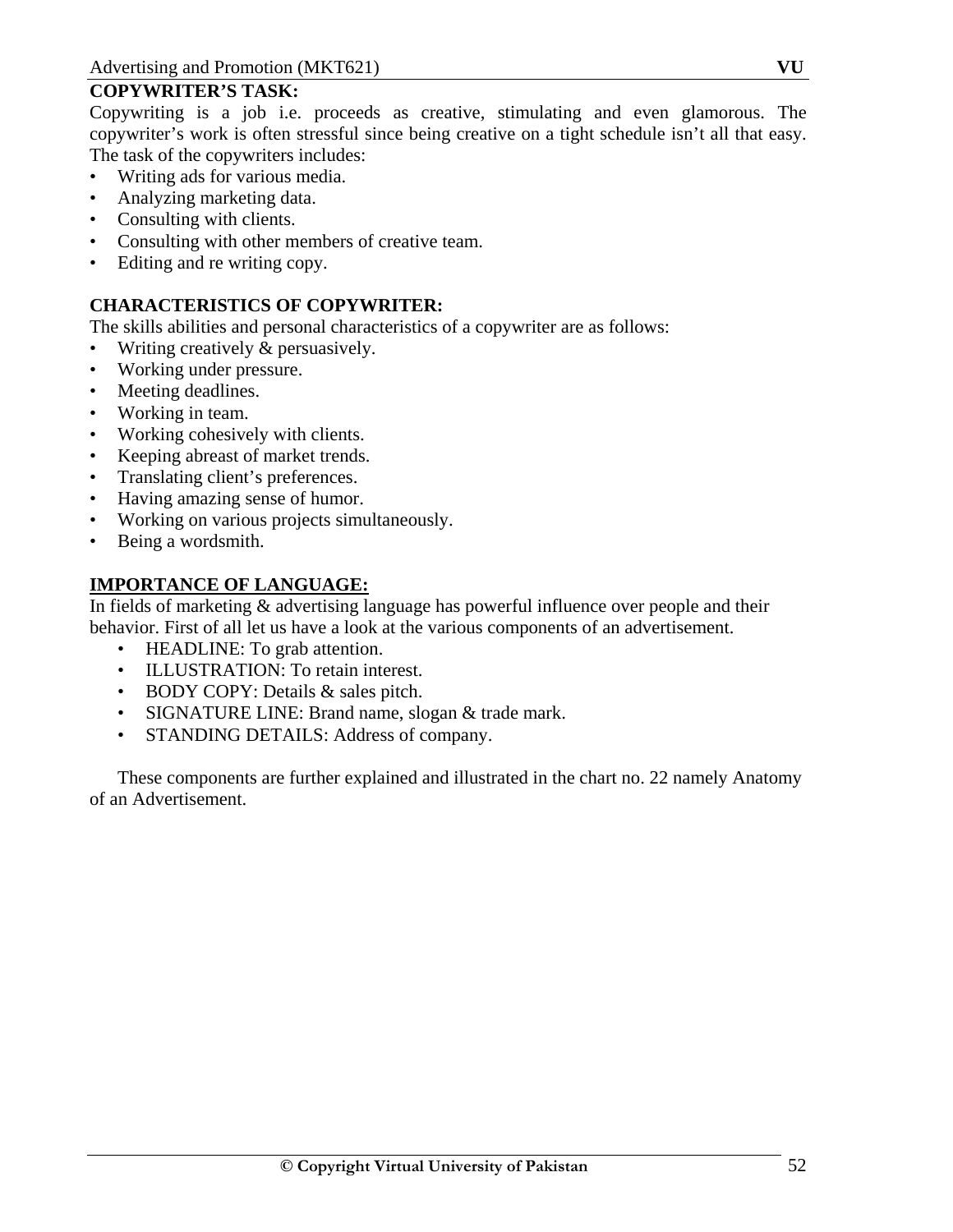## COPYWRITER'S TASK:

Copywriting is a job i.e. proceeds as creative, stimulating and even glamorous. The copywriter's work is often stressful since being creative on a tight schedule isn't all that easy. The task of the copywriters includes:

- Writing ads for various media.
- Analyzing marketing data.
- Consulting with clients.
- Consulting with other members of creative team.
- Editing and re writing copy.

## CHARACTERISTICS OF COPYWRITER:

The skills abilities and personal characteristics of a copywriter are as follows:

- Writing creatively & persuasively.
- Working under pressure.
- Meeting deadlines.
- Working in team.
- Working cohesively with clients.
- Keeping abreast of market trends.
- Translating client's preferences.
- Having amazing sense of humor.
- Working on various projects simultaneously.
- Being a wordsmith.

## IMPORTANCE OF LANGUAGE:

In fields of marketing & advertising language has powerful influence over people and their behavior. First of all let us have a look at the various components of an advertisement.

- HEADLINE: To grab attention.
- ILLUSTRATION: To retain interest.
- BODY COPY: Details & sales pitch.
- SIGNATURE LINE: Brand name, slogan & trade mark.
- STANDING DETAILS: Address of company.

These components are further explained and illustrated in the chart no. 22 namely Anatomy of an Advertisement.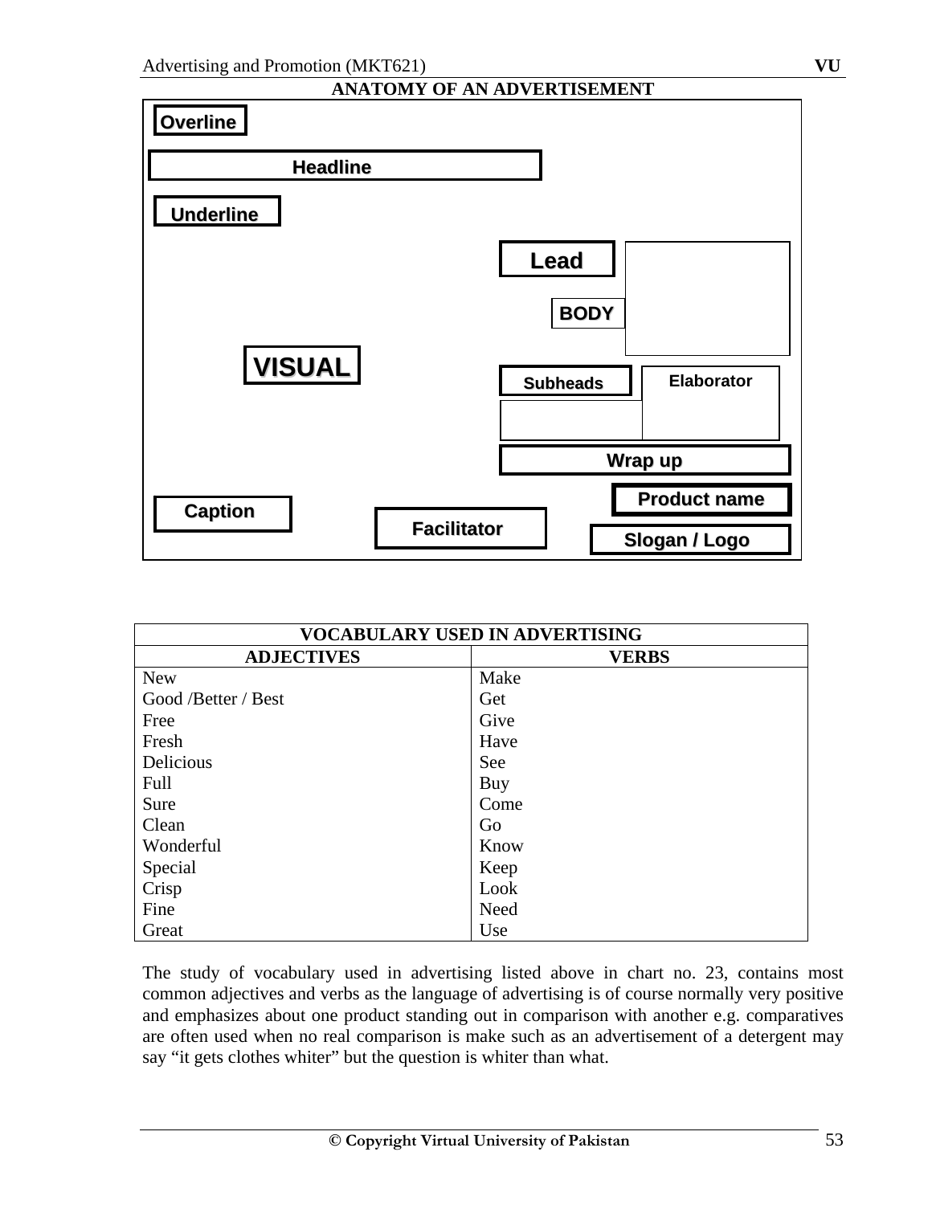**ANATOMY OF AN ADVERTISEMENT**

Overline

Headline

Underline

Lead

BODY

VISUAL

Subheads

Elaborator

Wrap up

Product name

Caption

Facilitator

Slogan / Logo

| VOCABULARY USED IN ADVERTISING | |
|---|---|
| **ADJECTIVES** | **VERBS** |
| New | Make |
| Good /Better / Best | Get |
| Free | Give |
| Fresh | Have |
| Delicious | See |
| Full | Buy |
| Sure | Come |
| Clean | Go |
| Wonderful | Know |
| Special | Keep |
| Crisp | Look |
| Fine | Need |
| Great | Use |

The study of vocabulary used in advertising listed above in chart no. 23, contains most common adjectives and verbs as the language of advertising is of course normally very positive and emphasizes about one product standing out in comparison with another e.g. comparatives are often used when no real comparison is make such as an advertisement of a detergent may say "it gets clothes whiter" but the question is whiter than what.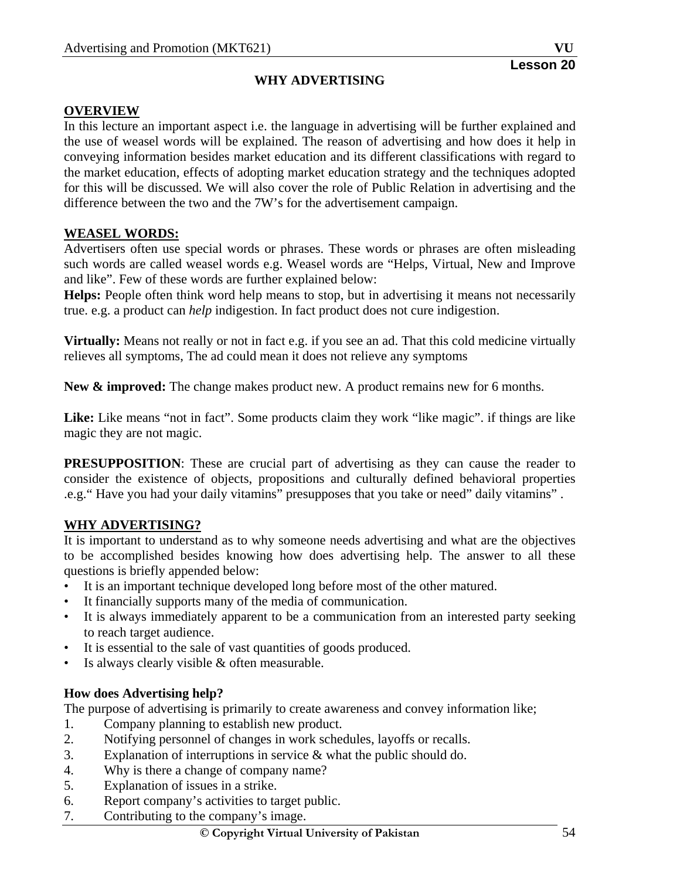**Lesson 20**

# WHY ADVERTISING

## OVERVIEW

In this lecture an important aspect i.e. the language in advertising will be further explained and the use of weasel words will be explained. The reason of advertising and how does it help in conveying information besides market education and its different classifications with regard to the market education, effects of adopting market education strategy and the techniques adopted for this will be discussed. We will also cover the role of Public Relation in advertising and the difference between the two and the 7W's for the advertisement campaign.

## WEASEL WORDS:

Advertisers often use special words or phrases. These words or phrases are often misleading such words are called weasel words e.g. Weasel words are "Helps, Virtual, New and Improve and like". Few of these words are further explained below:

**Helps:** People often think word help means to stop, but in advertising it means not necessarily true. e.g. a product can *help* indigestion. In fact product does not cure indigestion.

**Virtually:** Means not really or not in fact e.g. if you see an ad. That this cold medicine virtually relieves all symptoms, The ad could mean it does not relieve any symptoms

**New & improved:** The change makes product new. A product remains new for 6 months.

**Like:** Like means "not in fact". Some products claim they work "like magic". if things are like magic they are not magic.

**PRESUPPOSITION**: These are crucial part of advertising as they can cause the reader to consider the existence of objects, propositions and culturally defined behavioral properties .e.g." Have you had your daily vitamins" presupposes that you take or need" daily vitamins" .

## WHY ADVERTISING?

It is important to understand as to why someone needs advertising and what are the objectives to be accomplished besides knowing how does advertising help. The answer to all these questions is briefly appended below:

- It is an important technique developed long before most of the other matured.
- It financially supports many of the media of communication.
- It is always immediately apparent to be a communication from an interested party seeking to reach target audience.
- It is essential to the sale of vast quantities of goods produced.
- Is always clearly visible & often measurable.

### How does Advertising help?

The purpose of advertising is primarily to create awareness and convey information like;

1. Company planning to establish new product.
2. Notifying personnel of changes in work schedules, layoffs or recalls.
3. Explanation of interruptions in service & what the public should do.
4. Why is there a change of company name?
5. Explanation of issues in a strike.
6. Report company's activities to target public.
7. Contributing to the company's image.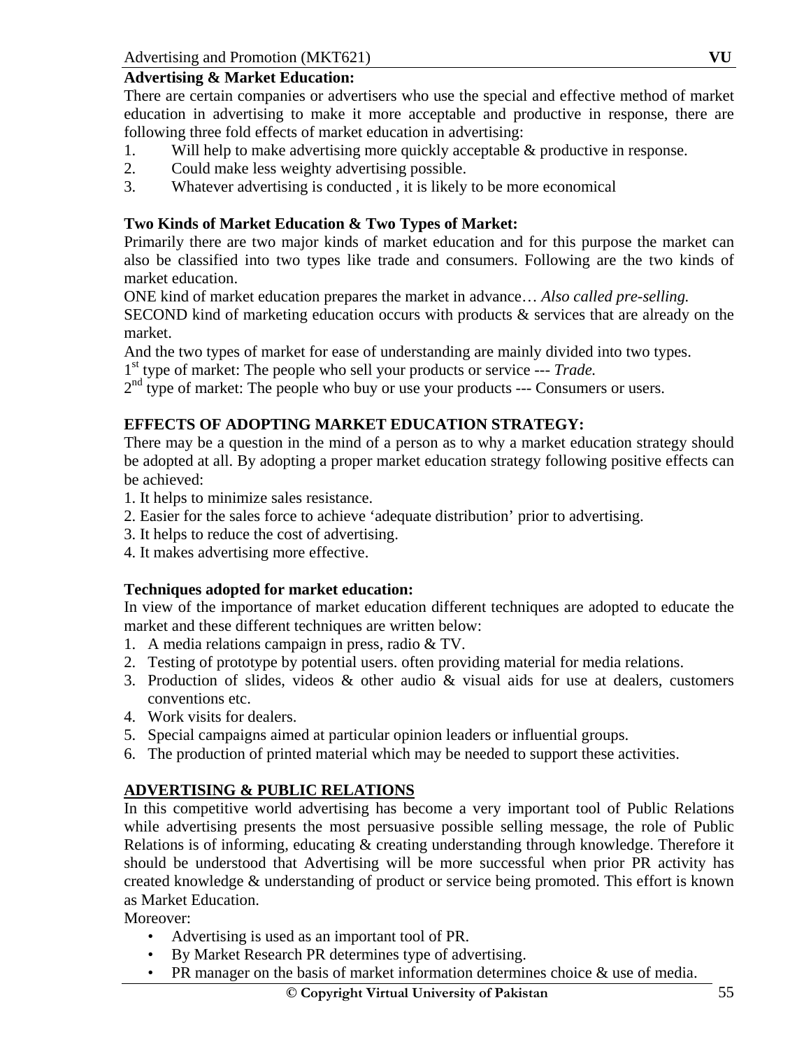**Advertising & Market Education:**

There are certain companies or advertisers who use the special and effective method of market education in advertising to make it more acceptable and productive in response, there are following three fold effects of market education in advertising:

1. Will help to make advertising more quickly acceptable & productive in response.
2. Could make less weighty advertising possible.
3. Whatever advertising is conducted , it is likely to be more economical

**Two Kinds of Market Education & Two Types of Market:**

Primarily there are two major kinds of market education and for this purpose the market can also be classified into two types like trade and consumers. Following are the two kinds of market education.

ONE kind of market education prepares the market in advance… *Also called pre-selling.*

SECOND kind of marketing education occurs with products & services that are already on the market.

And the two types of market for ease of understanding are mainly divided into two types.

1st type of market: The people who sell your products or service --- *Trade.*

2nd type of market: The people who buy or use your products --- Consumers or users.

**EFFECTS OF ADOPTING MARKET EDUCATION STRATEGY:**

There may be a question in the mind of a person as to why a market education strategy should be adopted at all. By adopting a proper market education strategy following positive effects can be achieved:

1. It helps to minimize sales resistance.
2. Easier for the sales force to achieve 'adequate distribution' prior to advertising.
3. It helps to reduce the cost of advertising.
4. It makes advertising more effective.

**Techniques adopted for market education:**

In view of the importance of market education different techniques are adopted to educate the market and these different techniques are written below:

1. A media relations campaign in press, radio & TV.
2. Testing of prototype by potential users. often providing material for media relations.
3. Production of slides, videos & other audio & visual aids for use at dealers, customers conventions etc.
4. Work visits for dealers.
5. Special campaigns aimed at particular opinion leaders or influential groups.
6. The production of printed material which may be needed to support these activities.

## ADVERTISING & PUBLIC RELATIONS

In this competitive world advertising has become a very important tool of Public Relations while advertising presents the most persuasive possible selling message, the role of Public Relations is of informing, educating & creating understanding through knowledge. Therefore it should be understood that Advertising will be more successful when prior PR activity has created knowledge & understanding of product or service being promoted. This effort is known as Market Education.

Moreover:

- Advertising is used as an important tool of PR.
- By Market Research PR determines type of advertising.
- PR manager on the basis of market information determines choice & use of media.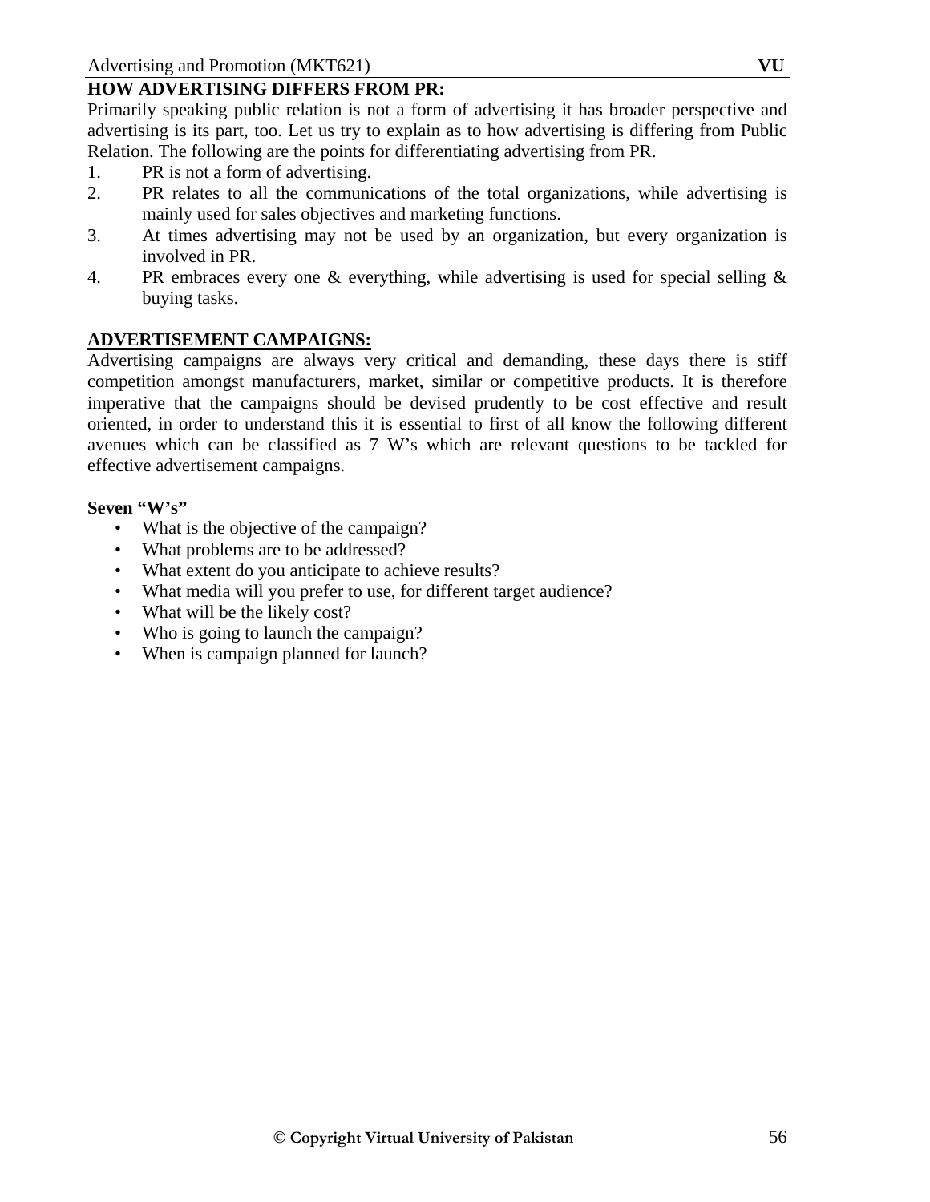## HOW ADVERTISING DIFFERS FROM PR:

Primarily speaking public relation is not a form of advertising it has broader perspective and advertising is its part, too. Let us try to explain as to how advertising is differing from Public Relation. The following are the points for differentiating advertising from PR.

1. PR is not a form of advertising.
2. PR relates to all the communications of the total organizations, while advertising is mainly used for sales objectives and marketing functions.
3. At times advertising may not be used by an organization, but every organization is involved in PR.
4. PR embraces every one & everything, while advertising is used for special selling & buying tasks.

## ADVERTISEMENT CAMPAIGNS:

Advertising campaigns are always very critical and demanding, these days there is stiff competition amongst manufacturers, market, similar or competitive products. It is therefore imperative that the campaigns should be devised prudently to be cost effective and result oriented, in order to understand this it is essential to first of all know the following different avenues which can be classified as 7 W's which are relevant questions to be tackled for effective advertisement campaigns.

**Seven "W's"**

- What is the objective of the campaign?
- What problems are to be addressed?
- What extent do you anticipate to achieve results?
- What media will you prefer to use, for different target audience?
- What will be the likely cost?
- Who is going to launch the campaign?
- When is campaign planned for launch?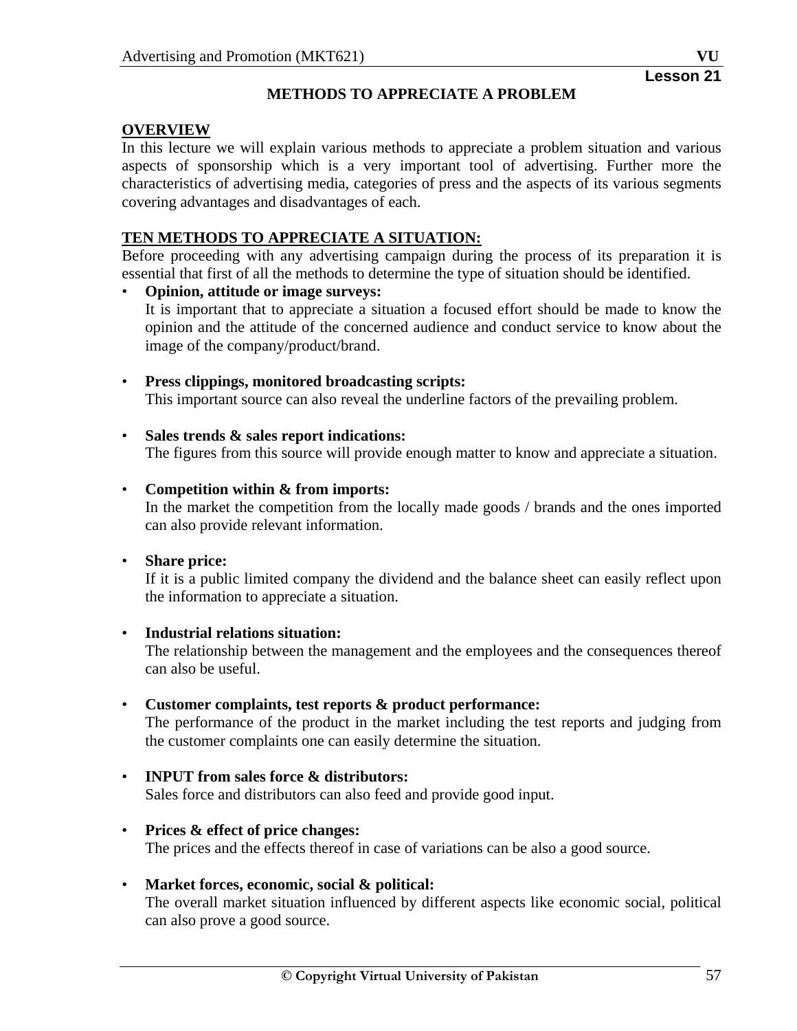Lesson 21

# METHODS TO APPRECIATE A PROBLEM

## OVERVIEW

In this lecture we will explain various methods to appreciate a problem situation and various aspects of sponsorship which is a very important tool of advertising. Further more the characteristics of advertising media, categories of press and the aspects of its various segments covering advantages and disadvantages of each.

## TEN METHODS TO APPRECIATE A SITUATION:

Before proceeding with any advertising campaign during the process of its preparation it is essential that first of all the methods to determine the type of situation should be identified.

- **Opinion, attitude or image surveys:**
  It is important that to appreciate a situation a focused effort should be made to know the opinion and the attitude of the concerned audience and conduct service to know about the image of the company/product/brand.

- **Press clippings, monitored broadcasting scripts:**
  This important source can also reveal the underline factors of the prevailing problem.

- **Sales trends & sales report indications:**
  The figures from this source will provide enough matter to know and appreciate a situation.

- **Competition within & from imports:**
  In the market the competition from the locally made goods / brands and the ones imported can also provide relevant information.

- **Share price:**
  If it is a public limited company the dividend and the balance sheet can easily reflect upon the information to appreciate a situation.

- **Industrial relations situation:**
  The relationship between the management and the employees and the consequences thereof can also be useful.

- **Customer complaints, test reports & product performance:**
  The performance of the product in the market including the test reports and judging from the customer complaints one can easily determine the situation.

- **INPUT from sales force & distributors:**
  Sales force and distributors can also feed and provide good input.

- **Prices & effect of price changes:**
  The prices and the effects thereof in case of variations can be also a good source.

- **Market forces, economic, social & political:**
  The overall market situation influenced by different aspects like economic social, political can also prove a good source.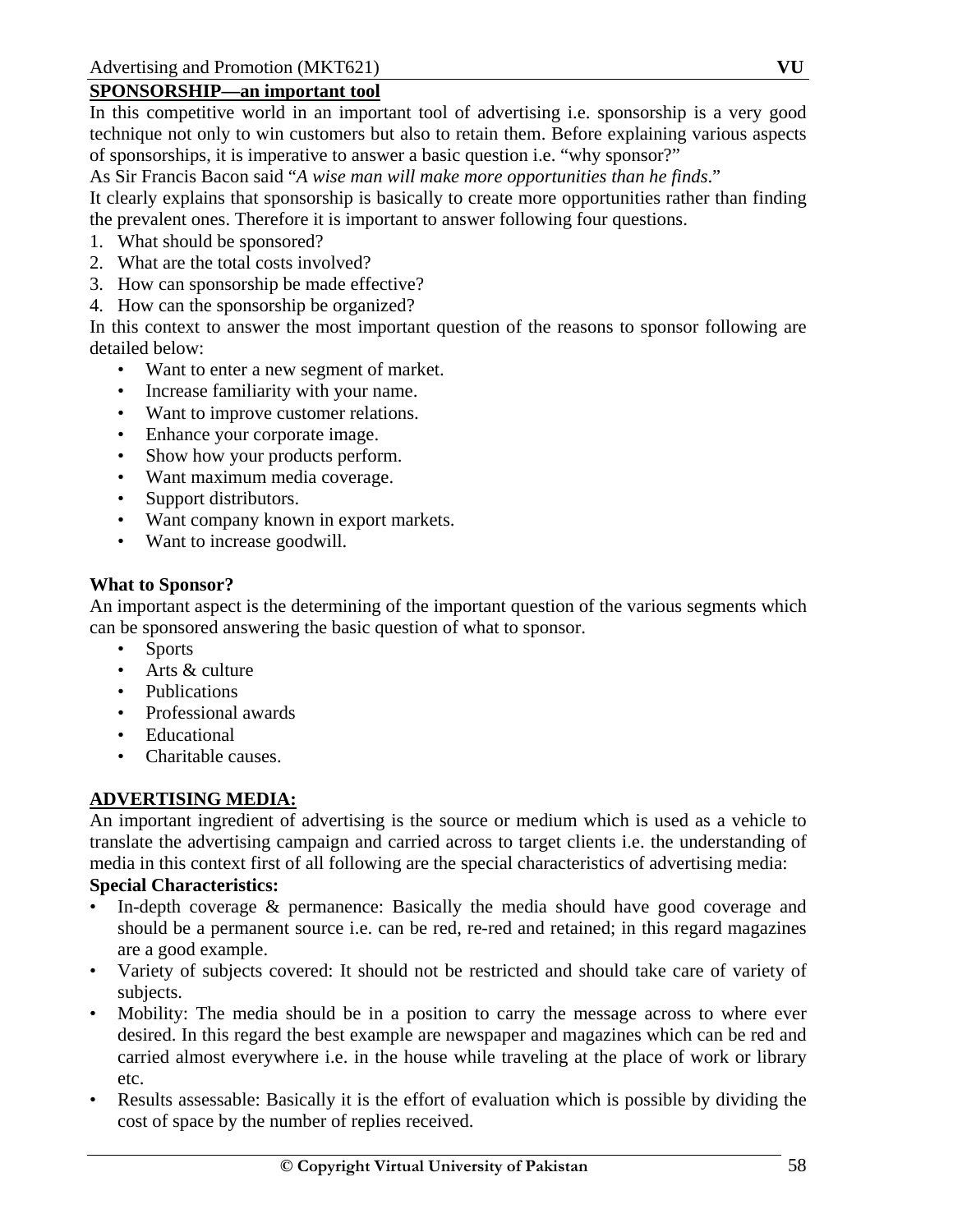## SPONSORSHIP—an important tool

In this competitive world in an important tool of advertising i.e. sponsorship is a very good technique not only to win customers but also to retain them. Before explaining various aspects of sponsorships, it is imperative to answer a basic question i.e. "why sponsor?"

As Sir Francis Bacon said "*A wise man will make more opportunities than he finds*."

It clearly explains that sponsorship is basically to create more opportunities rather than finding the prevalent ones. Therefore it is important to answer following four questions.

1. What should be sponsored?
2. What are the total costs involved?
3. How can sponsorship be made effective?
4. How can the sponsorship be organized?

In this context to answer the most important question of the reasons to sponsor following are detailed below:

- Want to enter a new segment of market.
- Increase familiarity with your name.
- Want to improve customer relations.
- Enhance your corporate image.
- Show how your products perform.
- Want maximum media coverage.
- Support distributors.
- Want company known in export markets.
- Want to increase goodwill.

**What to Sponsor?**

An important aspect is the determining of the important question of the various segments which can be sponsored answering the basic question of what to sponsor.

- Sports
- Arts & culture
- Publications
- Professional awards
- Educational
- Charitable causes.

## ADVERTISING MEDIA:

An important ingredient of advertising is the source or medium which is used as a vehicle to translate the advertising campaign and carried across to target clients i.e. the understanding of media in this context first of all following are the special characteristics of advertising media:

**Special Characteristics:**

- In-depth coverage & permanence: Basically the media should have good coverage and should be a permanent source i.e. can be red, re-red and retained; in this regard magazines are a good example.
- Variety of subjects covered: It should not be restricted and should take care of variety of subjects.
- Mobility: The media should be in a position to carry the message across to where ever desired. In this regard the best example are newspaper and magazines which can be red and carried almost everywhere i.e. in the house while traveling at the place of work or library etc.
- Results assessable: Basically it is the effort of evaluation which is possible by dividing the cost of space by the number of replies received.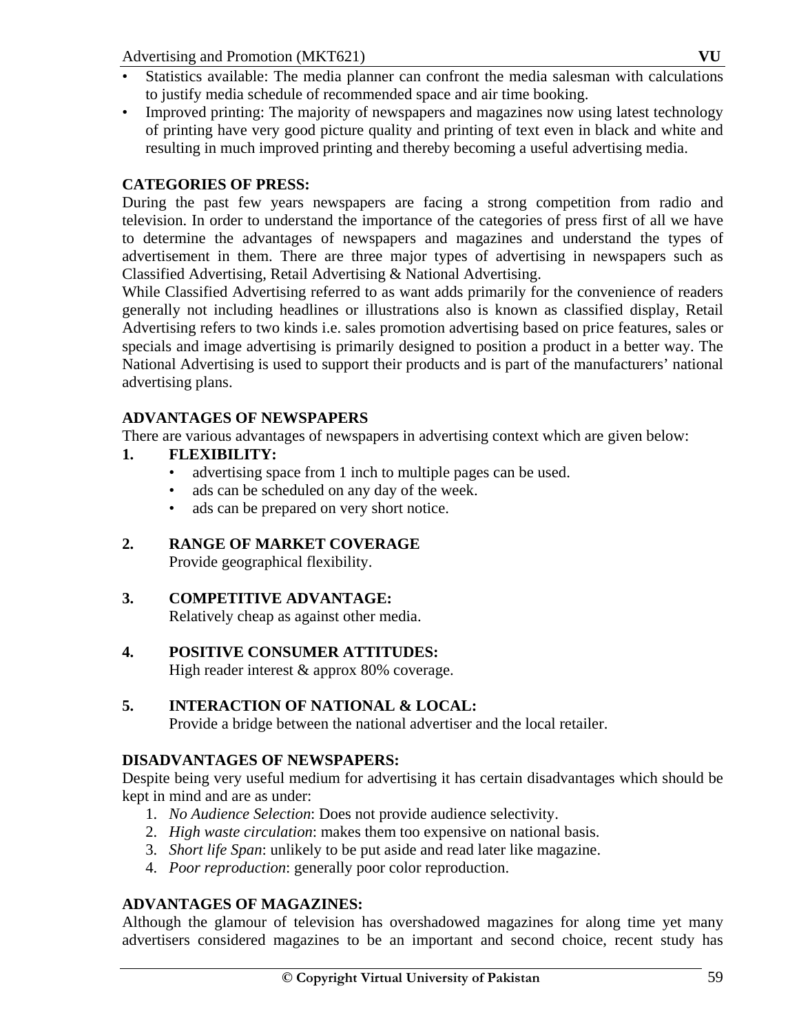- Statistics available: The media planner can confront the media salesman with calculations to justify media schedule of recommended space and air time booking.
- Improved printing: The majority of newspapers and magazines now using latest technology of printing have very good picture quality and printing of text even in black and white and resulting in much improved printing and thereby becoming a useful advertising media.

**CATEGORIES OF PRESS:**

During the past few years newspapers are facing a strong competition from radio and television. In order to understand the importance of the categories of press first of all we have to determine the advantages of newspapers and magazines and understand the types of advertisement in them. There are three major types of advertising in newspapers such as Classified Advertising, Retail Advertising & National Advertising.

While Classified Advertising referred to as want adds primarily for the convenience of readers generally not including headlines or illustrations also is known as classified display, Retail Advertising refers to two kinds i.e. sales promotion advertising based on price features, sales or specials and image advertising is primarily designed to position a product in a better way. The National Advertising is used to support their products and is part of the manufacturers' national advertising plans.

**ADVANTAGES OF NEWSPAPERS**

There are various advantages of newspapers in advertising context which are given below:

1. **FLEXIBILITY:**
   - advertising space from 1 inch to multiple pages can be used.
   - ads can be scheduled on any day of the week.
   - ads can be prepared on very short notice.

2. **RANGE OF MARKET COVERAGE**
   Provide geographical flexibility.

3. **COMPETITIVE ADVANTAGE:**
   Relatively cheap as against other media.

4. **POSITIVE CONSUMER ATTITUDES:**
   High reader interest & approx 80% coverage.

5. **INTERACTION OF NATIONAL & LOCAL:**
   Provide a bridge between the national advertiser and the local retailer.

**DISADVANTAGES OF NEWSPAPERS:**

Despite being very useful medium for advertising it has certain disadvantages which should be kept in mind and are as under:

1. *No Audience Selection*: Does not provide audience selectivity.
2. *High waste circulation*: makes them too expensive on national basis.
3. *Short life Span*: unlikely to be put aside and read later like magazine.
4. *Poor reproduction*: generally poor color reproduction.

**ADVANTAGES OF MAGAZINES:**

Although the glamour of television has overshadowed magazines for along time yet many advertisers considered magazines to be an important and second choice, recent study has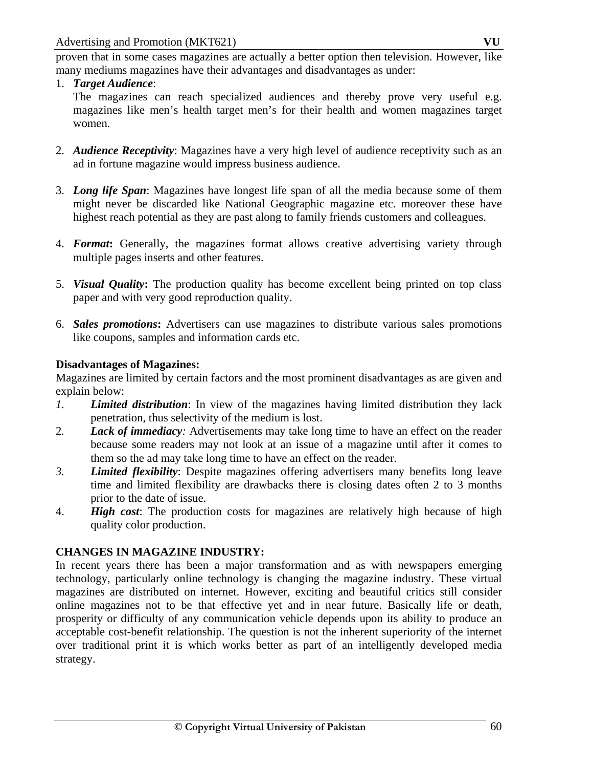proven that in some cases magazines are actually a better option then television. However, like many mediums magazines have their advantages and disadvantages as under:

1. ***Target Audience***:
   The magazines can reach specialized audiences and thereby prove very useful e.g. magazines like men's health target men's for their health and women magazines target women.

2. ***Audience Receptivity***: Magazines have a very high level of audience receptivity such as an ad in fortune magazine would impress business audience.

3. ***Long life Span***: Magazines have longest life span of all the media because some of them might never be discarded like National Geographic magazine etc. moreover these have highest reach potential as they are past along to family friends customers and colleagues.

4. ***Format*:** Generally, the magazines format allows creative advertising variety through multiple pages inserts and other features.

5. ***Visual Quality*:** The production quality has become excellent being printed on top class paper and with very good reproduction quality.

6. ***Sales promotions*:** Advertisers can use magazines to distribute various sales promotions like coupons, samples and information cards etc.

**Disadvantages of Magazines:**

Magazines are limited by certain factors and the most prominent disadvantages as are given and explain below:

1. ***Limited distribution***: In view of the magazines having limited distribution they lack penetration, thus selectivity of the medium is lost.
2. ***Lack of immediacy**:* Advertisements may take long time to have an effect on the reader because some readers may not look at an issue of a magazine until after it comes to them so the ad may take long time to have an effect on the reader.
3. ***Limited flexibility***: Despite magazines offering advertisers many benefits long leave time and limited flexibility are drawbacks there is closing dates often 2 to 3 months prior to the date of issue.
4. ***High cost***: The production costs for magazines are relatively high because of high quality color production.

**CHANGES IN MAGAZINE INDUSTRY:**

In recent years there has been a major transformation and as with newspapers emerging technology, particularly online technology is changing the magazine industry. These virtual magazines are distributed on internet. However, exciting and beautiful critics still consider online magazines not to be that effective yet and in near future. Basically life or death, prosperity or difficulty of any communication vehicle depends upon its ability to produce an acceptable cost-benefit relationship. The question is not the inherent superiority of the internet over traditional print it is which works better as part of an intelligently developed media strategy.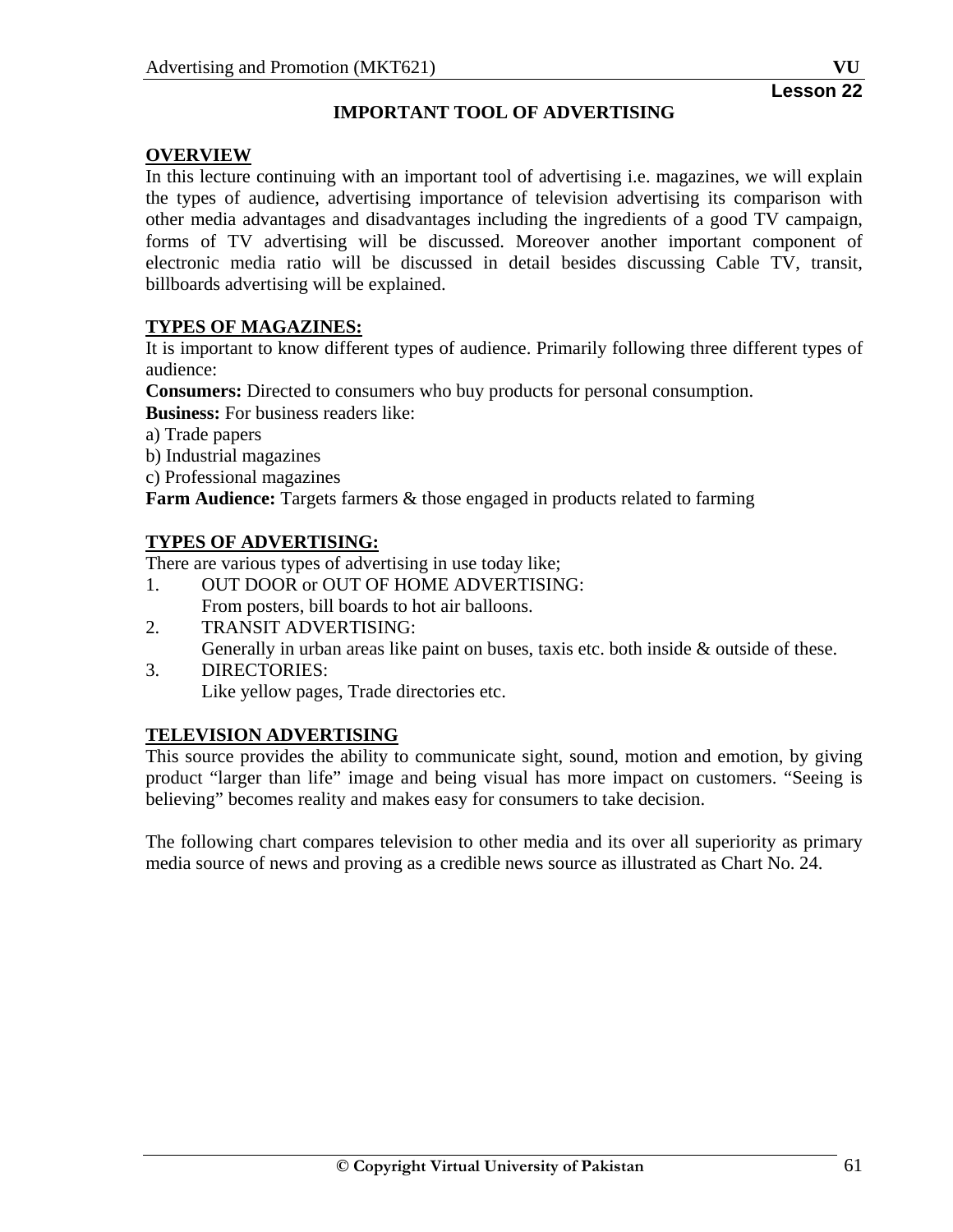Lesson 22

# IMPORTANT TOOL OF ADVERTISING

## OVERVIEW

In this lecture continuing with an important tool of advertising i.e. magazines, we will explain the types of audience, advertising importance of television advertising its comparison with other media advantages and disadvantages including the ingredients of a good TV campaign, forms of TV advertising will be discussed. Moreover another important component of electronic media ratio will be discussed in detail besides discussing Cable TV, transit, billboards advertising will be explained.

## TYPES OF MAGAZINES:

It is important to know different types of audience. Primarily following three different types of audience:

**Consumers:** Directed to consumers who buy products for personal consumption.

**Business:** For business readers like:

a) Trade papers

b) Industrial magazines

c) Professional magazines

**Farm Audience:** Targets farmers & those engaged in products related to farming

## TYPES OF ADVERTISING:

There are various types of advertising in use today like;

1. OUT DOOR or OUT OF HOME ADVERTISING:
   From posters, bill boards to hot air balloons.
2. TRANSIT ADVERTISING:
   Generally in urban areas like paint on buses, taxis etc. both inside & outside of these.
3. DIRECTORIES:
   Like yellow pages, Trade directories etc.

## TELEVISION ADVERTISING

This source provides the ability to communicate sight, sound, motion and emotion, by giving product "larger than life" image and being visual has more impact on customers. "Seeing is believing" becomes reality and makes easy for consumers to take decision.

The following chart compares television to other media and its over all superiority as primary media source of news and proving as a credible news source as illustrated as Chart No. 24.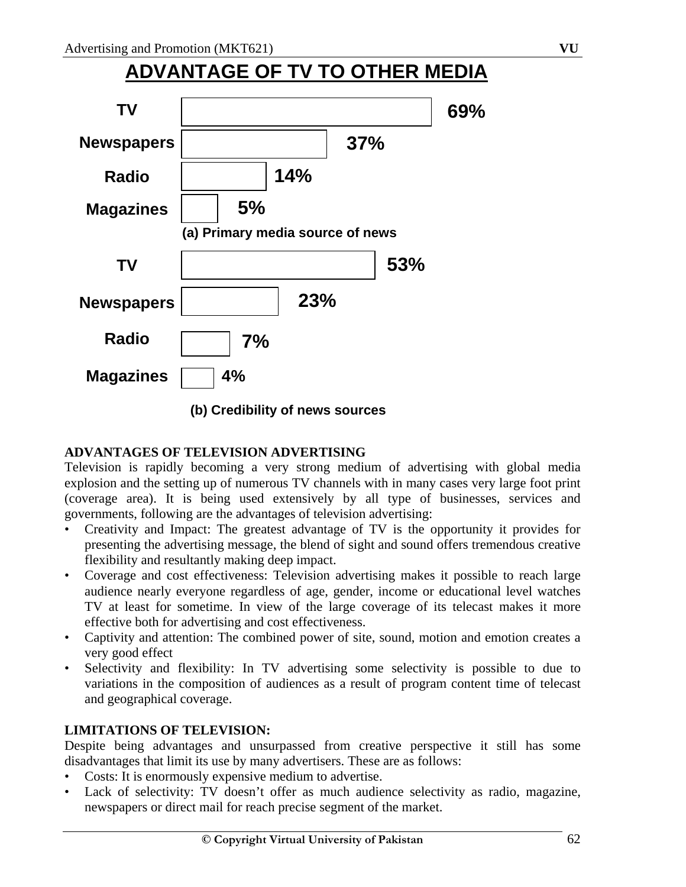# ADVANTAGE OF TV TO OTHER MEDIA

TV 69%

Newspapers 37%

Radio 14%

Magazines 5%

(a) Primary media source of news

TV 53%

Newspapers 23%

Radio 7%

Magazines 4%

(b) Credibility of news sources

**ADVANTAGES OF TELEVISION ADVERTISING**

Television is rapidly becoming a very strong medium of advertising with global media explosion and the setting up of numerous TV channels with in many cases very large foot print (coverage area). It is being used extensively by all type of businesses, services and governments, following are the advantages of television advertising:

- Creativity and Impact: The greatest advantage of TV is the opportunity it provides for presenting the advertising message, the blend of sight and sound offers tremendous creative flexibility and resultantly making deep impact.
- Coverage and cost effectiveness: Television advertising makes it possible to reach large audience nearly everyone regardless of age, gender, income or educational level watches TV at least for sometime. In view of the large coverage of its telecast makes it more effective both for advertising and cost effectiveness.
- Captivity and attention: The combined power of site, sound, motion and emotion creates a very good effect
- Selectivity and flexibility: In TV advertising some selectivity is possible to due to variations in the composition of audiences as a result of program content time of telecast and geographical coverage.

**LIMITATIONS OF TELEVISION:**

Despite being advantages and unsurpassed from creative perspective it still has some disadvantages that limit its use by many advertisers. These are as follows:

- Costs: It is enormously expensive medium to advertise.
- Lack of selectivity: TV doesn't offer as much audience selectivity as radio, magazine, newspapers or direct mail for reach precise segment of the market.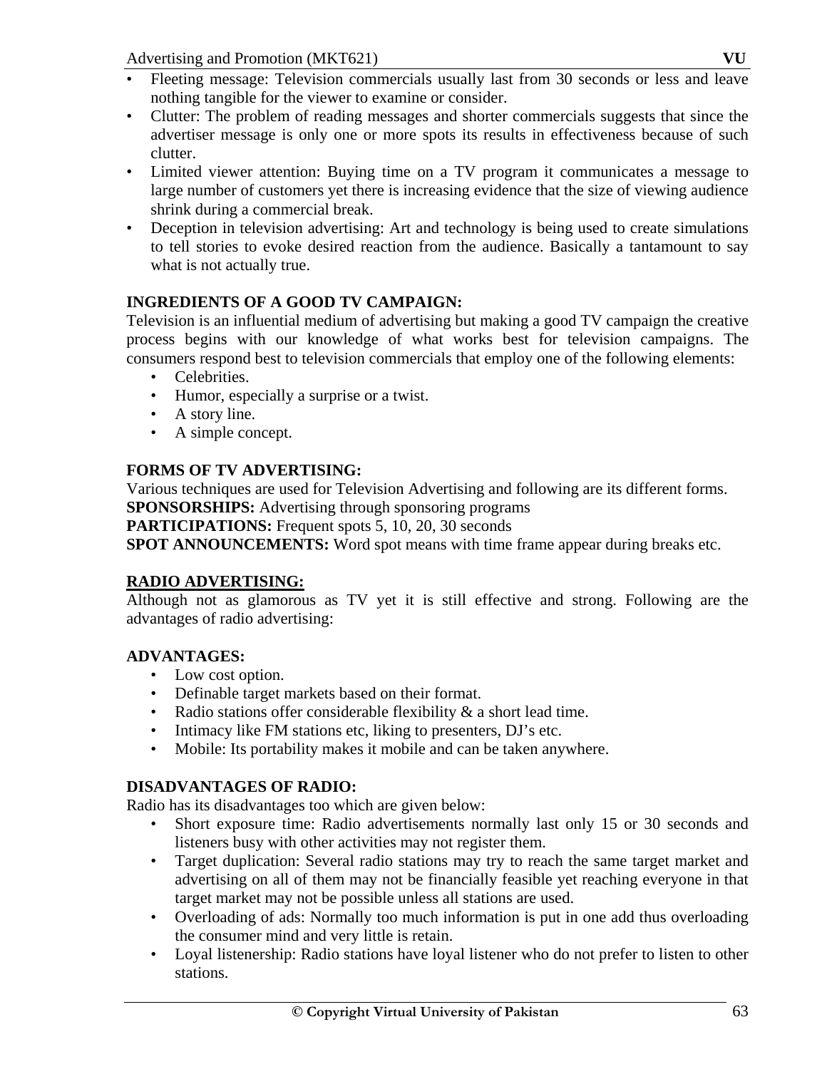- Fleeting message: Television commercials usually last from 30 seconds or less and leave nothing tangible for the viewer to examine or consider.
- Clutter: The problem of reading messages and shorter commercials suggests that since the advertiser message is only one or more spots its results in effectiveness because of such clutter.
- Limited viewer attention: Buying time on a TV program it communicates a message to large number of customers yet there is increasing evidence that the size of viewing audience shrink during a commercial break.
- Deception in television advertising: Art and technology is being used to create simulations to tell stories to evoke desired reaction from the audience. Basically a tantamount to say what is not actually true.

**INGREDIENTS OF A GOOD TV CAMPAIGN:**

Television is an influential medium of advertising but making a good TV campaign the creative process begins with our knowledge of what works best for television campaigns. The consumers respond best to television commercials that employ one of the following elements:

- Celebrities.
- Humor, especially a surprise or a twist.
- A story line.
- A simple concept.

**FORMS OF TV ADVERTISING:**

Various techniques are used for Television Advertising and following are its different forms.
**SPONSORSHIPS:** Advertising through sponsoring programs
**PARTICIPATIONS:** Frequent spots 5, 10, 20, 30 seconds
**SPOT ANNOUNCEMENTS:** Word spot means with time frame appear during breaks etc.

**RADIO ADVERTISING:**

Although not as glamorous as TV yet it is still effective and strong. Following are the advantages of radio advertising:

**ADVANTAGES:**

- Low cost option.
- Definable target markets based on their format.
- Radio stations offer considerable flexibility & a short lead time.
- Intimacy like FM stations etc, liking to presenters, DJ's etc.
- Mobile: Its portability makes it mobile and can be taken anywhere.

**DISADVANTAGES OF RADIO:**

Radio has its disadvantages too which are given below:

- Short exposure time: Radio advertisements normally last only 15 or 30 seconds and listeners busy with other activities may not register them.
- Target duplication: Several radio stations may try to reach the same target market and advertising on all of them may not be financially feasible yet reaching everyone in that target market may not be possible unless all stations are used.
- Overloading of ads: Normally too much information is put in one add thus overloading the consumer mind and very little is retain.
- Loyal listenership: Radio stations have loyal listener who do not prefer to listen to other stations.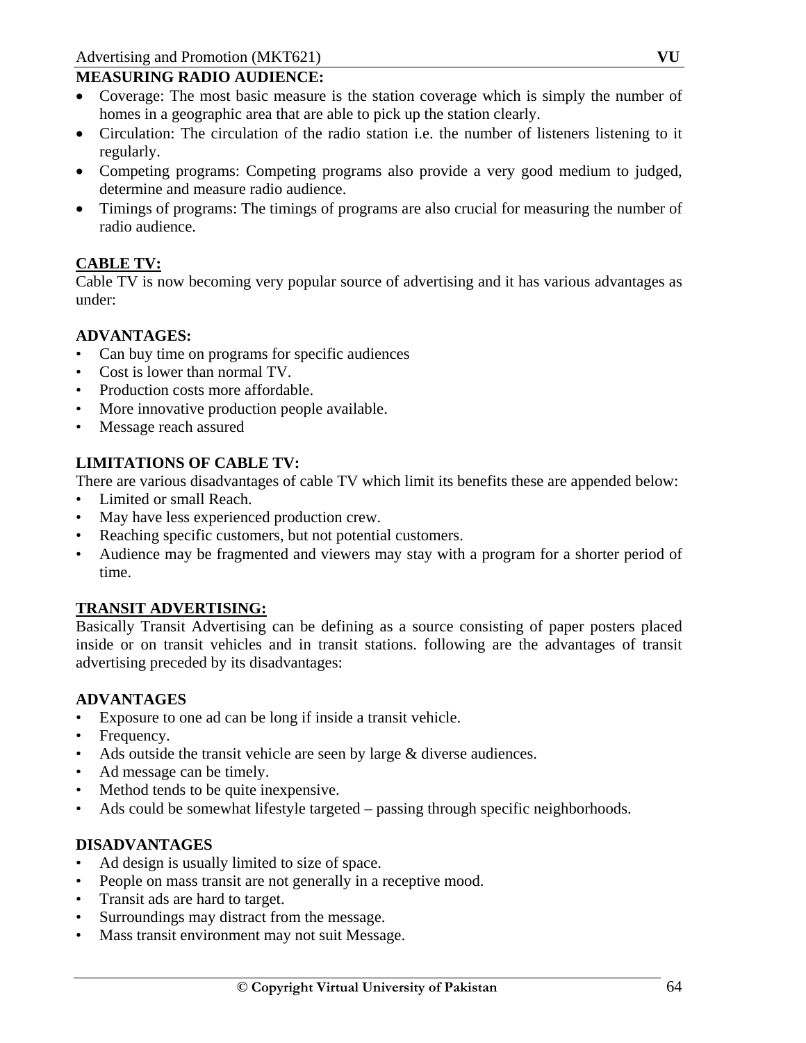**MEASURING RADIO AUDIENCE:**

- Coverage: The most basic measure is the station coverage which is simply the number of homes in a geographic area that are able to pick up the station clearly.
- Circulation: The circulation of the radio station i.e. the number of listeners listening to it regularly.
- Competing programs: Competing programs also provide a very good medium to judged, determine and measure radio audience.
- Timings of programs: The timings of programs are also crucial for measuring the number of radio audience.

## CABLE TV:

Cable TV is now becoming very popular source of advertising and it has various advantages as under:

### ADVANTAGES:

- Can buy time on programs for specific audiences
- Cost is lower than normal TV.
- Production costs more affordable.
- More innovative production people available.
- Message reach assured

### LIMITATIONS OF CABLE TV:

There are various disadvantages of cable TV which limit its benefits these are appended below:

- Limited or small Reach.
- May have less experienced production crew.
- Reaching specific customers, but not potential customers.
- Audience may be fragmented and viewers may stay with a program for a shorter period of time.

## TRANSIT ADVERTISING:

Basically Transit Advertising can be defining as a source consisting of paper posters placed inside or on transit vehicles and in transit stations. following are the advantages of transit advertising preceded by its disadvantages:

### ADVANTAGES

- Exposure to one ad can be long if inside a transit vehicle.
- Frequency.
- Ads outside the transit vehicle are seen by large & diverse audiences.
- Ad message can be timely.
- Method tends to be quite inexpensive.
- Ads could be somewhat lifestyle targeted – passing through specific neighborhoods.

### DISADVANTAGES

- Ad design is usually limited to size of space.
- People on mass transit are not generally in a receptive mood.
- Transit ads are hard to target.
- Surroundings may distract from the message.
- Mass transit environment may not suit Message.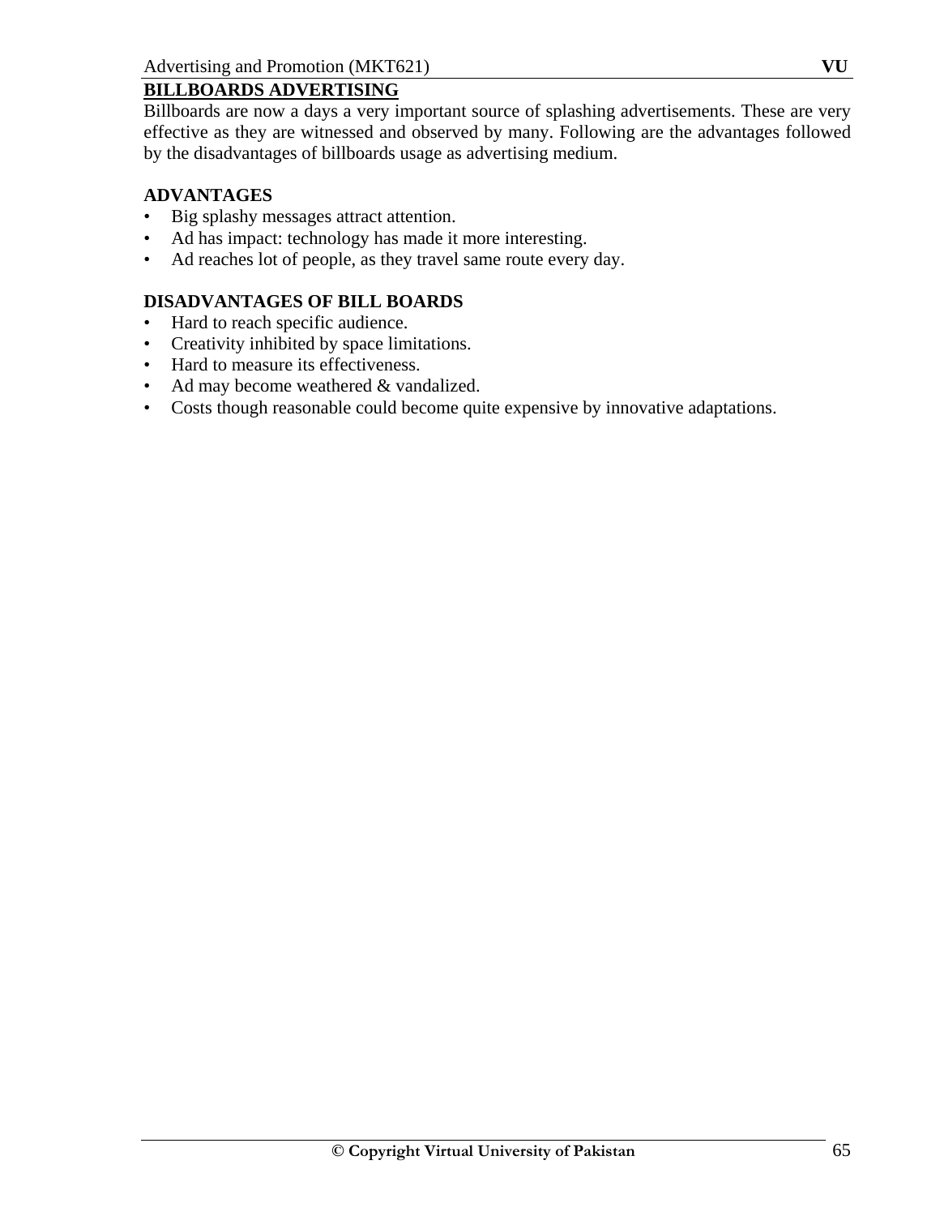## BILLBOARDS ADVERTISING

Billboards are now a days a very important source of splashing advertisements. These are very effective as they are witnessed and observed by many. Following are the advantages followed by the disadvantages of billboards usage as advertising medium.

### ADVANTAGES

- Big splashy messages attract attention.
- Ad has impact: technology has made it more interesting.
- Ad reaches lot of people, as they travel same route every day.

### DISADVANTAGES OF BILL BOARDS

- Hard to reach specific audience.
- Creativity inhibited by space limitations.
- Hard to measure its effectiveness.
- Ad may become weathered & vandalized.
- Costs though reasonable could become quite expensive by innovative adaptations.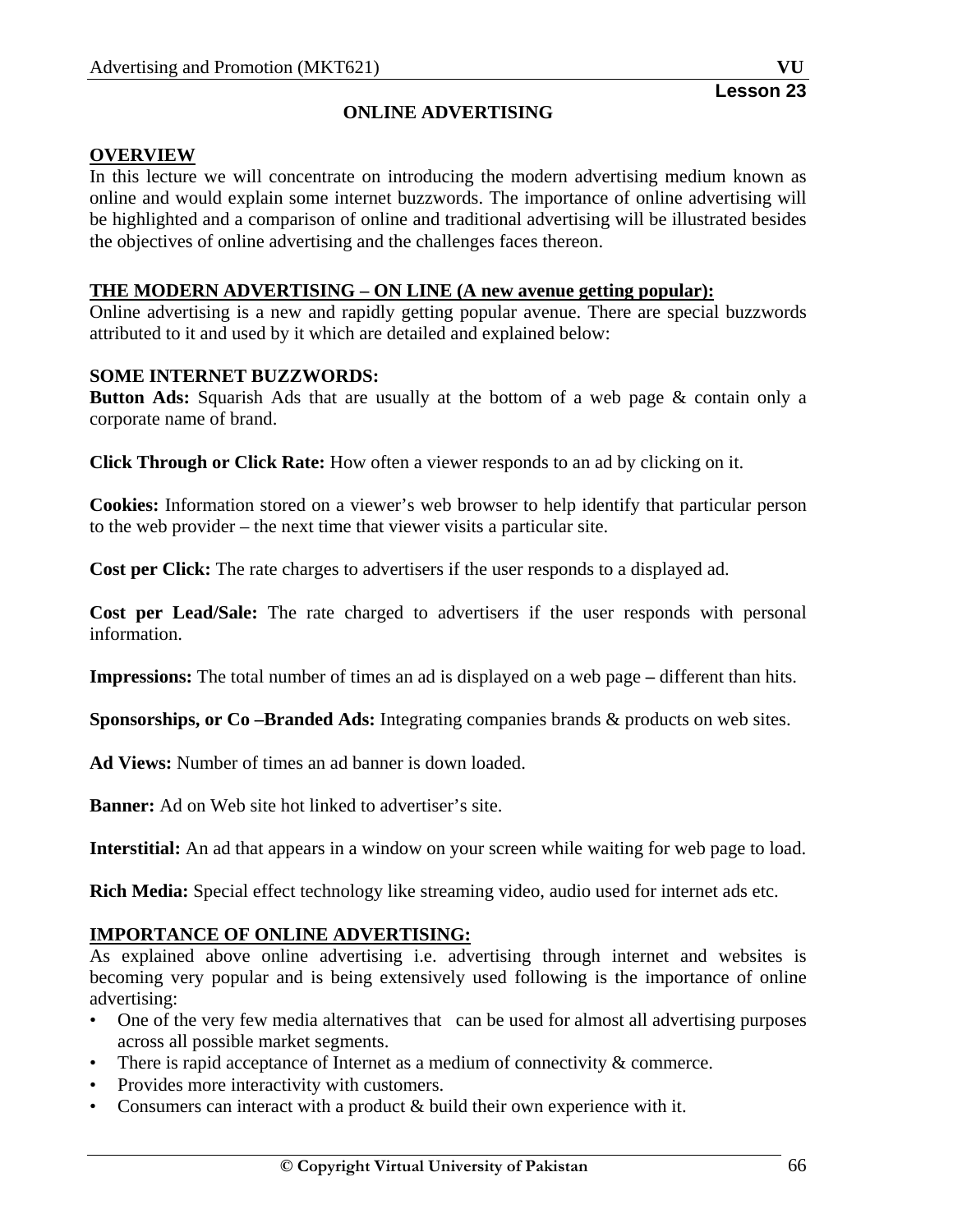Lesson 23

# ONLINE ADVERTISING

## OVERVIEW

In this lecture we will concentrate on introducing the modern advertising medium known as online and would explain some internet buzzwords. The importance of online advertising will be highlighted and a comparison of online and traditional advertising will be illustrated besides the objectives of online advertising and the challenges faces thereon.

## THE MODERN ADVERTISING – ON LINE (A new avenue getting popular):

Online advertising is a new and rapidly getting popular avenue. There are special buzzwords attributed to it and used by it which are detailed and explained below:

### SOME INTERNET BUZZWORDS:

**Button Ads:** Squarish Ads that are usually at the bottom of a web page & contain only a corporate name of brand.

**Click Through or Click Rate:** How often a viewer responds to an ad by clicking on it.

**Cookies:** Information stored on a viewer's web browser to help identify that particular person to the web provider – the next time that viewer visits a particular site.

**Cost per Click:** The rate charges to advertisers if the user responds to a displayed ad.

**Cost per Lead/Sale:** The rate charged to advertisers if the user responds with personal information.

**Impressions:** The total number of times an ad is displayed on a web page **–** different than hits.

**Sponsorships, or Co –Branded Ads:** Integrating companies brands & products on web sites.

**Ad Views:** Number of times an ad banner is down loaded.

**Banner:** Ad on Web site hot linked to advertiser's site.

**Interstitial:** An ad that appears in a window on your screen while waiting for web page to load.

**Rich Media:** Special effect technology like streaming video, audio used for internet ads etc.

## IMPORTANCE OF ONLINE ADVERTISING:

As explained above online advertising i.e. advertising through internet and websites is becoming very popular and is being extensively used following is the importance of online advertising:

- One of the very few media alternatives that can be used for almost all advertising purposes across all possible market segments.
- There is rapid acceptance of Internet as a medium of connectivity & commerce.
- Provides more interactivity with customers.
- Consumers can interact with a product & build their own experience with it.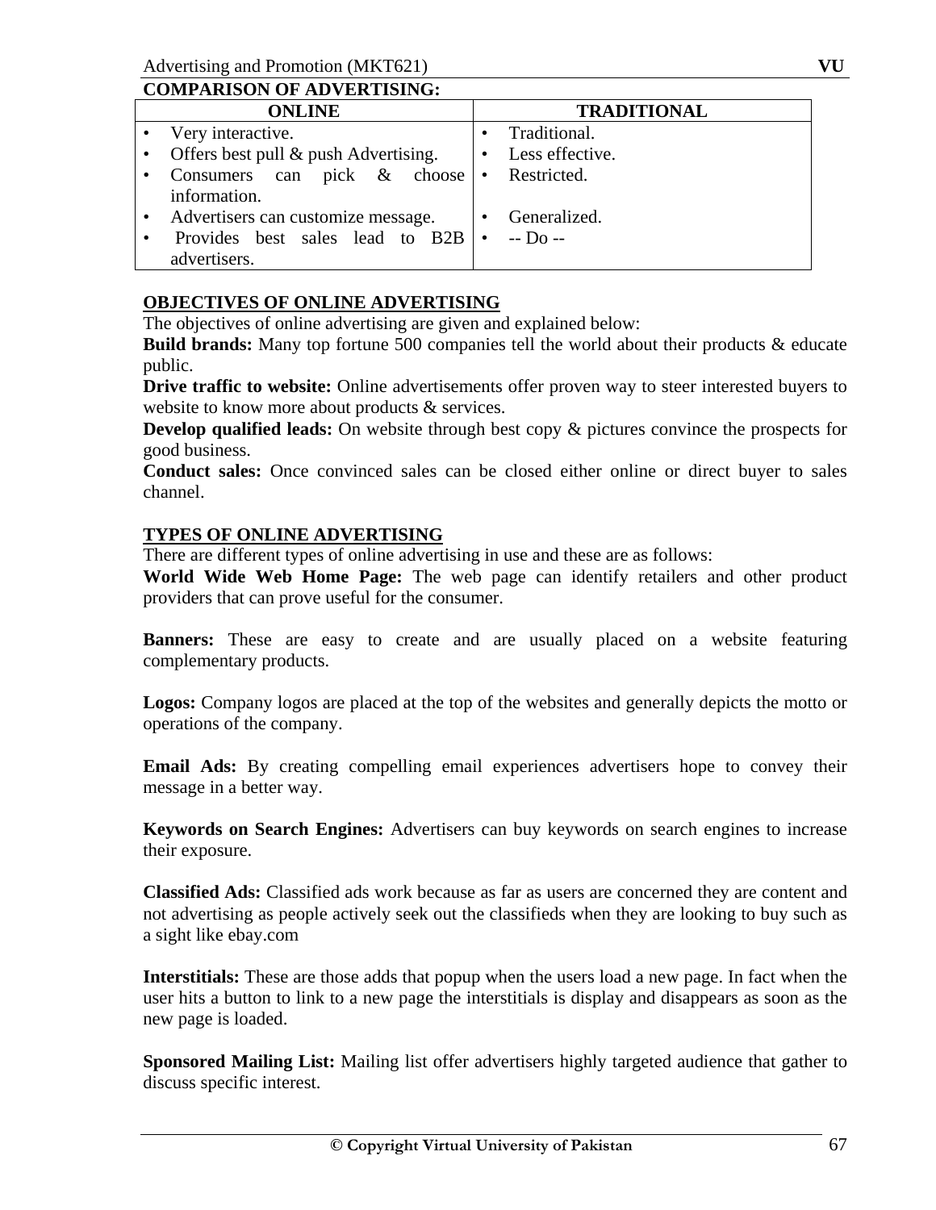**COMPARISON OF ADVERTISING:**

| ONLINE | TRADITIONAL |
|---|---|
| • Very interactive. | • Traditional. |
| • Offers best pull & push Advertising. | • Less effective. |
| • Consumers can pick & choose information. | • Restricted. |
| • Advertisers can customize message. | • Generalized. |
| • Provides best sales lead to B2B advertisers. | • -- Do -- |

## OBJECTIVES OF ONLINE ADVERTISING

The objectives of online advertising are given and explained below:

**Build brands:** Many top fortune 500 companies tell the world about their products & educate public.

**Drive traffic to website:** Online advertisements offer proven way to steer interested buyers to website to know more about products & services.

**Develop qualified leads:** On website through best copy & pictures convince the prospects for good business.

**Conduct sales:** Once convinced sales can be closed either online or direct buyer to sales channel.

## TYPES OF ONLINE ADVERTISING

There are different types of online advertising in use and these are as follows:

**World Wide Web Home Page:** The web page can identify retailers and other product providers that can prove useful for the consumer.

**Banners:** These are easy to create and are usually placed on a website featuring complementary products.

**Logos:** Company logos are placed at the top of the websites and generally depicts the motto or operations of the company.

**Email Ads:** By creating compelling email experiences advertisers hope to convey their message in a better way.

**Keywords on Search Engines:** Advertisers can buy keywords on search engines to increase their exposure.

**Classified Ads:** Classified ads work because as far as users are concerned they are content and not advertising as people actively seek out the classifieds when they are looking to buy such as a sight like ebay.com

**Interstitials:** These are those adds that popup when the users load a new page. In fact when the user hits a button to link to a new page the interstitials is display and disappears as soon as the new page is loaded.

**Sponsored Mailing List:** Mailing list offer advertisers highly targeted audience that gather to discuss specific interest.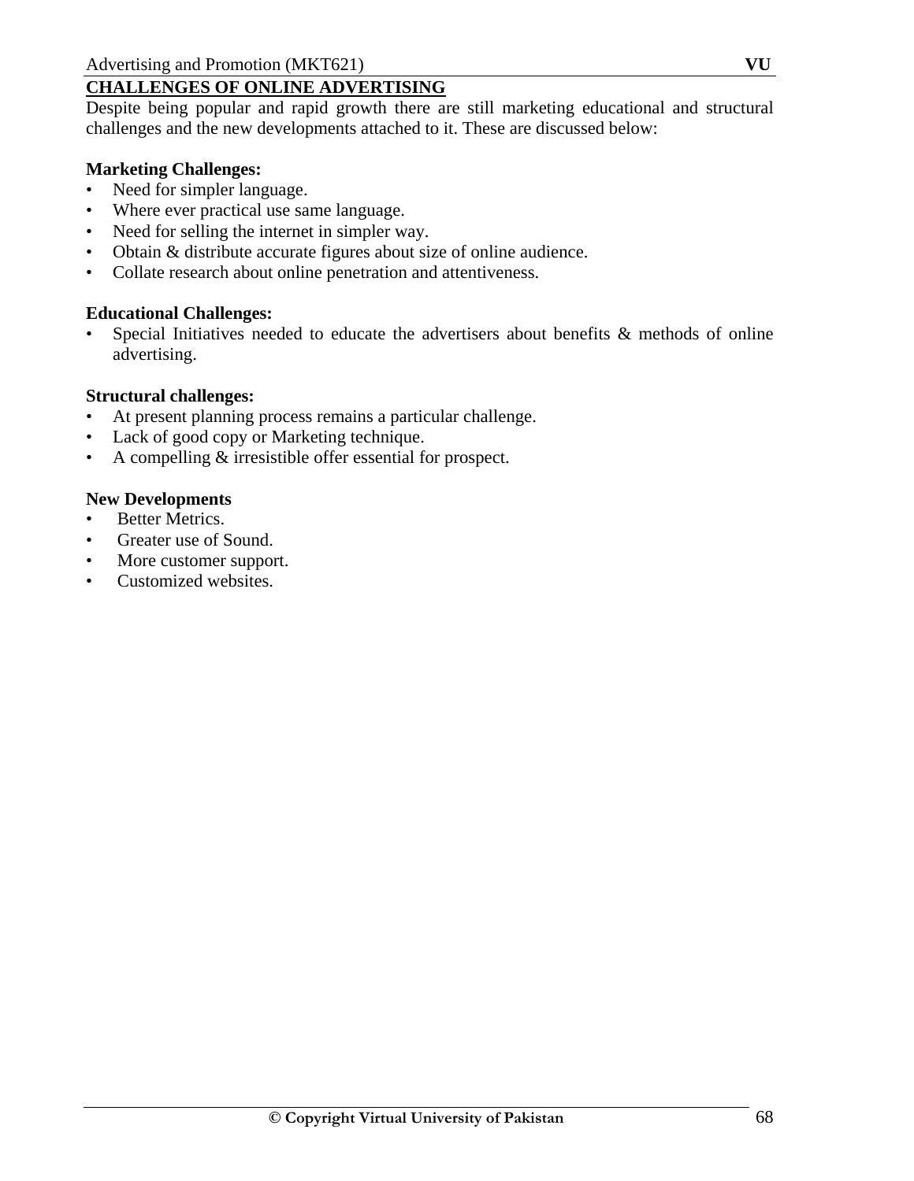## CHALLENGES OF ONLINE ADVERTISING

Despite being popular and rapid growth there are still marketing educational and structural challenges and the new developments attached to it. These are discussed below:

**Marketing Challenges:**

- Need for simpler language.
- Where ever practical use same language.
- Need for selling the internet in simpler way.
- Obtain & distribute accurate figures about size of online audience.
- Collate research about online penetration and attentiveness.

**Educational Challenges:**

- Special Initiatives needed to educate the advertisers about benefits & methods of online advertising.

**Structural challenges:**

- At present planning process remains a particular challenge.
- Lack of good copy or Marketing technique.
- A compelling & irresistible offer essential for prospect.

**New Developments**

- Better Metrics.
- Greater use of Sound.
- More customer support.
- Customized websites.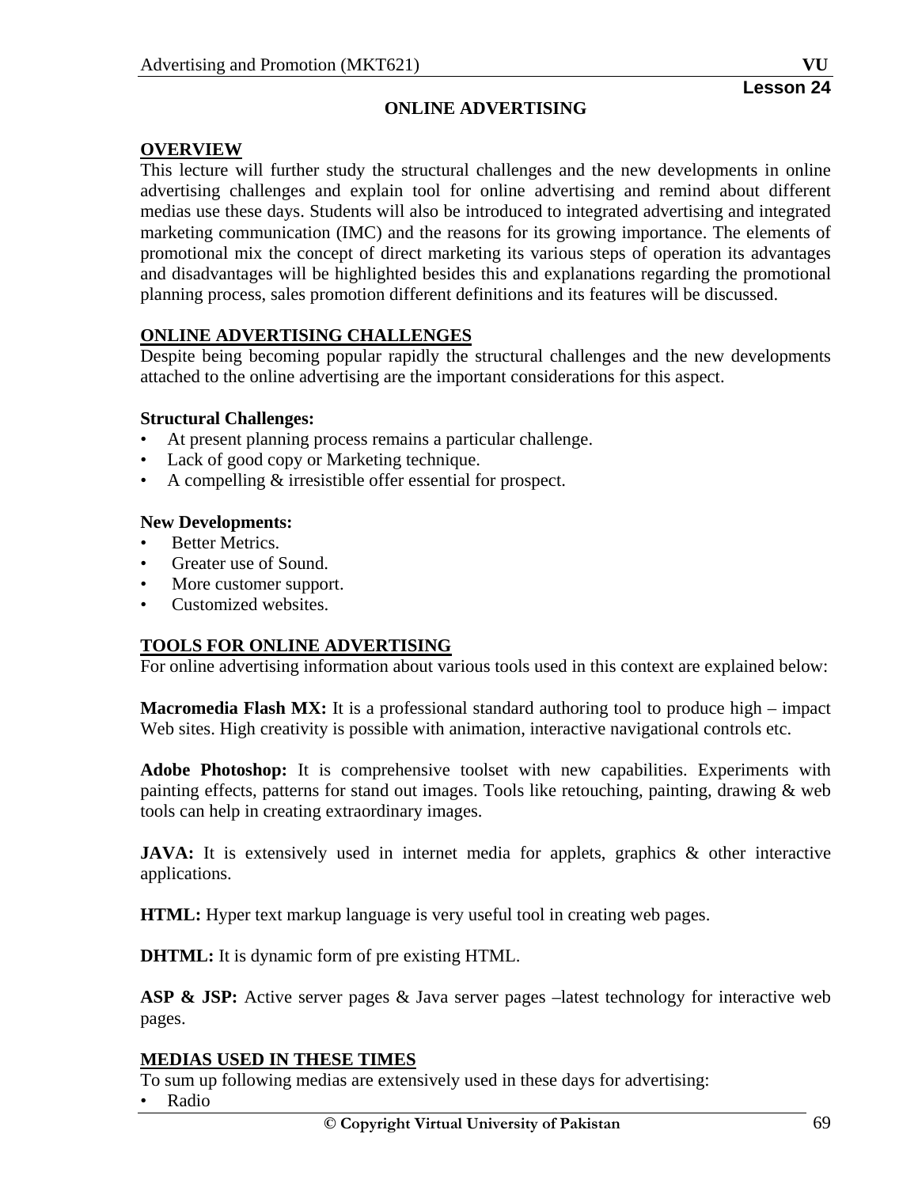**Lesson 24**

# ONLINE ADVERTISING

## OVERVIEW

This lecture will further study the structural challenges and the new developments in online advertising challenges and explain tool for online advertising and remind about different medias use these days. Students will also be introduced to integrated advertising and integrated marketing communication (IMC) and the reasons for its growing importance. The elements of promotional mix the concept of direct marketing its various steps of operation its advantages and disadvantages will be highlighted besides this and explanations regarding the promotional planning process, sales promotion different definitions and its features will be discussed.

## ONLINE ADVERTISING CHALLENGES

Despite being becoming popular rapidly the structural challenges and the new developments attached to the online advertising are the important considerations for this aspect.

**Structural Challenges:**

- At present planning process remains a particular challenge.
- Lack of good copy or Marketing technique.
- A compelling & irresistible offer essential for prospect.

**New Developments:**

- Better Metrics.
- Greater use of Sound.
- More customer support.
- Customized websites.

## TOOLS FOR ONLINE ADVERTISING

For online advertising information about various tools used in this context are explained below:

**Macromedia Flash MX:** It is a professional standard authoring tool to produce high – impact Web sites. High creativity is possible with animation, interactive navigational controls etc.

**Adobe Photoshop:** It is comprehensive toolset with new capabilities. Experiments with painting effects, patterns for stand out images. Tools like retouching, painting, drawing & web tools can help in creating extraordinary images.

**JAVA:** It is extensively used in internet media for applets, graphics & other interactive applications.

**HTML:** Hyper text markup language is very useful tool in creating web pages.

**DHTML:** It is dynamic form of pre existing HTML.

**ASP & JSP:** Active server pages & Java server pages –latest technology for interactive web pages.

## MEDIAS USED IN THESE TIMES

To sum up following medias are extensively used in these days for advertising:

- Radio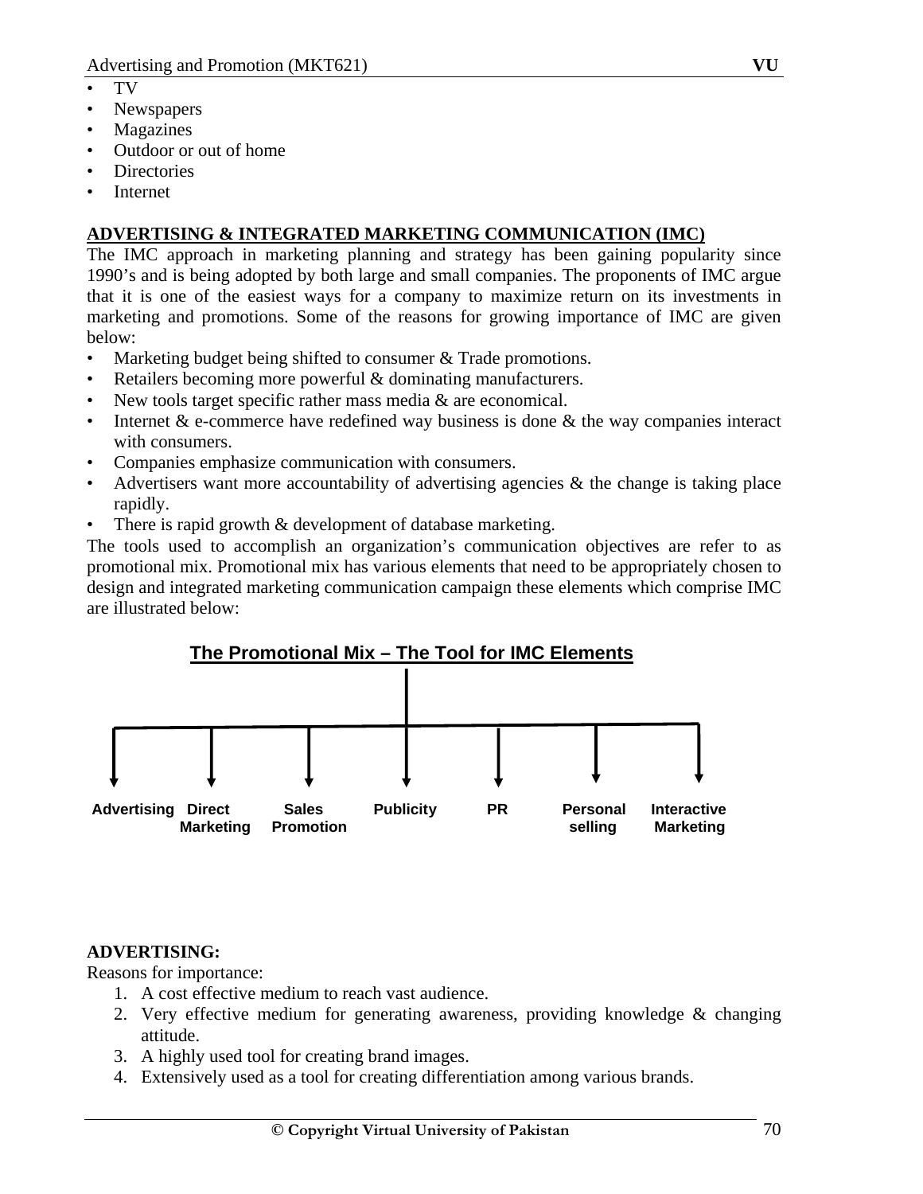- TV
- Newspapers
- Magazines
- Outdoor or out of home
- Directories
- Internet

**ADVERTISING & INTEGRATED MARKETING COMMUNICATION (IMC)**

The IMC approach in marketing planning and strategy has been gaining popularity since 1990's and is being adopted by both large and small companies. The proponents of IMC argue that it is one of the easiest ways for a company to maximize return on its investments in marketing and promotions. Some of the reasons for growing importance of IMC are given below:

- Marketing budget being shifted to consumer & Trade promotions.
- Retailers becoming more powerful & dominating manufacturers.
- New tools target specific rather mass media & are economical.
- Internet & e-commerce have redefined way business is done & the way companies interact with consumers.
- Companies emphasize communication with consumers.
- Advertisers want more accountability of advertising agencies & the change is taking place rapidly.
- There is rapid growth & development of database marketing.

The tools used to accomplish an organization's communication objectives are refer to as promotional mix. Promotional mix has various elements that need to be appropriately chosen to design and integrated marketing communication campaign these elements which comprise IMC are illustrated below:

**The Promotional Mix – The Tool for IMC Elements**

Advertising
Direct Marketing
Sales Promotion
Publicity
PR
Personal selling
Interactive Marketing

**ADVERTISING:**

Reasons for importance:

1. A cost effective medium to reach vast audience.
2. Very effective medium for generating awareness, providing knowledge & changing attitude.
3. A highly used tool for creating brand images.
4. Extensively used as a tool for creating differentiation among various brands.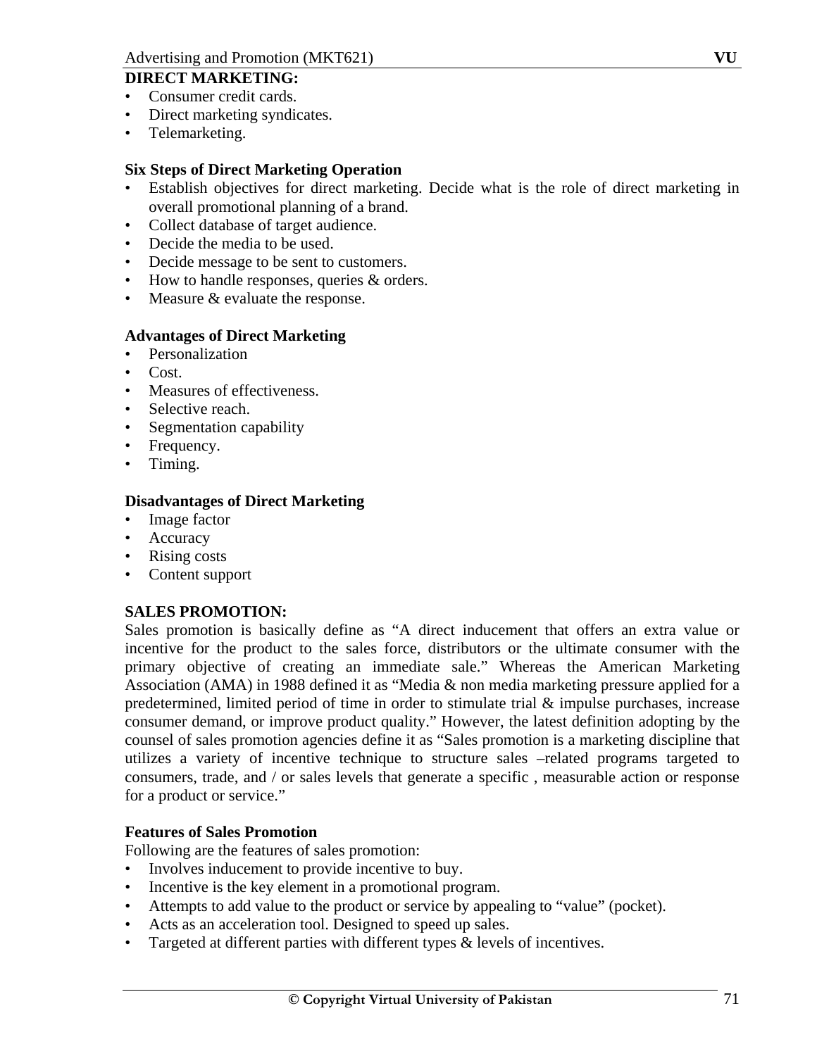**DIRECT MARKETING:**

- Consumer credit cards.
- Direct marketing syndicates.
- Telemarketing.

**Six Steps of Direct Marketing Operation**

- Establish objectives for direct marketing. Decide what is the role of direct marketing in overall promotional planning of a brand.
- Collect database of target audience.
- Decide the media to be used.
- Decide message to be sent to customers.
- How to handle responses, queries & orders.
- Measure & evaluate the response.

**Advantages of Direct Marketing**

- Personalization
- Cost.
- Measures of effectiveness.
- Selective reach.
- Segmentation capability
- Frequency.
- Timing.

**Disadvantages of Direct Marketing**

- Image factor
- Accuracy
- Rising costs
- Content support

**SALES PROMOTION:**

Sales promotion is basically define as "A direct inducement that offers an extra value or incentive for the product to the sales force, distributors or the ultimate consumer with the primary objective of creating an immediate sale." Whereas the American Marketing Association (AMA) in 1988 defined it as "Media & non media marketing pressure applied for a predetermined, limited period of time in order to stimulate trial & impulse purchases, increase consumer demand, or improve product quality." However, the latest definition adopting by the counsel of sales promotion agencies define it as "Sales promotion is a marketing discipline that utilizes a variety of incentive technique to structure sales –related programs targeted to consumers, trade, and / or sales levels that generate a specific , measurable action or response for a product or service."

**Features of Sales Promotion**

Following are the features of sales promotion:

- Involves inducement to provide incentive to buy.
- Incentive is the key element in a promotional program.
- Attempts to add value to the product or service by appealing to "value" (pocket).
- Acts as an acceleration tool. Designed to speed up sales.
- Targeted at different parties with different types & levels of incentives.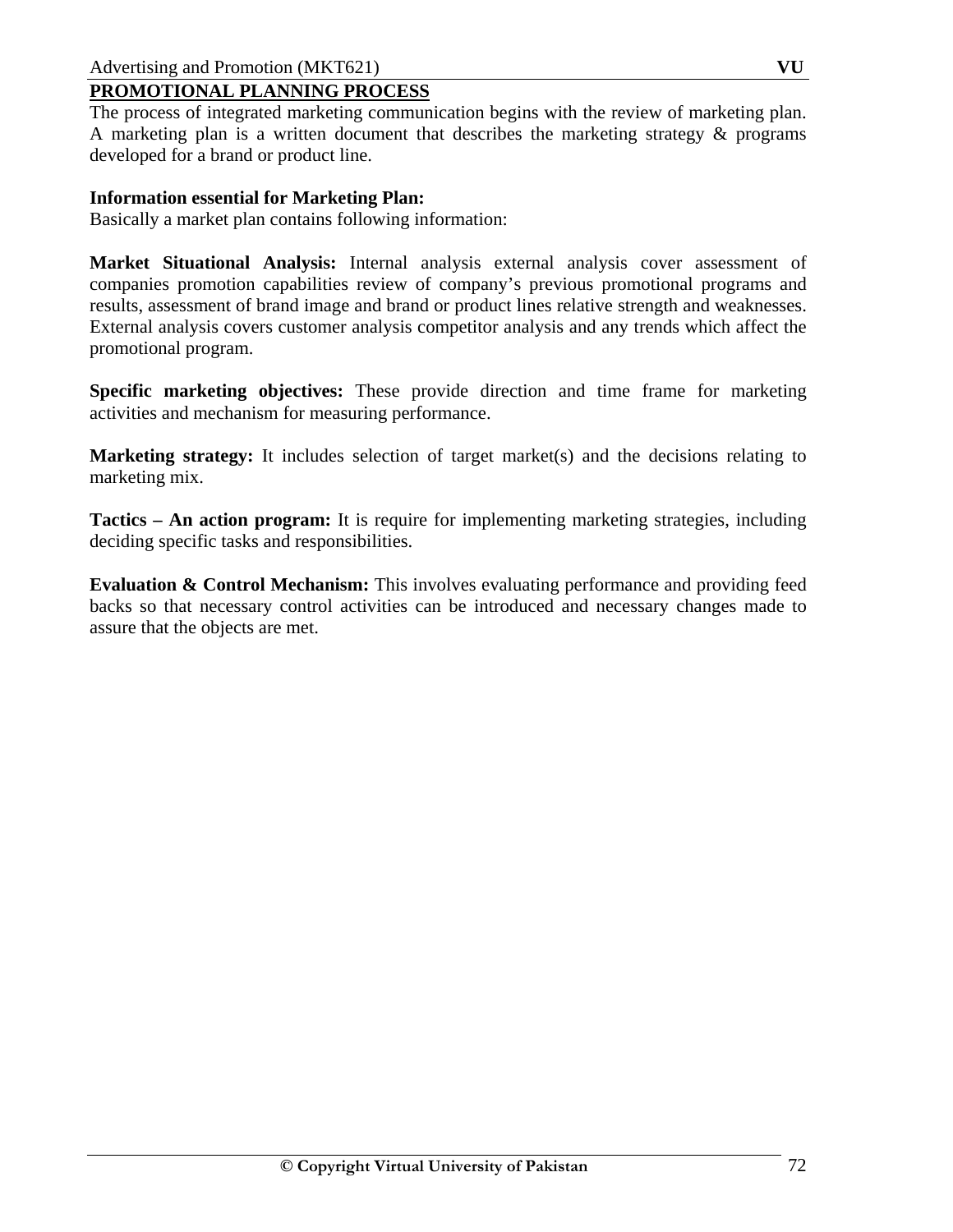## PROMOTIONAL PLANNING PROCESS

The process of integrated marketing communication begins with the review of marketing plan. A marketing plan is a written document that describes the marketing strategy & programs developed for a brand or product line.

**Information essential for Marketing Plan:**

Basically a market plan contains following information:

**Market Situational Analysis:** Internal analysis external analysis cover assessment of companies promotion capabilities review of company's previous promotional programs and results, assessment of brand image and brand or product lines relative strength and weaknesses. External analysis covers customer analysis competitor analysis and any trends which affect the promotional program.

**Specific marketing objectives:** These provide direction and time frame for marketing activities and mechanism for measuring performance.

**Marketing strategy:** It includes selection of target market(s) and the decisions relating to marketing mix.

**Tactics – An action program:** It is require for implementing marketing strategies, including deciding specific tasks and responsibilities.

**Evaluation & Control Mechanism:** This involves evaluating performance and providing feed backs so that necessary control activities can be introduced and necessary changes made to assure that the objects are met.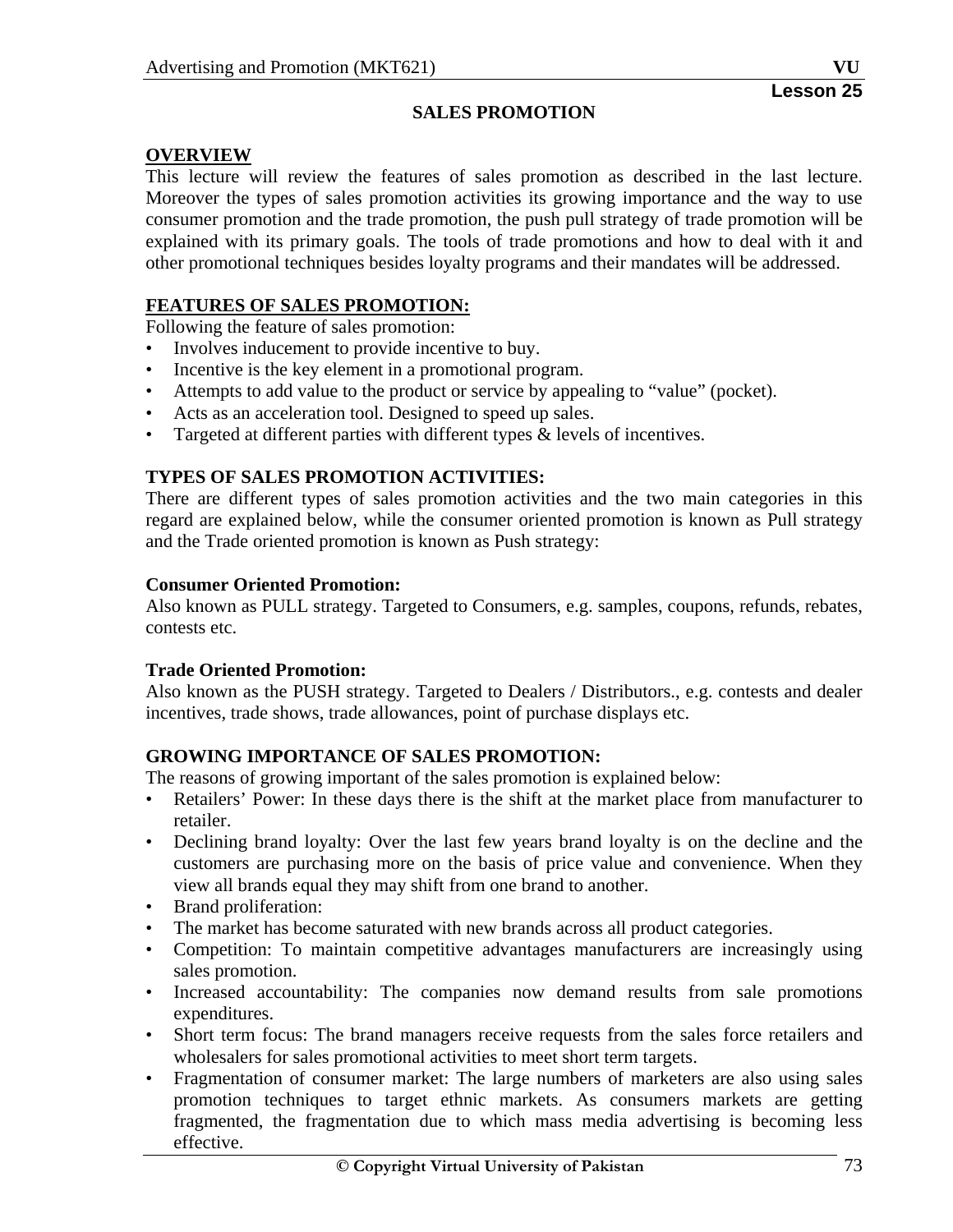**Lesson 25**

# SALES PROMOTION

## OVERVIEW

This lecture will review the features of sales promotion as described in the last lecture. Moreover the types of sales promotion activities its growing importance and the way to use consumer promotion and the trade promotion, the push pull strategy of trade promotion will be explained with its primary goals. The tools of trade promotions and how to deal with it and other promotional techniques besides loyalty programs and their mandates will be addressed.

## FEATURES OF SALES PROMOTION:

Following the feature of sales promotion:

- Involves inducement to provide incentive to buy.
- Incentive is the key element in a promotional program.
- Attempts to add value to the product or service by appealing to "value" (pocket).
- Acts as an acceleration tool. Designed to speed up sales.
- Targeted at different parties with different types & levels of incentives.

## TYPES OF SALES PROMOTION ACTIVITIES:

There are different types of sales promotion activities and the two main categories in this regard are explained below, while the consumer oriented promotion is known as Pull strategy and the Trade oriented promotion is known as Push strategy:

### Consumer Oriented Promotion:

Also known as PULL strategy. Targeted to Consumers, e.g. samples, coupons, refunds, rebates, contests etc.

### Trade Oriented Promotion:

Also known as the PUSH strategy. Targeted to Dealers / Distributors., e.g. contests and dealer incentives, trade shows, trade allowances, point of purchase displays etc.

## GROWING IMPORTANCE OF SALES PROMOTION:

The reasons of growing important of the sales promotion is explained below:

- Retailers' Power: In these days there is the shift at the market place from manufacturer to retailer.
- Declining brand loyalty: Over the last few years brand loyalty is on the decline and the customers are purchasing more on the basis of price value and convenience. When they view all brands equal they may shift from one brand to another.
- Brand proliferation:
- The market has become saturated with new brands across all product categories.
- Competition: To maintain competitive advantages manufacturers are increasingly using sales promotion.
- Increased accountability: The companies now demand results from sale promotions expenditures.
- Short term focus: The brand managers receive requests from the sales force retailers and wholesalers for sales promotional activities to meet short term targets.
- Fragmentation of consumer market: The large numbers of marketers are also using sales promotion techniques to target ethnic markets. As consumers markets are getting fragmented, the fragmentation due to which mass media advertising is becoming less effective.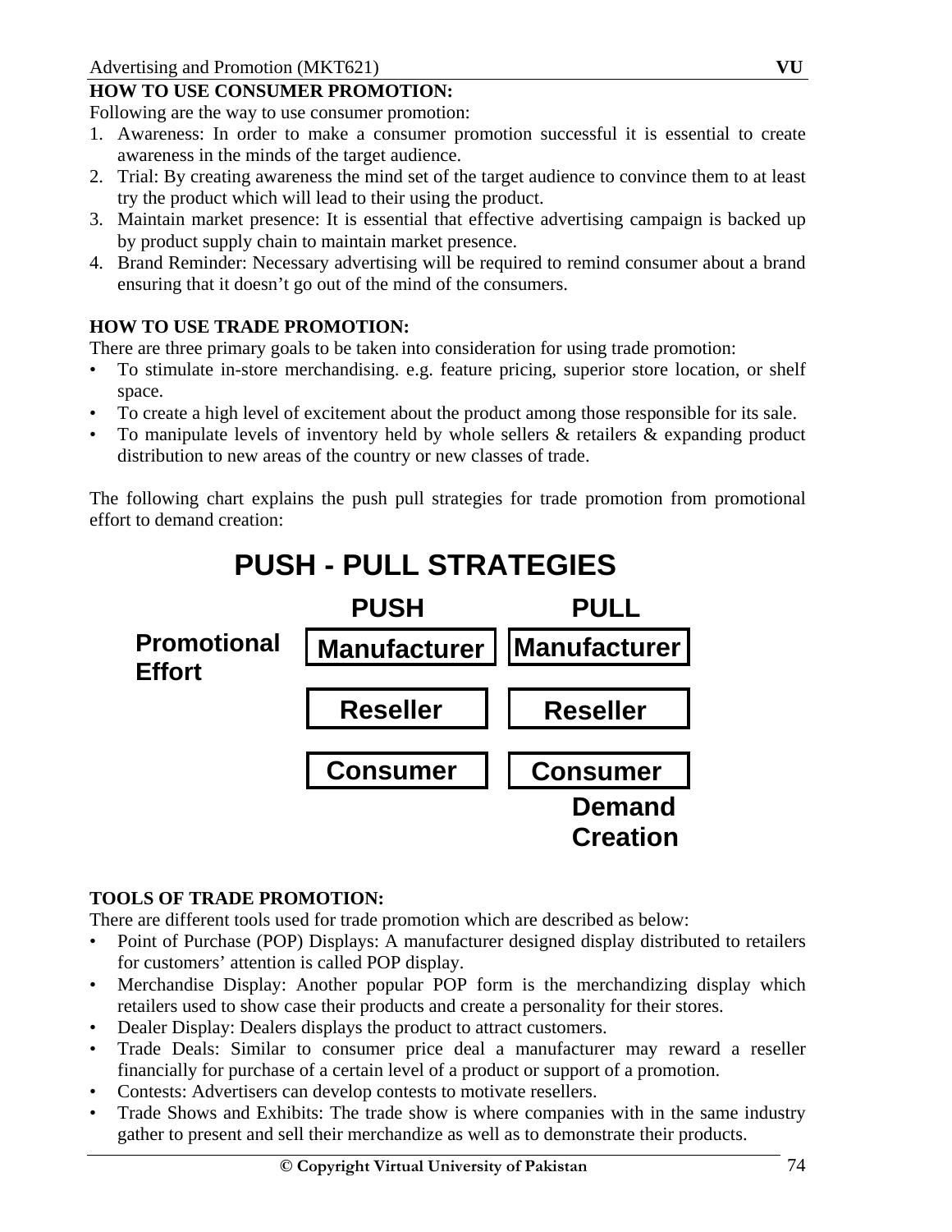**HOW TO USE CONSUMER PROMOTION:**

Following are the way to use consumer promotion:

1. Awareness: In order to make a consumer promotion successful it is essential to create awareness in the minds of the target audience.
2. Trial: By creating awareness the mind set of the target audience to convince them to at least try the product which will lead to their using the product.
3. Maintain market presence: It is essential that effective advertising campaign is backed up by product supply chain to maintain market presence.
4. Brand Reminder: Necessary advertising will be required to remind consumer about a brand ensuring that it doesn't go out of the mind of the consumers.

**HOW TO USE TRADE PROMOTION:**

There are three primary goals to be taken into consideration for using trade promotion:

- To stimulate in-store merchandising. e.g. feature pricing, superior store location, or shelf space.
- To create a high level of excitement about the product among those responsible for its sale.
- To manipulate levels of inventory held by whole sellers & retailers & expanding product distribution to new areas of the country or new classes of trade.

The following chart explains the push pull strategies for trade promotion from promotional effort to demand creation:

PUSH - PULL STRATEGIES

PUSH

PULL

Promotional Effort

Manufacturer

Reseller

Consumer

Manufacturer

Reseller

Consumer

Demand Creation

**TOOLS OF TRADE PROMOTION:**

There are different tools used for trade promotion which are described as below:

- Point of Purchase (POP) Displays: A manufacturer designed display distributed to retailers for customers' attention is called POP display.
- Merchandise Display: Another popular POP form is the merchandizing display which retailers used to show case their products and create a personality for their stores.
- Dealer Display: Dealers displays the product to attract customers.
- Trade Deals: Similar to consumer price deal a manufacturer may reward a reseller financially for purchase of a certain level of a product or support of a promotion.
- Contests: Advertisers can develop contests to motivate resellers.
- Trade Shows and Exhibits: The trade show is where companies with in the same industry gather to present and sell their merchandize as well as to demonstrate their products.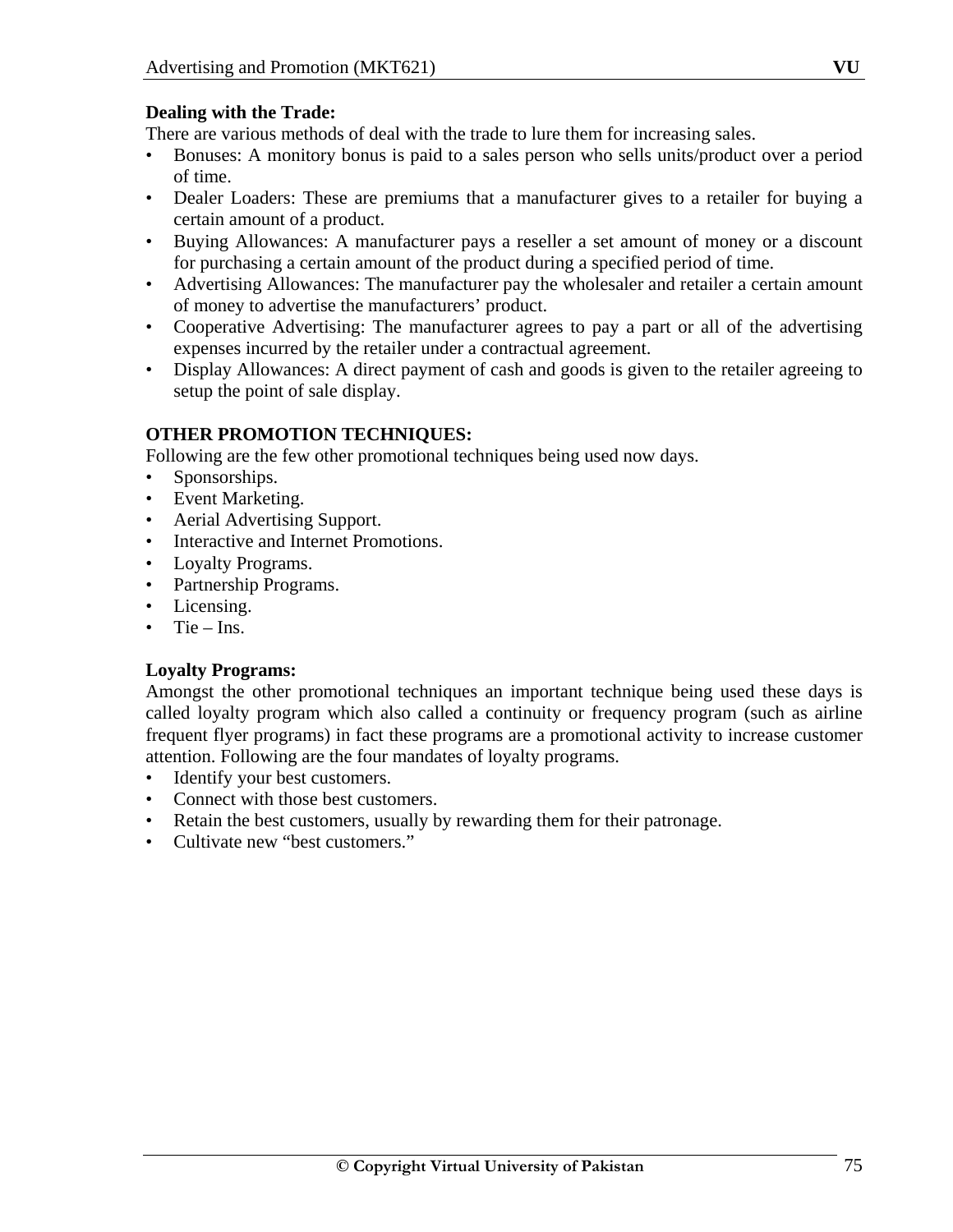**Dealing with the Trade:**

There are various methods of deal with the trade to lure them for increasing sales.

- Bonuses: A monitory bonus is paid to a sales person who sells units/product over a period of time.
- Dealer Loaders: These are premiums that a manufacturer gives to a retailer for buying a certain amount of a product.
- Buying Allowances: A manufacturer pays a reseller a set amount of money or a discount for purchasing a certain amount of the product during a specified period of time.
- Advertising Allowances: The manufacturer pay the wholesaler and retailer a certain amount of money to advertise the manufacturers' product.
- Cooperative Advertising: The manufacturer agrees to pay a part or all of the advertising expenses incurred by the retailer under a contractual agreement.
- Display Allowances: A direct payment of cash and goods is given to the retailer agreeing to setup the point of sale display.

**OTHER PROMOTION TECHNIQUES:**

Following are the few other promotional techniques being used now days.

- Sponsorships.
- Event Marketing.
- Aerial Advertising Support.
- Interactive and Internet Promotions.
- Loyalty Programs.
- Partnership Programs.
- Licensing.
- Tie – Ins.

**Loyalty Programs:**

Amongst the other promotional techniques an important technique being used these days is called loyalty program which also called a continuity or frequency program (such as airline frequent flyer programs) in fact these programs are a promotional activity to increase customer attention. Following are the four mandates of loyalty programs.

- Identify your best customers.
- Connect with those best customers.
- Retain the best customers, usually by rewarding them for their patronage.
- Cultivate new "best customers."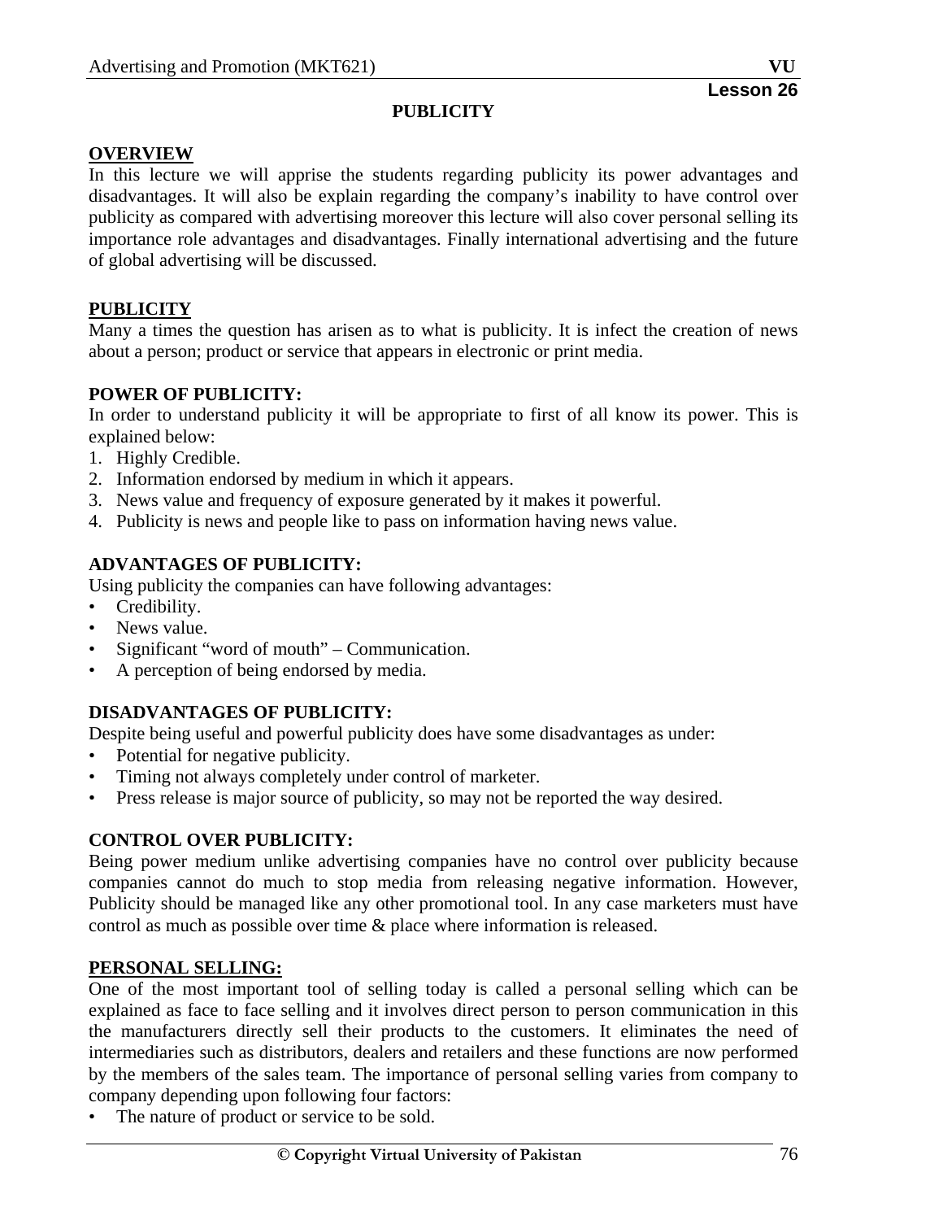## Lesson 26

# PUBLICITY

## OVERVIEW

In this lecture we will apprise the students regarding publicity its power advantages and disadvantages. It will also be explain regarding the company's inability to have control over publicity as compared with advertising moreover this lecture will also cover personal selling its importance role advantages and disadvantages. Finally international advertising and the future of global advertising will be discussed.

## PUBLICITY

Many a times the question has arisen as to what is publicity. It is infect the creation of news about a person; product or service that appears in electronic or print media.

### POWER OF PUBLICITY:

In order to understand publicity it will be appropriate to first of all know its power. This is explained below:

1. Highly Credible.
2. Information endorsed by medium in which it appears.
3. News value and frequency of exposure generated by it makes it powerful.
4. Publicity is news and people like to pass on information having news value.

### ADVANTAGES OF PUBLICITY:

Using publicity the companies can have following advantages:

- Credibility.
- News value.
- Significant "word of mouth" – Communication.
- A perception of being endorsed by media.

### DISADVANTAGES OF PUBLICITY:

Despite being useful and powerful publicity does have some disadvantages as under:

- Potential for negative publicity.
- Timing not always completely under control of marketer.
- Press release is major source of publicity, so may not be reported the way desired.

### CONTROL OVER PUBLICITY:

Being power medium unlike advertising companies have no control over publicity because companies cannot do much to stop media from releasing negative information. However, Publicity should be managed like any other promotional tool. In any case marketers must have control as much as possible over time & place where information is released.

## PERSONAL SELLING:

One of the most important tool of selling today is called a personal selling which can be explained as face to face selling and it involves direct person to person communication in this the manufacturers directly sell their products to the customers. It eliminates the need of intermediaries such as distributors, dealers and retailers and these functions are now performed by the members of the sales team. The importance of personal selling varies from company to company depending upon following four factors:

- The nature of product or service to be sold.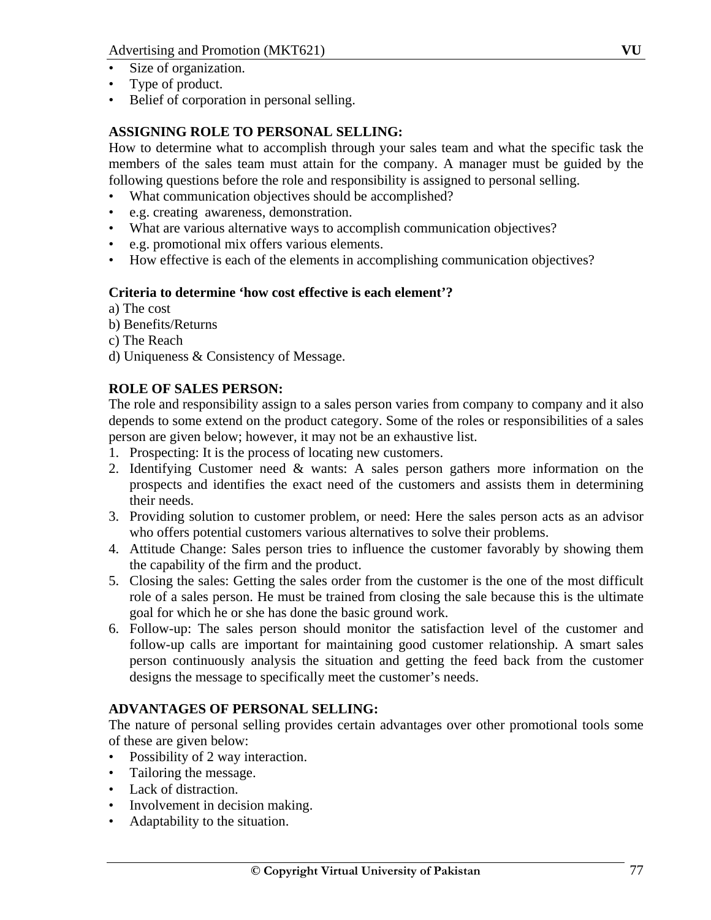- Size of organization.
- Type of product.
- Belief of corporation in personal selling.

**ASSIGNING ROLE TO PERSONAL SELLING:**

How to determine what to accomplish through your sales team and what the specific task the members of the sales team must attain for the company. A manager must be guided by the following questions before the role and responsibility is assigned to personal selling.

- What communication objectives should be accomplished?
- e.g. creating awareness, demonstration.
- What are various alternative ways to accomplish communication objectives?
- e.g. promotional mix offers various elements.
- How effective is each of the elements in accomplishing communication objectives?

**Criteria to determine 'how cost effective is each element'?**

a) The cost
b) Benefits/Returns
c) The Reach
d) Uniqueness & Consistency of Message.

**ROLE OF SALES PERSON:**

The role and responsibility assign to a sales person varies from company to company and it also depends to some extend on the product category. Some of the roles or responsibilities of a sales person are given below; however, it may not be an exhaustive list.

1. Prospecting: It is the process of locating new customers.
2. Identifying Customer need & wants: A sales person gathers more information on the prospects and identifies the exact need of the customers and assists them in determining their needs.
3. Providing solution to customer problem, or need: Here the sales person acts as an advisor who offers potential customers various alternatives to solve their problems.
4. Attitude Change: Sales person tries to influence the customer favorably by showing them the capability of the firm and the product.
5. Closing the sales: Getting the sales order from the customer is the one of the most difficult role of a sales person. He must be trained from closing the sale because this is the ultimate goal for which he or she has done the basic ground work.
6. Follow-up: The sales person should monitor the satisfaction level of the customer and follow-up calls are important for maintaining good customer relationship. A smart sales person continuously analysis the situation and getting the feed back from the customer designs the message to specifically meet the customer's needs.

**ADVANTAGES OF PERSONAL SELLING:**

The nature of personal selling provides certain advantages over other promotional tools some of these are given below:

- Possibility of 2 way interaction.
- Tailoring the message.
- Lack of distraction.
- Involvement in decision making.
- Adaptability to the situation.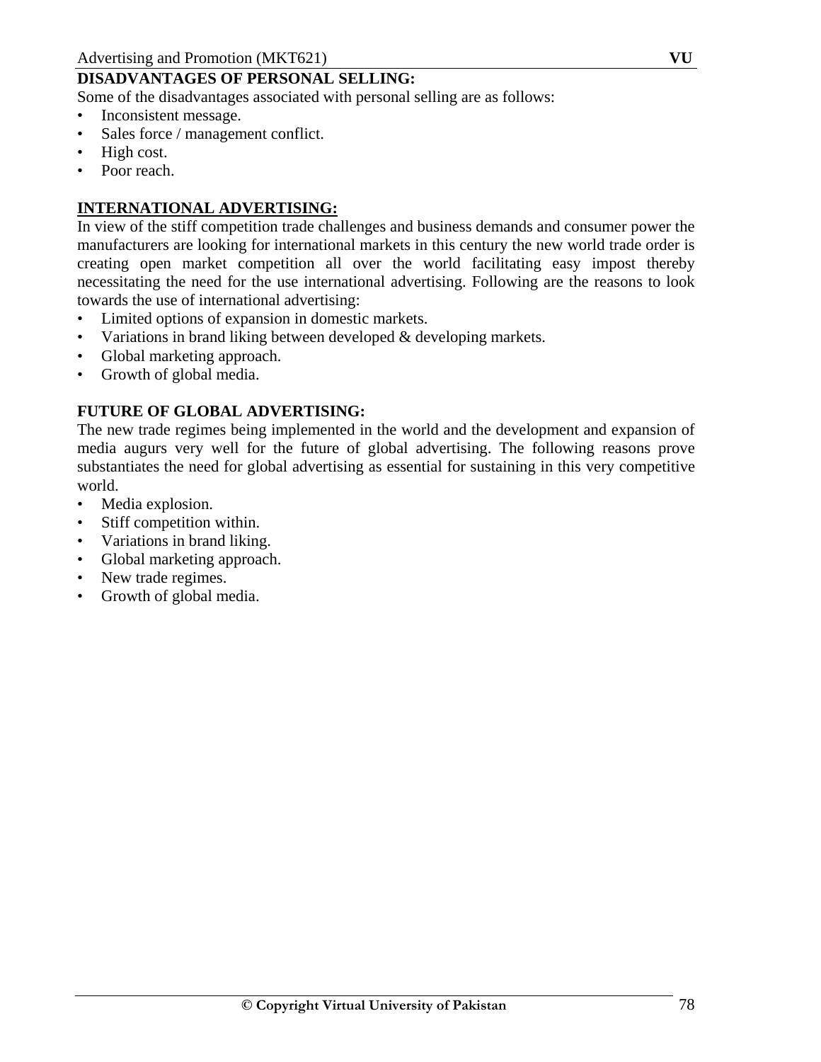**DISADVANTAGES OF PERSONAL SELLING:**

Some of the disadvantages associated with personal selling are as follows:

- Inconsistent message.
- Sales force / management conflict.
- High cost.
- Poor reach.

## INTERNATIONAL ADVERTISING:

In view of the stiff competition trade challenges and business demands and consumer power the manufacturers are looking for international markets in this century the new world trade order is creating open market competition all over the world facilitating easy impost thereby necessitating the need for the use international advertising. Following are the reasons to look towards the use of international advertising:

- Limited options of expansion in domestic markets.
- Variations in brand liking between developed & developing markets.
- Global marketing approach.
- Growth of global media.

## FUTURE OF GLOBAL ADVERTISING:

The new trade regimes being implemented in the world and the development and expansion of media augurs very well for the future of global advertising. The following reasons prove substantiates the need for global advertising as essential for sustaining in this very competitive world.

- Media explosion.
- Stiff competition within.
- Variations in brand liking.
- Global marketing approach.
- New trade regimes.
- Growth of global media.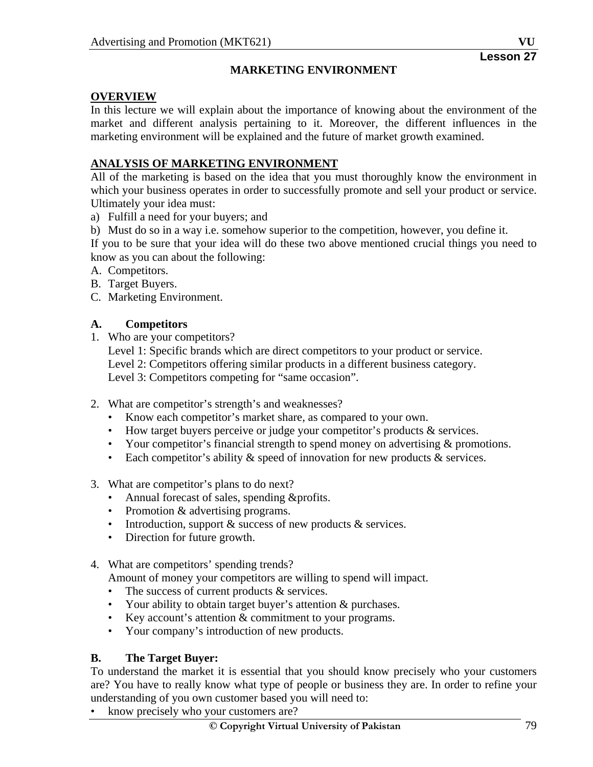Lesson 27

# MARKETING ENVIRONMENT

## OVERVIEW

In this lecture we will explain about the importance of knowing about the environment of the market and different analysis pertaining to it. Moreover, the different influences in the marketing environment will be explained and the future of market growth examined.

## ANALYSIS OF MARKETING ENVIRONMENT

All of the marketing is based on the idea that you must thoroughly know the environment in which your business operates in order to successfully promote and sell your product or service. Ultimately your idea must:

a) Fulfill a need for your buyers; and
b) Must do so in a way i.e. somehow superior to the competition, however, you define it.

If you to be sure that your idea will do these two above mentioned crucial things you need to know as you can about the following:

A. Competitors.
B. Target Buyers.
C. Marketing Environment.

### A. Competitors

1. Who are your competitors?
   Level 1: Specific brands which are direct competitors to your product or service.
   Level 2: Competitors offering similar products in a different business category.
   Level 3: Competitors competing for "same occasion".

2. What are competitor's strength's and weaknesses?
   - Know each competitor's market share, as compared to your own.
   - How target buyers perceive or judge your competitor's products & services.
   - Your competitor's financial strength to spend money on advertising & promotions.
   - Each competitor's ability & speed of innovation for new products & services.

3. What are competitor's plans to do next?
   - Annual forecast of sales, spending &profits.
   - Promotion & advertising programs.
   - Introduction, support & success of new products & services.
   - Direction for future growth.

4. What are competitors' spending trends?
   Amount of money your competitors are willing to spend will impact.
   - The success of current products & services.
   - Your ability to obtain target buyer's attention & purchases.
   - Key account's attention & commitment to your programs.
   - Your company's introduction of new products.

### B. The Target Buyer:

To understand the market it is essential that you should know precisely who your customers are? You have to really know what type of people or business they are. In order to refine your understanding of you own customer based you will need to:

- know precisely who your customers are?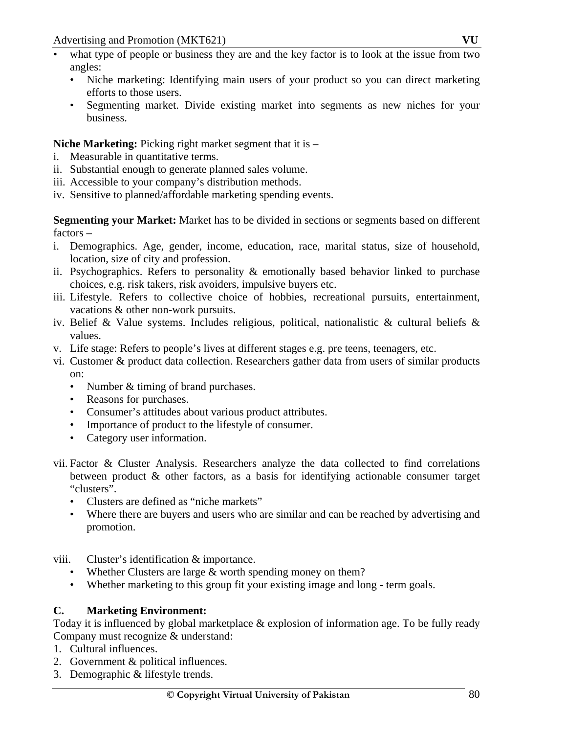- what type of people or business they are and the key factor is to look at the issue from two angles:
  - Niche marketing: Identifying main users of your product so you can direct marketing efforts to those users.
  - Segmenting market. Divide existing market into segments as new niches for your business.

**Niche Marketing:** Picking right market segment that it is –

i. Measurable in quantitative terms.
ii. Substantial enough to generate planned sales volume.
iii. Accessible to your company's distribution methods.
iv. Sensitive to planned/affordable marketing spending events.

**Segmenting your Market:** Market has to be divided in sections or segments based on different factors –

i. Demographics. Age, gender, income, education, race, marital status, size of household, location, size of city and profession.
ii. Psychographics. Refers to personality & emotionally based behavior linked to purchase choices, e.g. risk takers, risk avoiders, impulsive buyers etc.
iii. Lifestyle. Refers to collective choice of hobbies, recreational pursuits, entertainment, vacations & other non-work pursuits.
iv. Belief & Value systems. Includes religious, political, nationalistic & cultural beliefs & values.
v. Life stage: Refers to people's lives at different stages e.g. pre teens, teenagers, etc.
vi. Customer & product data collection. Researchers gather data from users of similar products on:
   - Number & timing of brand purchases.
   - Reasons for purchases.
   - Consumer's attitudes about various product attributes.
   - Importance of product to the lifestyle of consumer.
   - Category user information.

vii. Factor & Cluster Analysis. Researchers analyze the data collected to find correlations between product & other factors, as a basis for identifying actionable consumer target "clusters".
   - Clusters are defined as "niche markets"
   - Where there are buyers and users who are similar and can be reached by advertising and promotion.

viii. Cluster's identification & importance.
   - Whether Clusters are large & worth spending money on them?
   - Whether marketing to this group fit your existing image and long - term goals.

## C. Marketing Environment:

Today it is influenced by global marketplace & explosion of information age. To be fully ready Company must recognize & understand:

1. Cultural influences.
2. Government & political influences.
3. Demographic & lifestyle trends.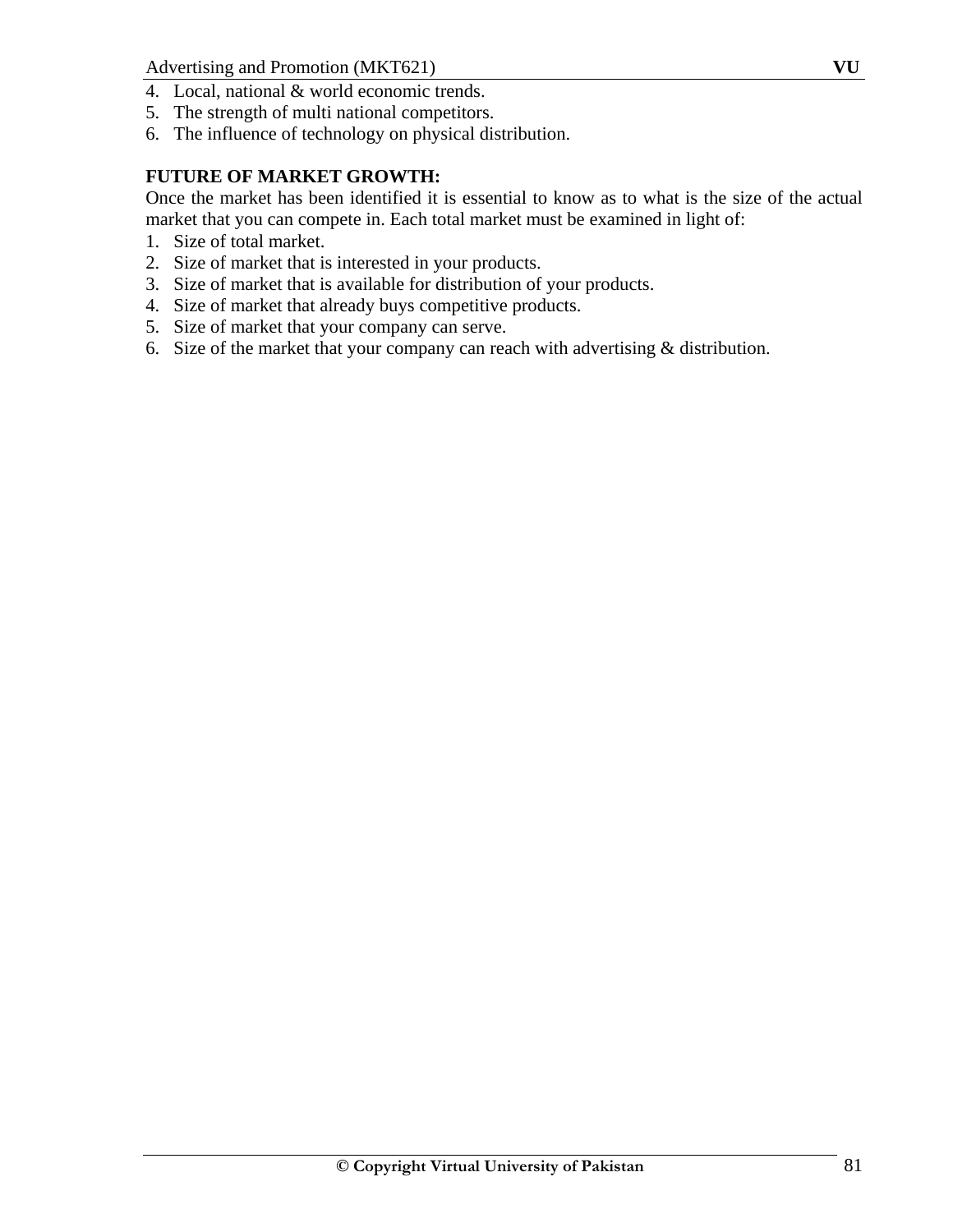4. Local, national & world economic trends.
5. The strength of multi national competitors.
6. The influence of technology on physical distribution.

**FUTURE OF MARKET GROWTH:**

Once the market has been identified it is essential to know as to what is the size of the actual market that you can compete in. Each total market must be examined in light of:

1. Size of total market.
2. Size of market that is interested in your products.
3. Size of market that is available for distribution of your products.
4. Size of market that already buys competitive products.
5. Size of market that your company can serve.
6. Size of the market that your company can reach with advertising & distribution.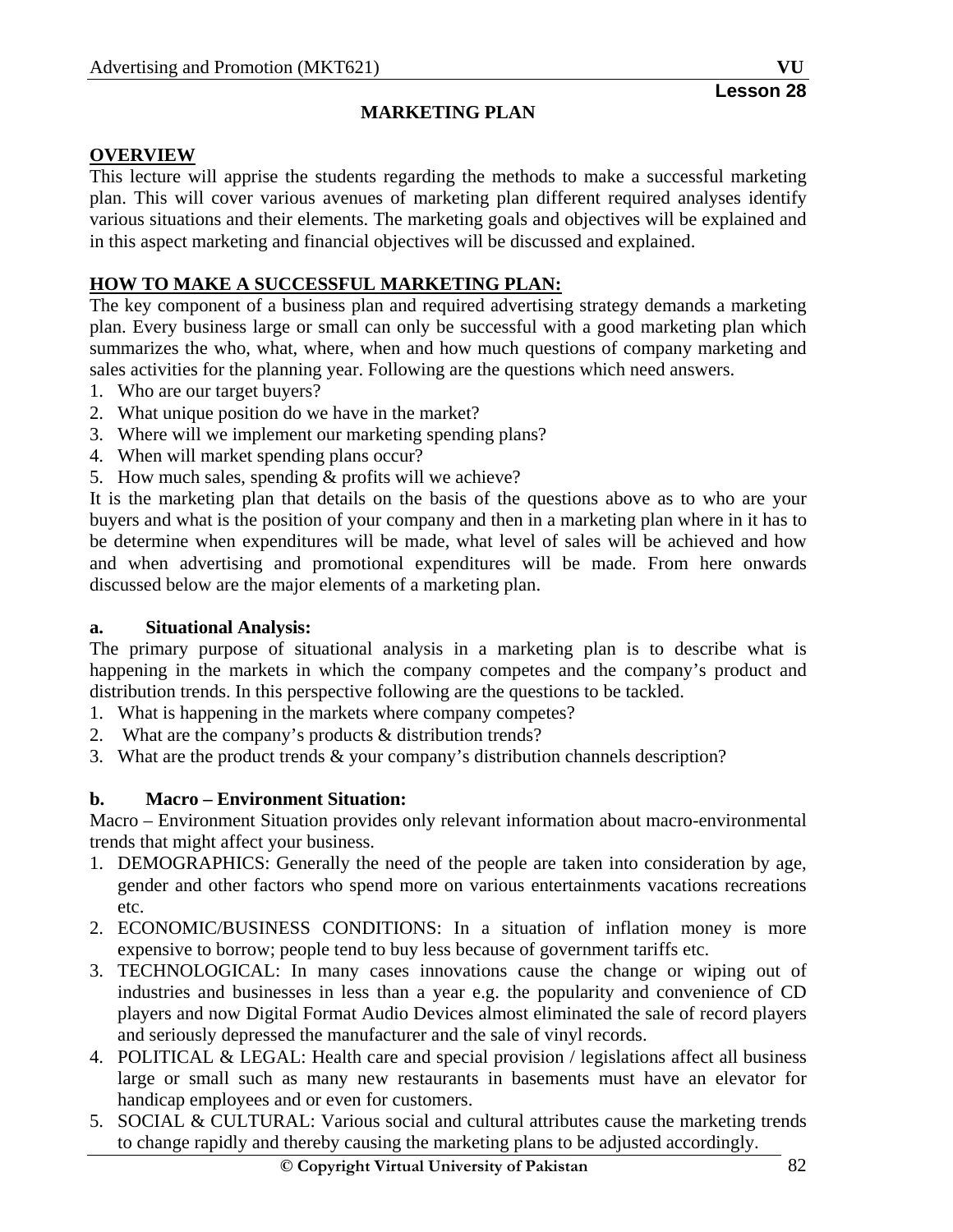**Lesson 28**

# MARKETING PLAN

## OVERVIEW

This lecture will apprise the students regarding the methods to make a successful marketing plan. This will cover various avenues of marketing plan different required analyses identify various situations and their elements. The marketing goals and objectives will be explained and in this aspect marketing and financial objectives will be discussed and explained.

## HOW TO MAKE A SUCCESSFUL MARKETING PLAN:

The key component of a business plan and required advertising strategy demands a marketing plan. Every business large or small can only be successful with a good marketing plan which summarizes the who, what, where, when and how much questions of company marketing and sales activities for the planning year. Following are the questions which need answers.

1. Who are our target buyers?
2. What unique position do we have in the market?
3. Where will we implement our marketing spending plans?
4. When will market spending plans occur?
5. How much sales, spending & profits will we achieve?

It is the marketing plan that details on the basis of the questions above as to who are your buyers and what is the position of your company and then in a marketing plan where in it has to be determine when expenditures will be made, what level of sales will be achieved and how and when advertising and promotional expenditures will be made. From here onwards discussed below are the major elements of a marketing plan.

### a. Situational Analysis:

The primary purpose of situational analysis in a marketing plan is to describe what is happening in the markets in which the company competes and the company's product and distribution trends. In this perspective following are the questions to be tackled.

1. What is happening in the markets where company competes?
2. What are the company's products & distribution trends?
3. What are the product trends & your company's distribution channels description?

### b. Macro – Environment Situation:

Macro – Environment Situation provides only relevant information about macro-environmental trends that might affect your business.

1. DEMOGRAPHICS: Generally the need of the people are taken into consideration by age, gender and other factors who spend more on various entertainments vacations recreations etc.
2. ECONOMIC/BUSINESS CONDITIONS: In a situation of inflation money is more expensive to borrow; people tend to buy less because of government tariffs etc.
3. TECHNOLOGICAL: In many cases innovations cause the change or wiping out of industries and businesses in less than a year e.g. the popularity and convenience of CD players and now Digital Format Audio Devices almost eliminated the sale of record players and seriously depressed the manufacturer and the sale of vinyl records.
4. POLITICAL & LEGAL: Health care and special provision / legislations affect all business large or small such as many new restaurants in basements must have an elevator for handicap employees and or even for customers.
5. SOCIAL & CULTURAL: Various social and cultural attributes cause the marketing trends to change rapidly and thereby causing the marketing plans to be adjusted accordingly.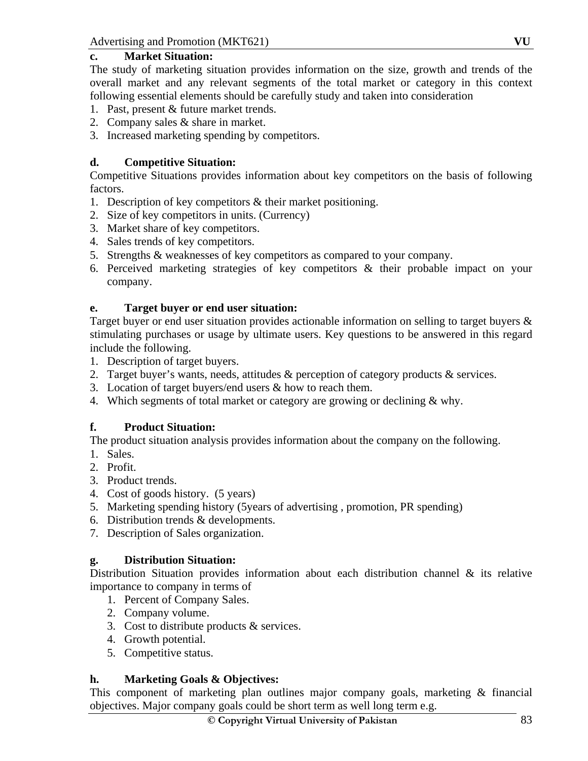### c. Market Situation:

The study of marketing situation provides information on the size, growth and trends of the overall market and any relevant segments of the total market or category in this context following essential elements should be carefully study and taken into consideration

1. Past, present & future market trends.
2. Company sales & share in market.
3. Increased marketing spending by competitors.

### d. Competitive Situation:

Competitive Situations provides information about key competitors on the basis of following factors.

1. Description of key competitors & their market positioning.
2. Size of key competitors in units. (Currency)
3. Market share of key competitors.
4. Sales trends of key competitors.
5. Strengths & weaknesses of key competitors as compared to your company.
6. Perceived marketing strategies of key competitors & their probable impact on your company.

### e. Target buyer or end user situation:

Target buyer or end user situation provides actionable information on selling to target buyers & stimulating purchases or usage by ultimate users. Key questions to be answered in this regard include the following.

1. Description of target buyers.
2. Target buyer's wants, needs, attitudes & perception of category products & services.
3. Location of target buyers/end users & how to reach them.
4. Which segments of total market or category are growing or declining & why.

### f. Product Situation:

The product situation analysis provides information about the company on the following.

1. Sales.
2. Profit.
3. Product trends.
4. Cost of goods history. (5 years)
5. Marketing spending history (5years of advertising , promotion, PR spending)
6. Distribution trends & developments.
7. Description of Sales organization.

### g. Distribution Situation:

Distribution Situation provides information about each distribution channel & its relative importance to company in terms of

1. Percent of Company Sales.
2. Company volume.
3. Cost to distribute products & services.
4. Growth potential.
5. Competitive status.

### h. Marketing Goals & Objectives:

This component of marketing plan outlines major company goals, marketing & financial objectives. Major company goals could be short term as well long term e.g.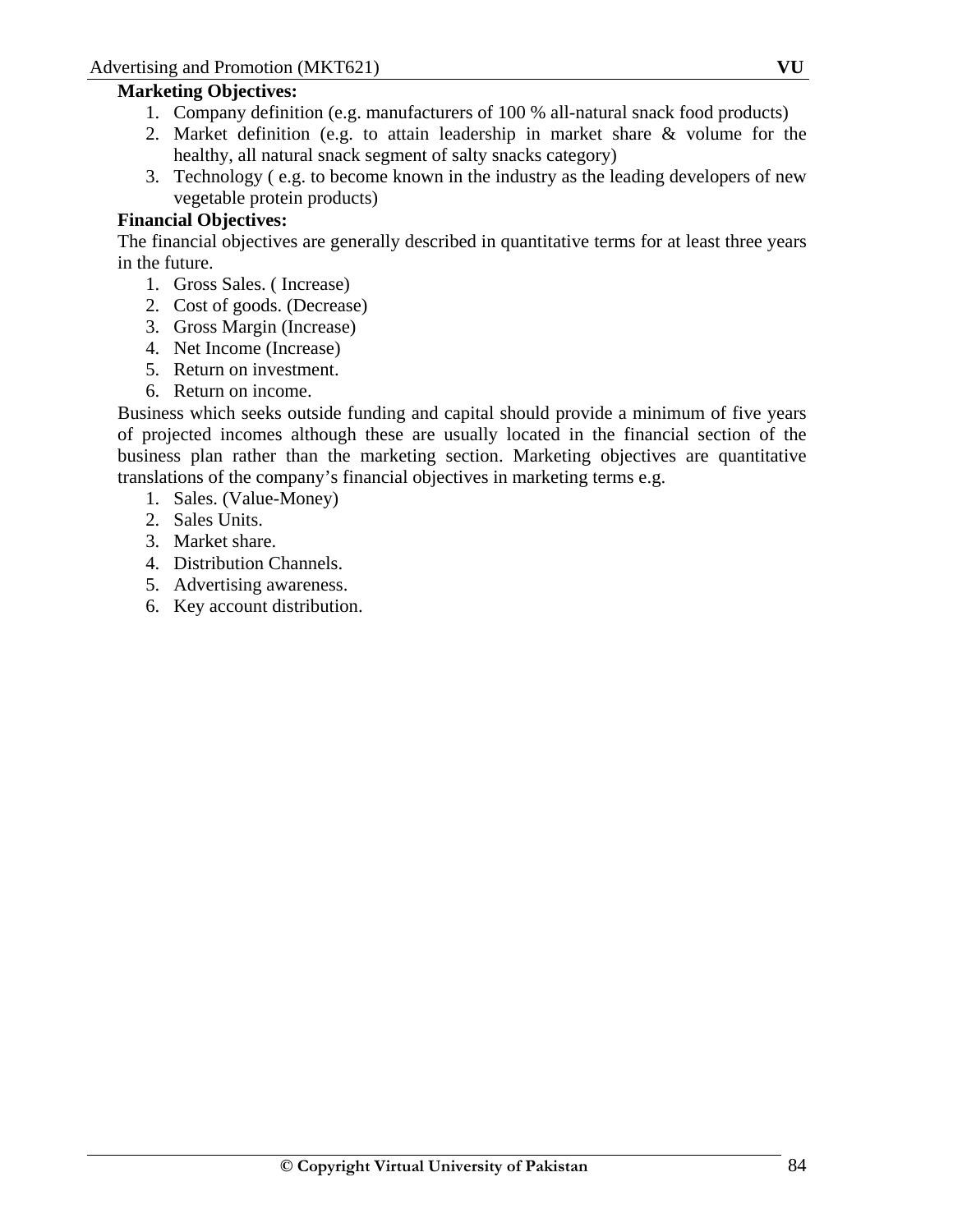**Marketing Objectives:**

1. Company definition (e.g. manufacturers of 100 % all-natural snack food products)
2. Market definition (e.g. to attain leadership in market share & volume for the healthy, all natural snack segment of salty snacks category)
3. Technology ( e.g. to become known in the industry as the leading developers of new vegetable protein products)

**Financial Objectives:**

The financial objectives are generally described in quantitative terms for at least three years in the future.

1. Gross Sales. ( Increase)
2. Cost of goods. (Decrease)
3. Gross Margin (Increase)
4. Net Income (Increase)
5. Return on investment.
6. Return on income.

Business which seeks outside funding and capital should provide a minimum of five years of projected incomes although these are usually located in the financial section of the business plan rather than the marketing section. Marketing objectives are quantitative translations of the company's financial objectives in marketing terms e.g.

1. Sales. (Value-Money)
2. Sales Units.
3. Market share.
4. Distribution Channels.
5. Advertising awareness.
6. Key account distribution.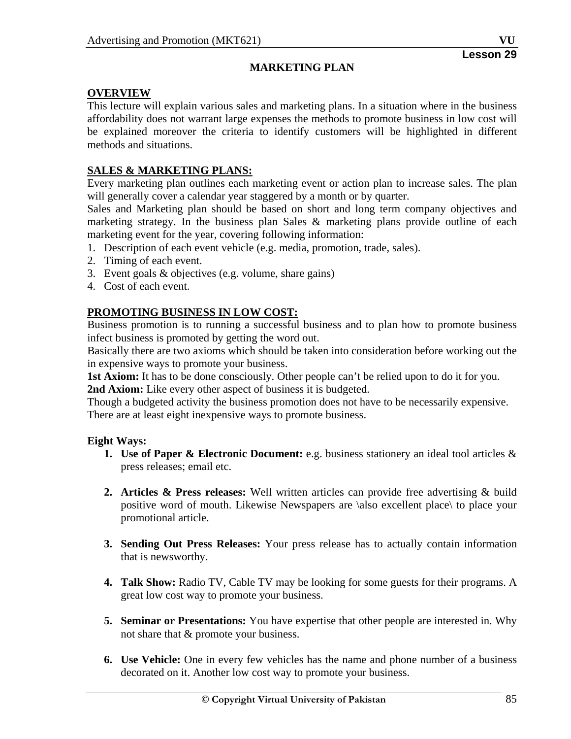Lesson 29

# MARKETING PLAN

## OVERVIEW

This lecture will explain various sales and marketing plans. In a situation where in the business affordability does not warrant large expenses the methods to promote business in low cost will be explained moreover the criteria to identify customers will be highlighted in different methods and situations.

## SALES & MARKETING PLANS:

Every marketing plan outlines each marketing event or action plan to increase sales. The plan will generally cover a calendar year staggered by a month or by quarter.

Sales and Marketing plan should be based on short and long term company objectives and marketing strategy. In the business plan Sales & marketing plans provide outline of each marketing event for the year, covering following information:

1. Description of each event vehicle (e.g. media, promotion, trade, sales).
2. Timing of each event.
3. Event goals & objectives (e.g. volume, share gains)
4. Cost of each event.

## PROMOTING BUSINESS IN LOW COST:

Business promotion is to running a successful business and to plan how to promote business infect business is promoted by getting the word out.

Basically there are two axioms which should be taken into consideration before working out the in expensive ways to promote your business.

**1st Axiom:** It has to be done consciously. Other people can't be relied upon to do it for you.

**2nd Axiom:** Like every other aspect of business it is budgeted.

Though a budgeted activity the business promotion does not have to be necessarily expensive.

There are at least eight inexpensive ways to promote business.

**Eight Ways:**

1. **Use of Paper & Electronic Document:** e.g. business stationery an ideal tool articles & press releases; email etc.

2. **Articles & Press releases:** Well written articles can provide free advertising & build positive word of mouth. Likewise Newspapers are \also excellent place\ to place your promotional article.

3. **Sending Out Press Releases:** Your press release has to actually contain information that is newsworthy.

4. **Talk Show:** Radio TV, Cable TV may be looking for some guests for their programs. A great low cost way to promote your business.

5. **Seminar or Presentations:** You have expertise that other people are interested in. Why not share that & promote your business.

6. **Use Vehicle:** One in every few vehicles has the name and phone number of a business decorated on it. Another low cost way to promote your business.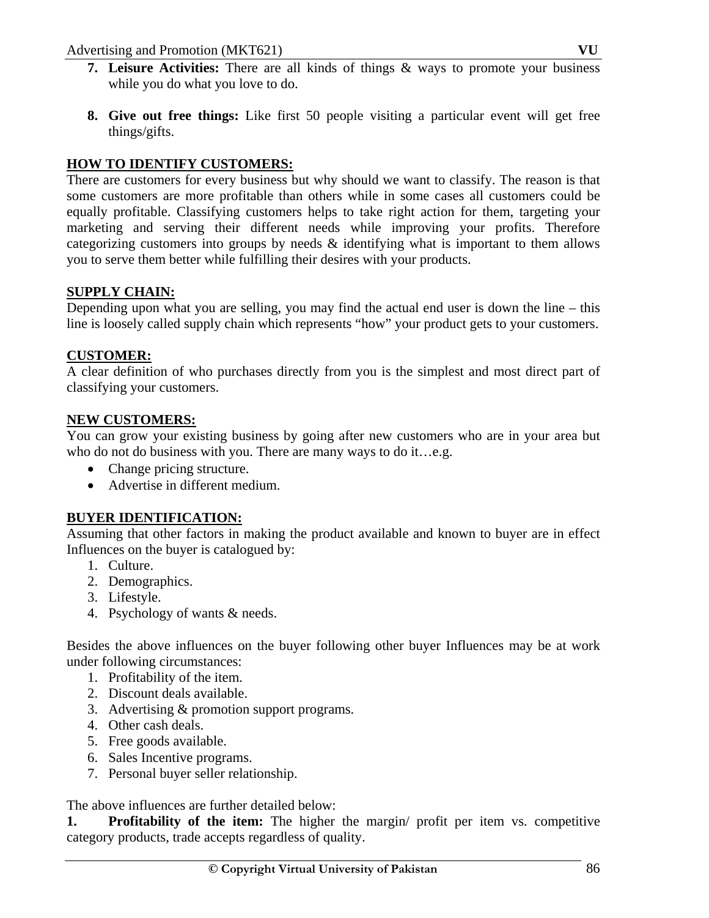7. **Leisure Activities:** There are all kinds of things & ways to promote your business while you do what you love to do.

8. **Give out free things:** Like first 50 people visiting a particular event will get free things/gifts.

## HOW TO IDENTIFY CUSTOMERS:

There are customers for every business but why should we want to classify. The reason is that some customers are more profitable than others while in some cases all customers could be equally profitable. Classifying customers helps to take right action for them, targeting your marketing and serving their different needs while improving your profits. Therefore categorizing customers into groups by needs & identifying what is important to them allows you to serve them better while fulfilling their desires with your products.

## SUPPLY CHAIN:

Depending upon what you are selling, you may find the actual end user is down the line – this line is loosely called supply chain which represents "how" your product gets to your customers.

## CUSTOMER:

A clear definition of who purchases directly from you is the simplest and most direct part of classifying your customers.

## NEW CUSTOMERS:

You can grow your existing business by going after new customers who are in your area but who do not do business with you. There are many ways to do it…e.g.

- Change pricing structure.
- Advertise in different medium.

## BUYER IDENTIFICATION:

Assuming that other factors in making the product available and known to buyer are in effect Influences on the buyer is catalogued by:

1. Culture.
2. Demographics.
3. Lifestyle.
4. Psychology of wants & needs.

Besides the above influences on the buyer following other buyer Influences may be at work under following circumstances:

1. Profitability of the item.
2. Discount deals available.
3. Advertising & promotion support programs.
4. Other cash deals.
5. Free goods available.
6. Sales Incentive programs.
7. Personal buyer seller relationship.

The above influences are further detailed below:

**1. Profitability of the item:** The higher the margin/ profit per item vs. competitive category products, trade accepts regardless of quality.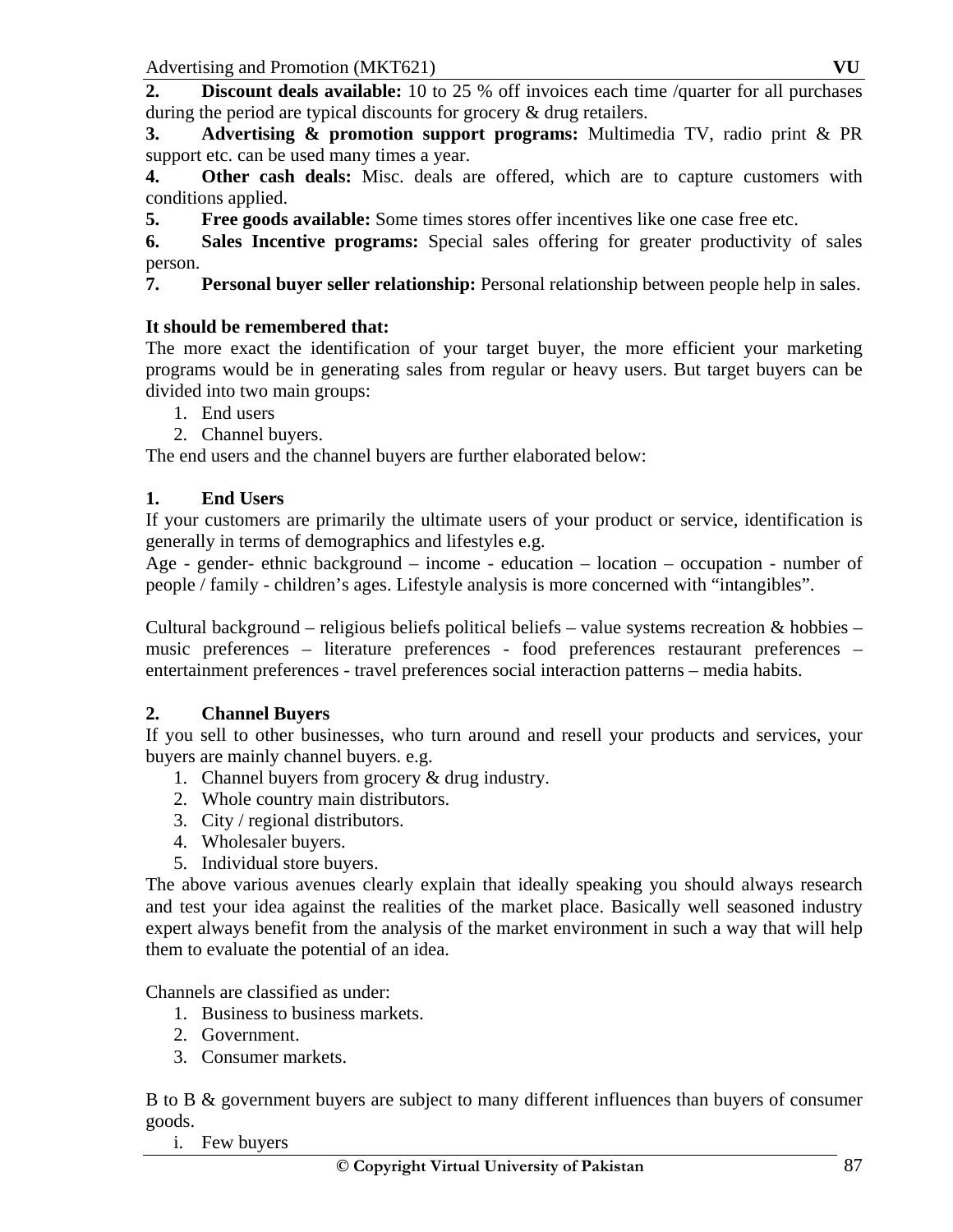2. **Discount deals available:** 10 to 25 % off invoices each time /quarter for all purchases during the period are typical discounts for grocery & drug retailers.
3. **Advertising & promotion support programs:** Multimedia TV, radio print & PR support etc. can be used many times a year.
4. **Other cash deals:** Misc. deals are offered, which are to capture customers with conditions applied.
5. **Free goods available:** Some times stores offer incentives like one case free etc.
6. **Sales Incentive programs:** Special sales offering for greater productivity of sales person.
7. **Personal buyer seller relationship:** Personal relationship between people help in sales.

**It should be remembered that:**
The more exact the identification of your target buyer, the more efficient your marketing programs would be in generating sales from regular or heavy users. But target buyers can be divided into two main groups:

1. End users
2. Channel buyers.

The end users and the channel buyers are further elaborated below:

**1. End Users**
If your customers are primarily the ultimate users of your product or service, identification is generally in terms of demographics and lifestyles e.g.
Age - gender- ethnic background – income - education – location – occupation - number of people / family - children's ages. Lifestyle analysis is more concerned with "intangibles".

Cultural background – religious beliefs political beliefs – value systems recreation & hobbies – music preferences – literature preferences - food preferences restaurant preferences – entertainment preferences - travel preferences social interaction patterns – media habits.

**2. Channel Buyers**
If you sell to other businesses, who turn around and resell your products and services, your buyers are mainly channel buyers. e.g.

1. Channel buyers from grocery & drug industry.
2. Whole country main distributors.
3. City / regional distributors.
4. Wholesaler buyers.
5. Individual store buyers.

The above various avenues clearly explain that ideally speaking you should always research and test your idea against the realities of the market place. Basically well seasoned industry expert always benefit from the analysis of the market environment in such a way that will help them to evaluate the potential of an idea.

Channels are classified as under:

1. Business to business markets.
2. Government.
3. Consumer markets.

B to B & government buyers are subject to many different influences than buyers of consumer goods.

i. Few buyers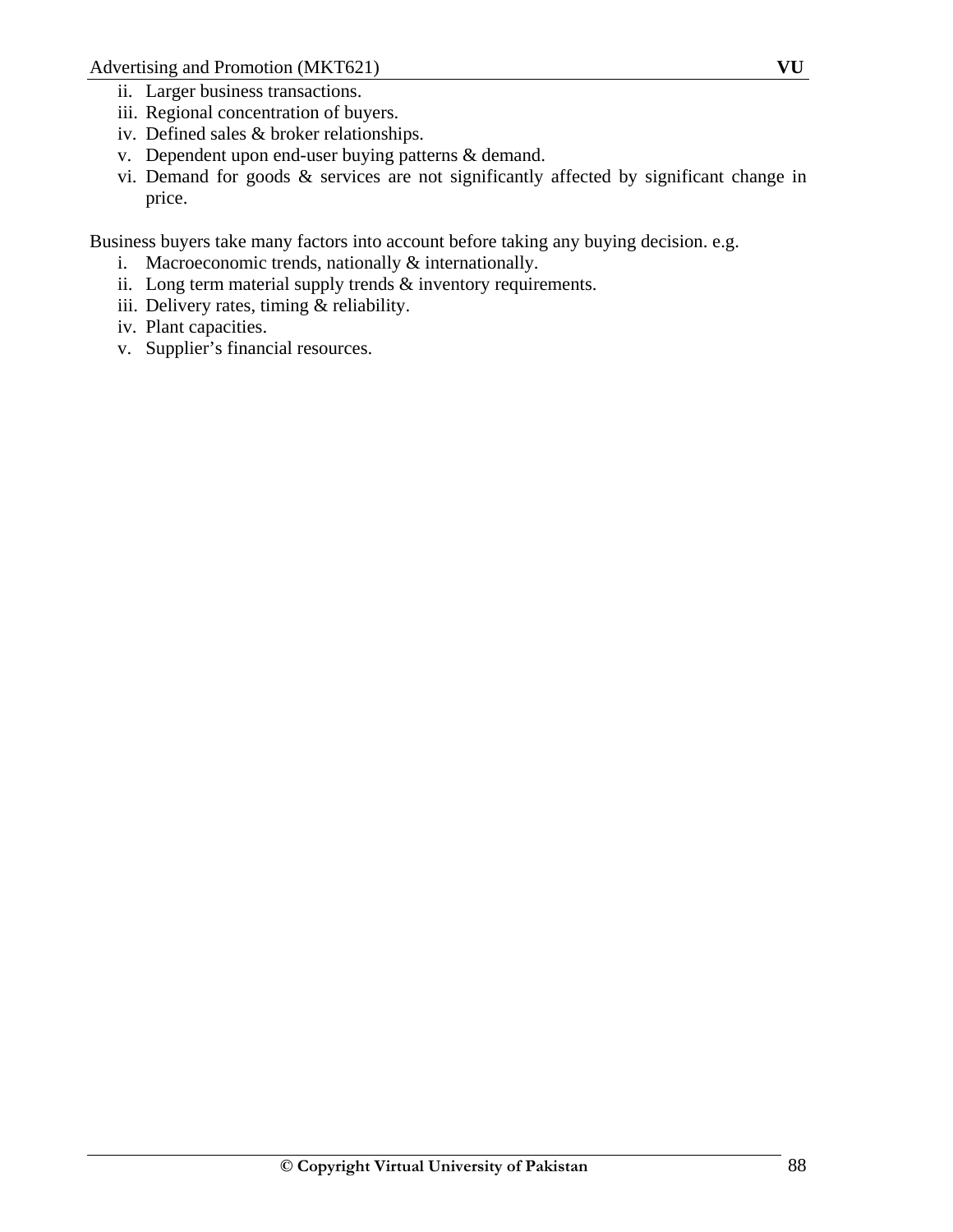ii. Larger business transactions.
iii. Regional concentration of buyers.
iv. Defined sales & broker relationships.
v. Dependent upon end-user buying patterns & demand.
vi. Demand for goods & services are not significantly affected by significant change in price.

Business buyers take many factors into account before taking any buying decision. e.g.

i. Macroeconomic trends, nationally & internationally.
ii. Long term material supply trends & inventory requirements.
iii. Delivery rates, timing & reliability.
iv. Plant capacities.
v. Supplier's financial resources.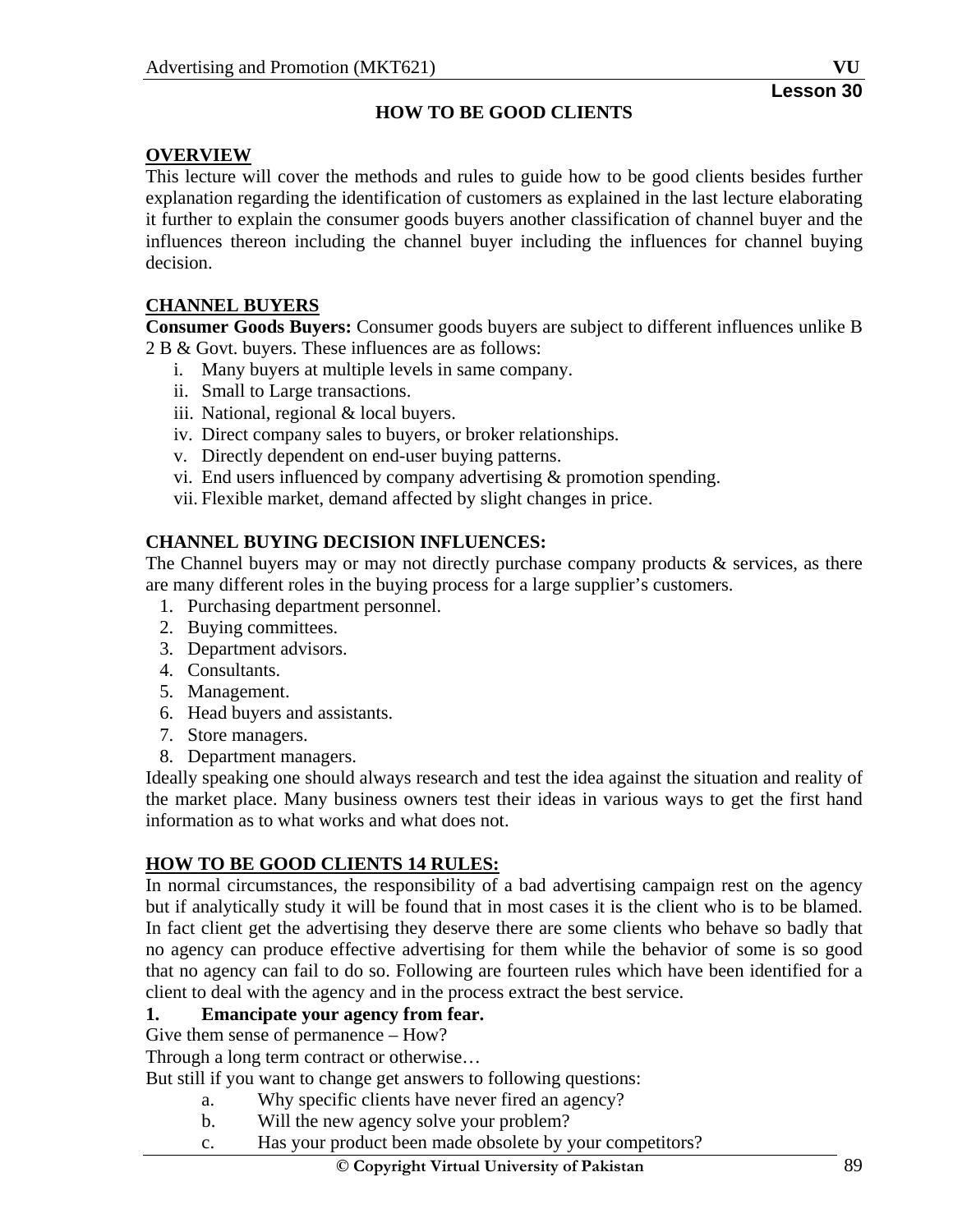**Lesson 30**

# HOW TO BE GOOD CLIENTS

## OVERVIEW

This lecture will cover the methods and rules to guide how to be good clients besides further explanation regarding the identification of customers as explained in the last lecture elaborating it further to explain the consumer goods buyers another classification of channel buyer and the influences thereon including the channel buyer including the influences for channel buying decision.

## CHANNEL BUYERS

**Consumer Goods Buyers:** Consumer goods buyers are subject to different influences unlike B 2 B & Govt. buyers. These influences are as follows:

i. Many buyers at multiple levels in same company.
ii. Small to Large transactions.
iii. National, regional & local buyers.
iv. Direct company sales to buyers, or broker relationships.
v. Directly dependent on end-user buying patterns.
vi. End users influenced by company advertising & promotion spending.
vii. Flexible market, demand affected by slight changes in price.

### CHANNEL BUYING DECISION INFLUENCES:

The Channel buyers may or may not directly purchase company products & services, as there are many different roles in the buying process for a large supplier's customers.

1. Purchasing department personnel.
2. Buying committees.
3. Department advisors.
4. Consultants.
5. Management.
6. Head buyers and assistants.
7. Store managers.
8. Department managers.

Ideally speaking one should always research and test the idea against the situation and reality of the market place. Many business owners test their ideas in various ways to get the first hand information as to what works and what does not.

## HOW TO BE GOOD CLIENTS 14 RULES:

In normal circumstances, the responsibility of a bad advertising campaign rest on the agency but if analytically study it will be found that in most cases it is the client who is to be blamed. In fact client get the advertising they deserve there are some clients who behave so badly that no agency can produce effective advertising for them while the behavior of some is so good that no agency can fail to do so. Following are fourteen rules which have been identified for a client to deal with the agency and in the process extract the best service.

**1. Emancipate your agency from fear.**

Give them sense of permanence – How?

Through a long term contract or otherwise…

But still if you want to change get answers to following questions:

a. Why specific clients have never fired an agency?
b. Will the new agency solve your problem?
c. Has your product been made obsolete by your competitors?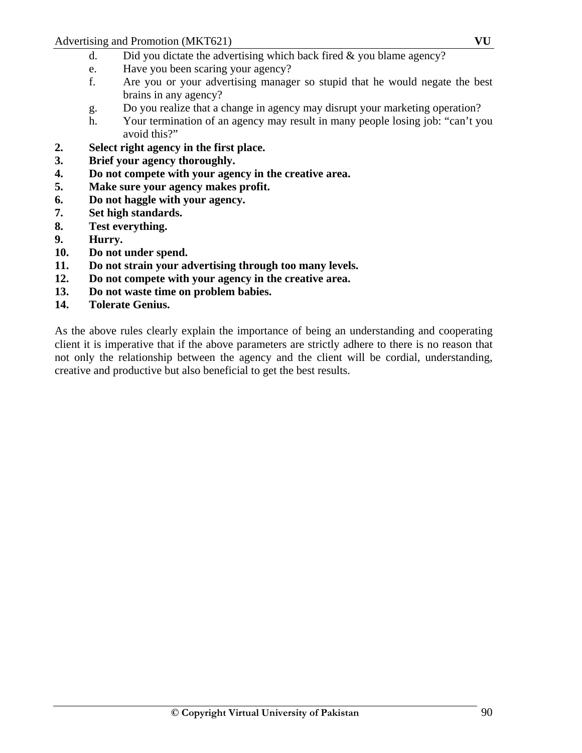d. Did you dictate the advertising which back fired & you blame agency?
e. Have you been scaring your agency?
f. Are you or your advertising manager so stupid that he would negate the best brains in any agency?
g. Do you realize that a change in agency may disrupt your marketing operation?
h. Your termination of an agency may result in many people losing job: "can't you avoid this?"

2. **Select right agency in the first place.**
3. **Brief your agency thoroughly.**
4. **Do not compete with your agency in the creative area.**
5. **Make sure your agency makes profit.**
6. **Do not haggle with your agency.**
7. **Set high standards.**
8. **Test everything.**
9. **Hurry.**
10. **Do not under spend.**
11. **Do not strain your advertising through too many levels.**
12. **Do not compete with your agency in the creative area.**
13. **Do not waste time on problem babies.**
14. **Tolerate Genius.**

As the above rules clearly explain the importance of being an understanding and cooperating client it is imperative that if the above parameters are strictly adhere to there is no reason that not only the relationship between the agency and the client will be cordial, understanding, creative and productive but also beneficial to get the best results.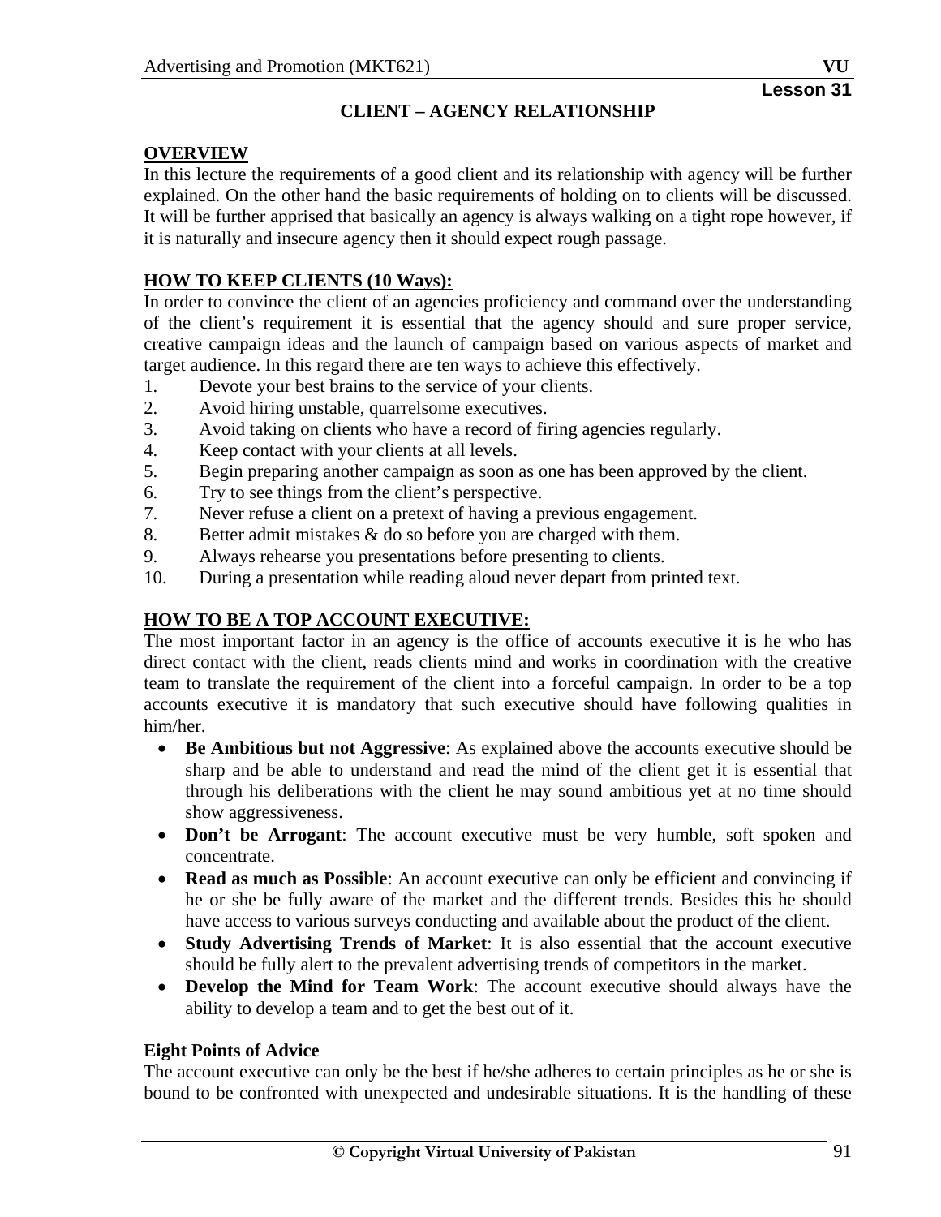Lesson 31

# CLIENT – AGENCY RELATIONSHIP

## OVERVIEW

In this lecture the requirements of a good client and its relationship with agency will be further explained. On the other hand the basic requirements of holding on to clients will be discussed. It will be further apprised that basically an agency is always walking on a tight rope however, if it is naturally and insecure agency then it should expect rough passage.

## HOW TO KEEP CLIENTS (10 Ways):

In order to convince the client of an agencies proficiency and command over the understanding of the client's requirement it is essential that the agency should and sure proper service, creative campaign ideas and the launch of campaign based on various aspects of market and target audience. In this regard there are ten ways to achieve this effectively.

1. Devote your best brains to the service of your clients.
2. Avoid hiring unstable, quarrelsome executives.
3. Avoid taking on clients who have a record of firing agencies regularly.
4. Keep contact with your clients at all levels.
5. Begin preparing another campaign as soon as one has been approved by the client.
6. Try to see things from the client's perspective.
7. Never refuse a client on a pretext of having a previous engagement.
8. Better admit mistakes & do so before you are charged with them.
9. Always rehearse you presentations before presenting to clients.
10. During a presentation while reading aloud never depart from printed text.

## HOW TO BE A TOP ACCOUNT EXECUTIVE:

The most important factor in an agency is the office of accounts executive it is he who has direct contact with the client, reads clients mind and works in coordination with the creative team to translate the requirement of the client into a forceful campaign. In order to be a top accounts executive it is mandatory that such executive should have following qualities in him/her.

- **Be Ambitious but not Aggressive**: As explained above the accounts executive should be sharp and be able to understand and read the mind of the client get it is essential that through his deliberations with the client he may sound ambitious yet at no time should show aggressiveness.
- **Don't be Arrogant**: The account executive must be very humble, soft spoken and concentrate.
- **Read as much as Possible**: An account executive can only be efficient and convincing if he or she be fully aware of the market and the different trends. Besides this he should have access to various surveys conducting and available about the product of the client.
- **Study Advertising Trends of Market**: It is also essential that the account executive should be fully alert to the prevalent advertising trends of competitors in the market.
- **Develop the Mind for Team Work**: The account executive should always have the ability to develop a team and to get the best out of it.

### Eight Points of Advice

The account executive can only be the best if he/she adheres to certain principles as he or she is bound to be confronted with unexpected and undesirable situations. It is the handling of these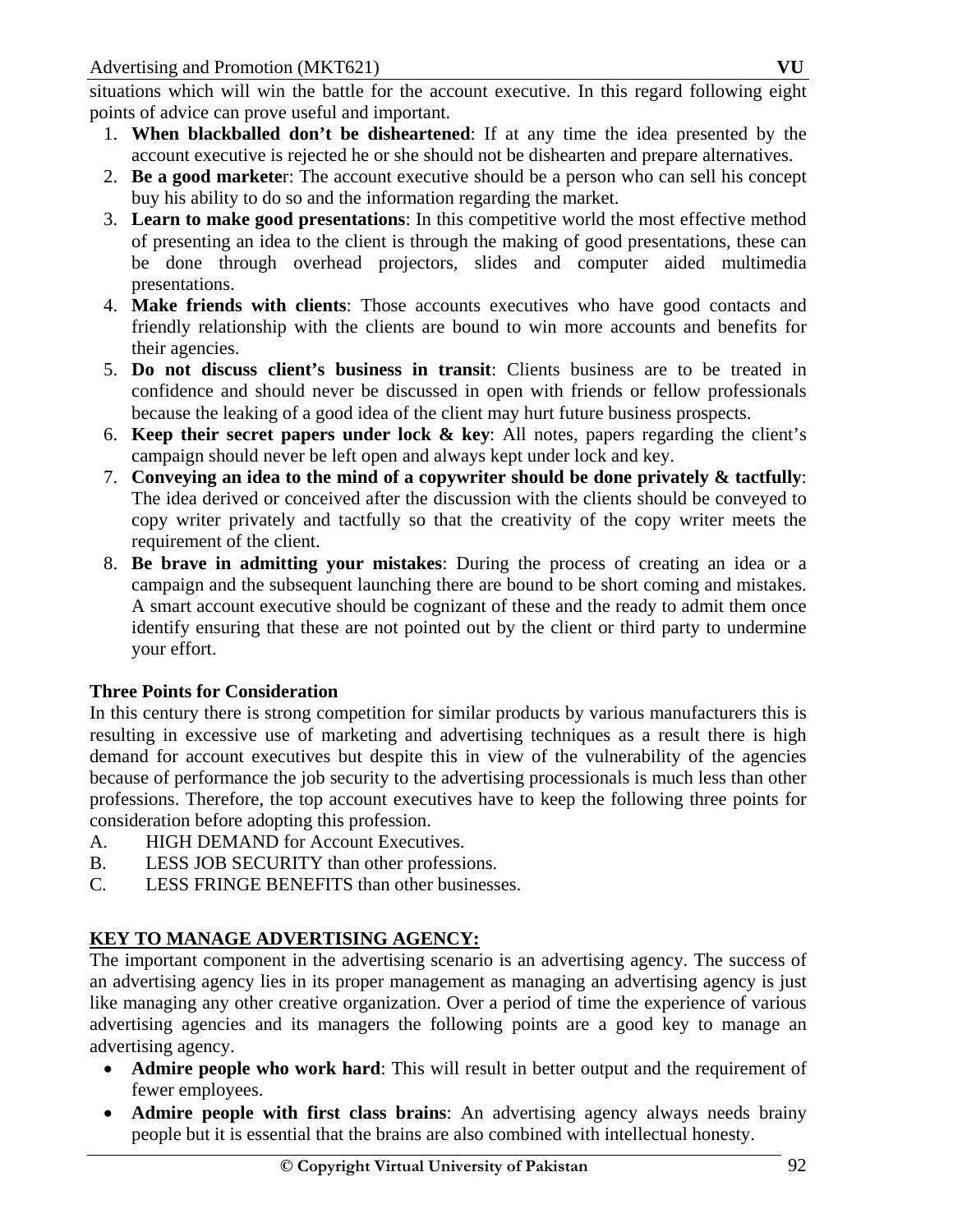situations which will win the battle for the account executive. In this regard following eight points of advice can prove useful and important.

1. **When blackballed don't be disheartened**: If at any time the idea presented by the account executive is rejected he or she should not be dishearten and prepare alternatives.
2. **Be a good markete**r: The account executive should be a person who can sell his concept buy his ability to do so and the information regarding the market.
3. **Learn to make good presentations**: In this competitive world the most effective method of presenting an idea to the client is through the making of good presentations, these can be done through overhead projectors, slides and computer aided multimedia presentations.
4. **Make friends with clients**: Those accounts executives who have good contacts and friendly relationship with the clients are bound to win more accounts and benefits for their agencies.
5. **Do not discuss client's business in transit**: Clients business are to be treated in confidence and should never be discussed in open with friends or fellow professionals because the leaking of a good idea of the client may hurt future business prospects.
6. **Keep their secret papers under lock & key**: All notes, papers regarding the client's campaign should never be left open and always kept under lock and key.
7. **Conveying an idea to the mind of a copywriter should be done privately & tactfully**: The idea derived or conceived after the discussion with the clients should be conveyed to copy writer privately and tactfully so that the creativity of the copy writer meets the requirement of the client.
8. **Be brave in admitting your mistakes**: During the process of creating an idea or a campaign and the subsequent launching there are bound to be short coming and mistakes. A smart account executive should be cognizant of these and the ready to admit them once identify ensuring that these are not pointed out by the client or third party to undermine your effort.

**Three Points for Consideration**

In this century there is strong competition for similar products by various manufacturers this is resulting in excessive use of marketing and advertising techniques as a result there is high demand for account executives but despite this in view of the vulnerability of the agencies because of performance the job security to the advertising processionals is much less than other professions. Therefore, the top account executives have to keep the following three points for consideration before adopting this profession.

A. HIGH DEMAND for Account Executives.
B. LESS JOB SECURITY than other professions.
C. LESS FRINGE BENEFITS than other businesses.

## <u>KEY TO MANAGE ADVERTISING AGENCY:</u>

The important component in the advertising scenario is an advertising agency. The success of an advertising agency lies in its proper management as managing an advertising agency is just like managing any other creative organization. Over a period of time the experience of various advertising agencies and its managers the following points are a good key to manage an advertising agency.

- **Admire people who work hard**: This will result in better output and the requirement of fewer employees.
- **Admire people with first class brains**: An advertising agency always needs brainy people but it is essential that the brains are also combined with intellectual honesty.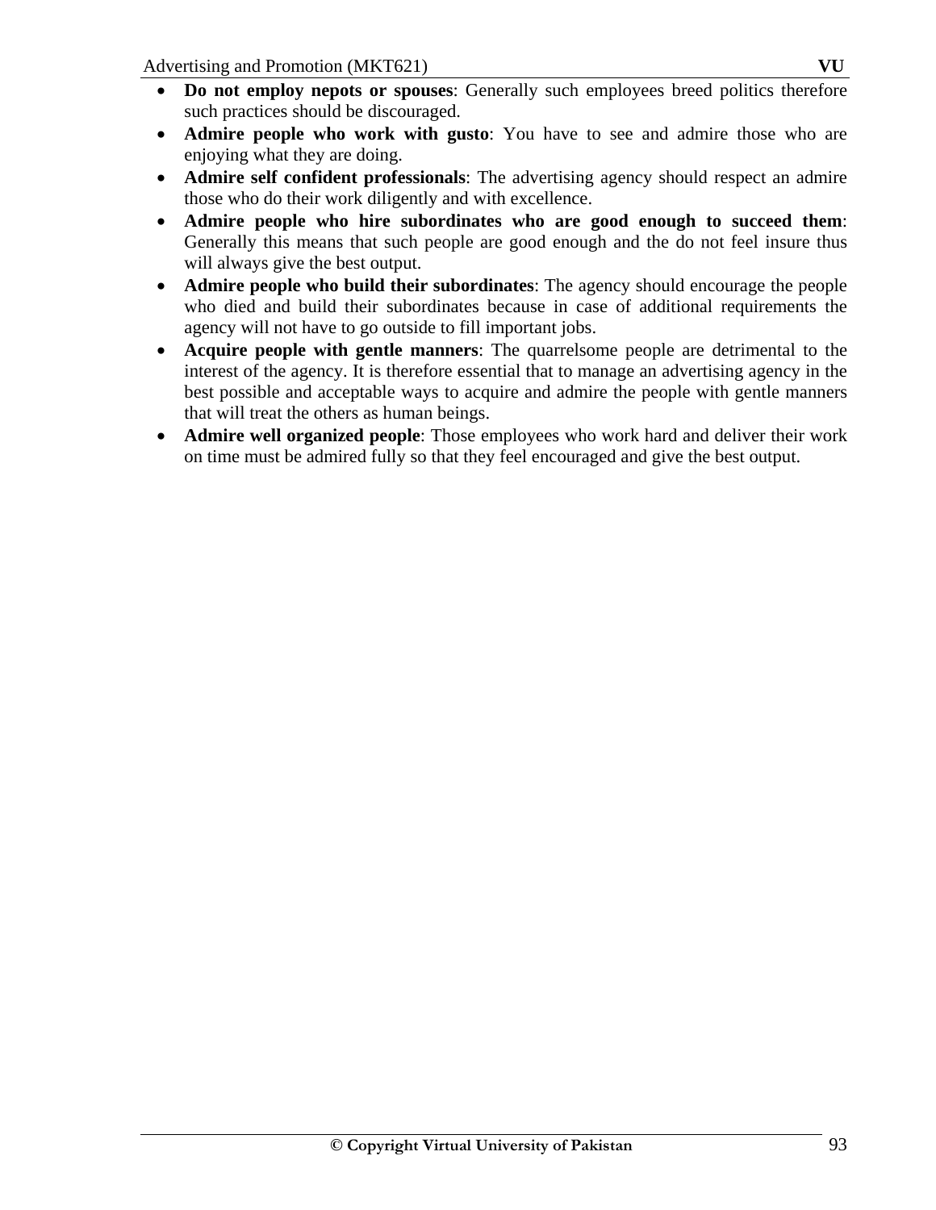- **Do not employ nepots or spouses**: Generally such employees breed politics therefore such practices should be discouraged.
- **Admire people who work with gusto**: You have to see and admire those who are enjoying what they are doing.
- **Admire self confident professionals**: The advertising agency should respect an admire those who do their work diligently and with excellence.
- **Admire people who hire subordinates who are good enough to succeed them**: Generally this means that such people are good enough and the do not feel insure thus will always give the best output.
- **Admire people who build their subordinates**: The agency should encourage the people who died and build their subordinates because in case of additional requirements the agency will not have to go outside to fill important jobs.
- **Acquire people with gentle manners**: The quarrelsome people are detrimental to the interest of the agency. It is therefore essential that to manage an advertising agency in the best possible and acceptable ways to acquire and admire the people with gentle manners that will treat the others as human beings.
- **Admire well organized people**: Those employees who work hard and deliver their work on time must be admired fully so that they feel encouraged and give the best output.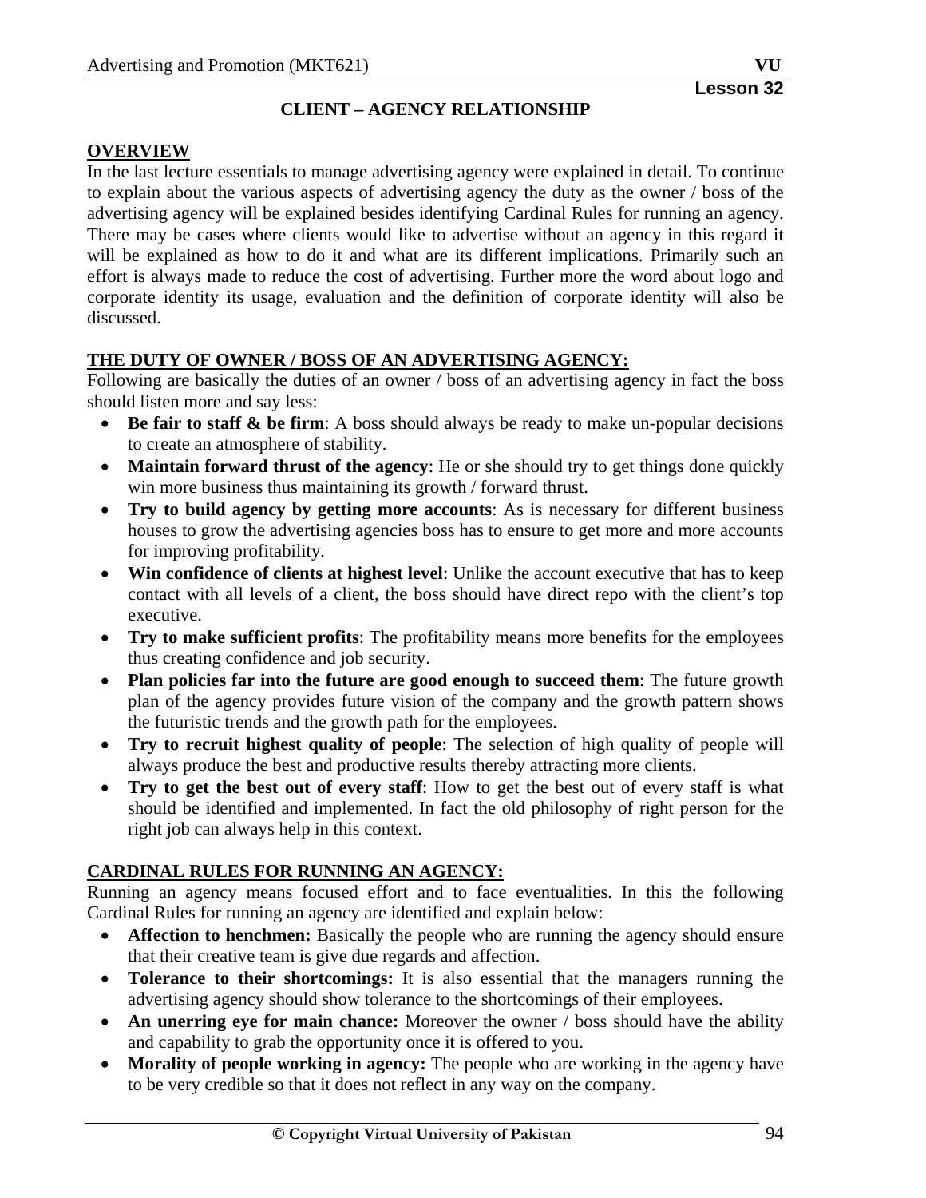## Lesson 32

# CLIENT – AGENCY RELATIONSHIP

## OVERVIEW

In the last lecture essentials to manage advertising agency were explained in detail. To continue to explain about the various aspects of advertising agency the duty as the owner / boss of the advertising agency will be explained besides identifying Cardinal Rules for running an agency. There may be cases where clients would like to advertise without an agency in this regard it will be explained as how to do it and what are its different implications. Primarily such an effort is always made to reduce the cost of advertising. Further more the word about logo and corporate identity its usage, evaluation and the definition of corporate identity will also be discussed.

## THE DUTY OF OWNER / BOSS OF AN ADVERTISING AGENCY:

Following are basically the duties of an owner / boss of an advertising agency in fact the boss should listen more and say less:

- **Be fair to staff & be firm**: A boss should always be ready to make un-popular decisions to create an atmosphere of stability.
- **Maintain forward thrust of the agency**: He or she should try to get things done quickly win more business thus maintaining its growth / forward thrust.
- **Try to build agency by getting more accounts**: As is necessary for different business houses to grow the advertising agencies boss has to ensure to get more and more accounts for improving profitability.
- **Win confidence of clients at highest level**: Unlike the account executive that has to keep contact with all levels of a client, the boss should have direct repo with the client's top executive.
- **Try to make sufficient profits**: The profitability means more benefits for the employees thus creating confidence and job security.
- **Plan policies far into the future are good enough to succeed them**: The future growth plan of the agency provides future vision of the company and the growth pattern shows the futuristic trends and the growth path for the employees.
- **Try to recruit highest quality of people**: The selection of high quality of people will always produce the best and productive results thereby attracting more clients.
- **Try to get the best out of every staff**: How to get the best out of every staff is what should be identified and implemented. In fact the old philosophy of right person for the right job can always help in this context.

## CARDINAL RULES FOR RUNNING AN AGENCY:

Running an agency means focused effort and to face eventualities. In this the following Cardinal Rules for running an agency are identified and explain below:

- **Affection to henchmen:** Basically the people who are running the agency should ensure that their creative team is give due regards and affection.
- **Tolerance to their shortcomings:** It is also essential that the managers running the advertising agency should show tolerance to the shortcomings of their employees.
- **An unerring eye for main chance:** Moreover the owner / boss should have the ability and capability to grab the opportunity once it is offered to you.
- **Morality of people working in agency:** The people who are working in the agency have to be very credible so that it does not reflect in any way on the company.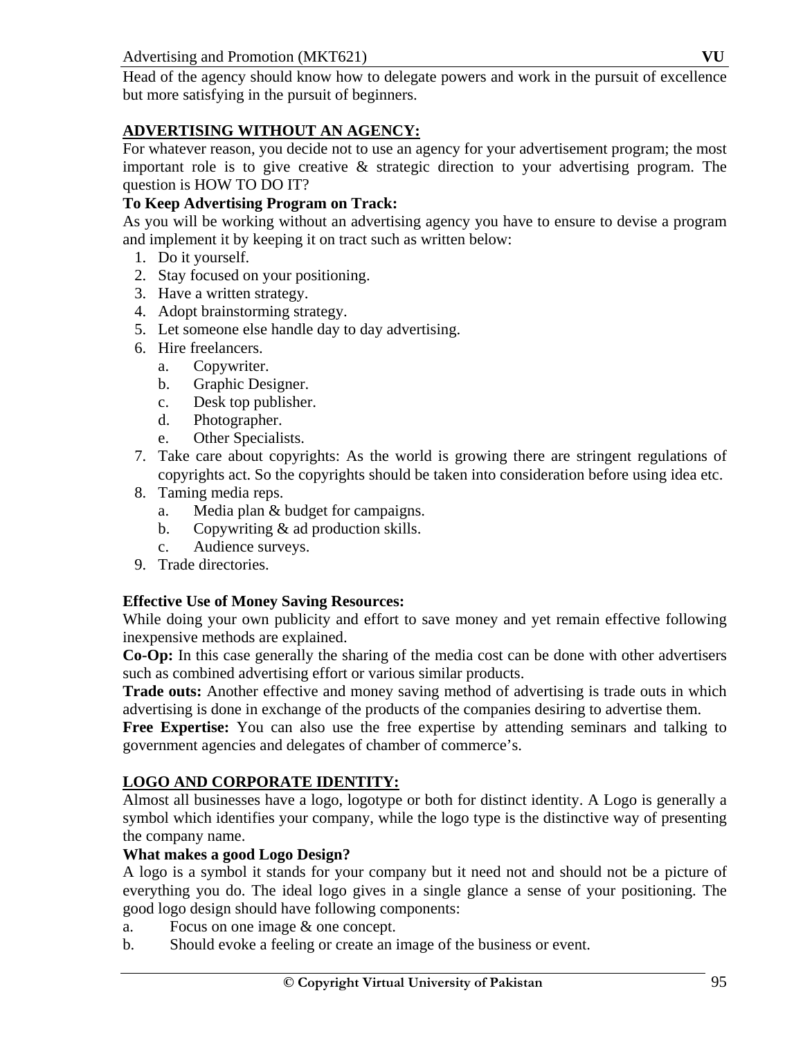Head of the agency should know how to delegate powers and work in the pursuit of excellence but more satisfying in the pursuit of beginners.

## ADVERTISING WITHOUT AN AGENCY:

For whatever reason, you decide not to use an agency for your advertisement program; the most important role is to give creative & strategic direction to your advertising program. The question is HOW TO DO IT?

**To Keep Advertising Program on Track:**

As you will be working without an advertising agency you have to ensure to devise a program and implement it by keeping it on tract such as written below:

1. Do it yourself.
2. Stay focused on your positioning.
3. Have a written strategy.
4. Adopt brainstorming strategy.
5. Let someone else handle day to day advertising.
6. Hire freelancers.
   a. Copywriter.
   b. Graphic Designer.
   c. Desk top publisher.
   d. Photographer.
   e. Other Specialists.
7. Take care about copyrights: As the world is growing there are stringent regulations of copyrights act. So the copyrights should be taken into consideration before using idea etc.
8. Taming media reps.
   a. Media plan & budget for campaigns.
   b. Copywriting & ad production skills.
   c. Audience surveys.
9. Trade directories.

**Effective Use of Money Saving Resources:**

While doing your own publicity and effort to save money and yet remain effective following inexpensive methods are explained.

**Co-Op:** In this case generally the sharing of the media cost can be done with other advertisers such as combined advertising effort or various similar products.

**Trade outs:** Another effective and money saving method of advertising is trade outs in which advertising is done in exchange of the products of the companies desiring to advertise them.

**Free Expertise:** You can also use the free expertise by attending seminars and talking to government agencies and delegates of chamber of commerce's.

## LOGO AND CORPORATE IDENTITY:

Almost all businesses have a logo, logotype or both for distinct identity. A Logo is generally a symbol which identifies your company, while the logo type is the distinctive way of presenting the company name.

**What makes a good Logo Design?**

A logo is a symbol it stands for your company but it need not and should not be a picture of everything you do. The ideal logo gives in a single glance a sense of your positioning. The good logo design should have following components:

a. Focus on one image & one concept.
b. Should evoke a feeling or create an image of the business or event.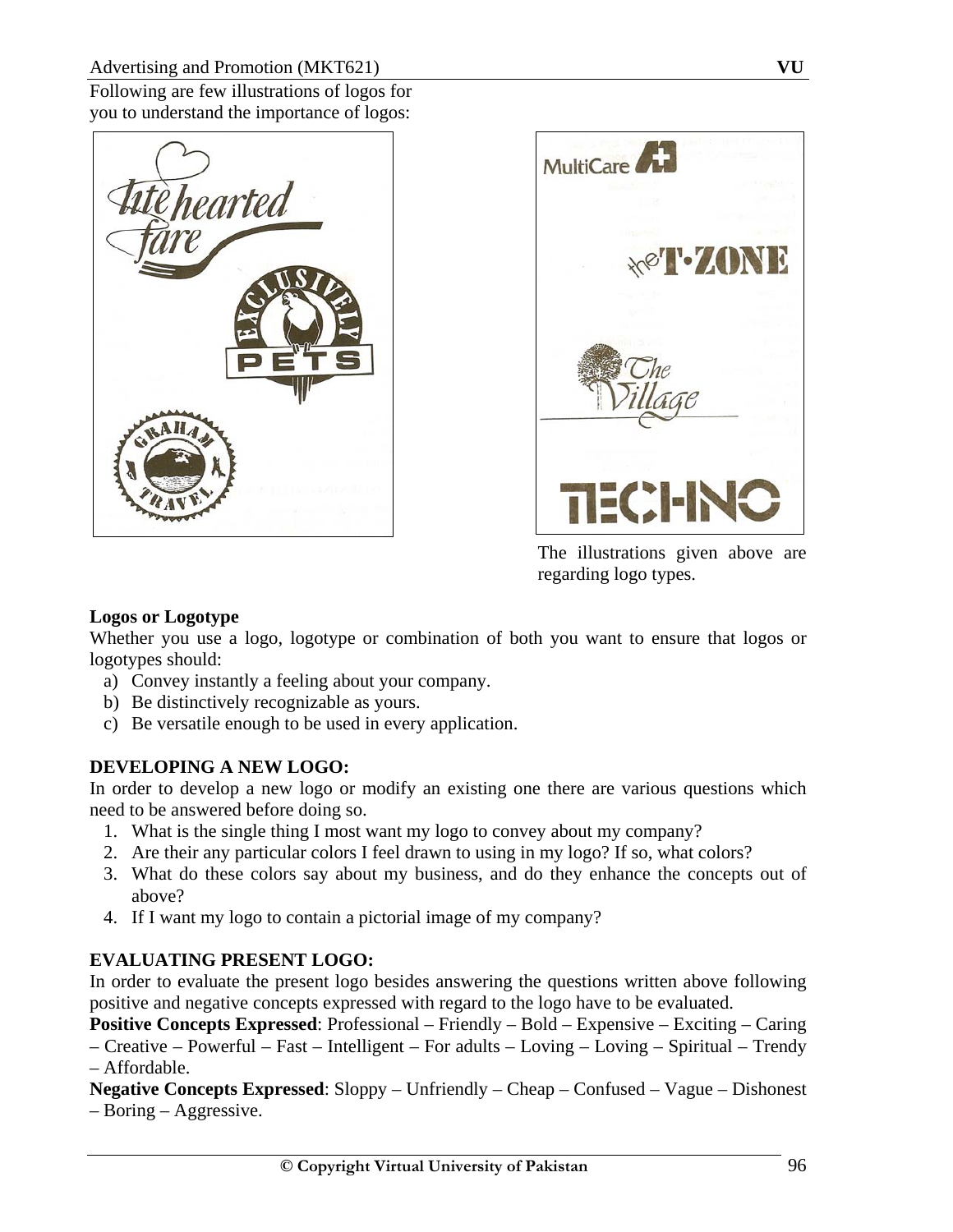Following are few illustrations of logos for you to understand the importance of logos:

The illustrations given above are regarding logo types.

**Logos or Logotype**

Whether you use a logo, logotype or combination of both you want to ensure that logos or logotypes should:

a) Convey instantly a feeling about your company.
b) Be distinctively recognizable as yours.
c) Be versatile enough to be used in every application.

**DEVELOPING A NEW LOGO:**

In order to develop a new logo or modify an existing one there are various questions which need to be answered before doing so.

1. What is the single thing I most want my logo to convey about my company?
2. Are their any particular colors I feel drawn to using in my logo? If so, what colors?
3. What do these colors say about my business, and do they enhance the concepts out of above?
4. If I want my logo to contain a pictorial image of my company?

**EVALUATING PRESENT LOGO:**

In order to evaluate the present logo besides answering the questions written above following positive and negative concepts expressed with regard to the logo have to be evaluated.

**Positive Concepts Expressed**: Professional – Friendly – Bold – Expensive – Exciting – Caring – Creative – Powerful – Fast – Intelligent – For adults – Loving – Loving – Spiritual – Trendy – Affordable.

**Negative Concepts Expressed**: Sloppy – Unfriendly – Cheap – Confused – Vague – Dishonest – Boring – Aggressive.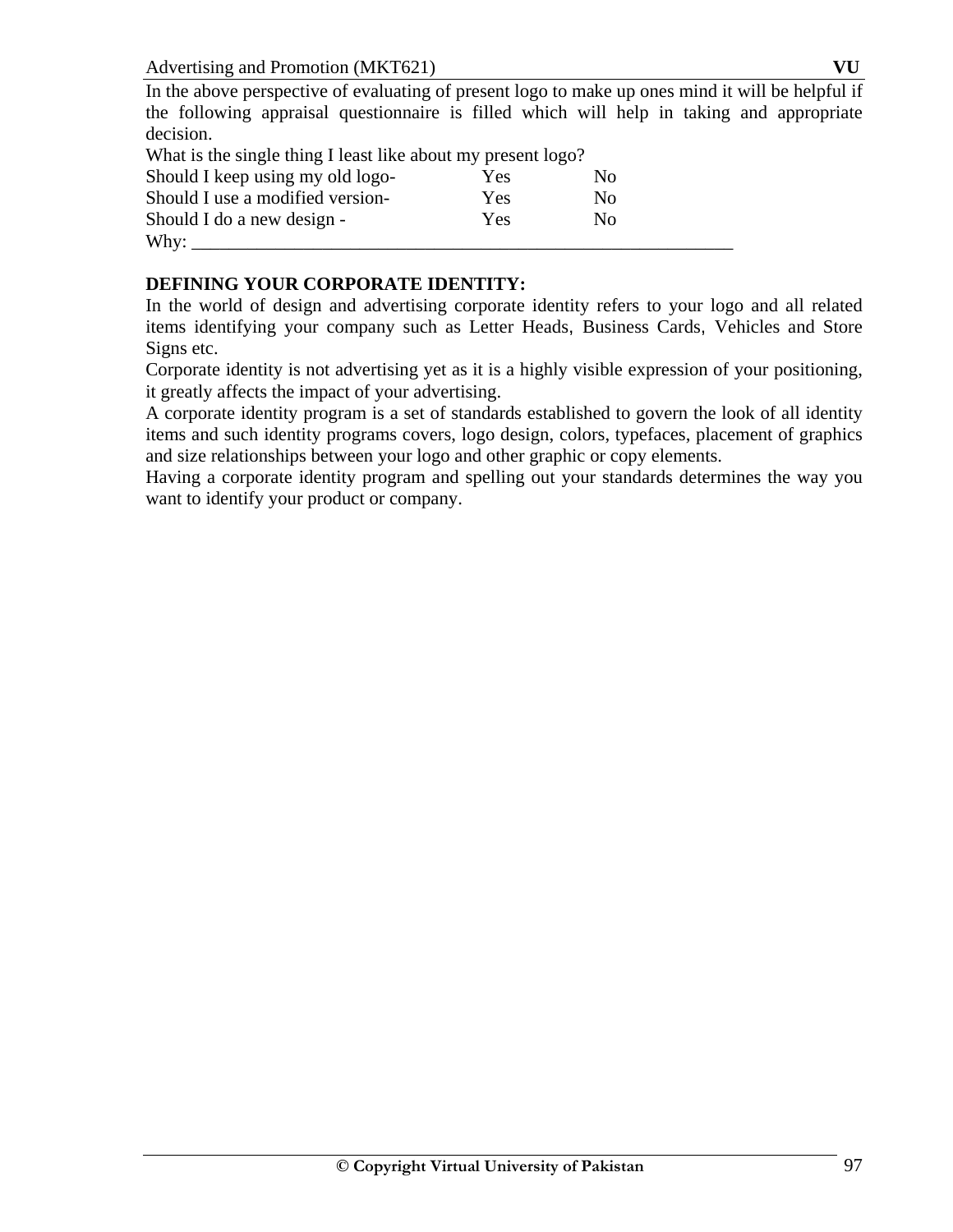In the above perspective of evaluating of present logo to make up ones mind it will be helpful if the following appraisal questionnaire is filled which will help in taking and appropriate decision.

What is the single thing I least like about my present logo?

| | | |
|---|---|---|
| Should I keep using my old logo- | Yes | No |
| Should I use a modified version- | Yes | No |
| Should I do a new design - | Yes | No |

Why: ____________________________________________________________

**DEFINING YOUR CORPORATE IDENTITY:**

In the world of design and advertising corporate identity refers to your logo and all related items identifying your company such as Letter Heads, Business Cards, Vehicles and Store Signs etc.

Corporate identity is not advertising yet as it is a highly visible expression of your positioning, it greatly affects the impact of your advertising.

A corporate identity program is a set of standards established to govern the look of all identity items and such identity programs covers, logo design, colors, typefaces, placement of graphics and size relationships between your logo and other graphic or copy elements.

Having a corporate identity program and spelling out your standards determines the way you want to identify your product or company.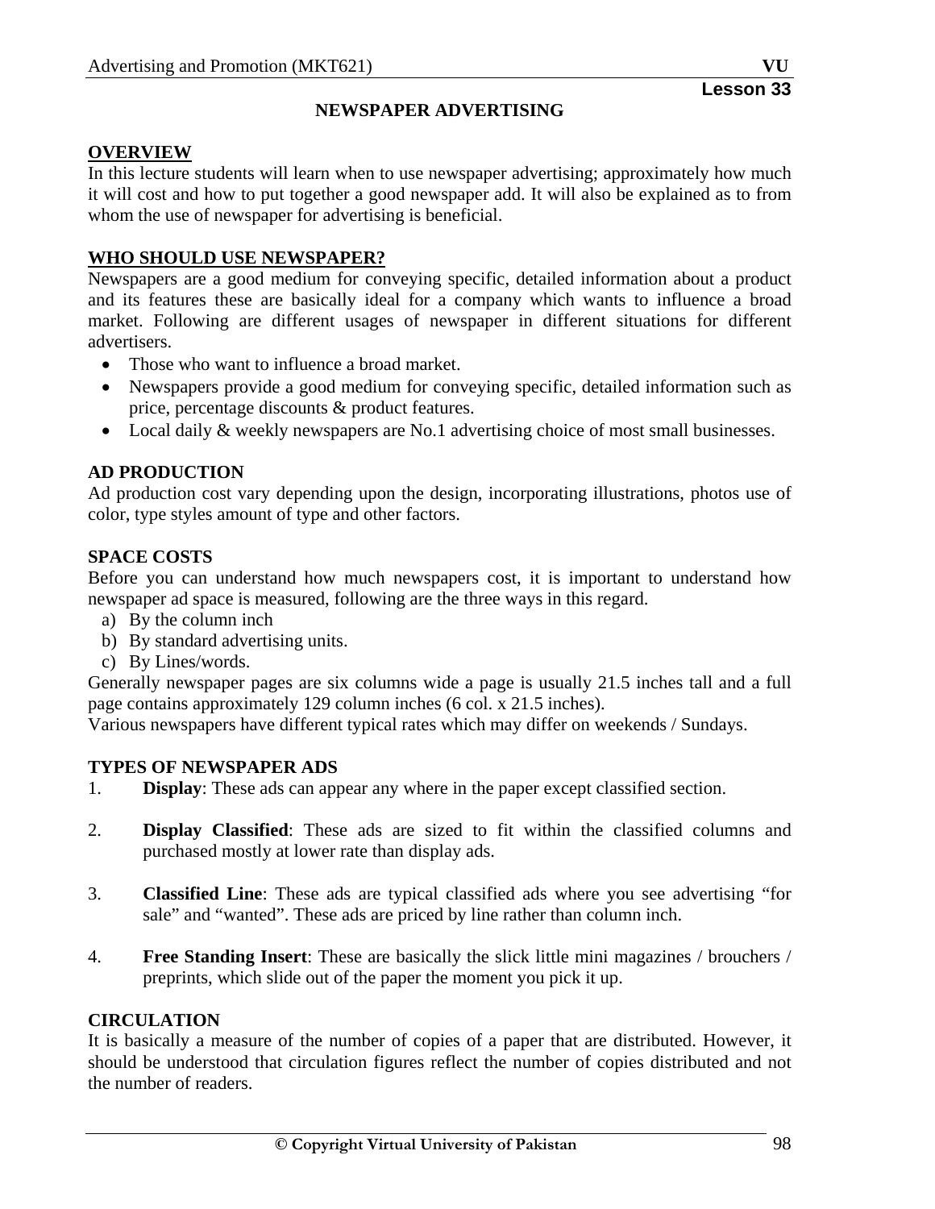**Lesson 33**

# NEWSPAPER ADVERTISING

## OVERVIEW

In this lecture students will learn when to use newspaper advertising; approximately how much it will cost and how to put together a good newspaper add. It will also be explained as to from whom the use of newspaper for advertising is beneficial.

## WHO SHOULD USE NEWSPAPER?

Newspapers are a good medium for conveying specific, detailed information about a product and its features these are basically ideal for a company which wants to influence a broad market. Following are different usages of newspaper in different situations for different advertisers.

- Those who want to influence a broad market.
- Newspapers provide a good medium for conveying specific, detailed information such as price, percentage discounts & product features.
- Local daily & weekly newspapers are No.1 advertising choice of most small businesses.

## AD PRODUCTION

Ad production cost vary depending upon the design, incorporating illustrations, photos use of color, type styles amount of type and other factors.

## SPACE COSTS

Before you can understand how much newspapers cost, it is important to understand how newspaper ad space is measured, following are the three ways in this regard.

a) By the column inch
b) By standard advertising units.
c) By Lines/words.

Generally newspaper pages are six columns wide a page is usually 21.5 inches tall and a full page contains approximately 129 column inches (6 col. x 21.5 inches).

Various newspapers have different typical rates which may differ on weekends / Sundays.

## TYPES OF NEWSPAPER ADS

1. **Display**: These ads can appear any where in the paper except classified section.

2. **Display Classified**: These ads are sized to fit within the classified columns and purchased mostly at lower rate than display ads.

3. **Classified Line**: These ads are typical classified ads where you see advertising "for sale" and "wanted". These ads are priced by line rather than column inch.

4. **Free Standing Insert**: These are basically the slick little mini magazines / brouchers / preprints, which slide out of the paper the moment you pick it up.

## CIRCULATION

It is basically a measure of the number of copies of a paper that are distributed. However, it should be understood that circulation figures reflect the number of copies distributed and not the number of readers.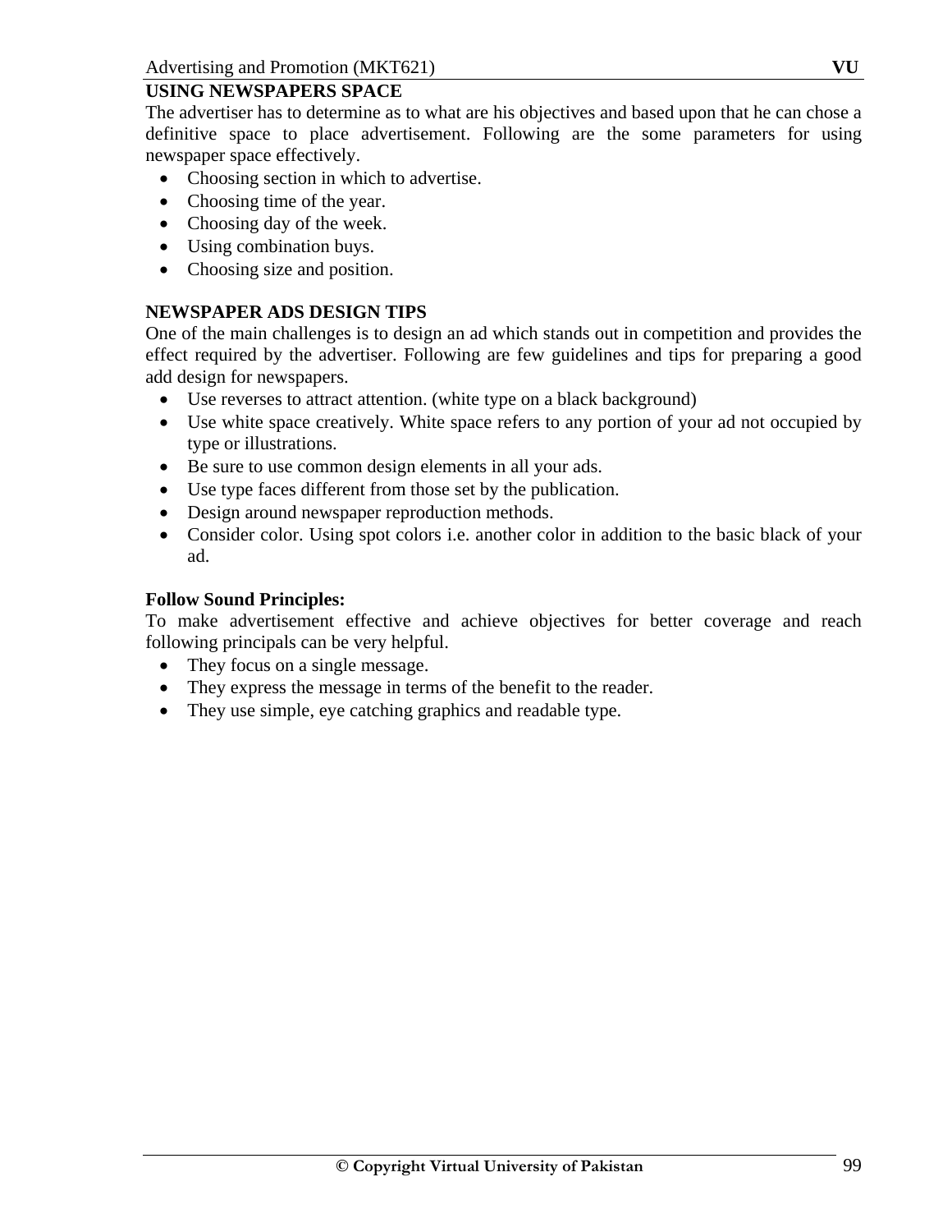## USING NEWSPAPERS SPACE

The advertiser has to determine as to what are his objectives and based upon that he can chose a definitive space to place advertisement. Following are the some parameters for using newspaper space effectively.

- Choosing section in which to advertise.
- Choosing time of the year.
- Choosing day of the week.
- Using combination buys.
- Choosing size and position.

## NEWSPAPER ADS DESIGN TIPS

One of the main challenges is to design an ad which stands out in competition and provides the effect required by the advertiser. Following are few guidelines and tips for preparing a good add design for newspapers.

- Use reverses to attract attention. (white type on a black background)
- Use white space creatively. White space refers to any portion of your ad not occupied by type or illustrations.
- Be sure to use common design elements in all your ads.
- Use type faces different from those set by the publication.
- Design around newspaper reproduction methods.
- Consider color. Using spot colors i.e. another color in addition to the basic black of your ad.

### Follow Sound Principles:

To make advertisement effective and achieve objectives for better coverage and reach following principals can be very helpful.

- They focus on a single message.
- They express the message in terms of the benefit to the reader.
- They use simple, eye catching graphics and readable type.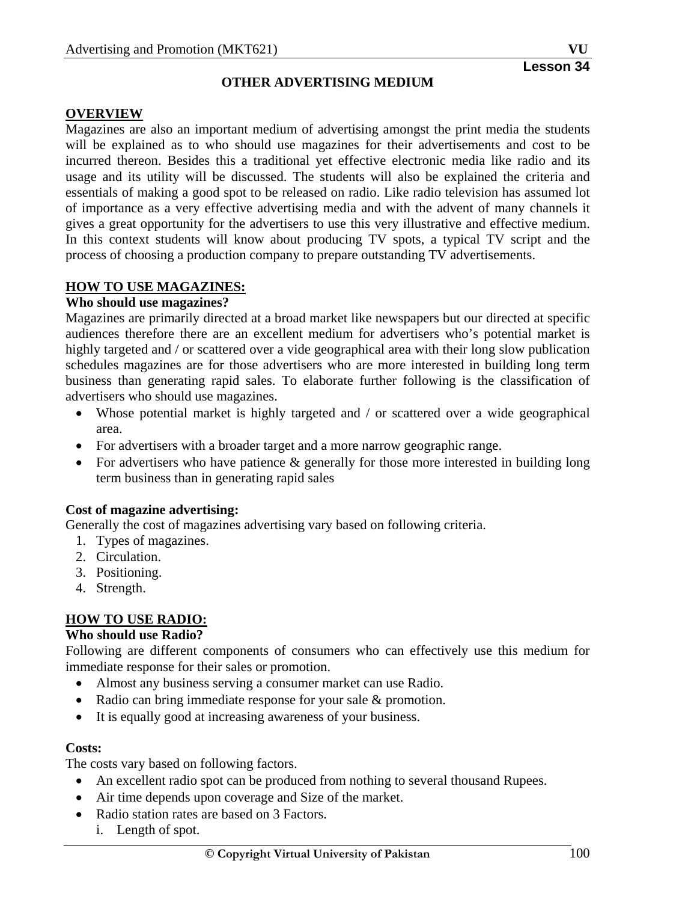**Lesson 34**

# OTHER ADVERTISING MEDIUM

## OVERVIEW

Magazines are also an important medium of advertising amongst the print media the students will be explained as to who should use magazines for their advertisements and cost to be incurred thereon. Besides this a traditional yet effective electronic media like radio and its usage and its utility will be discussed. The students will also be explained the criteria and essentials of making a good spot to be released on radio. Like radio television has assumed lot of importance as a very effective advertising media and with the advent of many channels it gives a great opportunity for the advertisers to use this very illustrative and effective medium. In this context students will know about producing TV spots, a typical TV script and the process of choosing a production company to prepare outstanding TV advertisements.

## HOW TO USE MAGAZINES:

### Who should use magazines?

Magazines are primarily directed at a broad market like newspapers but our directed at specific audiences therefore there are an excellent medium for advertisers who's potential market is highly targeted and / or scattered over a vide geographical area with their long slow publication schedules magazines are for those advertisers who are more interested in building long term business than generating rapid sales. To elaborate further following is the classification of advertisers who should use magazines.

- Whose potential market is highly targeted and / or scattered over a wide geographical area.
- For advertisers with a broader target and a more narrow geographic range.
- For advertisers who have patience & generally for those more interested in building long term business than in generating rapid sales

### Cost of magazine advertising:

Generally the cost of magazines advertising vary based on following criteria.

1. Types of magazines.
2. Circulation.
3. Positioning.
4. Strength.

## HOW TO USE RADIO:

### Who should use Radio?

Following are different components of consumers who can effectively use this medium for immediate response for their sales or promotion.

- Almost any business serving a consumer market can use Radio.
- Radio can bring immediate response for your sale & promotion.
- It is equally good at increasing awareness of your business.

### Costs:

The costs vary based on following factors.

- An excellent radio spot can be produced from nothing to several thousand Rupees.
- Air time depends upon coverage and Size of the market.
- Radio station rates are based on 3 Factors.
    - i. Length of spot.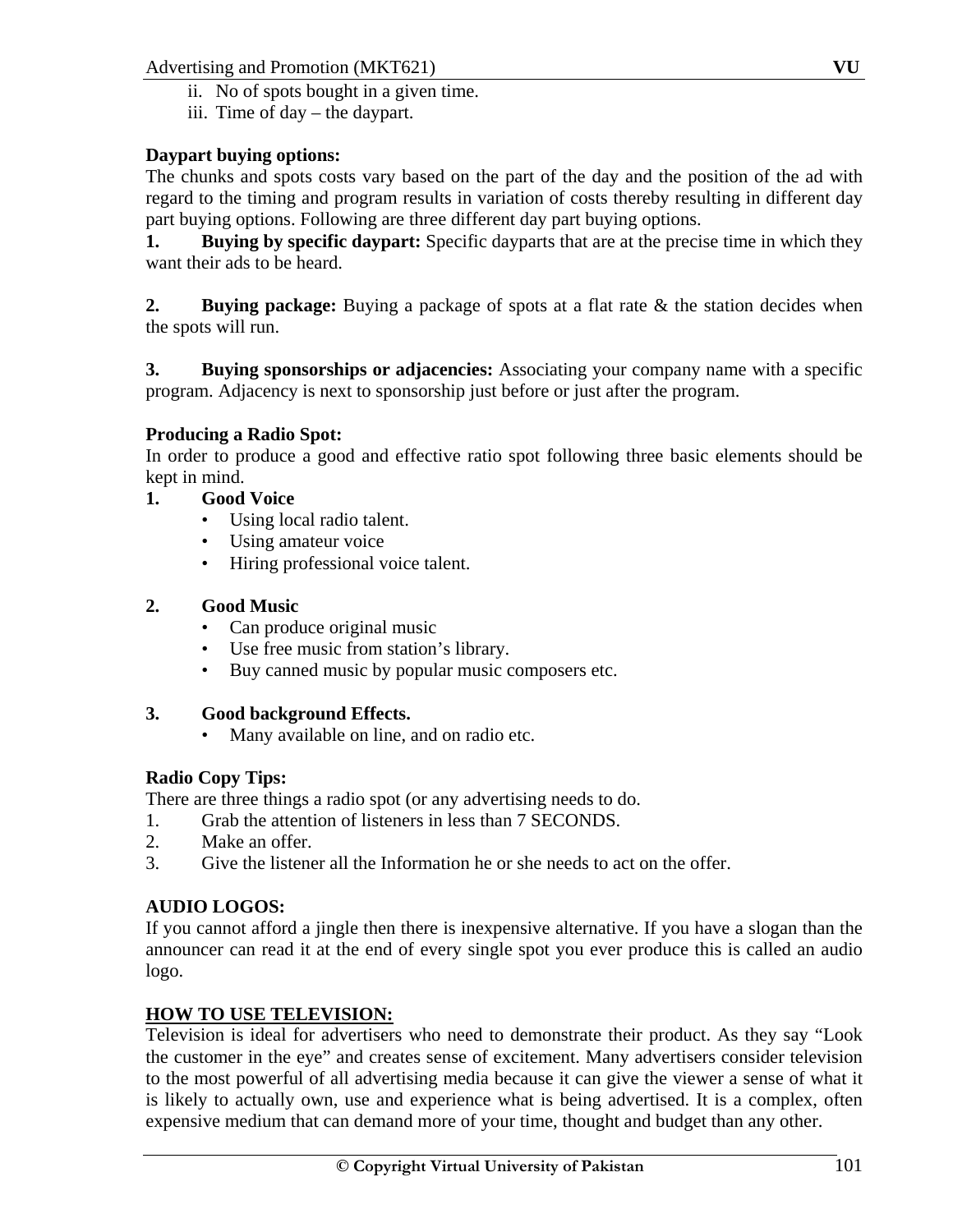ii. No of spots bought in a given time.
iii. Time of day – the daypart.

**Daypart buying options:**
The chunks and spots costs vary based on the part of the day and the position of the ad with regard to the timing and program results in variation of costs thereby resulting in different day part buying options. Following are three different day part buying options.

1. **Buying by specific daypart:** Specific dayparts that are at the precise time in which they want their ads to be heard.

2. **Buying package:** Buying a package of spots at a flat rate & the station decides when the spots will run.

3. **Buying sponsorships or adjacencies:** Associating your company name with a specific program. Adjacency is next to sponsorship just before or just after the program.

**Producing a Radio Spot:**
In order to produce a good and effective ratio spot following three basic elements should be kept in mind.

1. **Good Voice**
   - Using local radio talent.
   - Using amateur voice
   - Hiring professional voice talent.

2. **Good Music**
   - Can produce original music
   - Use free music from station's library.
   - Buy canned music by popular music composers etc.

3. **Good background Effects.**
   - Many available on line, and on radio etc.

**Radio Copy Tips:**
There are three things a radio spot (or any advertising needs to do.

1. Grab the attention of listeners in less than 7 SECONDS.
2. Make an offer.
3. Give the listener all the Information he or she needs to act on the offer.

**AUDIO LOGOS:**
If you cannot afford a jingle then there is inexpensive alternative. If you have a slogan than the announcer can read it at the end of every single spot you ever produce this is called an audio logo.

**<u>HOW TO USE TELEVISION:</u>**
Television is ideal for advertisers who need to demonstrate their product. As they say "Look the customer in the eye" and creates sense of excitement. Many advertisers consider television to the most powerful of all advertising media because it can give the viewer a sense of what it is likely to actually own, use and experience what is being advertised. It is a complex, often expensive medium that can demand more of your time, thought and budget than any other.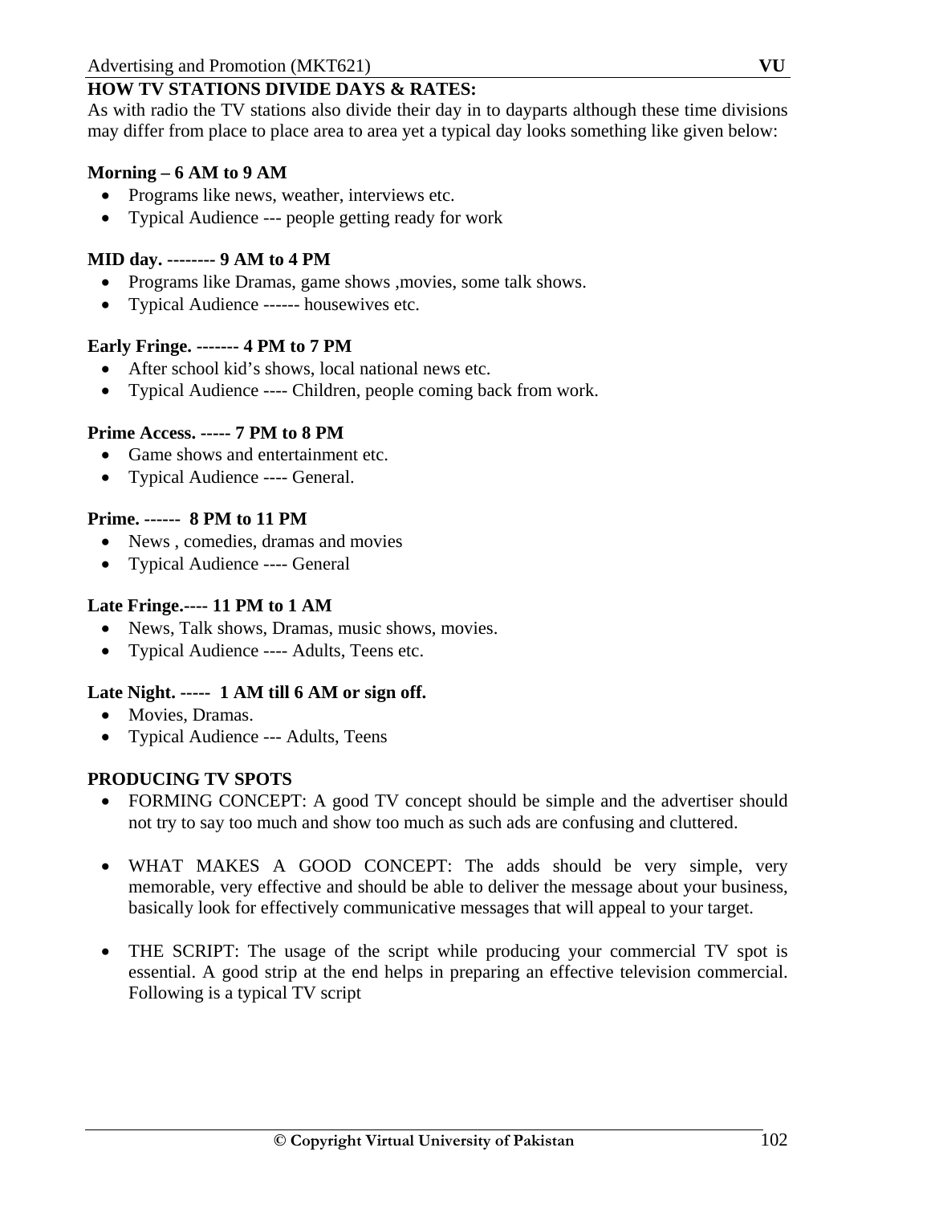## HOW TV STATIONS DIVIDE DAYS & RATES:

As with radio the TV stations also divide their day in to dayparts although these time divisions may differ from place to place area to area yet a typical day looks something like given below:

**Morning – 6 AM to 9 AM**

- Programs like news, weather, interviews etc.
- Typical Audience --- people getting ready for work

**MID day. -------- 9 AM to 4 PM**

- Programs like Dramas, game shows ,movies, some talk shows.
- Typical Audience ------ housewives etc.

**Early Fringe. ------- 4 PM to 7 PM**

- After school kid's shows, local national news etc.
- Typical Audience ---- Children, people coming back from work.

**Prime Access. ----- 7 PM to 8 PM**

- Game shows and entertainment etc.
- Typical Audience ---- General.

**Prime. ------ 8 PM to 11 PM**

- News , comedies, dramas and movies
- Typical Audience ---- General

**Late Fringe.---- 11 PM to 1 AM**

- News, Talk shows, Dramas, music shows, movies.
- Typical Audience ---- Adults, Teens etc.

**Late Night. ----- 1 AM till 6 AM or sign off.**

- Movies, Dramas.
- Typical Audience --- Adults, Teens

## PRODUCING TV SPOTS

- FORMING CONCEPT: A good TV concept should be simple and the advertiser should not try to say too much and show too much as such ads are confusing and cluttered.

- WHAT MAKES A GOOD CONCEPT: The adds should be very simple, very memorable, very effective and should be able to deliver the message about your business, basically look for effectively communicative messages that will appeal to your target.

- THE SCRIPT: The usage of the script while producing your commercial TV spot is essential. A good strip at the end helps in preparing an effective television commercial. Following is a typical TV script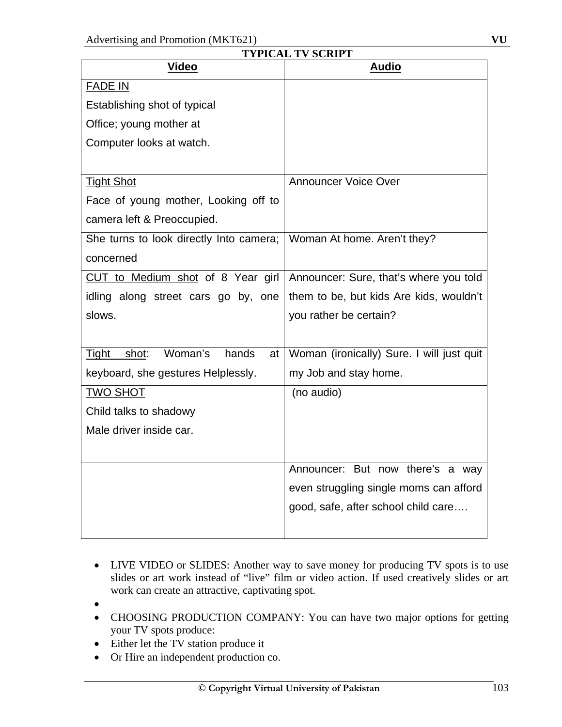**TYPICAL TV SCRIPT**

| **Video** | **Audio** |
|---|---|
| FADE IN<br>Establishing shot of typical Office; young mother at Computer looks at watch. | |
| Tight Shot<br>Face of young mother, Looking off to camera left & Preoccupied. | Announcer Voice Over |
| She turns to look directly Into camera; concerned | Woman At home. Aren't they? |
| CUT to Medium shot of 8 Year girl idling along street cars go by, one slows. | Announcer: Sure, that's where you told them to be, but kids Are kids, wouldn't you rather be certain? |
| Tight shot: Woman's hands at keyboard, she gestures Helplessly. | Woman (ironically) Sure. I will just quit my Job and stay home. |
| TWO SHOT<br>Child talks to shadowy Male driver inside car. | (no audio) |
| | Announcer: But now there's a way even struggling single moms can afford good, safe, after school child care…. |

- LIVE VIDEO or SLIDES: Another way to save money for producing TV spots is to use slides or art work instead of "live" film or video action. If used creatively slides or art work can create an attractive, captivating spot.
- 
- CHOOSING PRODUCTION COMPANY: You can have two major options for getting your TV spots produce:
- Either let the TV station produce it
- Or Hire an independent production co.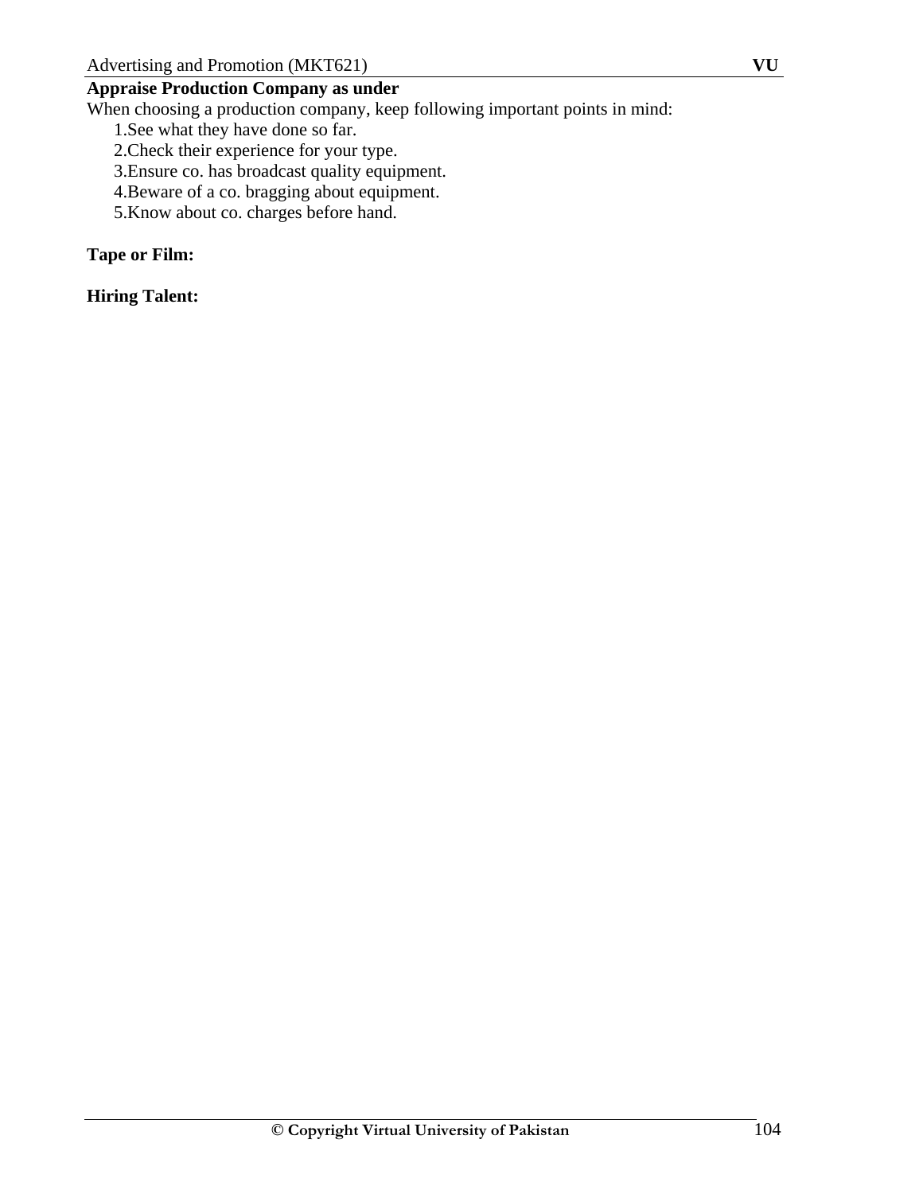**Appraise Production Company as under**

When choosing a production company, keep following important points in mind:

1. See what they have done so far.
2. Check their experience for your type.
3. Ensure co. has broadcast quality equipment.
4. Beware of a co. bragging about equipment.
5. Know about co. charges before hand.

**Tape or Film:**

**Hiring Talent:**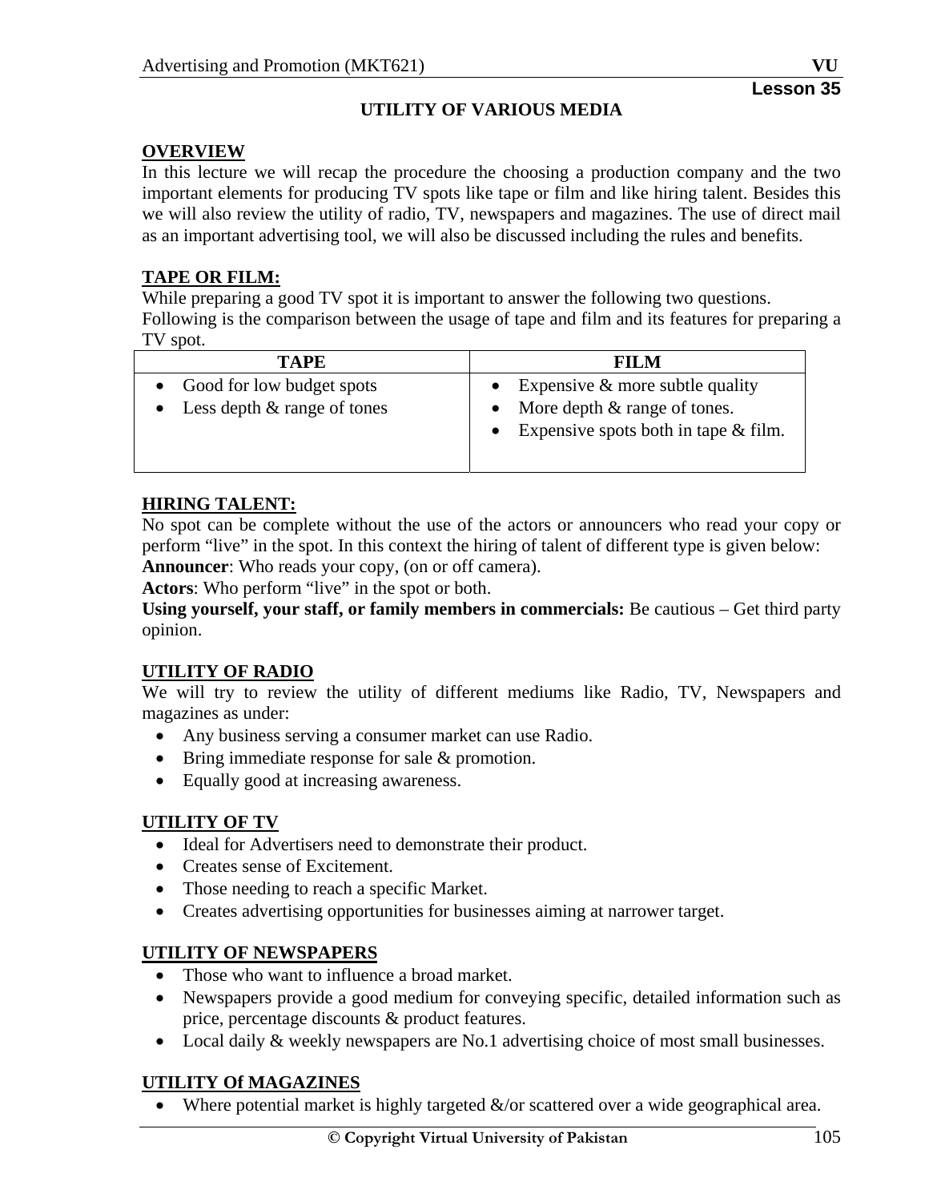**Lesson 35**

# UTILITY OF VARIOUS MEDIA

## OVERVIEW

In this lecture we will recap the procedure the choosing a production company and the two important elements for producing TV spots like tape or film and like hiring talent. Besides this we will also review the utility of radio, TV, newspapers and magazines. The use of direct mail as an important advertising tool, we will also be discussed including the rules and benefits.

## TAPE OR FILM:

While preparing a good TV spot it is important to answer the following two questions.
Following is the comparison between the usage of tape and film and its features for preparing a TV spot.

| TAPE | FILM |
|---|---|
| • Good for low budget spots<br>• Less depth & range of tones | • Expensive & more subtle quality<br>• More depth & range of tones.<br>• Expensive spots both in tape & film. |

## HIRING TALENT:

No spot can be complete without the use of the actors or announcers who read your copy or perform "live" in the spot. In this context the hiring of talent of different type is given below:
**Announcer**: Who reads your copy, (on or off camera).
**Actors**: Who perform "live" in the spot or both.
**Using yourself, your staff, or family members in commercials:** Be cautious – Get third party opinion.

## UTILITY OF RADIO

We will try to review the utility of different mediums like Radio, TV, Newspapers and magazines as under:

- Any business serving a consumer market can use Radio.
- Bring immediate response for sale & promotion.
- Equally good at increasing awareness.

## UTILITY OF TV

- Ideal for Advertisers need to demonstrate their product.
- Creates sense of Excitement.
- Those needing to reach a specific Market.
- Creates advertising opportunities for businesses aiming at narrower target.

## UTILITY OF NEWSPAPERS

- Those who want to influence a broad market.
- Newspapers provide a good medium for conveying specific, detailed information such as price, percentage discounts & product features.
- Local daily & weekly newspapers are No.1 advertising choice of most small businesses.

## UTILITY Of MAGAZINES

- Where potential market is highly targeted &/or scattered over a wide geographical area.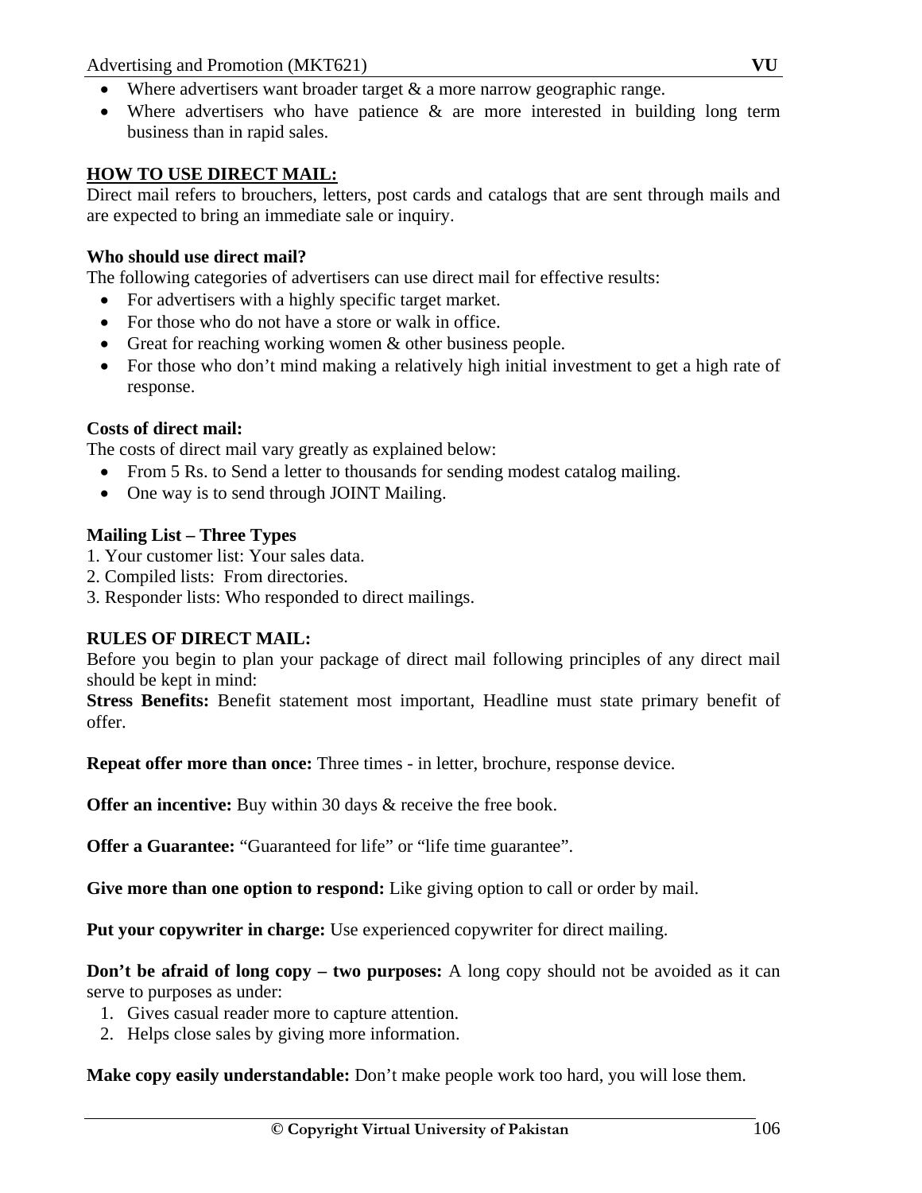- Where advertisers want broader target & a more narrow geographic range.
- Where advertisers who have patience & are more interested in building long term business than in rapid sales.

## HOW TO USE DIRECT MAIL:

Direct mail refers to brouchers, letters, post cards and catalogs that are sent through mails and are expected to bring an immediate sale or inquiry.

**Who should use direct mail?**

The following categories of advertisers can use direct mail for effective results:

- For advertisers with a highly specific target market.
- For those who do not have a store or walk in office.
- Great for reaching working women & other business people.
- For those who don't mind making a relatively high initial investment to get a high rate of response.

**Costs of direct mail:**

The costs of direct mail vary greatly as explained below:

- From 5 Rs. to Send a letter to thousands for sending modest catalog mailing.
- One way is to send through JOINT Mailing.

**Mailing List – Three Types**

1. Your customer list: Your sales data.
2. Compiled lists: From directories.
3. Responder lists: Who responded to direct mailings.

**RULES OF DIRECT MAIL:**

Before you begin to plan your package of direct mail following principles of any direct mail should be kept in mind:

**Stress Benefits:** Benefit statement most important, Headline must state primary benefit of offer.

**Repeat offer more than once:** Three times - in letter, brochure, response device.

**Offer an incentive:** Buy within 30 days & receive the free book.

**Offer a Guarantee:** "Guaranteed for life" or "life time guarantee".

**Give more than one option to respond:** Like giving option to call or order by mail.

**Put your copywriter in charge:** Use experienced copywriter for direct mailing.

**Don't be afraid of long copy – two purposes:** A long copy should not be avoided as it can serve to purposes as under:

1. Gives casual reader more to capture attention.
2. Helps close sales by giving more information.

**Make copy easily understandable:** Don't make people work too hard, you will lose them.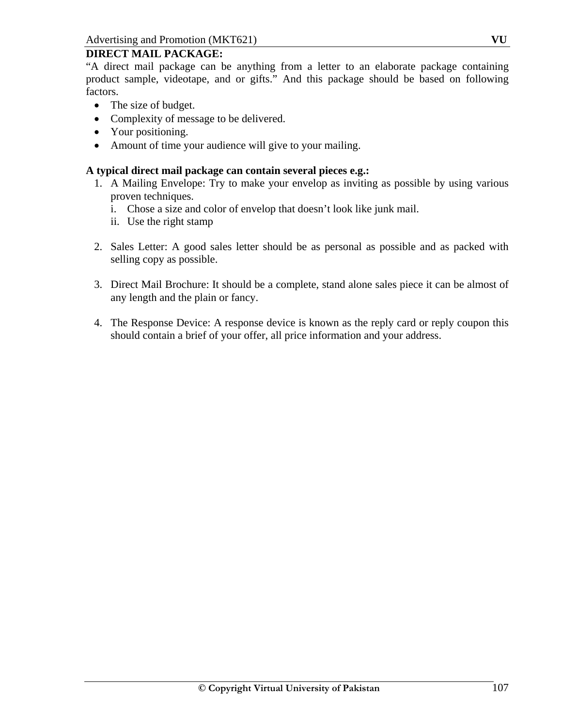**DIRECT MAIL PACKAGE:**

"A direct mail package can be anything from a letter to an elaborate package containing product sample, videotape, and or gifts." And this package should be based on following factors.

- The size of budget.
- Complexity of message to be delivered.
- Your positioning.
- Amount of time your audience will give to your mailing.

**A typical direct mail package can contain several pieces e.g.:**

1. A Mailing Envelope: Try to make your envelop as inviting as possible by using various proven techniques.
   i. Chose a size and color of envelop that doesn't look like junk mail.
   ii. Use the right stamp

2. Sales Letter: A good sales letter should be as personal as possible and as packed with selling copy as possible.

3. Direct Mail Brochure: It should be a complete, stand alone sales piece it can be almost of any length and the plain or fancy.

4. The Response Device: A response device is known as the reply card or reply coupon this should contain a brief of your offer, all price information and your address.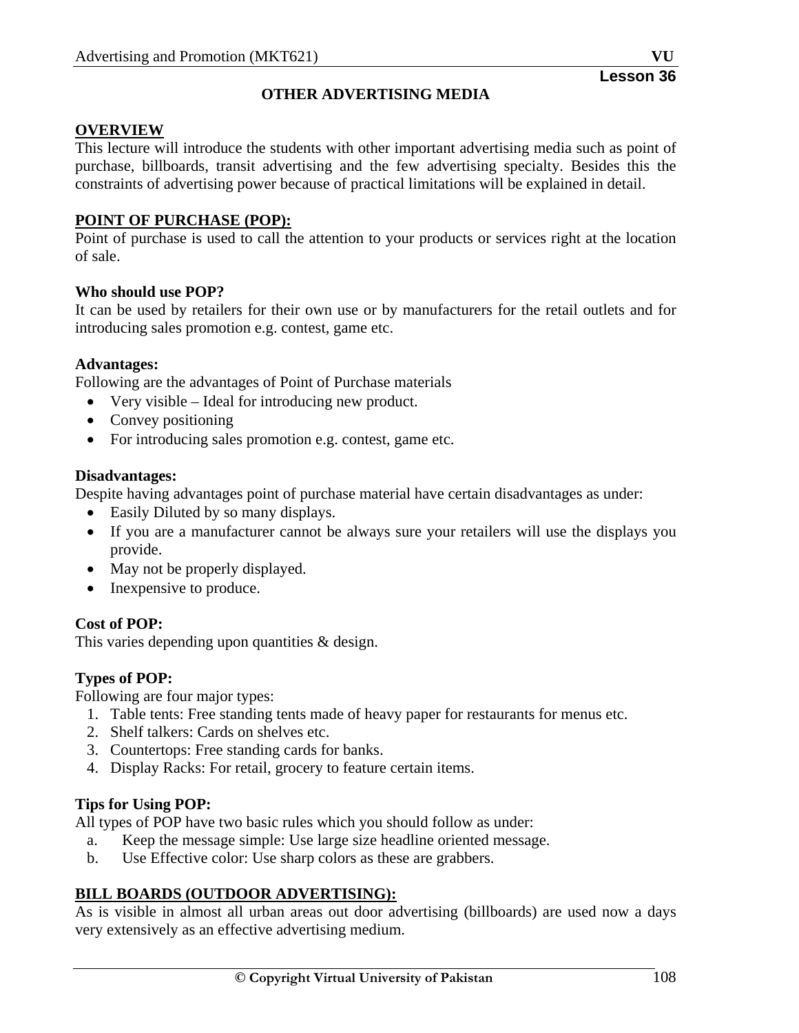Lesson 36

# OTHER ADVERTISING MEDIA

## OVERVIEW

This lecture will introduce the students with other important advertising media such as point of purchase, billboards, transit advertising and the few advertising specialty. Besides this the constraints of advertising power because of practical limitations will be explained in detail.

## POINT OF PURCHASE (POP):

Point of purchase is used to call the attention to your products or services right at the location of sale.

**Who should use POP?**

It can be used by retailers for their own use or by manufacturers for the retail outlets and for introducing sales promotion e.g. contest, game etc.

**Advantages:**

Following are the advantages of Point of Purchase materials

- Very visible – Ideal for introducing new product.
- Convey positioning
- For introducing sales promotion e.g. contest, game etc.

**Disadvantages:**

Despite having advantages point of purchase material have certain disadvantages as under:

- Easily Diluted by so many displays.
- If you are a manufacturer cannot be always sure your retailers will use the displays you provide.
- May not be properly displayed.
- Inexpensive to produce.

**Cost of POP:**

This varies depending upon quantities & design.

**Types of POP:**

Following are four major types:

1. Table tents: Free standing tents made of heavy paper for restaurants for menus etc.
2. Shelf talkers: Cards on shelves etc.
3. Countertops: Free standing cards for banks.
4. Display Racks: For retail, grocery to feature certain items.

**Tips for Using POP:**

All types of POP have two basic rules which you should follow as under:

a. Keep the message simple: Use large size headline oriented message.
b. Use Effective color: Use sharp colors as these are grabbers.

## BILL BOARDS (OUTDOOR ADVERTISING):

As is visible in almost all urban areas out door advertising (billboards) are used now a days very extensively as an effective advertising medium.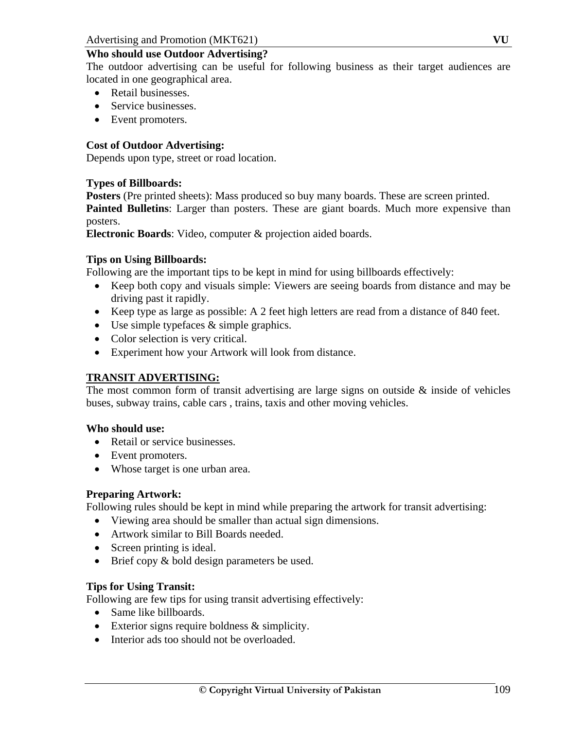**Who should use Outdoor Advertising?**

The outdoor advertising can be useful for following business as their target audiences are located in one geographical area.

- Retail businesses.
- Service businesses.
- Event promoters.

**Cost of Outdoor Advertising:**

Depends upon type, street or road location.

**Types of Billboards:**

**Posters** (Pre printed sheets): Mass produced so buy many boards. These are screen printed.
**Painted Bulletins**: Larger than posters. These are giant boards. Much more expensive than posters.
**Electronic Boards**: Video, computer & projection aided boards.

**Tips on Using Billboards:**

Following are the important tips to be kept in mind for using billboards effectively:

- Keep both copy and visuals simple: Viewers are seeing boards from distance and may be driving past it rapidly.
- Keep type as large as possible: A 2 feet high letters are read from a distance of 840 feet.
- Use simple typefaces & simple graphics.
- Color selection is very critical.
- Experiment how your Artwork will look from distance.

**<u>TRANSIT ADVERTISING:</u>**

The most common form of transit advertising are large signs on outside & inside of vehicles buses, subway trains, cable cars , trains, taxis and other moving vehicles.

**Who should use:**

- Retail or service businesses.
- Event promoters.
- Whose target is one urban area.

**Preparing Artwork:**

Following rules should be kept in mind while preparing the artwork for transit advertising:

- Viewing area should be smaller than actual sign dimensions.
- Artwork similar to Bill Boards needed.
- Screen printing is ideal.
- Brief copy & bold design parameters be used.

**Tips for Using Transit:**

Following are few tips for using transit advertising effectively:

- Same like billboards.
- Exterior signs require boldness & simplicity.
- Interior ads too should not be overloaded.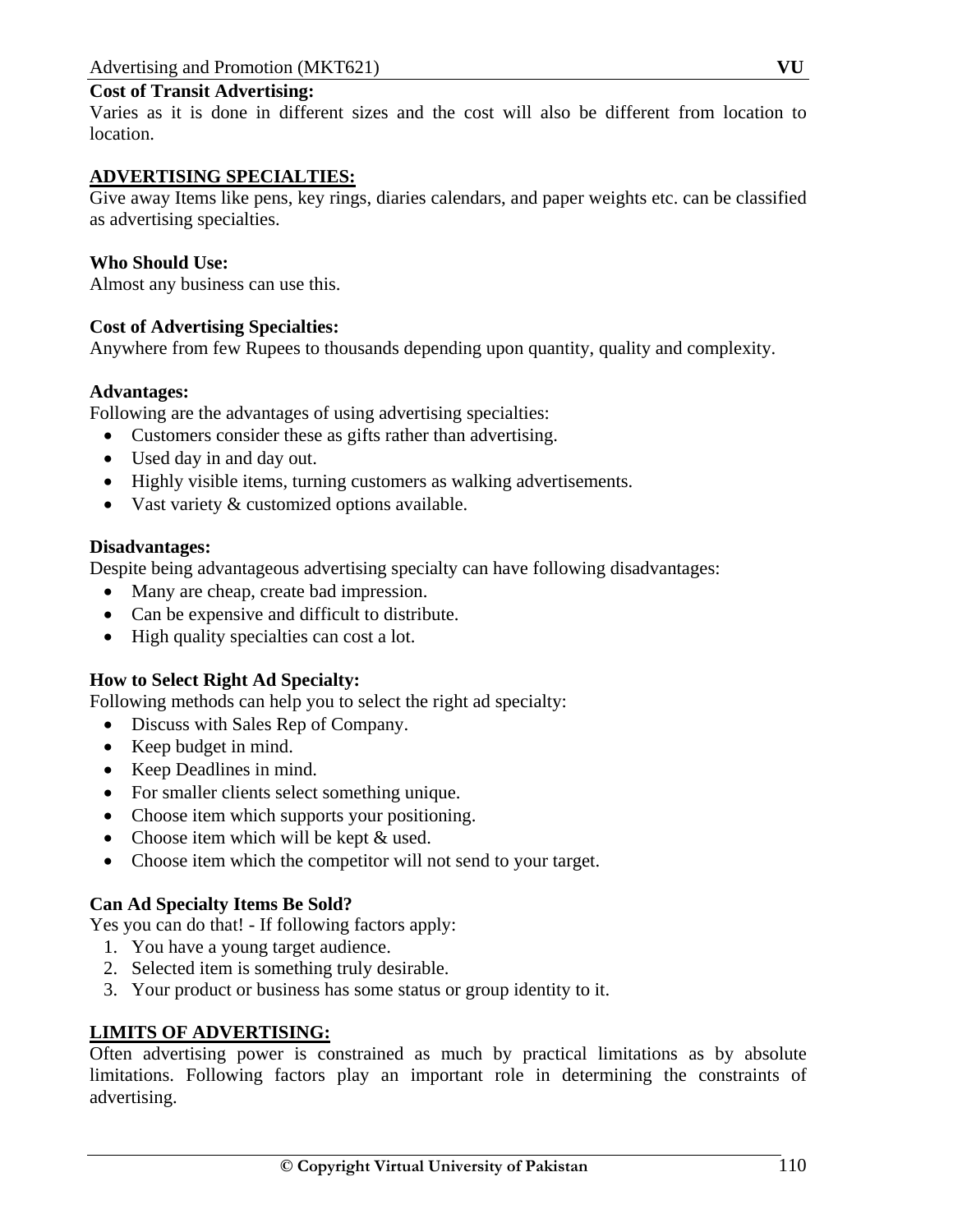**Cost of Transit Advertising:**
Varies as it is done in different sizes and the cost will also be different from location to location.

## ADVERTISING SPECIALTIES:

Give away Items like pens, key rings, diaries calendars, and paper weights etc. can be classified as advertising specialties.

**Who Should Use:**
Almost any business can use this.

**Cost of Advertising Specialties:**
Anywhere from few Rupees to thousands depending upon quantity, quality and complexity.

**Advantages:**
Following are the advantages of using advertising specialties:

- Customers consider these as gifts rather than advertising.
- Used day in and day out.
- Highly visible items, turning customers as walking advertisements.
- Vast variety & customized options available.

**Disadvantages:**
Despite being advantageous advertising specialty can have following disadvantages:

- Many are cheap, create bad impression.
- Can be expensive and difficult to distribute.
- High quality specialties can cost a lot.

**How to Select Right Ad Specialty:**
Following methods can help you to select the right ad specialty:

- Discuss with Sales Rep of Company.
- Keep budget in mind.
- Keep Deadlines in mind.
- For smaller clients select something unique.
- Choose item which supports your positioning.
- Choose item which will be kept & used.
- Choose item which the competitor will not send to your target.

**Can Ad Specialty Items Be Sold?**
Yes you can do that! - If following factors apply:

1. You have a young target audience.
2. Selected item is something truly desirable.
3. Your product or business has some status or group identity to it.

## LIMITS OF ADVERTISING:

Often advertising power is constrained as much by practical limitations as by absolute limitations. Following factors play an important role in determining the constraints of advertising.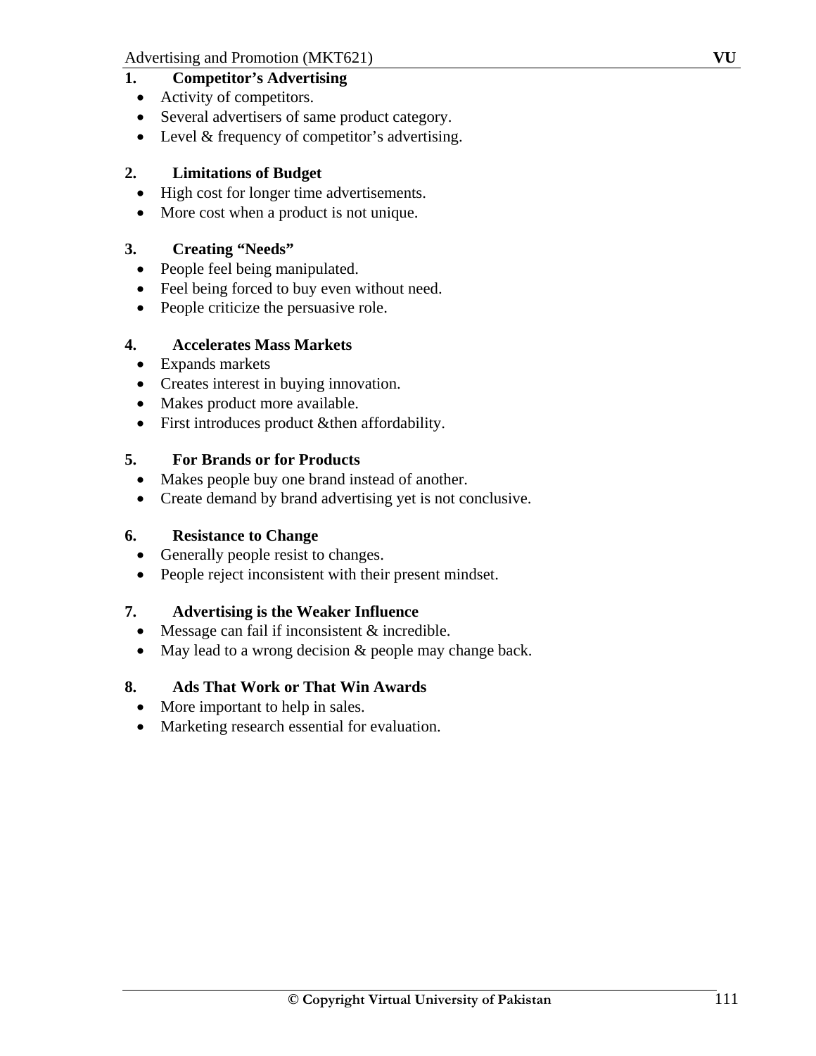**1. Competitor's Advertising**

- Activity of competitors.
- Several advertisers of same product category.
- Level & frequency of competitor's advertising.

**2. Limitations of Budget**

- High cost for longer time advertisements.
- More cost when a product is not unique.

**3. Creating "Needs"**

- People feel being manipulated.
- Feel being forced to buy even without need.
- People criticize the persuasive role.

**4. Accelerates Mass Markets**

- Expands markets
- Creates interest in buying innovation.
- Makes product more available.
- First introduces product &then affordability.

**5. For Brands or for Products**

- Makes people buy one brand instead of another.
- Create demand by brand advertising yet is not conclusive.

**6. Resistance to Change**

- Generally people resist to changes.
- People reject inconsistent with their present mindset.

**7. Advertising is the Weaker Influence**

- Message can fail if inconsistent & incredible.
- May lead to a wrong decision & people may change back.

**8. Ads That Work or That Win Awards**

- More important to help in sales.
- Marketing research essential for evaluation.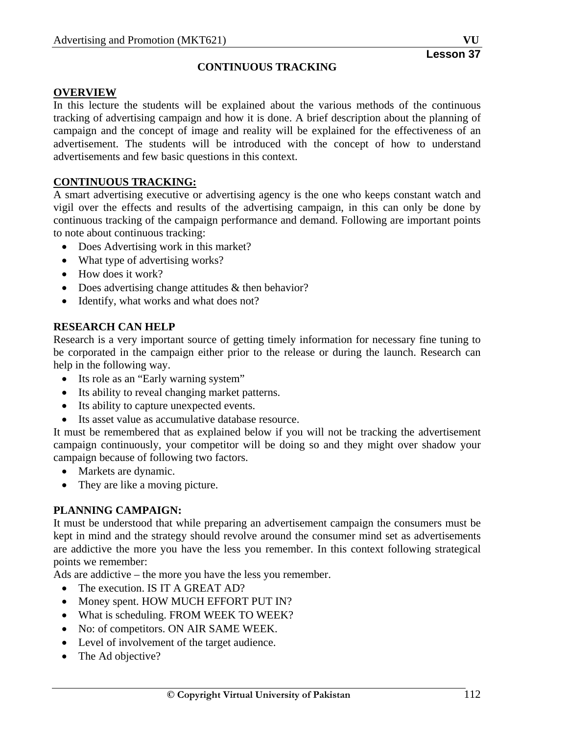**Lesson 37**

# CONTINUOUS TRACKING

## OVERVIEW

In this lecture the students will be explained about the various methods of the continuous tracking of advertising campaign and how it is done. A brief description about the planning of campaign and the concept of image and reality will be explained for the effectiveness of an advertisement. The students will be introduced with the concept of how to understand advertisements and few basic questions in this context.

## CONTINUOUS TRACKING:

A smart advertising executive or advertising agency is the one who keeps constant watch and vigil over the effects and results of the advertising campaign, in this can only be done by continuous tracking of the campaign performance and demand. Following are important points to note about continuous tracking:

- Does Advertising work in this market?
- What type of advertising works?
- How does it work?
- Does advertising change attitudes & then behavior?
- Identify, what works and what does not?

## RESEARCH CAN HELP

Research is a very important source of getting timely information for necessary fine tuning to be corporated in the campaign either prior to the release or during the launch. Research can help in the following way.

- Its role as an "Early warning system"
- Its ability to reveal changing market patterns.
- Its ability to capture unexpected events.
- Its asset value as accumulative database resource.

It must be remembered that as explained below if you will not be tracking the advertisement campaign continuously, your competitor will be doing so and they might over shadow your campaign because of following two factors.

- Markets are dynamic.
- They are like a moving picture.

## PLANNING CAMPAIGN:

It must be understood that while preparing an advertisement campaign the consumers must be kept in mind and the strategy should revolve around the consumer mind set as advertisements are addictive the more you have the less you remember. In this context following strategical points we remember:

Ads are addictive – the more you have the less you remember.

- The execution. IS IT A GREAT AD?
- Money spent. HOW MUCH EFFORT PUT IN?
- What is scheduling. FROM WEEK TO WEEK?
- No: of competitors. ON AIR SAME WEEK.
- Level of involvement of the target audience.
- The Ad objective?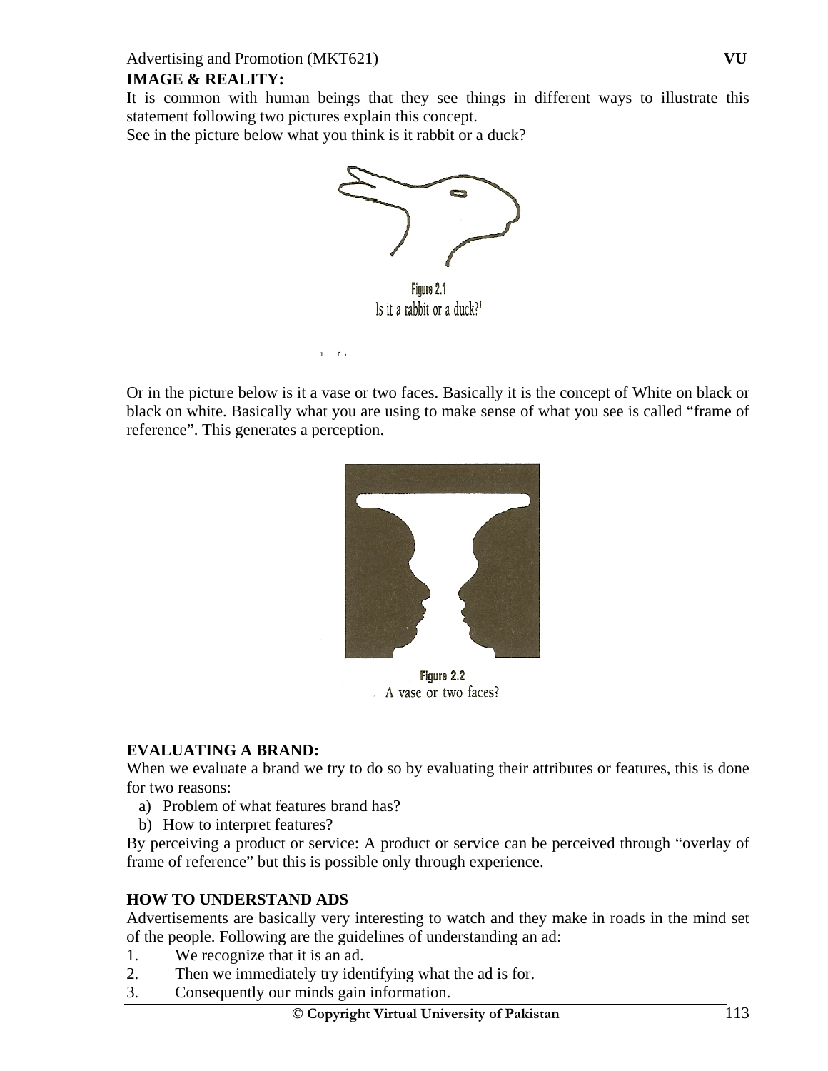## IMAGE & REALITY:

It is common with human beings that they see things in different ways to illustrate this statement following two pictures explain this concept.

See in the picture below what you think is it rabbit or a duck?

Figure 2.1
Is it a rabbit or a duck?[1]

Or in the picture below is it a vase or two faces. Basically it is the concept of White on black or black on white. Basically what you are using to make sense of what you see is called "frame of reference". This generates a perception.

Figure 2.2
A vase or two faces?

## EVALUATING A BRAND:

When we evaluate a brand we try to do so by evaluating their attributes or features, this is done for two reasons:

a) Problem of what features brand has?
b) How to interpret features?

By perceiving a product or service: A product or service can be perceived through "overlay of frame of reference" but this is possible only through experience.

## HOW TO UNDERSTAND ADS

Advertisements are basically very interesting to watch and they make in roads in the mind set of the people. Following are the guidelines of understanding an ad:

1. We recognize that it is an ad.
2. Then we immediately try identifying what the ad is for.
3. Consequently our minds gain information.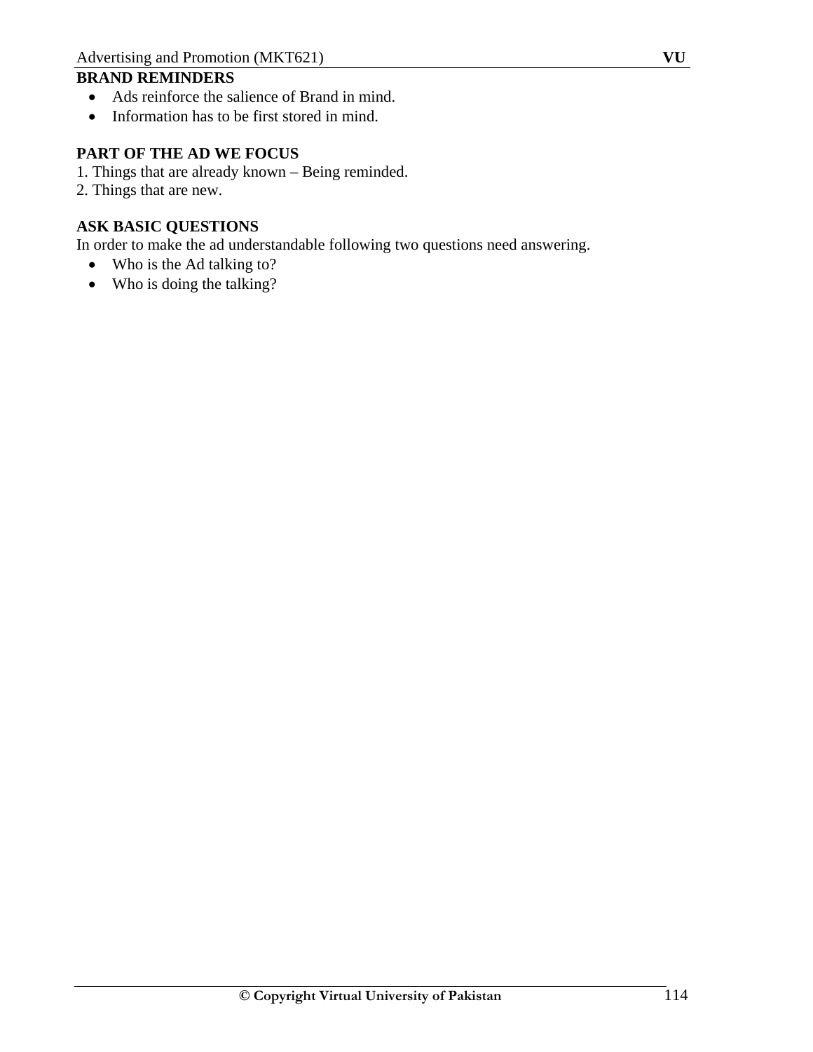**BRAND REMINDERS**

- Ads reinforce the salience of Brand in mind.
- Information has to be first stored in mind.

**PART OF THE AD WE FOCUS**

1. Things that are already known – Being reminded.
2. Things that are new.

**ASK BASIC QUESTIONS**

In order to make the ad understandable following two questions need answering.

- Who is the Ad talking to?
- Who is doing the talking?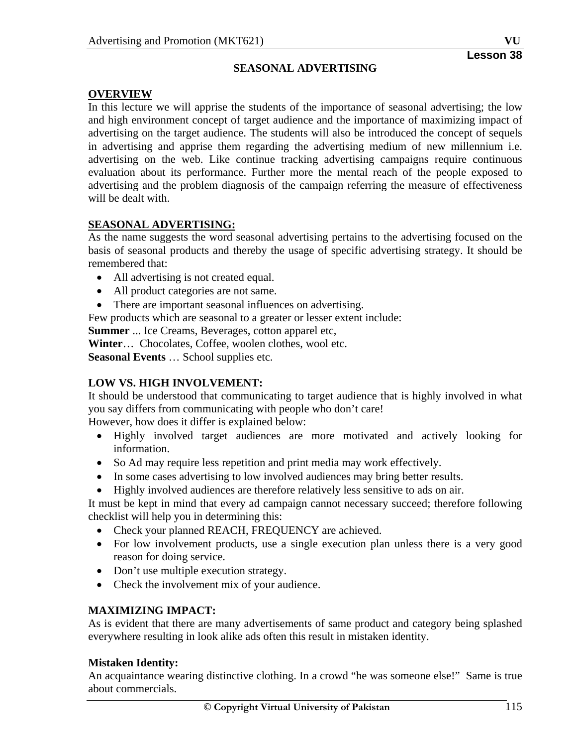**Lesson 38**

# SEASONAL ADVERTISING

## OVERVIEW

In this lecture we will apprise the students of the importance of seasonal advertising; the low and high environment concept of target audience and the importance of maximizing impact of advertising on the target audience. The students will also be introduced the concept of sequels in advertising and apprise them regarding the advertising medium of new millennium i.e. advertising on the web. Like continue tracking advertising campaigns require continuous evaluation about its performance. Further more the mental reach of the people exposed to advertising and the problem diagnosis of the campaign referring the measure of effectiveness will be dealt with.

## SEASONAL ADVERTISING:

As the name suggests the word seasonal advertising pertains to the advertising focused on the basis of seasonal products and thereby the usage of specific advertising strategy. It should be remembered that:

- All advertising is not created equal.
- All product categories are not same.
- There are important seasonal influences on advertising.

Few products which are seasonal to a greater or lesser extent include:

**Summer** ... Ice Creams, Beverages, cotton apparel etc,

**Winter**… Chocolates, Coffee, woolen clothes, wool etc.

**Seasonal Events** … School supplies etc.

## LOW VS. HIGH INVOLVEMENT:

It should be understood that communicating to target audience that is highly involved in what you say differs from communicating with people who don't care!

However, how does it differ is explained below:

- Highly involved target audiences are more motivated and actively looking for information.
- So Ad may require less repetition and print media may work effectively.
- In some cases advertising to low involved audiences may bring better results.
- Highly involved audiences are therefore relatively less sensitive to ads on air.

It must be kept in mind that every ad campaign cannot necessary succeed; therefore following checklist will help you in determining this:

- Check your planned REACH, FREQUENCY are achieved.
- For low involvement products, use a single execution plan unless there is a very good reason for doing service.
- Don't use multiple execution strategy.
- Check the involvement mix of your audience.

## MAXIMIZING IMPACT:

As is evident that there are many advertisements of same product and category being splashed everywhere resulting in look alike ads often this result in mistaken identity.

### Mistaken Identity:

An acquaintance wearing distinctive clothing. In a crowd "he was someone else!" Same is true about commercials.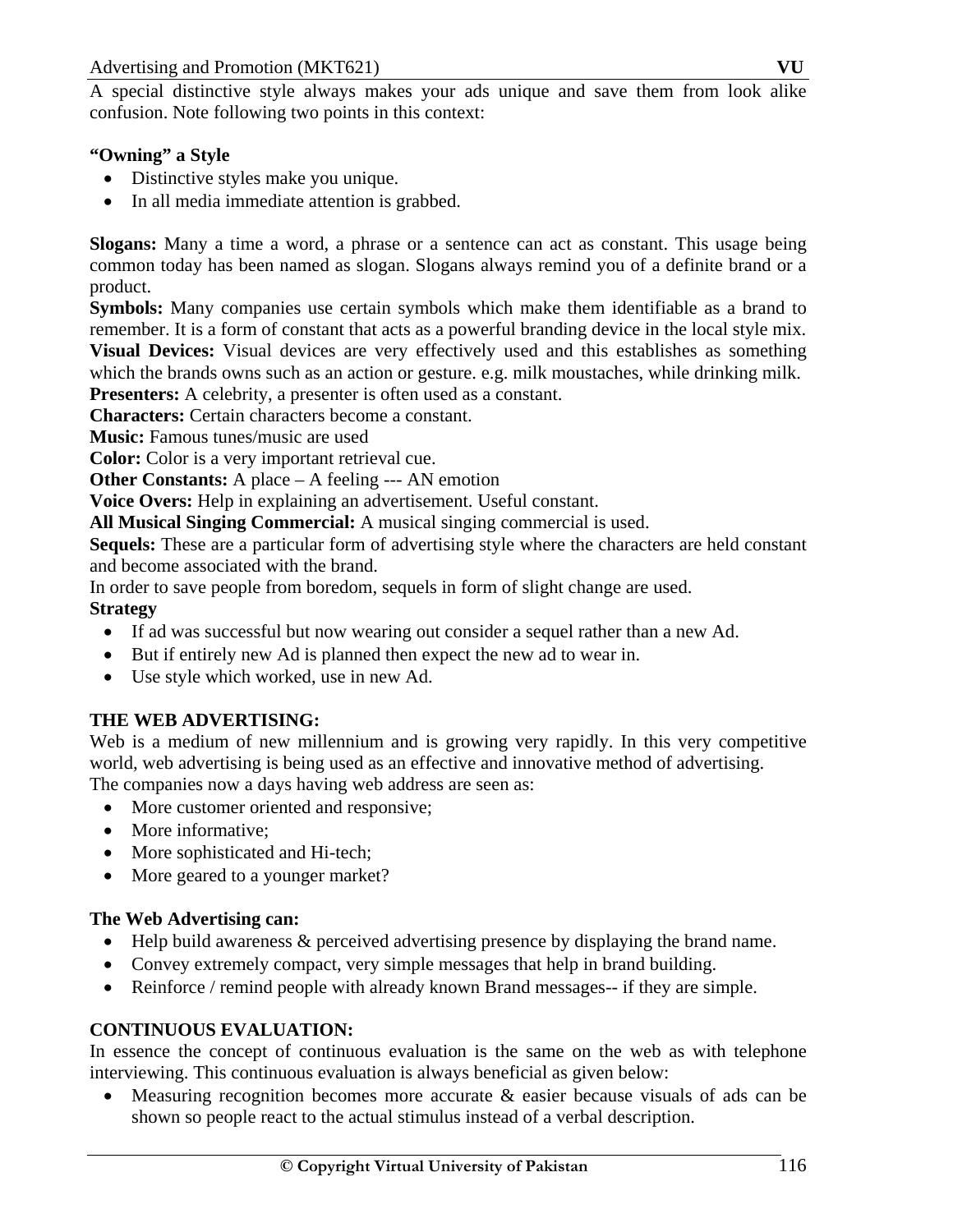A special distinctive style always makes your ads unique and save them from look alike confusion. Note following two points in this context:

**“Owning” a Style**

- Distinctive styles make you unique.
- In all media immediate attention is grabbed.

**Slogans:** Many a time a word, a phrase or a sentence can act as constant. This usage being common today has been named as slogan. Slogans always remind you of a definite brand or a product.

**Symbols:** Many companies use certain symbols which make them identifiable as a brand to remember. It is a form of constant that acts as a powerful branding device in the local style mix.

**Visual Devices:** Visual devices are very effectively used and this establishes as something which the brands owns such as an action or gesture. e.g. milk moustaches, while drinking milk.

**Presenters:** A celebrity, a presenter is often used as a constant.

**Characters:** Certain characters become a constant.

**Music:** Famous tunes/music are used

**Color:** Color is a very important retrieval cue.

**Other Constants:** A place – A feeling --- AN emotion

**Voice Overs:** Help in explaining an advertisement. Useful constant.

**All Musical Singing Commercial:** A musical singing commercial is used.

**Sequels:** These are a particular form of advertising style where the characters are held constant and become associated with the brand.

In order to save people from boredom, sequels in form of slight change are used.

**Strategy**

- If ad was successful but now wearing out consider a sequel rather than a new Ad.
- But if entirely new Ad is planned then expect the new ad to wear in.
- Use style which worked, use in new Ad.

**THE WEB ADVERTISING:**

Web is a medium of new millennium and is growing very rapidly. In this very competitive world, web advertising is being used as an effective and innovative method of advertising.

The companies now a days having web address are seen as:

- More customer oriented and responsive;
- More informative;
- More sophisticated and Hi-tech;
- More geared to a younger market?

**The Web Advertising can:**

- Help build awareness & perceived advertising presence by displaying the brand name.
- Convey extremely compact, very simple messages that help in brand building.
- Reinforce / remind people with already known Brand messages-- if they are simple.

**CONTINUOUS EVALUATION:**

In essence the concept of continuous evaluation is the same on the web as with telephone interviewing. This continuous evaluation is always beneficial as given below:

- Measuring recognition becomes more accurate & easier because visuals of ads can be shown so people react to the actual stimulus instead of a verbal description.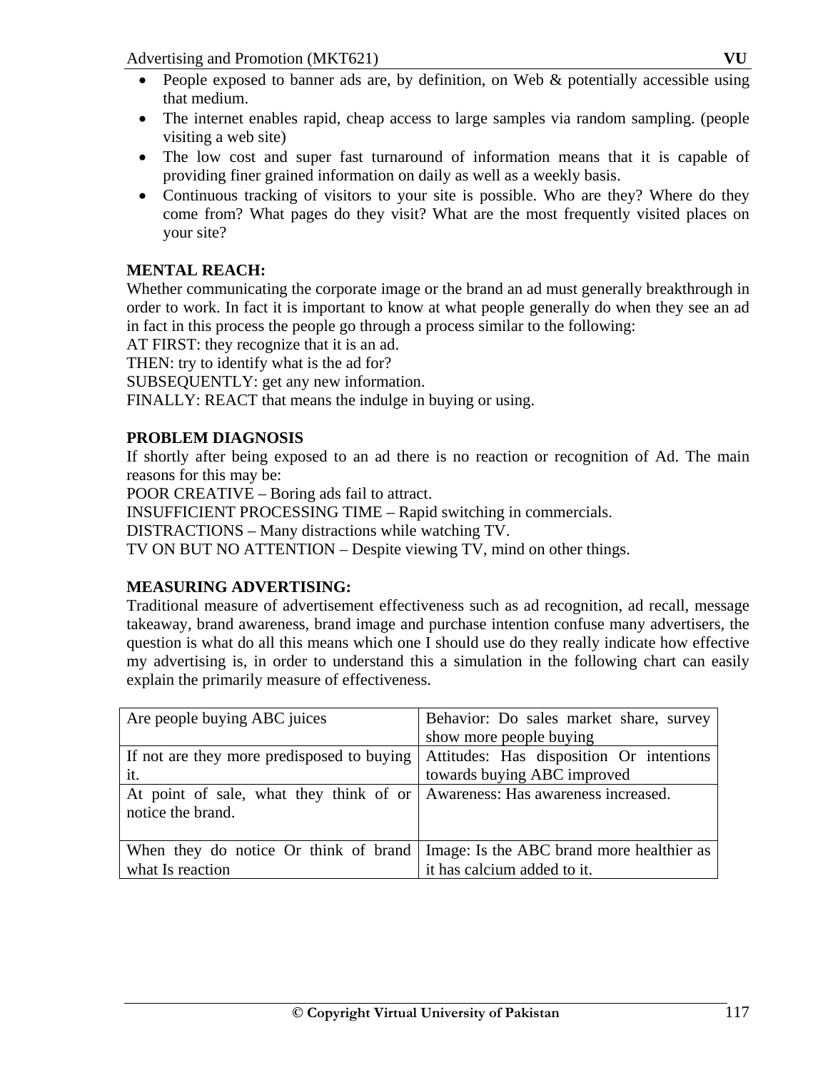- People exposed to banner ads are, by definition, on Web & potentially accessible using that medium.
- The internet enables rapid, cheap access to large samples via random sampling. (people visiting a web site)
- The low cost and super fast turnaround of information means that it is capable of providing finer grained information on daily as well as a weekly basis.
- Continuous tracking of visitors to your site is possible. Who are they? Where do they come from? What pages do they visit? What are the most frequently visited places on your site?

**MENTAL REACH:**

Whether communicating the corporate image or the brand an ad must generally breakthrough in order to work. In fact it is important to know at what people generally do when they see an ad in fact in this process the people go through a process similar to the following:

AT FIRST: they recognize that it is an ad.

THEN: try to identify what is the ad for?

SUBSEQUENTLY: get any new information.

FINALLY: REACT that means the indulge in buying or using.

**PROBLEM DIAGNOSIS**

If shortly after being exposed to an ad there is no reaction or recognition of Ad. The main reasons for this may be:

POOR CREATIVE – Boring ads fail to attract.

INSUFFICIENT PROCESSING TIME – Rapid switching in commercials.

DISTRACTIONS – Many distractions while watching TV.

TV ON BUT NO ATTENTION – Despite viewing TV, mind on other things.

**MEASURING ADVERTISING:**

Traditional measure of advertisement effectiveness such as ad recognition, ad recall, message takeaway, brand awareness, brand image and purchase intention confuse many advertisers, the question is what do all this means which one I should use do they really indicate how effective my advertising is, in order to understand this a simulation in the following chart can easily explain the primarily measure of effectiveness.

| | |
|---|---|
| Are people buying ABC juices | Behavior: Do sales market share, survey show more people buying |
| If not are they more predisposed to buying it. | Attitudes: Has disposition Or intentions towards buying ABC improved |
| At point of sale, what they think of or notice the brand. | Awareness: Has awareness increased. |
| When they do notice Or think of brand what Is reaction | Image: Is the ABC brand more healthier as it has calcium added to it. |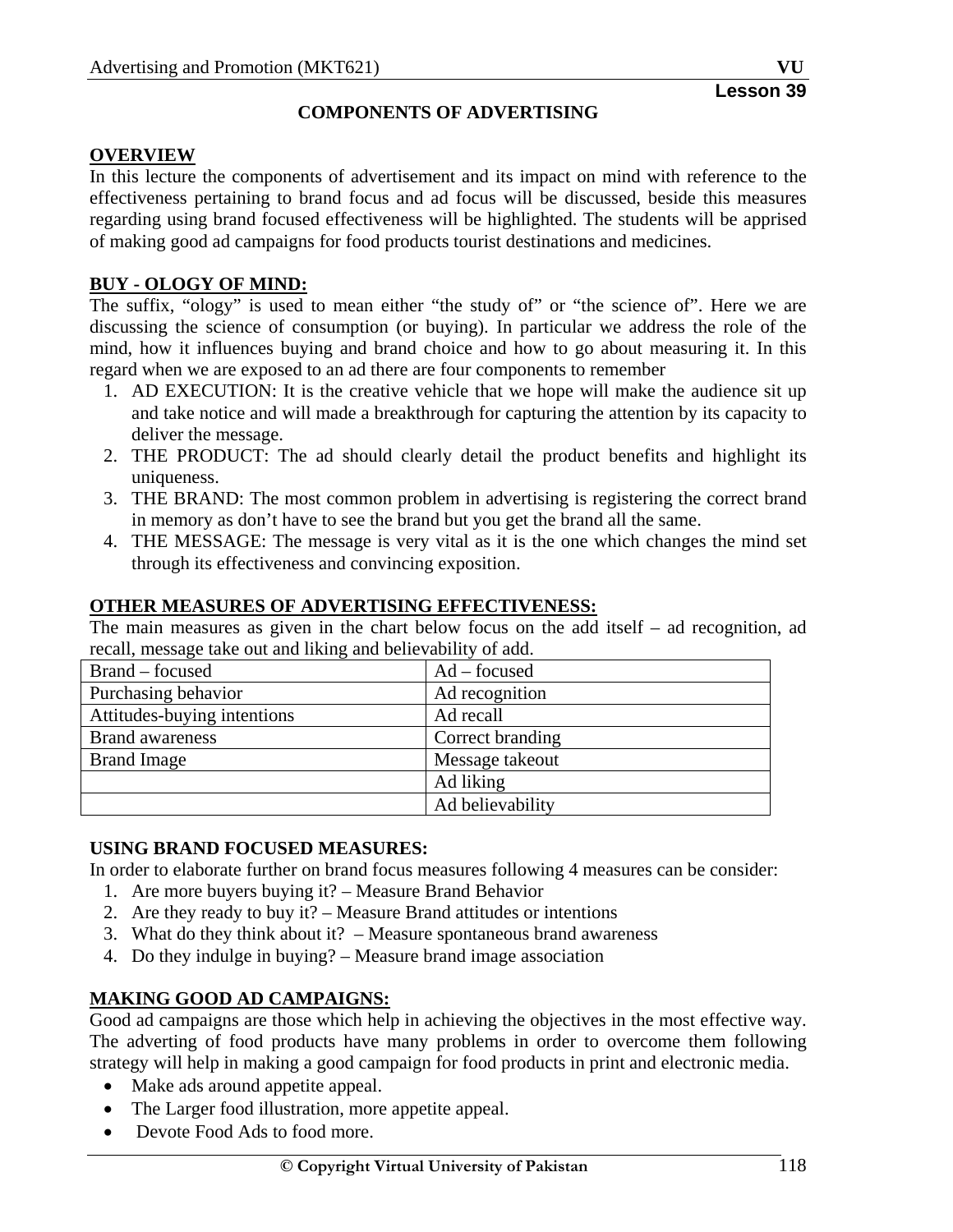Lesson 39

# COMPONENTS OF ADVERTISING

## OVERVIEW

In this lecture the components of advertisement and its impact on mind with reference to the effectiveness pertaining to brand focus and ad focus will be discussed, beside this measures regarding using brand focused effectiveness will be highlighted. The students will be apprised of making good ad campaigns for food products tourist destinations and medicines.

## BUY - OLOGY OF MIND:

The suffix, "ology" is used to mean either "the study of" or "the science of". Here we are discussing the science of consumption (or buying). In particular we address the role of the mind, how it influences buying and brand choice and how to go about measuring it. In this regard when we are exposed to an ad there are four components to remember

1. AD EXECUTION: It is the creative vehicle that we hope will make the audience sit up and take notice and will made a breakthrough for capturing the attention by its capacity to deliver the message.
2. THE PRODUCT: The ad should clearly detail the product benefits and highlight its uniqueness.
3. THE BRAND: The most common problem in advertising is registering the correct brand in memory as don't have to see the brand but you get the brand all the same.
4. THE MESSAGE: The message is very vital as it is the one which changes the mind set through its effectiveness and convincing exposition.

## OTHER MEASURES OF ADVERTISING EFFECTIVENESS:

The main measures as given in the chart below focus on the add itself – ad recognition, ad recall, message take out and liking and believability of add.

| Brand – focused | Ad – focused |
|---|---|
| Purchasing behavior | Ad recognition |
| Attitudes-buying intentions | Ad recall |
| Brand awareness | Correct branding |
| Brand Image | Message takeout |
| | Ad liking |
| | Ad believability |

## USING BRAND FOCUSED MEASURES:

In order to elaborate further on brand focus measures following 4 measures can be consider:

1. Are more buyers buying it? – Measure Brand Behavior
2. Are they ready to buy it? – Measure Brand attitudes or intentions
3. What do they think about it? – Measure spontaneous brand awareness
4. Do they indulge in buying? – Measure brand image association

## MAKING GOOD AD CAMPAIGNS:

Good ad campaigns are those which help in achieving the objectives in the most effective way. The adverting of food products have many problems in order to overcome them following strategy will help in making a good campaign for food products in print and electronic media.

- Make ads around appetite appeal.
- The Larger food illustration, more appetite appeal.
- Devote Food Ads to food more.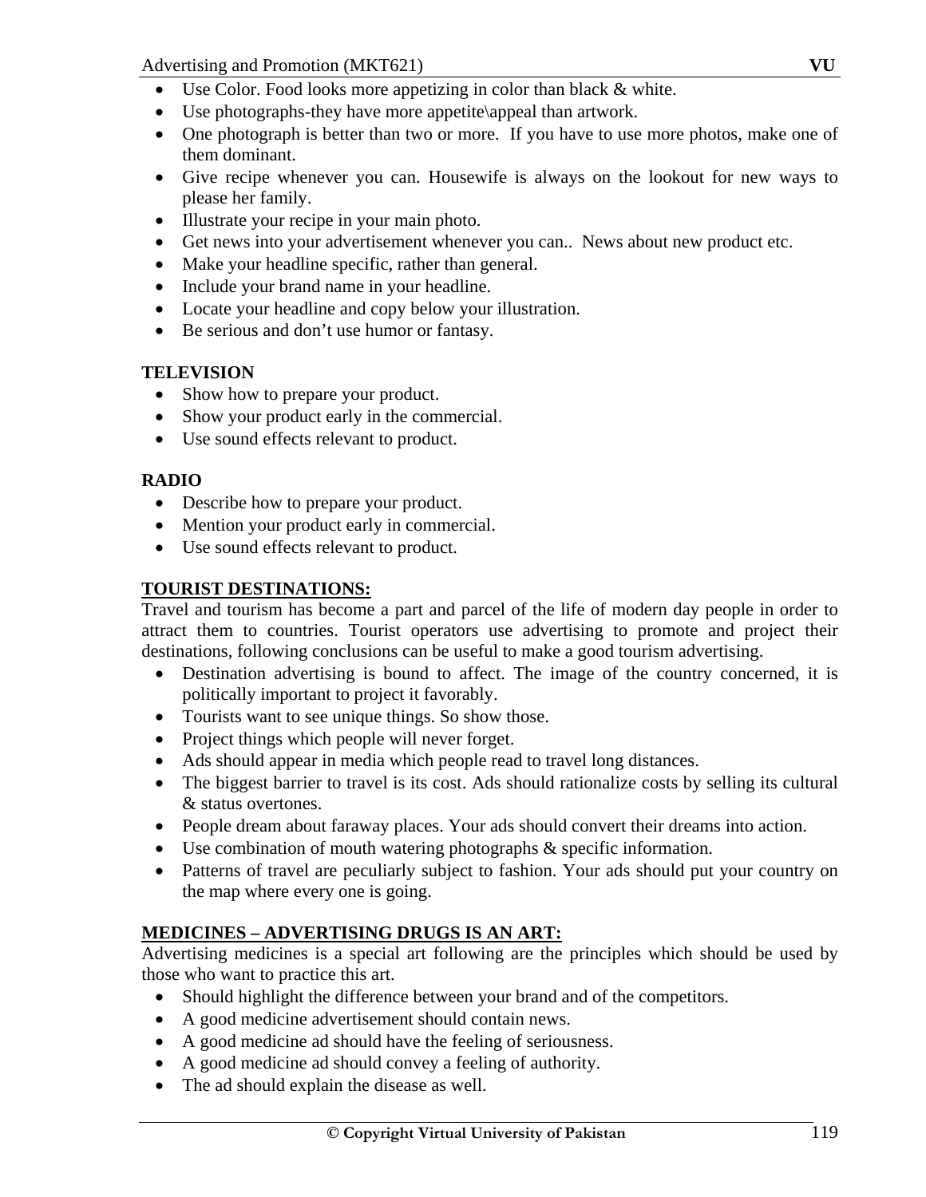- Use Color. Food looks more appetizing in color than black & white.
- Use photographs-they have more appetite\appeal than artwork.
- One photograph is better than two or more. If you have to use more photos, make one of them dominant.
- Give recipe whenever you can. Housewife is always on the lookout for new ways to please her family.
- Illustrate your recipe in your main photo.
- Get news into your advertisement whenever you can.. News about new product etc.
- Make your headline specific, rather than general.
- Include your brand name in your headline.
- Locate your headline and copy below your illustration.
- Be serious and don't use humor or fantasy.

**TELEVISION**

- Show how to prepare your product.
- Show your product early in the commercial.
- Use sound effects relevant to product.

**RADIO**

- Describe how to prepare your product.
- Mention your product early in commercial.
- Use sound effects relevant to product.

## TOURIST DESTINATIONS:

Travel and tourism has become a part and parcel of the life of modern day people in order to attract them to countries. Tourist operators use advertising to promote and project their destinations, following conclusions can be useful to make a good tourism advertising.

- Destination advertising is bound to affect. The image of the country concerned, it is politically important to project it favorably.
- Tourists want to see unique things. So show those.
- Project things which people will never forget.
- Ads should appear in media which people read to travel long distances.
- The biggest barrier to travel is its cost. Ads should rationalize costs by selling its cultural & status overtones.
- People dream about faraway places. Your ads should convert their dreams into action.
- Use combination of mouth watering photographs & specific information.
- Patterns of travel are peculiarly subject to fashion. Your ads should put your country on the map where every one is going.

## MEDICINES – ADVERTISING DRUGS IS AN ART:

Advertising medicines is a special art following are the principles which should be used by those who want to practice this art.

- Should highlight the difference between your brand and of the competitors.
- A good medicine advertisement should contain news.
- A good medicine ad should have the feeling of seriousness.
- A good medicine ad should convey a feeling of authority.
- The ad should explain the disease as well.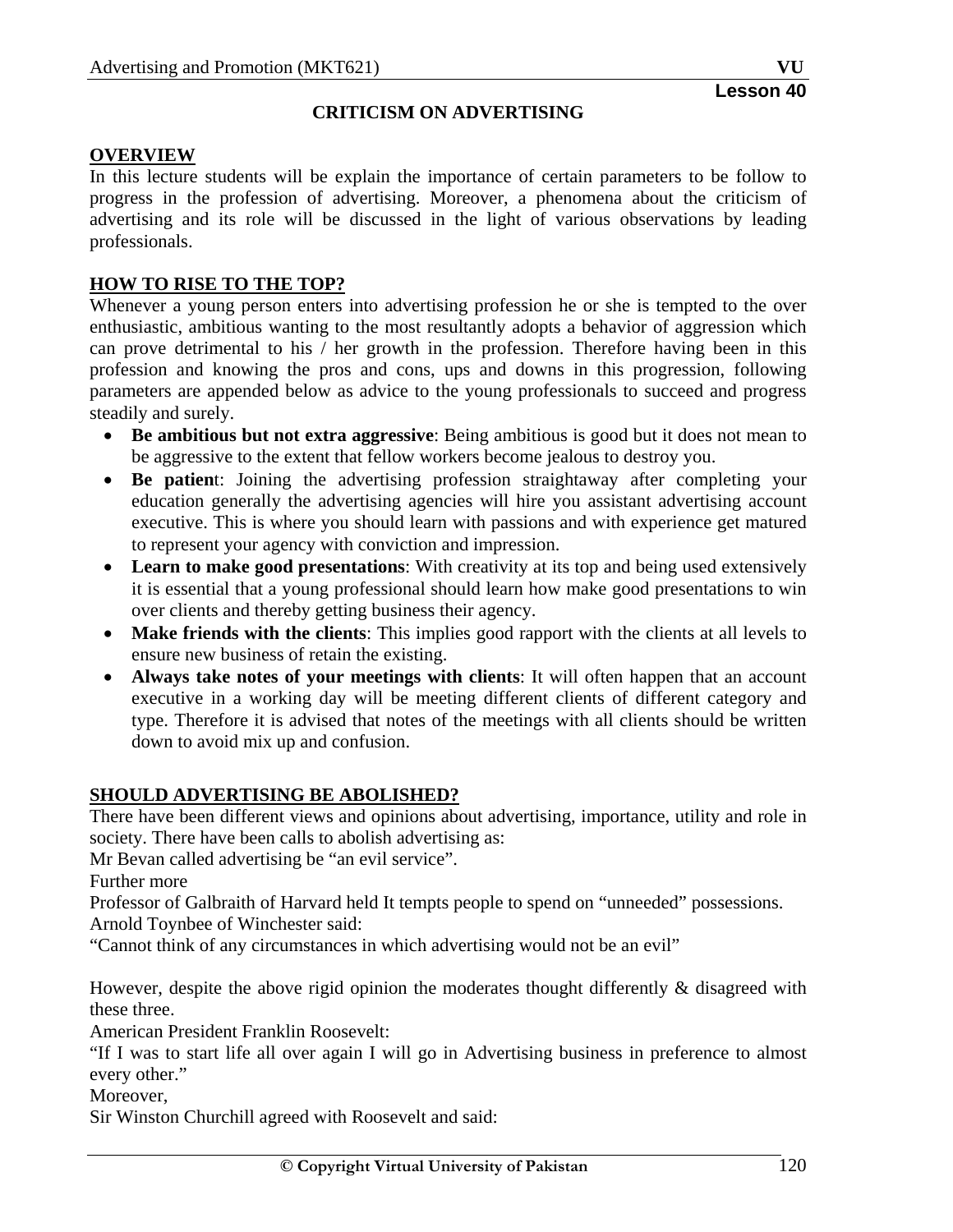**Lesson 40**

## CRITICISM ON ADVERTISING

### OVERVIEW

In this lecture students will be explain the importance of certain parameters to be follow to progress in the profession of advertising. Moreover, a phenomena about the criticism of advertising and its role will be discussed in the light of various observations by leading professionals.

### HOW TO RISE TO THE TOP?

Whenever a young person enters into advertising profession he or she is tempted to the over enthusiastic, ambitious wanting to the most resultantly adopts a behavior of aggression which can prove detrimental to his / her growth in the profession. Therefore having been in this profession and knowing the pros and cons, ups and downs in this progression, following parameters are appended below as advice to the young professionals to succeed and progress steadily and surely.

- **Be ambitious but not extra aggressive**: Being ambitious is good but it does not mean to be aggressive to the extent that fellow workers become jealous to destroy you.
- **Be patien**t: Joining the advertising profession straightaway after completing your education generally the advertising agencies will hire you assistant advertising account executive. This is where you should learn with passions and with experience get matured to represent your agency with conviction and impression.
- **Learn to make good presentations**: With creativity at its top and being used extensively it is essential that a young professional should learn how make good presentations to win over clients and thereby getting business their agency.
- **Make friends with the clients**: This implies good rapport with the clients at all levels to ensure new business of retain the existing.
- **Always take notes of your meetings with clients**: It will often happen that an account executive in a working day will be meeting different clients of different category and type. Therefore it is advised that notes of the meetings with all clients should be written down to avoid mix up and confusion.

### SHOULD ADVERTISING BE ABOLISHED?

There have been different views and opinions about advertising, importance, utility and role in society. There have been calls to abolish advertising as:

Mr Bevan called advertising be "an evil service".

Further more

Professor of Galbraith of Harvard held It tempts people to spend on "unneeded" possessions.

Arnold Toynbee of Winchester said:

"Cannot think of any circumstances in which advertising would not be an evil"

However, despite the above rigid opinion the moderates thought differently & disagreed with these three.

American President Franklin Roosevelt:

"If I was to start life all over again I will go in Advertising business in preference to almost every other."

Moreover,

Sir Winston Churchill agreed with Roosevelt and said: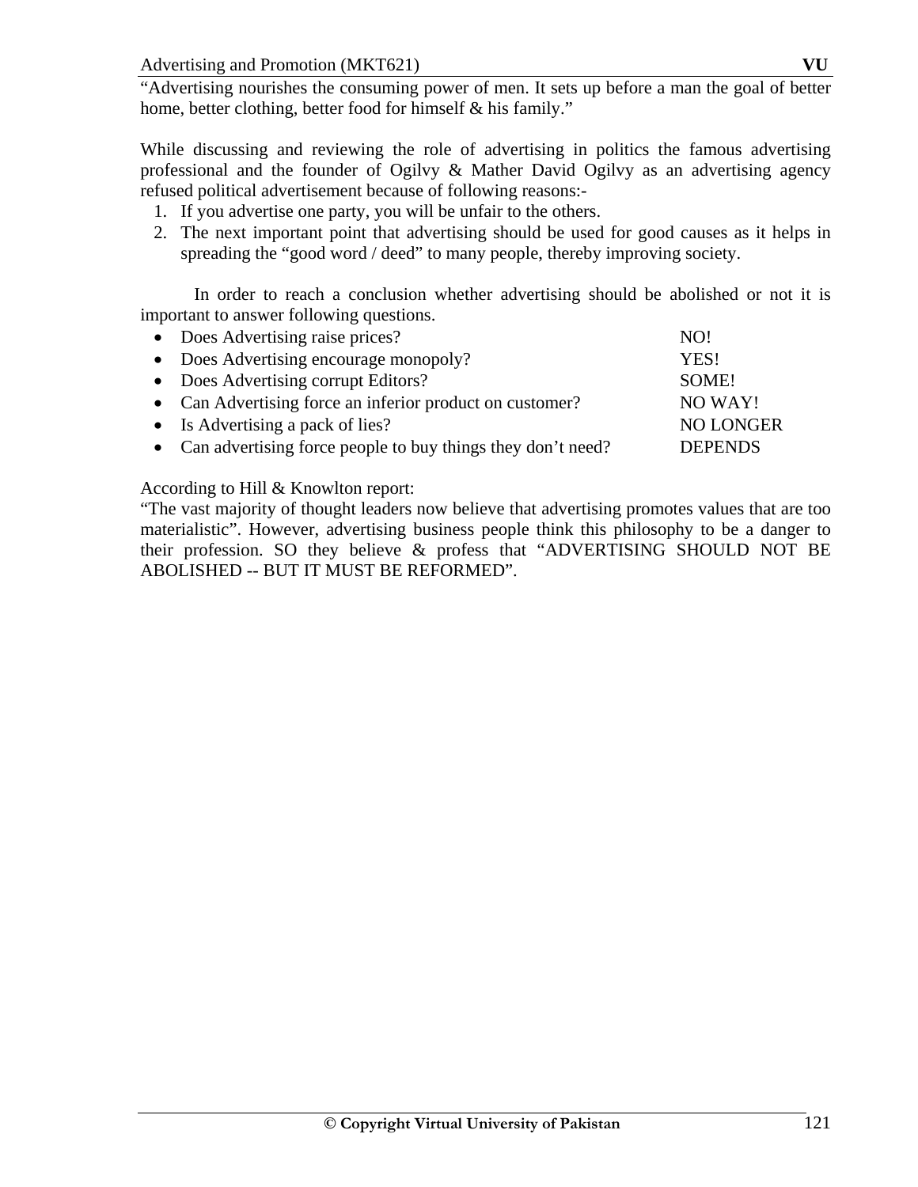“Advertising nourishes the consuming power of men. It sets up before a man the goal of better home, better clothing, better food for himself & his family.”

While discussing and reviewing the role of advertising in politics the famous advertising professional and the founder of Ogilvy & Mather David Ogilvy as an advertising agency refused political advertisement because of following reasons:-

1. If you advertise one party, you will be unfair to the others.
2. The next important point that advertising should be used for good causes as it helps in spreading the “good word / deed” to many people, thereby improving society.

In order to reach a conclusion whether advertising should be abolished or not it is important to answer following questions.

- Does Advertising raise prices? NO!
- Does Advertising encourage monopoly? YES!
- Does Advertising corrupt Editors? SOME!
- Can Advertising force an inferior product on customer? NO WAY!
- Is Advertising a pack of lies? NO LONGER
- Can advertising force people to buy things they don’t need? DEPENDS

According to Hill & Knowlton report:
“The vast majority of thought leaders now believe that advertising promotes values that are too materialistic”. However, advertising business people think this philosophy to be a danger to their profession. SO they believe & profess that “ADVERTISING SHOULD NOT BE ABOLISHED -- BUT IT MUST BE REFORMED”.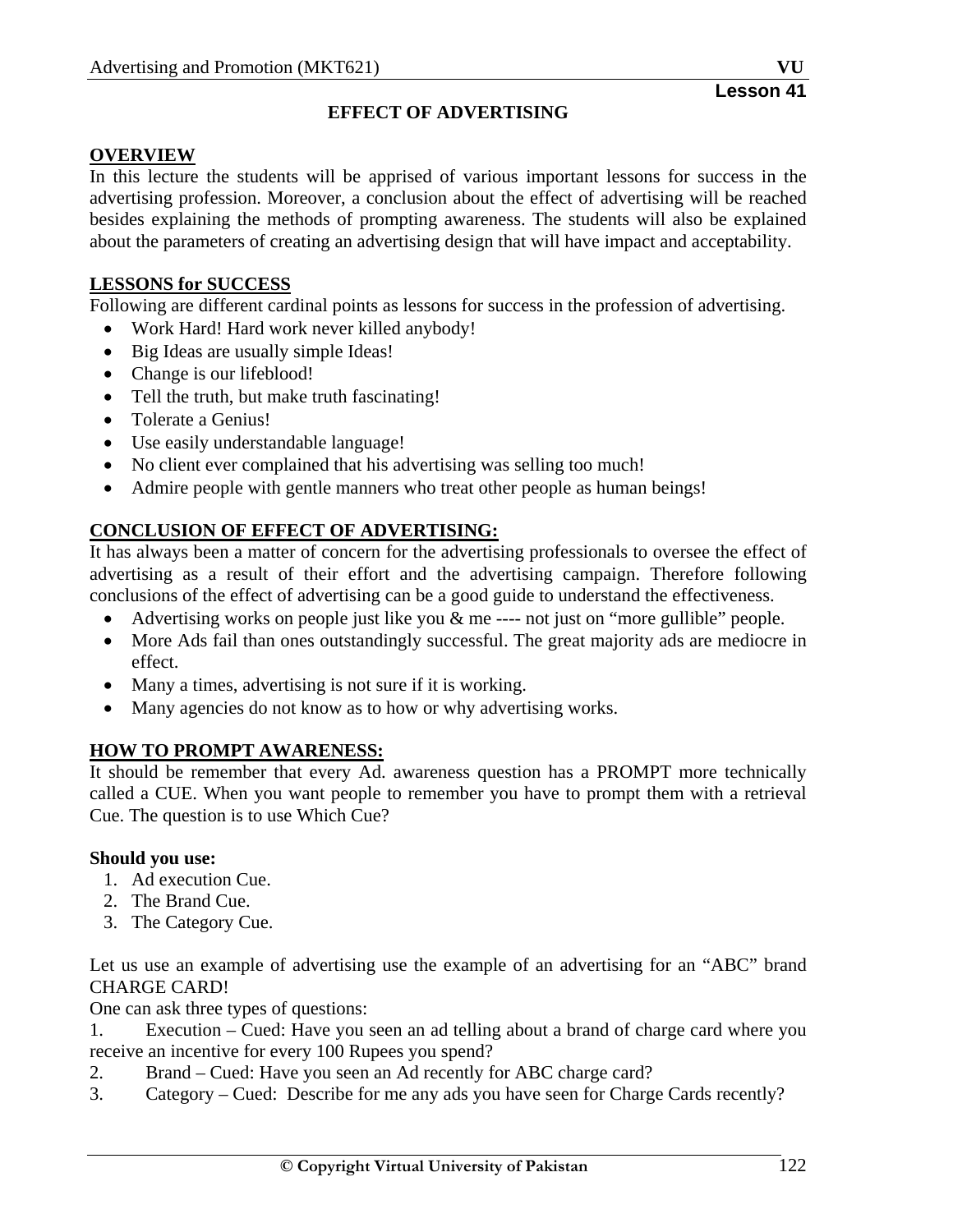**Lesson 41**

# EFFECT OF ADVERTISING

## OVERVIEW

In this lecture the students will be apprised of various important lessons for success in the advertising profession. Moreover, a conclusion about the effect of advertising will be reached besides explaining the methods of prompting awareness. The students will also be explained about the parameters of creating an advertising design that will have impact and acceptability.

## LESSONS for SUCCESS

Following are different cardinal points as lessons for success in the profession of advertising.

- Work Hard! Hard work never killed anybody!
- Big Ideas are usually simple Ideas!
- Change is our lifeblood!
- Tell the truth, but make truth fascinating!
- Tolerate a Genius!
- Use easily understandable language!
- No client ever complained that his advertising was selling too much!
- Admire people with gentle manners who treat other people as human beings!

## CONCLUSION OF EFFECT OF ADVERTISING:

It has always been a matter of concern for the advertising professionals to oversee the effect of advertising as a result of their effort and the advertising campaign. Therefore following conclusions of the effect of advertising can be a good guide to understand the effectiveness.

- Advertising works on people just like you & me ---- not just on "more gullible" people.
- More Ads fail than ones outstandingly successful. The great majority ads are mediocre in effect.
- Many a times, advertising is not sure if it is working.
- Many agencies do not know as to how or why advertising works.

## HOW TO PROMPT AWARENESS:

It should be remember that every Ad. awareness question has a PROMPT more technically called a CUE. When you want people to remember you have to prompt them with a retrieval Cue. The question is to use Which Cue?

**Should you use:**

1. Ad execution Cue.
2. The Brand Cue.
3. The Category Cue.

Let us use an example of advertising use the example of an advertising for an "ABC" brand CHARGE CARD!

One can ask three types of questions:

1. Execution – Cued: Have you seen an ad telling about a brand of charge card where you receive an incentive for every 100 Rupees you spend?
2. Brand – Cued: Have you seen an Ad recently for ABC charge card?
3. Category – Cued: Describe for me any ads you have seen for Charge Cards recently?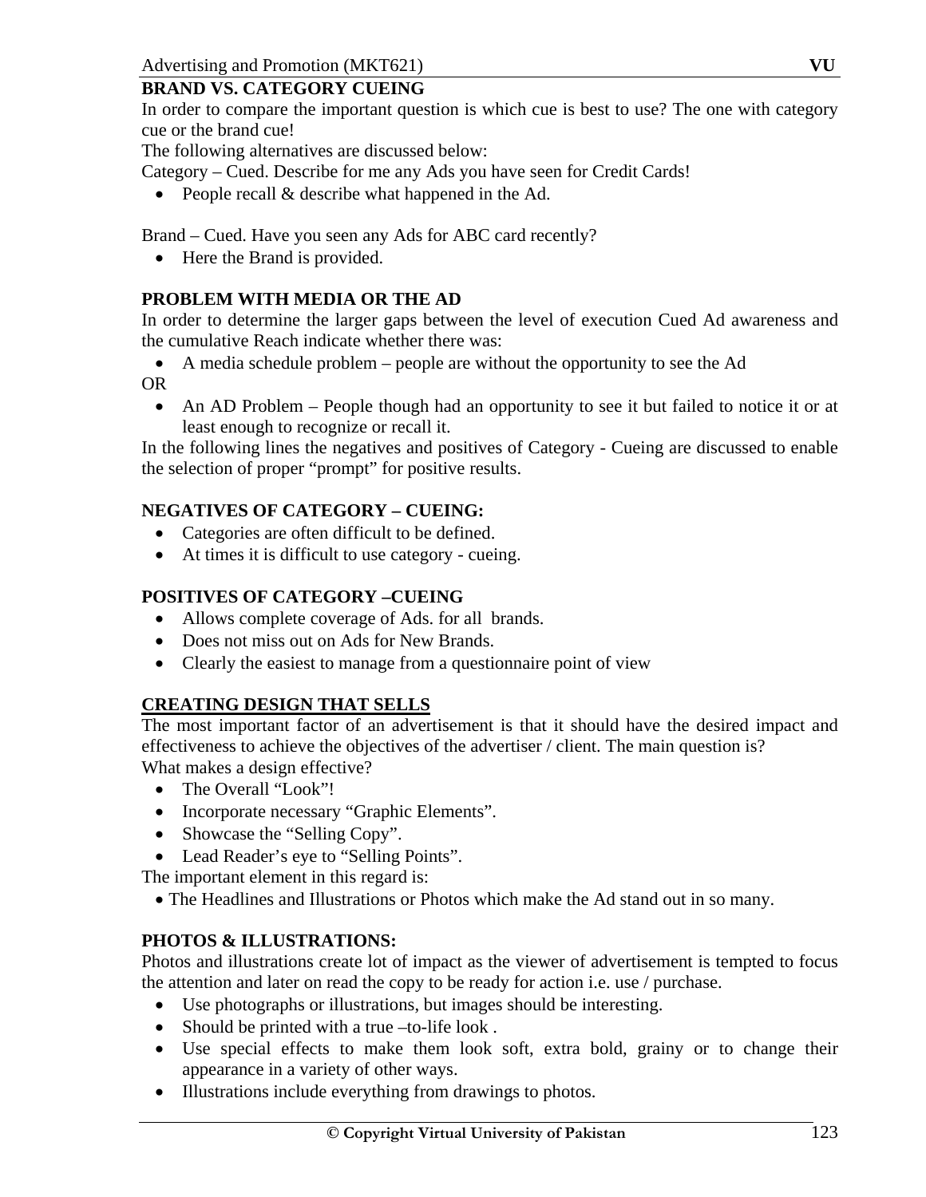## BRAND VS. CATEGORY CUEING

In order to compare the important question is which cue is best to use? The one with category cue or the brand cue!

The following alternatives are discussed below:

Category – Cued. Describe for me any Ads you have seen for Credit Cards!

- People recall & describe what happened in the Ad.

Brand – Cued. Have you seen any Ads for ABC card recently?

- Here the Brand is provided.

## PROBLEM WITH MEDIA OR THE AD

In order to determine the larger gaps between the level of execution Cued Ad awareness and the cumulative Reach indicate whether there was:

- A media schedule problem – people are without the opportunity to see the Ad

OR

- An AD Problem – People though had an opportunity to see it but failed to notice it or at least enough to recognize or recall it.

In the following lines the negatives and positives of Category - Cueing are discussed to enable the selection of proper "prompt" for positive results.

## NEGATIVES OF CATEGORY – CUEING:

- Categories are often difficult to be defined.
- At times it is difficult to use category - cueing.

## POSITIVES OF CATEGORY –CUEING

- Allows complete coverage of Ads. for all brands.
- Does not miss out on Ads for New Brands.
- Clearly the easiest to manage from a questionnaire point of view

## CREATING DESIGN THAT SELLS

The most important factor of an advertisement is that it should have the desired impact and effectiveness to achieve the objectives of the advertiser / client. The main question is?

What makes a design effective?

- The Overall "Look"!
- Incorporate necessary "Graphic Elements".
- Showcase the "Selling Copy".
- Lead Reader's eye to "Selling Points".

The important element in this regard is:

- The Headlines and Illustrations or Photos which make the Ad stand out in so many.

## PHOTOS & ILLUSTRATIONS:

Photos and illustrations create lot of impact as the viewer of advertisement is tempted to focus the attention and later on read the copy to be ready for action i.e. use / purchase.

- Use photographs or illustrations, but images should be interesting.
- Should be printed with a true –to-life look .
- Use special effects to make them look soft, extra bold, grainy or to change their appearance in a variety of other ways.
- Illustrations include everything from drawings to photos.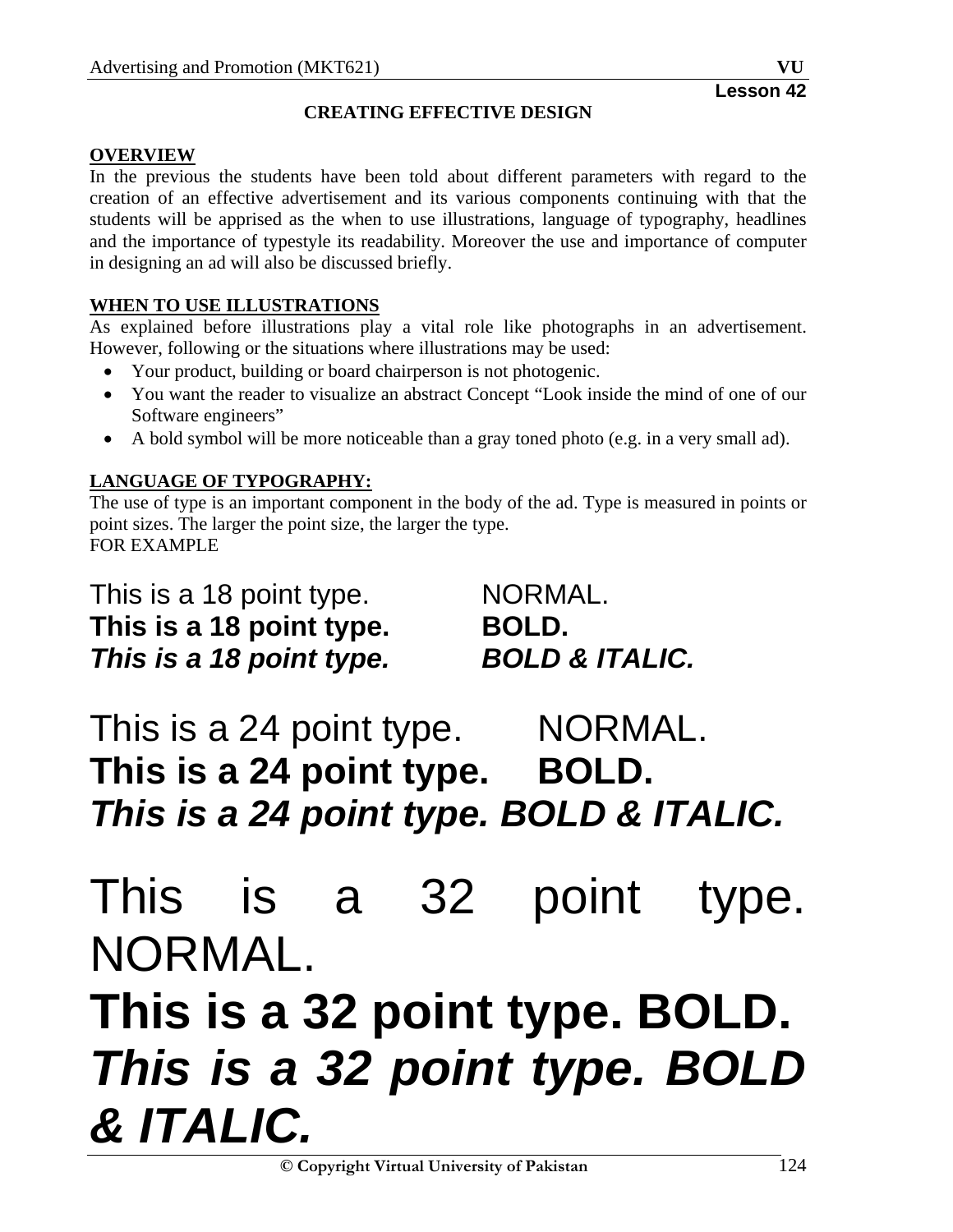**Lesson 42**

# CREATING EFFECTIVE DESIGN

## OVERVIEW

In the previous the students have been told about different parameters with regard to the creation of an effective advertisement and its various components continuing with that the students will be apprised as the when to use illustrations, language of typography, headlines and the importance of typestyle its readability. Moreover the use and importance of computer in designing an ad will also be discussed briefly.

## WHEN TO USE ILLUSTRATIONS

As explained before illustrations play a vital role like photographs in an advertisement. However, following or the situations where illustrations may be used:

- Your product, building or board chairperson is not photogenic.
- You want the reader to visualize an abstract Concept "Look inside the mind of one of our Software engineers"
- A bold symbol will be more noticeable than a gray toned photo (e.g. in a very small ad).

## LANGUAGE OF TYPOGRAPHY:

The use of type is an important component in the body of the ad. Type is measured in points or point sizes. The larger the point size, the larger the type.

FOR EXAMPLE

This is a 18 point type. NORMAL.
**This is a 18 point type. BOLD.**
***This is a 18 point type. BOLD & ITALIC.***

This is a 24 point type. NORMAL.
**This is a 24 point type. BOLD.**
***This is a 24 point type. BOLD & ITALIC.***

This is a 32 point type. NORMAL.
**This is a 32 point type. BOLD.**
***This is a 32 point type. BOLD & ITALIC.***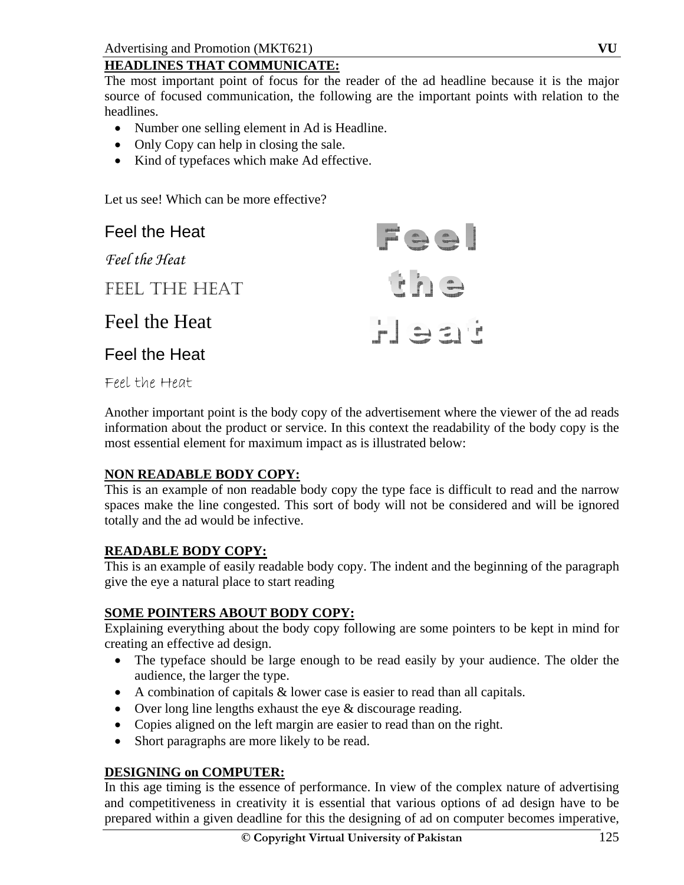## HEADLINES THAT COMMUNICATE:

The most important point of focus for the reader of the ad headline because it is the major source of focused communication, the following are the important points with relation to the headlines.

- Number one selling element in Ad is Headline.
- Only Copy can help in closing the sale.
- Kind of typefaces which make Ad effective.

Let us see! Which can be more effective?

Feel the Heat

*Feel the Heat*

FEEL THE HEAT

Feel the Heat

Feel the Heat

Feel the Heat

**Feel the Heat**

Another important point is the body copy of the advertisement where the viewer of the ad reads information about the product or service. In this context the readability of the body copy is the most essential element for maximum impact as is illustrated below:

### NON READABLE BODY COPY:

This is an example of non readable body copy the type face is difficult to read and the narrow spaces make the line congested. This sort of body will not be considered and will be ignored totally and the ad would be infective.

### READABLE BODY COPY:

This is an example of easily readable body copy. The indent and the beginning of the paragraph give the eye a natural place to start reading

### SOME POINTERS ABOUT BODY COPY:

Explaining everything about the body copy following are some pointers to be kept in mind for creating an effective ad design.

- The typeface should be large enough to be read easily by your audience. The older the audience, the larger the type.
- A combination of capitals & lower case is easier to read than all capitals.
- Over long line lengths exhaust the eye & discourage reading.
- Copies aligned on the left margin are easier to read than on the right.
- Short paragraphs are more likely to be read.

### DESIGNING on COMPUTER:

In this age timing is the essence of performance. In view of the complex nature of advertising and competitiveness in creativity it is essential that various options of ad design have to be prepared within a given deadline for this the designing of ad on computer becomes imperative,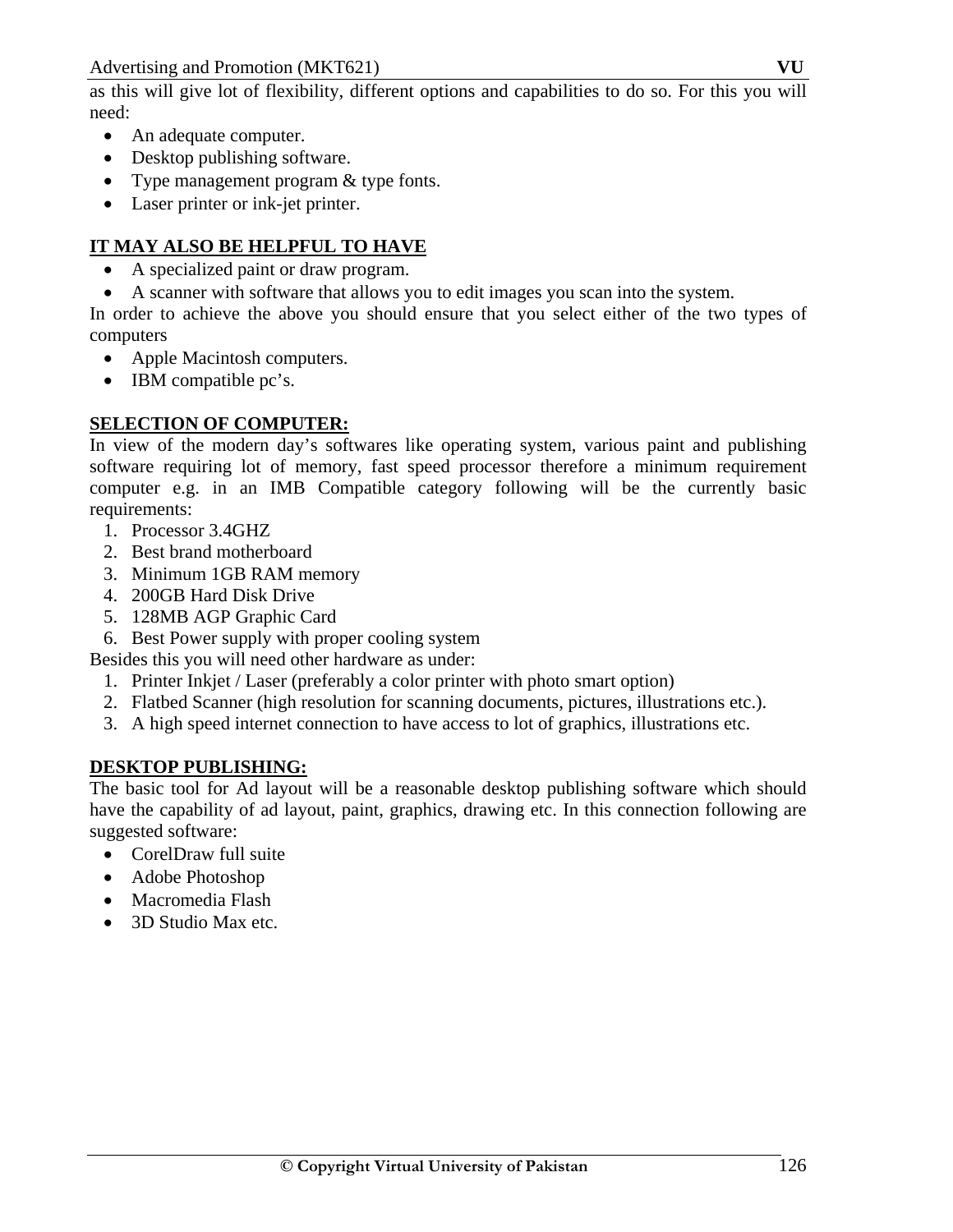as this will give lot of flexibility, different options and capabilities to do so. For this you will need:

- An adequate computer.
- Desktop publishing software.
- Type management program & type fonts.
- Laser printer or ink-jet printer.

## IT MAY ALSO BE HELPFUL TO HAVE

- A specialized paint or draw program.
- A scanner with software that allows you to edit images you scan into the system.

In order to achieve the above you should ensure that you select either of the two types of computers

- Apple Macintosh computers.
- IBM compatible pc's.

## SELECTION OF COMPUTER:

In view of the modern day's softwares like operating system, various paint and publishing software requiring lot of memory, fast speed processor therefore a minimum requirement computer e.g. in an IMB Compatible category following will be the currently basic requirements:

1. Processor 3.4GHZ
2. Best brand motherboard
3. Minimum 1GB RAM memory
4. 200GB Hard Disk Drive
5. 128MB AGP Graphic Card
6. Best Power supply with proper cooling system

Besides this you will need other hardware as under:

1. Printer Inkjet / Laser (preferably a color printer with photo smart option)
2. Flatbed Scanner (high resolution for scanning documents, pictures, illustrations etc.).
3. A high speed internet connection to have access to lot of graphics, illustrations etc.

## DESKTOP PUBLISHING:

The basic tool for Ad layout will be a reasonable desktop publishing software which should have the capability of ad layout, paint, graphics, drawing etc. In this connection following are suggested software:

- CorelDraw full suite
- Adobe Photoshop
- Macromedia Flash
- 3D Studio Max etc.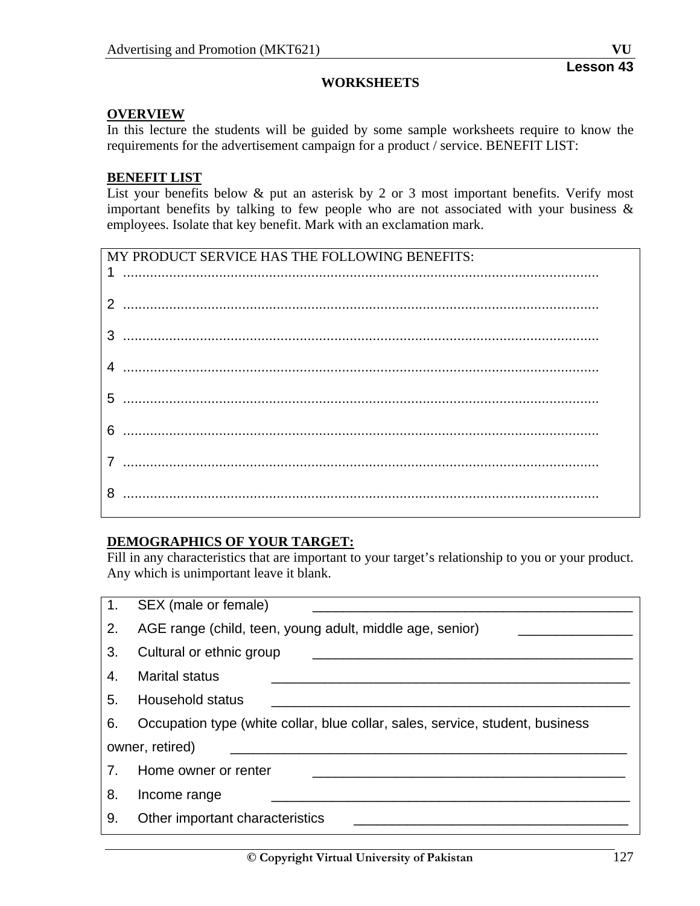**Lesson 43**

## WORKSHEETS

**OVERVIEW**

In this lecture the students will be guided by some sample worksheets require to know the requirements for the advertisement campaign for a product / service. BENEFIT LIST:

**BENEFIT LIST**

List your benefits below & put an asterisk by 2 or 3 most important benefits. Verify most important benefits by talking to few people who are not associated with your business & employees. Isolate that key benefit. Mark with an exclamation mark.

MY PRODUCT SERVICE HAS THE FOLLOWING BENEFITS:

1 ..........................................................................................................................

2 ..........................................................................................................................

3 ..........................................................................................................................

4 ..........................................................................................................................

5 ..........................................................................................................................

6 ..........................................................................................................................

7 ..........................................................................................................................

8 ..........................................................................................................................

**DEMOGRAPHICS OF YOUR TARGET:**

Fill in any characteristics that are important to your target's relationship to you or your product. Any which is unimportant leave it blank.

1. SEX (male or female) ___________________________________________
2. AGE range (child, teen, young adult, middle age, senior) _______________
3. Cultural or ethnic group ___________________________________________
4. Marital status ________________________________________________
5. Household status ________________________________________________
6. Occupation type (white collar, blue collar, sales, service, student, business owner, retired) _______________________________________________________
7. Home owner or renter _________________________________________
8. Income range ________________________________________________
9. Other important characteristics ___________________________________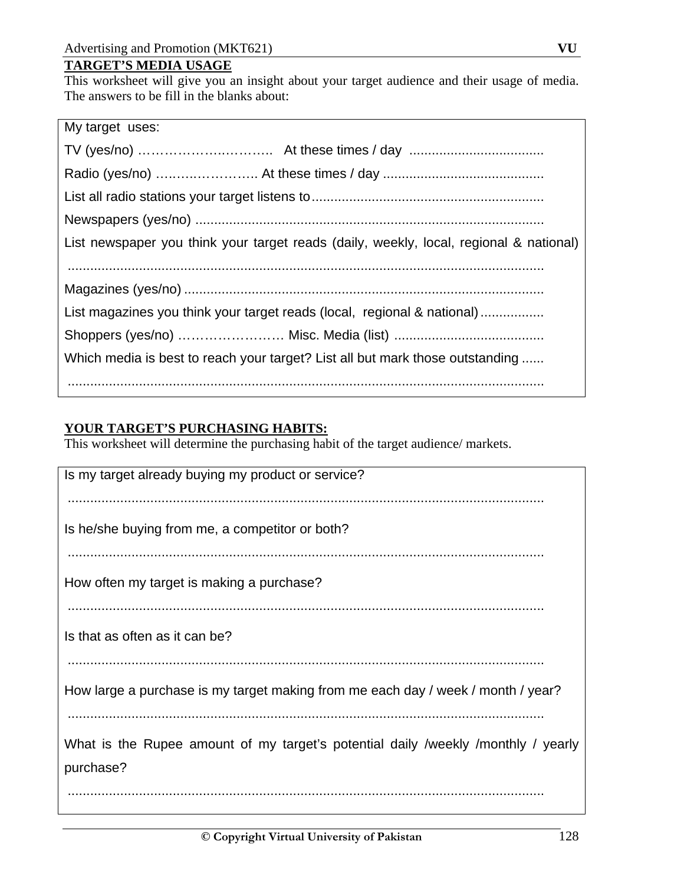## TARGET'S MEDIA USAGE

This worksheet will give you an insight about your target audience and their usage of media. The answers to be fill in the blanks about:

My target uses:

TV (yes/no) ………………….………. At these times / day ....................................

Radio (yes/no) …….…………….. At these times / day ..........................................

List all radio stations your target listens to.............................................................

Newspapers (yes/no) ............................................................................................

List newspaper you think your target reads (daily, weekly, local, regional & national) ...............................................................................................................................

Magazines (yes/no) ...............................................................................................

List magazines you think your target reads (local, regional & national).................

Shoppers (yes/no) …………………… Misc. Media (list) .......................................

Which media is best to reach your target? List all but mark those outstanding ......

...............................................................................................................................

## YOUR TARGET'S PURCHASING HABITS:

This worksheet will determine the purchasing habit of the target audience/ markets.

Is my target already buying my product or service?

...............................................................................................................................

Is he/she buying from me, a competitor or both?

...............................................................................................................................

How often my target is making a purchase?

...............................................................................................................................

Is that as often as it can be?

...............................................................................................................................

How large a purchase is my target making from me each day / week / month / year?

...............................................................................................................................

What is the Rupee amount of my target's potential daily /weekly /monthly / yearly purchase?

...............................................................................................................................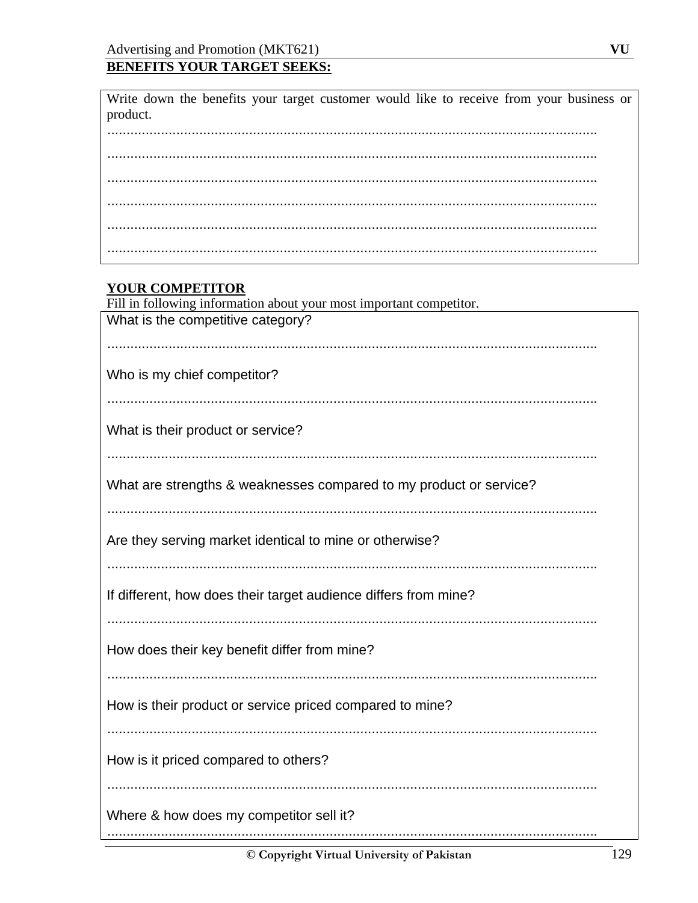## BENEFITS YOUR TARGET SEEKS:

Write down the benefits your target customer would like to receive from your business or product.

…………………………………………………………………………………………………………….

…………………………………………………………………………………………………………….

…………………………………………………………………………………………………………….

…………………………………………………………………………………………………………….

…………………………………………………………………………………………………………….

…………………………………………………………………………………………………………….

## YOUR COMPETITOR

Fill in following information about your most important competitor.

What is the competitive category?

…………………………………………………………………………………………………………….

Who is my chief competitor?

…………………………………………………………………………………………………………….

What is their product or service?

…………………………………………………………………………………………………………….

What are strengths & weaknesses compared to my product or service?

…………………………………………………………………………………………………………….

Are they serving market identical to mine or otherwise?

…………………………………………………………………………………………………………….

If different, how does their target audience differs from mine?

…………………………………………………………………………………………………………….

How does their key benefit differ from mine?

…………………………………………………………………………………………………………….

How is their product or service priced compared to mine?

…………………………………………………………………………………………………………….

How is it priced compared to others?

…………………………………………………………………………………………………………….

Where & how does my competitor sell it?

…………………………………………………………………………………………………………….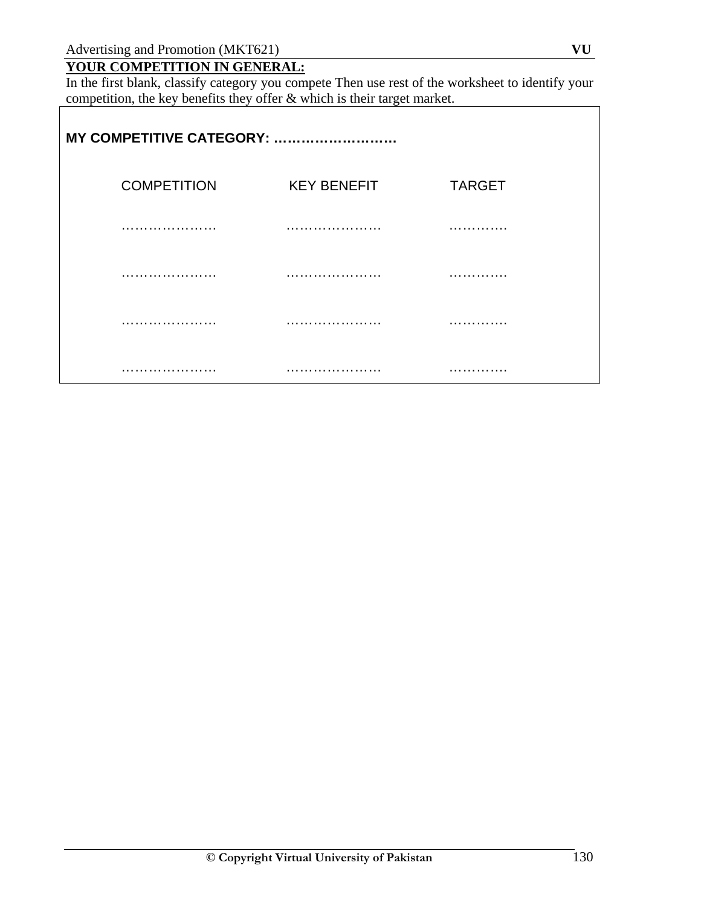**YOUR COMPETITION IN GENERAL:**

In the first blank, classify category you compete Then use rest of the worksheet to identify your competition, the key benefits they offer & which is their target market.

**MY COMPETITIVE CATEGORY: ………………………**

| COMPETITION | KEY BENEFIT | TARGET |
|---|---|---|
| ………………… | ………………… | ………… |
| ………………… | ………………… | ………… |
| ………………… | ………………… | ………… |
| ………………… | ………………… | ………… |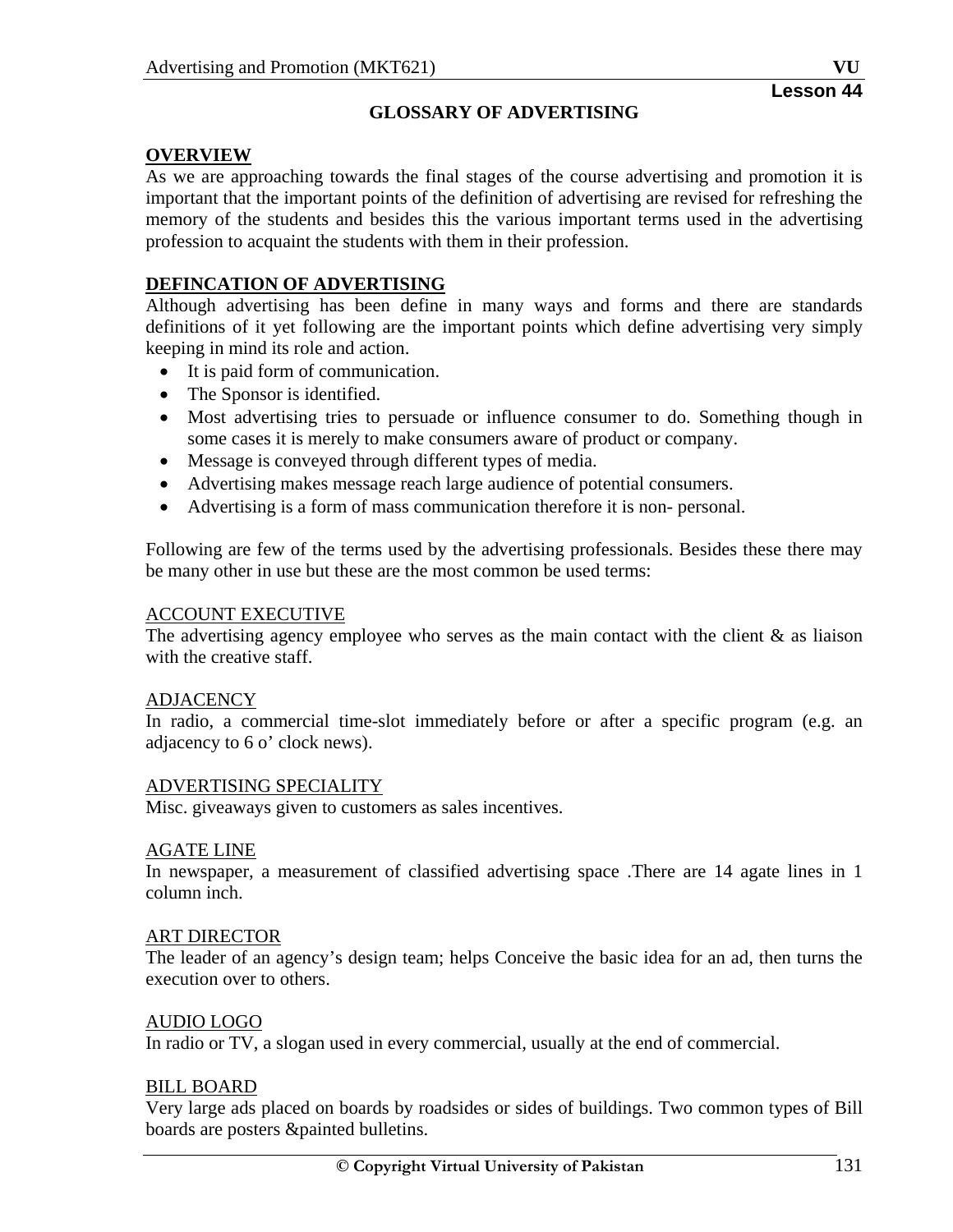# Lesson 44

## GLOSSARY OF ADVERTISING

**OVERVIEW**

As we are approaching towards the final stages of the course advertising and promotion it is important that the important points of the definition of advertising are revised for refreshing the memory of the students and besides this the various important terms used in the advertising profession to acquaint the students with them in their profession.

**DEFINCATION OF ADVERTISING**

Although advertising has been define in many ways and forms and there are standards definitions of it yet following are the important points which define advertising very simply keeping in mind its role and action.

- It is paid form of communication.
- The Sponsor is identified.
- Most advertising tries to persuade or influence consumer to do. Something though in some cases it is merely to make consumers aware of product or company.
- Message is conveyed through different types of media.
- Advertising makes message reach large audience of potential consumers.
- Advertising is a form of mass communication therefore it is non- personal.

Following are few of the terms used by the advertising professionals. Besides these there may be many other in use but these are the most common be used terms:

ACCOUNT EXECUTIVE

The advertising agency employee who serves as the main contact with the client & as liaison with the creative staff.

ADJACENCY

In radio, a commercial time-slot immediately before or after a specific program (e.g. an adjacency to 6 o' clock news).

ADVERTISING SPECIALITY

Misc. giveaways given to customers as sales incentives.

AGATE LINE

In newspaper, a measurement of classified advertising space .There are 14 agate lines in 1 column inch.

ART DIRECTOR

The leader of an agency's design team; helps Conceive the basic idea for an ad, then turns the execution over to others.

AUDIO LOGO

In radio or TV, a slogan used in every commercial, usually at the end of commercial.

BILL BOARD

Very large ads placed on boards by roadsides or sides of buildings. Two common types of Bill boards are posters &painted bulletins.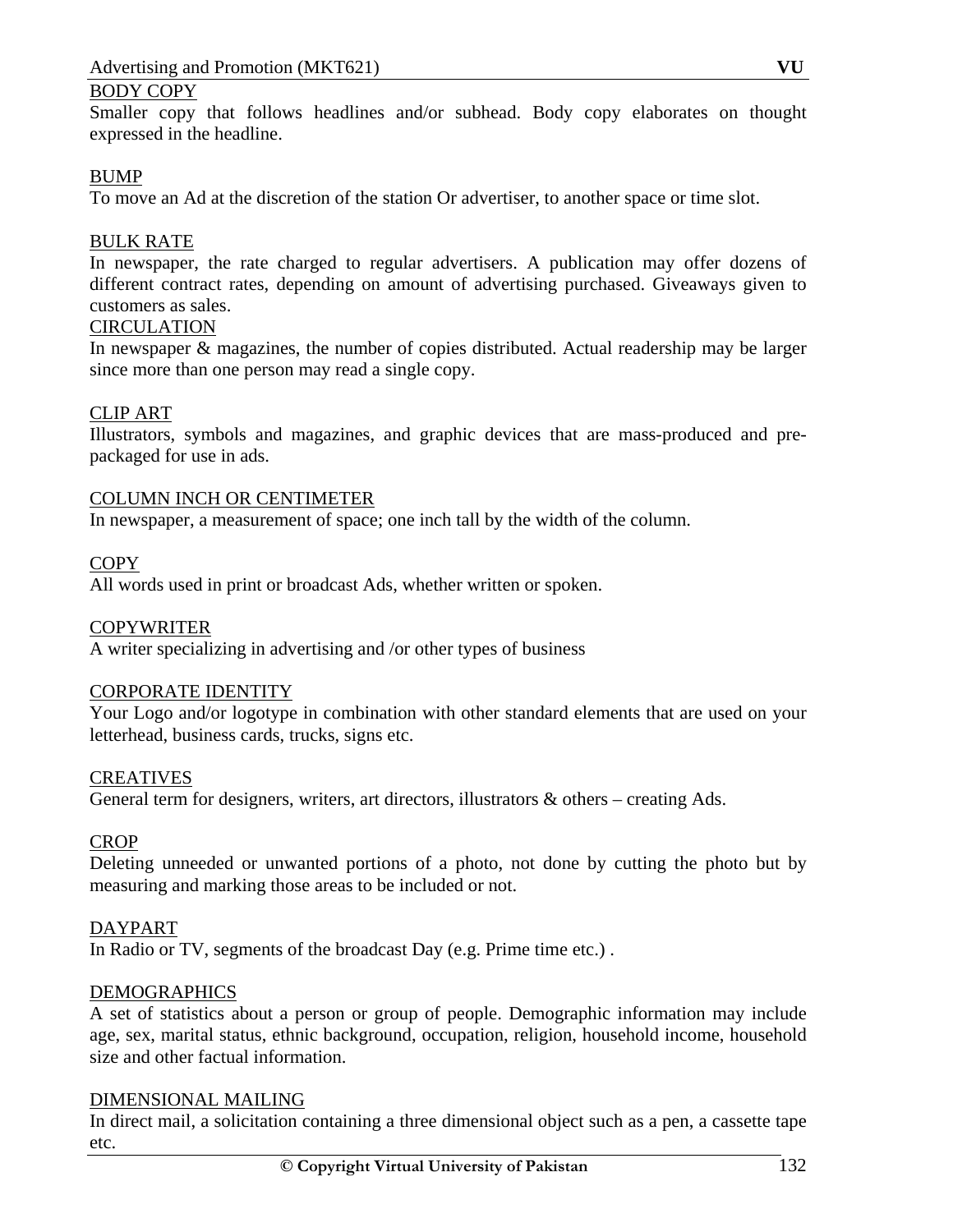BODY COPY

Smaller copy that follows headlines and/or subhead. Body copy elaborates on thought expressed in the headline.

BUMP

To move an Ad at the discretion of the station Or advertiser, to another space or time slot.

BULK RATE

In newspaper, the rate charged to regular advertisers. A publication may offer dozens of different contract rates, depending on amount of advertising purchased. Giveaways given to customers as sales.

CIRCULATION

In newspaper & magazines, the number of copies distributed. Actual readership may be larger since more than one person may read a single copy.

CLIP ART

Illustrators, symbols and magazines, and graphic devices that are mass-produced and pre-packaged for use in ads.

COLUMN INCH OR CENTIMETER

In newspaper, a measurement of space; one inch tall by the width of the column.

COPY

All words used in print or broadcast Ads, whether written or spoken.

COPYWRITER

A writer specializing in advertising and /or other types of business

CORPORATE IDENTITY

Your Logo and/or logotype in combination with other standard elements that are used on your letterhead, business cards, trucks, signs etc.

CREATIVES

General term for designers, writers, art directors, illustrators & others – creating Ads.

CROP

Deleting unneeded or unwanted portions of a photo, not done by cutting the photo but by measuring and marking those areas to be included or not.

DAYPART

In Radio or TV, segments of the broadcast Day (e.g. Prime time etc.) .

DEMOGRAPHICS

A set of statistics about a person or group of people. Demographic information may include age, sex, marital status, ethnic background, occupation, religion, household income, household size and other factual information.

DIMENSIONAL MAILING

In direct mail, a solicitation containing a three dimensional object such as a pen, a cassette tape etc.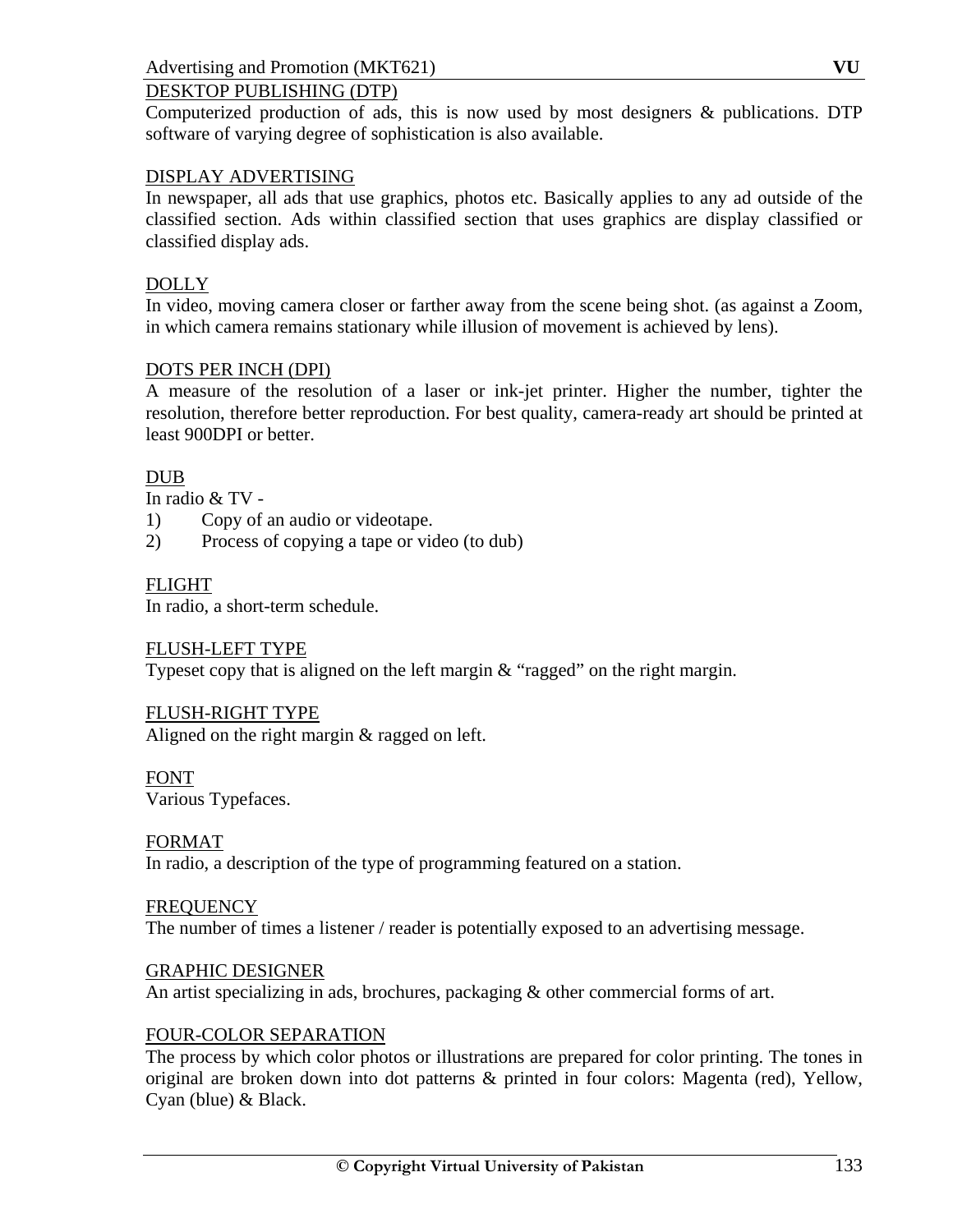DESKTOP PUBLISHING (DTP)

Computerized production of ads, this is now used by most designers & publications. DTP software of varying degree of sophistication is also available.

DISPLAY ADVERTISING

In newspaper, all ads that use graphics, photos etc. Basically applies to any ad outside of the classified section. Ads within classified section that uses graphics are display classified or classified display ads.

DOLLY

In video, moving camera closer or farther away from the scene being shot. (as against a Zoom, in which camera remains stationary while illusion of movement is achieved by lens).

DOTS PER INCH (DPI)

A measure of the resolution of a laser or ink-jet printer. Higher the number, tighter the resolution, therefore better reproduction. For best quality, camera-ready art should be printed at least 900DPI or better.

DUB

In radio & TV -

1) Copy of an audio or videotape.
2) Process of copying a tape or video (to dub)

FLIGHT

In radio, a short-term schedule.

FLUSH-LEFT TYPE

Typeset copy that is aligned on the left margin & “ragged” on the right margin.

FLUSH-RIGHT TYPE

Aligned on the right margin & ragged on left.

FONT

Various Typefaces.

FORMAT

In radio, a description of the type of programming featured on a station.

FREQUENCY

The number of times a listener / reader is potentially exposed to an advertising message.

GRAPHIC DESIGNER

An artist specializing in ads, brochures, packaging & other commercial forms of art.

FOUR-COLOR SEPARATION

The process by which color photos or illustrations are prepared for color printing. The tones in original are broken down into dot patterns & printed in four colors: Magenta (red), Yellow, Cyan (blue) & Black.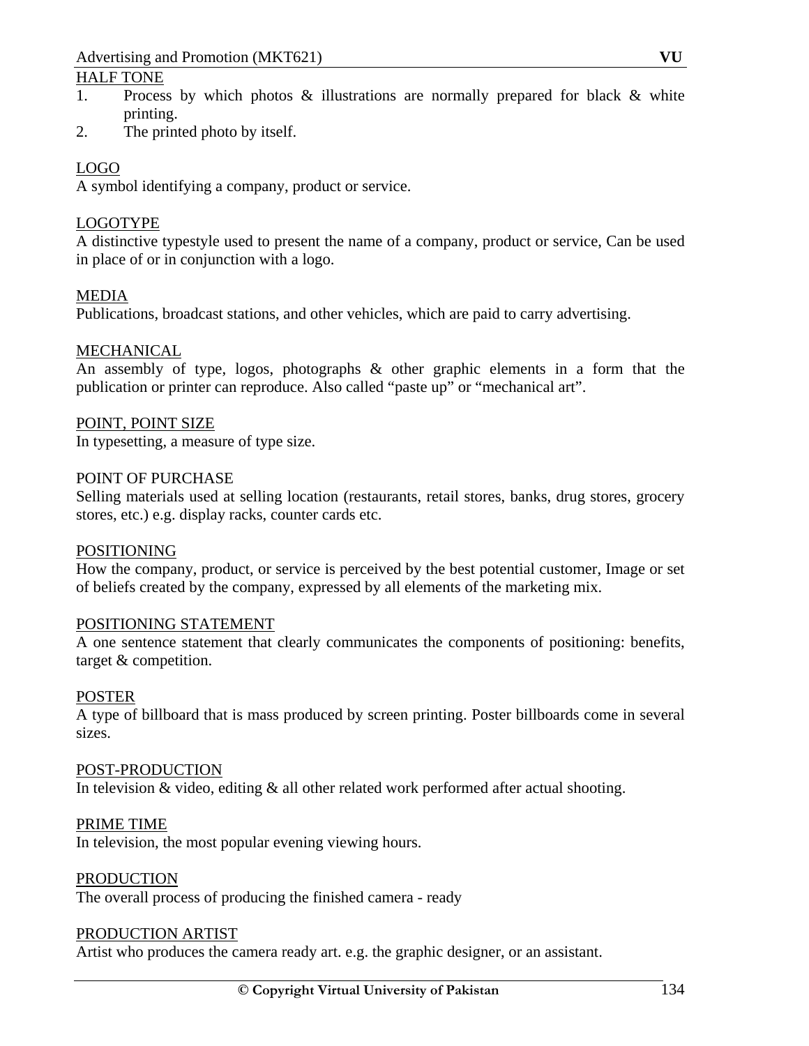HALF TONE

1. Process by which photos & illustrations are normally prepared for black & white printing.
2. The printed photo by itself.

LOGO

A symbol identifying a company, product or service.

LOGOTYPE

A distinctive typestyle used to present the name of a company, product or service, Can be used in place of or in conjunction with a logo.

MEDIA

Publications, broadcast stations, and other vehicles, which are paid to carry advertising.

MECHANICAL

An assembly of type, logos, photographs & other graphic elements in a form that the publication or printer can reproduce. Also called “paste up” or “mechanical art”.

POINT, POINT SIZE

In typesetting, a measure of type size.

POINT OF PURCHASE

Selling materials used at selling location (restaurants, retail stores, banks, drug stores, grocery stores, etc.) e.g. display racks, counter cards etc.

POSITIONING

How the company, product, or service is perceived by the best potential customer, Image or set of beliefs created by the company, expressed by all elements of the marketing mix.

POSITIONING STATEMENT

A one sentence statement that clearly communicates the components of positioning: benefits, target & competition.

POSTER

A type of billboard that is mass produced by screen printing. Poster billboards come in several sizes.

POST-PRODUCTION

In television & video, editing & all other related work performed after actual shooting.

PRIME TIME

In television, the most popular evening viewing hours.

PRODUCTION

The overall process of producing the finished camera - ready

PRODUCTION ARTIST

Artist who produces the camera ready art. e.g. the graphic designer, or an assistant.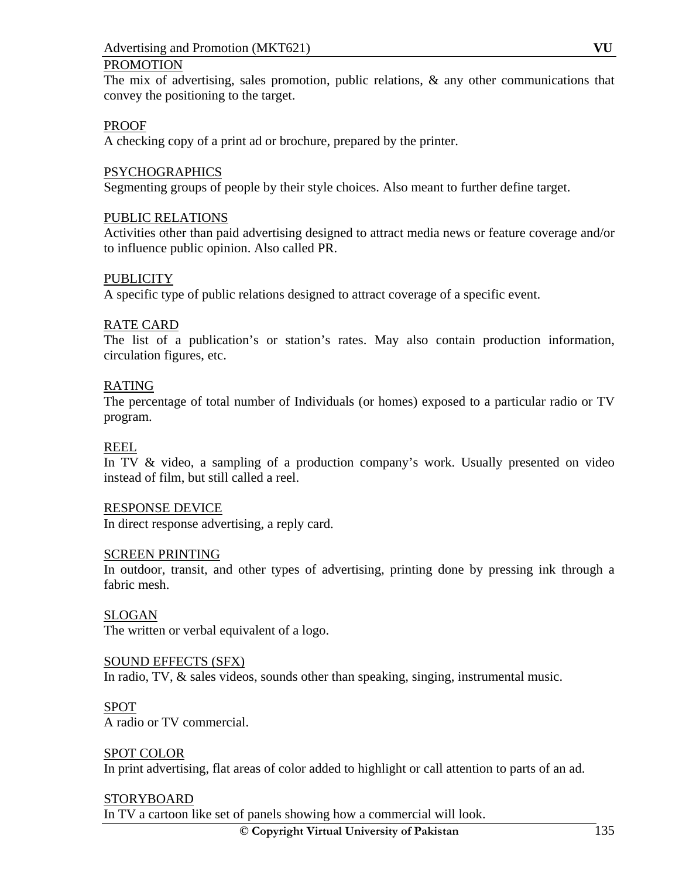PROMOTION
The mix of advertising, sales promotion, public relations, & any other communications that convey the positioning to the target.

PROOF
A checking copy of a print ad or brochure, prepared by the printer.

PSYCHOGRAPHICS
Segmenting groups of people by their style choices. Also meant to further define target.

PUBLIC RELATIONS
Activities other than paid advertising designed to attract media news or feature coverage and/or to influence public opinion. Also called PR.

PUBLICITY
A specific type of public relations designed to attract coverage of a specific event.

RATE CARD
The list of a publication's or station's rates. May also contain production information, circulation figures, etc.

RATING
The percentage of total number of Individuals (or homes) exposed to a particular radio or TV program.

REEL
In TV & video, a sampling of a production company's work. Usually presented on video instead of film, but still called a reel.

RESPONSE DEVICE
In direct response advertising, a reply card.

SCREEN PRINTING
In outdoor, transit, and other types of advertising, printing done by pressing ink through a fabric mesh.

SLOGAN
The written or verbal equivalent of a logo.

SOUND EFFECTS (SFX)
In radio, TV, & sales videos, sounds other than speaking, singing, instrumental music.

SPOT
A radio or TV commercial.

SPOT COLOR
In print advertising, flat areas of color added to highlight or call attention to parts of an ad.

STORYBOARD
In TV a cartoon like set of panels showing how a commercial will look.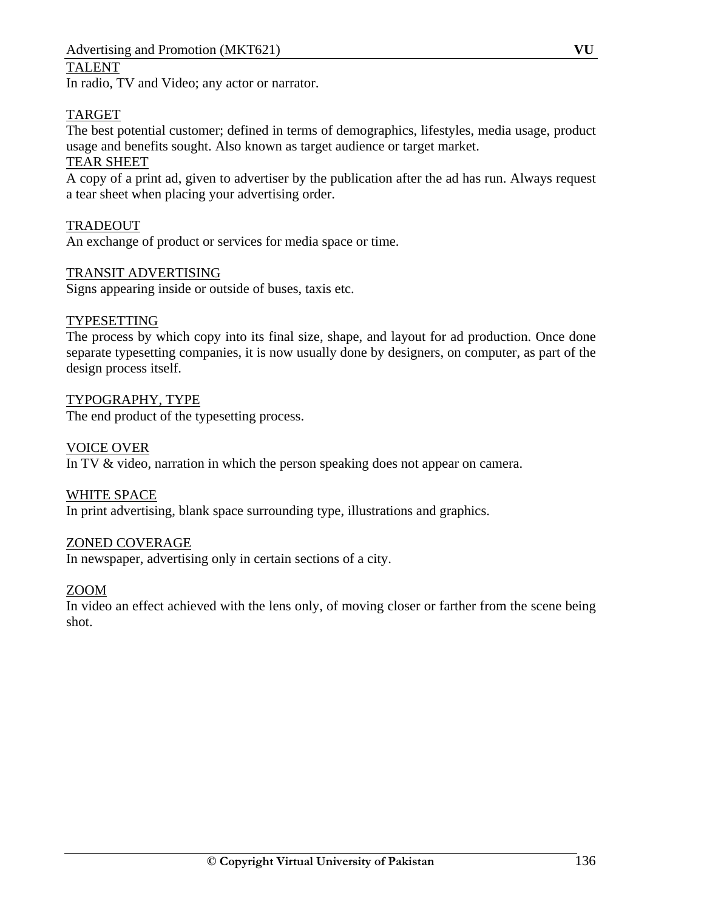TALENT

In radio, TV and Video; any actor or narrator.

TARGET

The best potential customer; defined in terms of demographics, lifestyles, media usage, product usage and benefits sought. Also known as target audience or target market.

TEAR SHEET

A copy of a print ad, given to advertiser by the publication after the ad has run. Always request a tear sheet when placing your advertising order.

TRADEOUT

An exchange of product or services for media space or time.

TRANSIT ADVERTISING

Signs appearing inside or outside of buses, taxis etc.

TYPESETTING

The process by which copy into its final size, shape, and layout for ad production. Once done separate typesetting companies, it is now usually done by designers, on computer, as part of the design process itself.

TYPOGRAPHY, TYPE

The end product of the typesetting process.

VOICE OVER

In TV & video, narration in which the person speaking does not appear on camera.

WHITE SPACE

In print advertising, blank space surrounding type, illustrations and graphics.

ZONED COVERAGE

In newspaper, advertising only in certain sections of a city.

ZOOM

In video an effect achieved with the lens only, of moving closer or farther from the scene being shot.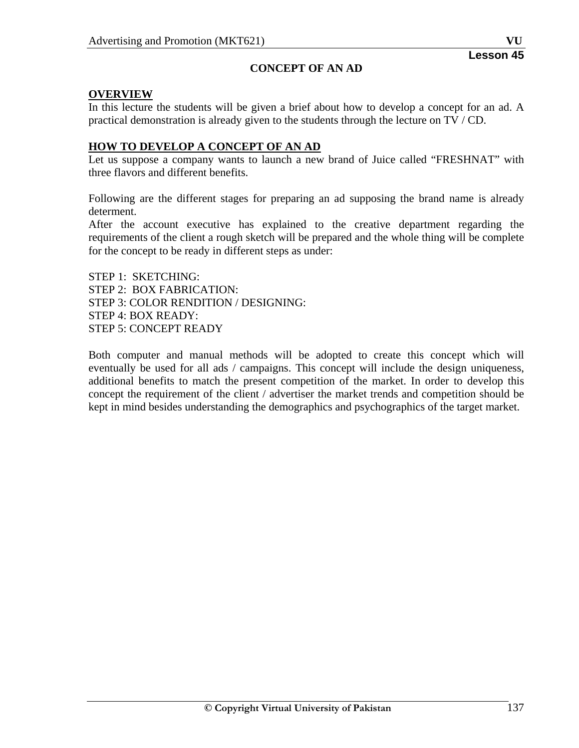**Lesson 45**

# CONCEPT OF AN AD

## OVERVIEW

In this lecture the students will be given a brief about how to develop a concept for an ad. A practical demonstration is already given to the students through the lecture on TV / CD.

## HOW TO DEVELOP A CONCEPT OF AN AD

Let us suppose a company wants to launch a new brand of Juice called "FRESHNAT" with three flavors and different benefits.

Following are the different stages for preparing an ad supposing the brand name is already determent.
After the account executive has explained to the creative department regarding the requirements of the client a rough sketch will be prepared and the whole thing will be complete for the concept to be ready in different steps as under:

STEP 1: SKETCHING:
STEP 2: BOX FABRICATION:
STEP 3: COLOR RENDITION / DESIGNING:
STEP 4: BOX READY:
STEP 5: CONCEPT READY

Both computer and manual methods will be adopted to create this concept which will eventually be used for all ads / campaigns. This concept will include the design uniqueness, additional benefits to match the present competition of the market. In order to develop this concept the requirement of the client / advertiser the market trends and competition should be kept in mind besides understanding the demographics and psychographics of the target market.